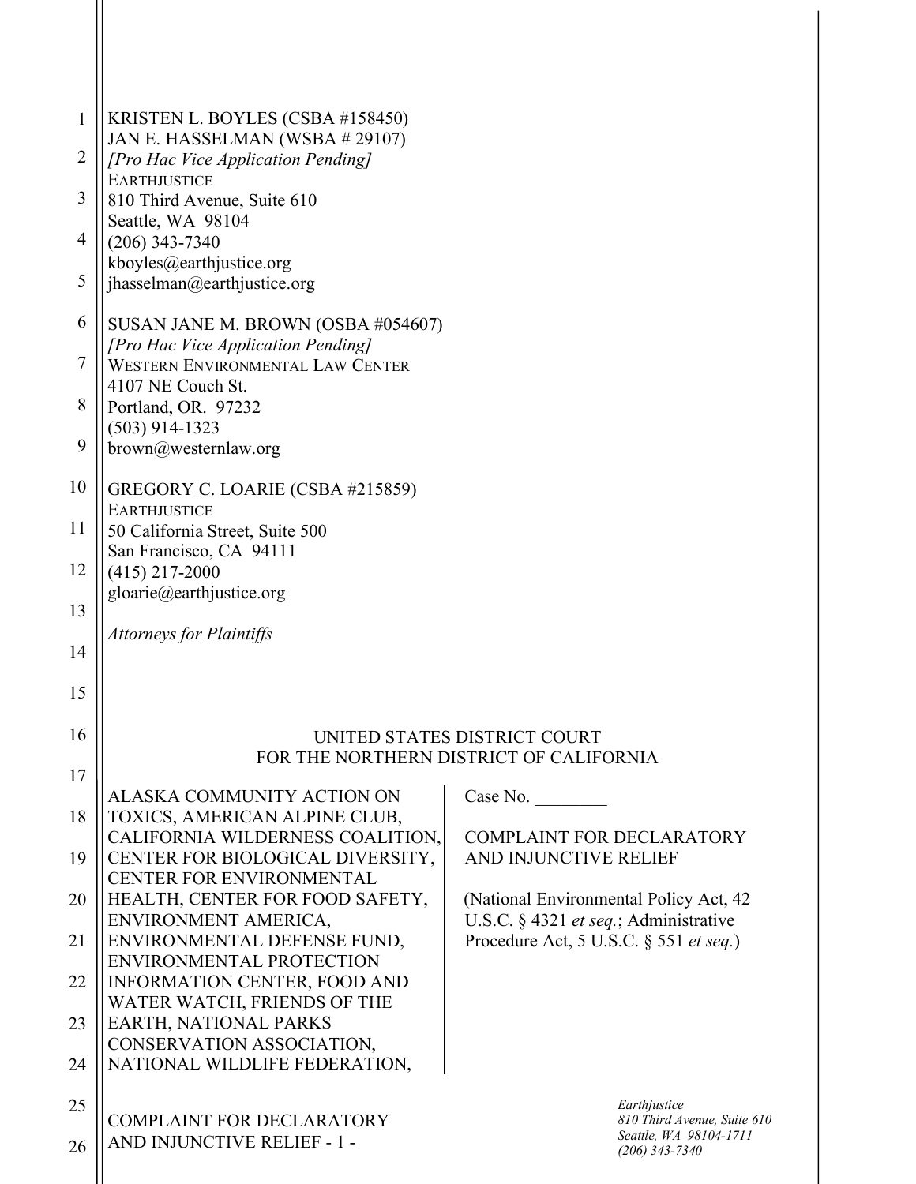KRISTEN L. BOYLES (CSBA #158450)
JAN E. HASSELMAN (WSBA # 29107)
*[Pro Hac Vice Application Pending]*
EARTHJUSTICE
810 Third Avenue, Suite 610
Seattle, WA 98104
(206) 343-7340
kboyles@earthjustice.org
jhasselman@earthjustice.org

SUSAN JANE M. BROWN (OSBA #054607)
*[Pro Hac Vice Application Pending]*
WESTERN ENVIRONMENTAL LAW CENTER
4107 NE Couch St.
Portland, OR. 97232
(503) 914-1323
brown@westernlaw.org

GREGORY C. LOARIE (CSBA #215859)
EARTHJUSTICE
50 California Street, Suite 500
San Francisco, CA 94111
(415) 217-2000
gloarie@earthjustice.org

*Attorneys for Plaintiffs*

UNITED STATES DISTRICT COURT
FOR THE NORTHERN DISTRICT OF CALIFORNIA

ALASKA COMMUNITY ACTION ON TOXICS, AMERICAN ALPINE CLUB, CALIFORNIA WILDERNESS COALITION, CENTER FOR BIOLOGICAL DIVERSITY, CENTER FOR ENVIRONMENTAL HEALTH, CENTER FOR FOOD SAFETY, ENVIRONMENT AMERICA, ENVIRONMENTAL DEFENSE FUND, ENVIRONMENTAL PROTECTION INFORMATION CENTER, FOOD AND WATER WATCH, FRIENDS OF THE EARTH, NATIONAL PARKS CONSERVATION ASSOCIATION, NATIONAL WILDLIFE FEDERATION,

Case No. ________

COMPLAINT FOR DECLARATORY AND INJUNCTIVE RELIEF

(National Environmental Policy Act, 42 U.S.C. § 4321 *et seq.*; Administrative Procedure Act, 5 U.S.C. § 551 *et seq.*)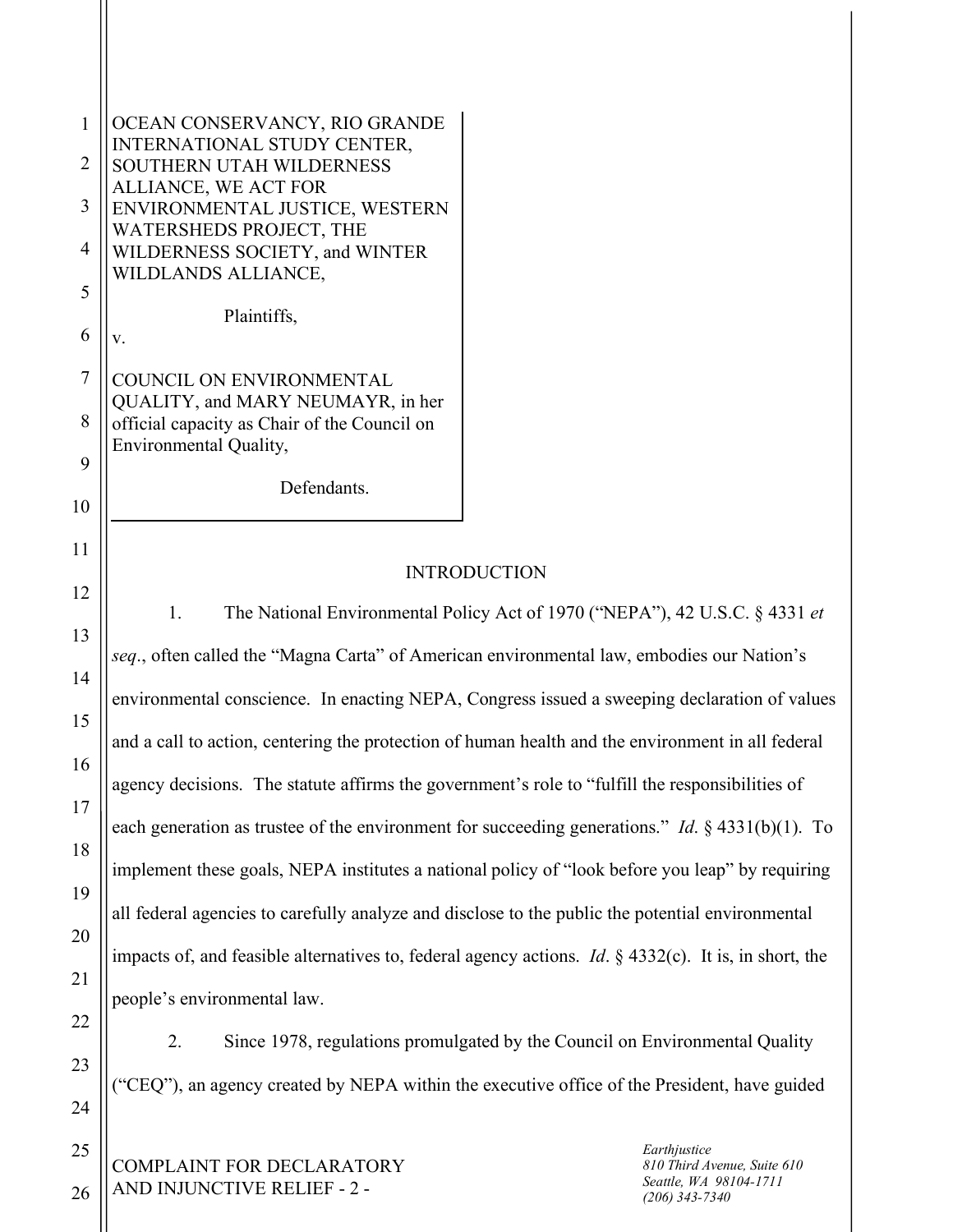OCEAN CONSERVANCY, RIO GRANDE INTERNATIONAL STUDY CENTER, SOUTHERN UTAH WILDERNESS ALLIANCE, WE ACT FOR ENVIRONMENTAL JUSTICE, WESTERN WATERSHEDS PROJECT, THE WILDERNESS SOCIETY, and WINTER WILDLANDS ALLIANCE,

Plaintiffs,

v.

COUNCIL ON ENVIRONMENTAL QUALITY, and MARY NEUMAYR, in her official capacity as Chair of the Council on Environmental Quality,

Defendants.

## INTRODUCTION

1. The National Environmental Policy Act of 1970 ("NEPA"), 42 U.S.C. § 4331 *et seq*., often called the "Magna Carta" of American environmental law, embodies our Nation's environmental conscience. In enacting NEPA, Congress issued a sweeping declaration of values and a call to action, centering the protection of human health and the environment in all federal agency decisions. The statute affirms the government's role to "fulfill the responsibilities of each generation as trustee of the environment for succeeding generations." *Id*. § 4331(b)(1). To implement these goals, NEPA institutes a national policy of "look before you leap" by requiring all federal agencies to carefully analyze and disclose to the public the potential environmental impacts of, and feasible alternatives to, federal agency actions. *Id*. § 4332(c). It is, in short, the people's environmental law.

2. Since 1978, regulations promulgated by the Council on Environmental Quality ("CEQ"), an agency created by NEPA within the executive office of the President, have guided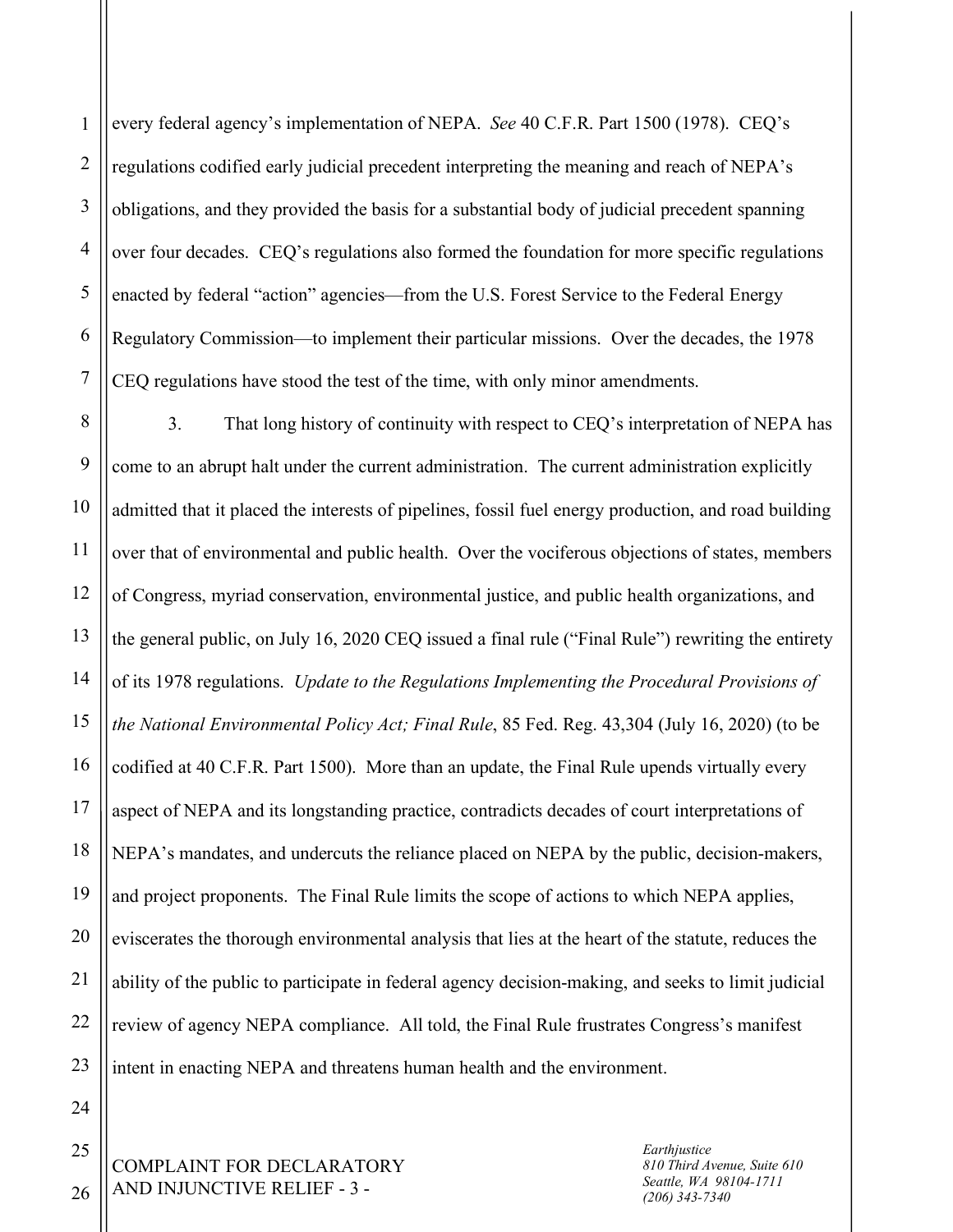every federal agency's implementation of NEPA. *See* 40 C.F.R. Part 1500 (1978). CEQ's regulations codified early judicial precedent interpreting the meaning and reach of NEPA's obligations, and they provided the basis for a substantial body of judicial precedent spanning over four decades. CEQ's regulations also formed the foundation for more specific regulations enacted by federal "action" agencies—from the U.S. Forest Service to the Federal Energy Regulatory Commission—to implement their particular missions. Over the decades, the 1978 CEQ regulations have stood the test of the time, with only minor amendments.

3. That long history of continuity with respect to CEQ's interpretation of NEPA has come to an abrupt halt under the current administration. The current administration explicitly admitted that it placed the interests of pipelines, fossil fuel energy production, and road building over that of environmental and public health. Over the vociferous objections of states, members of Congress, myriad conservation, environmental justice, and public health organizations, and the general public, on July 16, 2020 CEQ issued a final rule ("Final Rule") rewriting the entirety of its 1978 regulations. *Update to the Regulations Implementing the Procedural Provisions of the National Environmental Policy Act; Final Rule*, 85 Fed. Reg. 43,304 (July 16, 2020) (to be codified at 40 C.F.R. Part 1500). More than an update, the Final Rule upends virtually every aspect of NEPA and its longstanding practice, contradicts decades of court interpretations of NEPA's mandates, and undercuts the reliance placed on NEPA by the public, decision-makers, and project proponents. The Final Rule limits the scope of actions to which NEPA applies, eviscerates the thorough environmental analysis that lies at the heart of the statute, reduces the ability of the public to participate in federal agency decision-making, and seeks to limit judicial review of agency NEPA compliance. All told, the Final Rule frustrates Congress's manifest intent in enacting NEPA and threatens human health and the environment.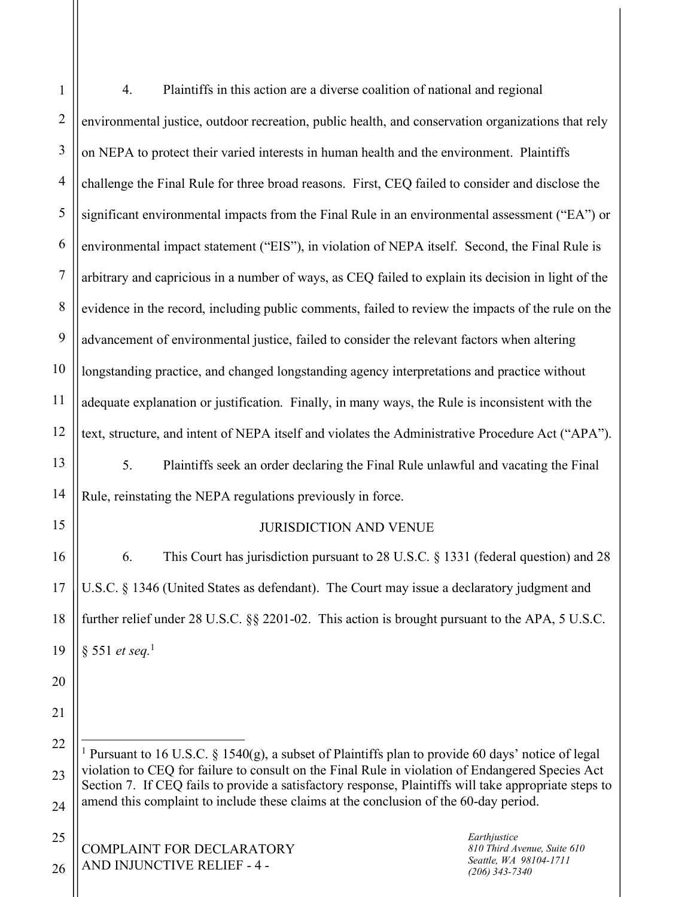4. Plaintiffs in this action are a diverse coalition of national and regional environmental justice, outdoor recreation, public health, and conservation organizations that rely on NEPA to protect their varied interests in human health and the environment. Plaintiffs challenge the Final Rule for three broad reasons. First, CEQ failed to consider and disclose the significant environmental impacts from the Final Rule in an environmental assessment ("EA") or environmental impact statement ("EIS"), in violation of NEPA itself. Second, the Final Rule is arbitrary and capricious in a number of ways, as CEQ failed to explain its decision in light of the evidence in the record, including public comments, failed to review the impacts of the rule on the advancement of environmental justice, failed to consider the relevant factors when altering longstanding practice, and changed longstanding agency interpretations and practice without adequate explanation or justification. Finally, in many ways, the Rule is inconsistent with the text, structure, and intent of NEPA itself and violates the Administrative Procedure Act ("APA").

5. Plaintiffs seek an order declaring the Final Rule unlawful and vacating the Final Rule, reinstating the NEPA regulations previously in force.

## JURISDICTION AND VENUE

6. This Court has jurisdiction pursuant to 28 U.S.C. § 1331 (federal question) and 28 U.S.C. § 1346 (United States as defendant). The Court may issue a declaratory judgment and further relief under 28 U.S.C. §§ 2201-02. This action is brought pursuant to the APA, 5 U.S.C. § 551 *et seq.*[1]

---

[1] Pursuant to 16 U.S.C. § 1540(g), a subset of Plaintiffs plan to provide 60 days' notice of legal violation to CEQ for failure to consult on the Final Rule in violation of Endangered Species Act Section 7. If CEQ fails to provide a satisfactory response, Plaintiffs will take appropriate steps to amend this complaint to include these claims at the conclusion of the 60-day period.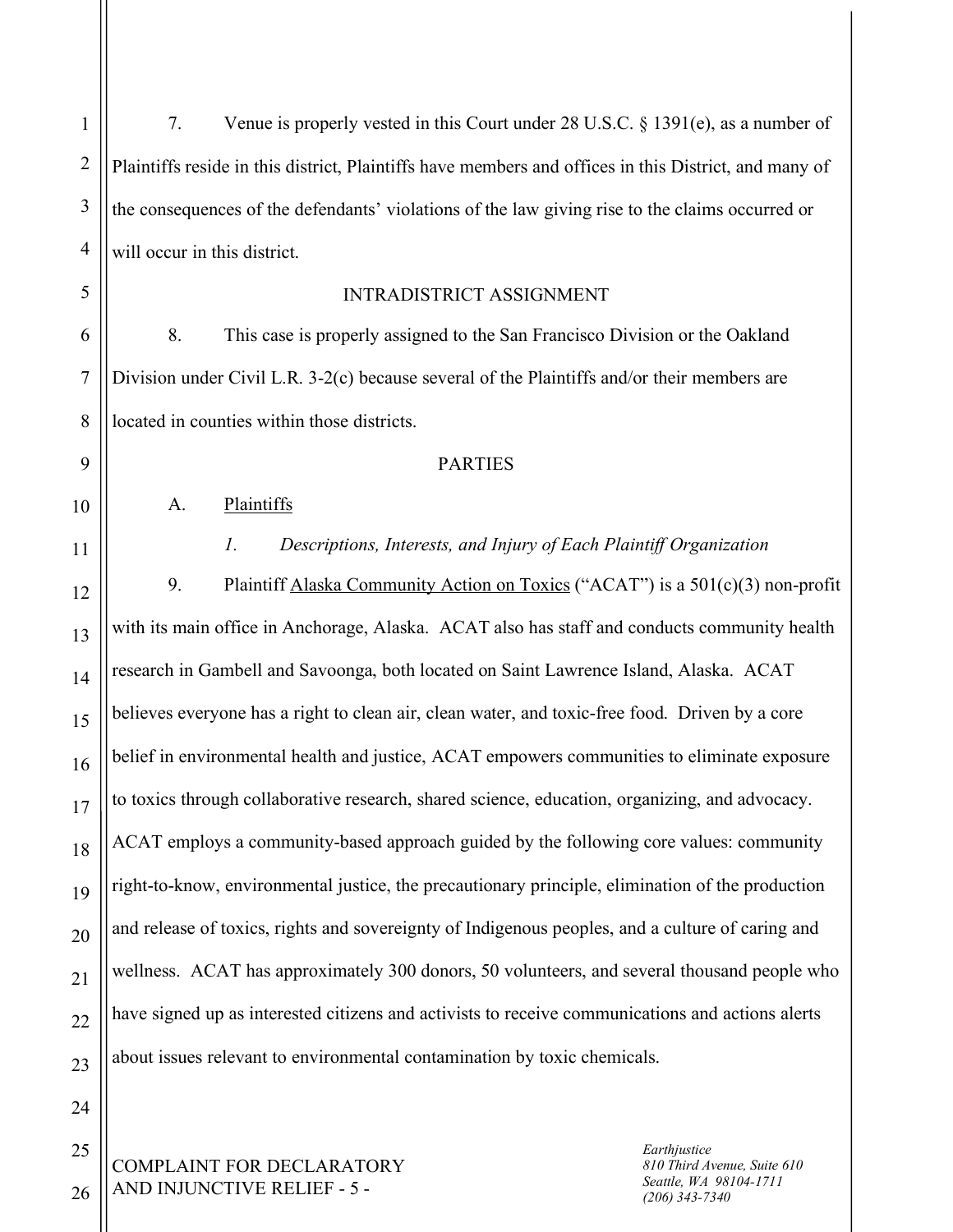7. Venue is properly vested in this Court under 28 U.S.C. § 1391(e), as a number of Plaintiffs reside in this district, Plaintiffs have members and offices in this District, and many of the consequences of the defendants' violations of the law giving rise to the claims occurred or will occur in this district.

## INTRADISTRICT ASSIGNMENT

8. This case is properly assigned to the San Francisco Division or the Oakland Division under Civil L.R. 3-2(c) because several of the Plaintiffs and/or their members are located in counties within those districts.

## PARTIES

### A. Plaintiffs

#### *1. Descriptions, Interests, and Injury of Each Plaintiff Organization*

9. Plaintiff Alaska Community Action on Toxics ("ACAT") is a 501(c)(3) non-profit with its main office in Anchorage, Alaska. ACAT also has staff and conducts community health research in Gambell and Savoonga, both located on Saint Lawrence Island, Alaska. ACAT believes everyone has a right to clean air, clean water, and toxic-free food. Driven by a core belief in environmental health and justice, ACAT empowers communities to eliminate exposure to toxics through collaborative research, shared science, education, organizing, and advocacy. ACAT employs a community-based approach guided by the following core values: community right-to-know, environmental justice, the precautionary principle, elimination of the production and release of toxics, rights and sovereignty of Indigenous peoples, and a culture of caring and wellness. ACAT has approximately 300 donors, 50 volunteers, and several thousand people who have signed up as interested citizens and activists to receive communications and actions alerts about issues relevant to environmental contamination by toxic chemicals.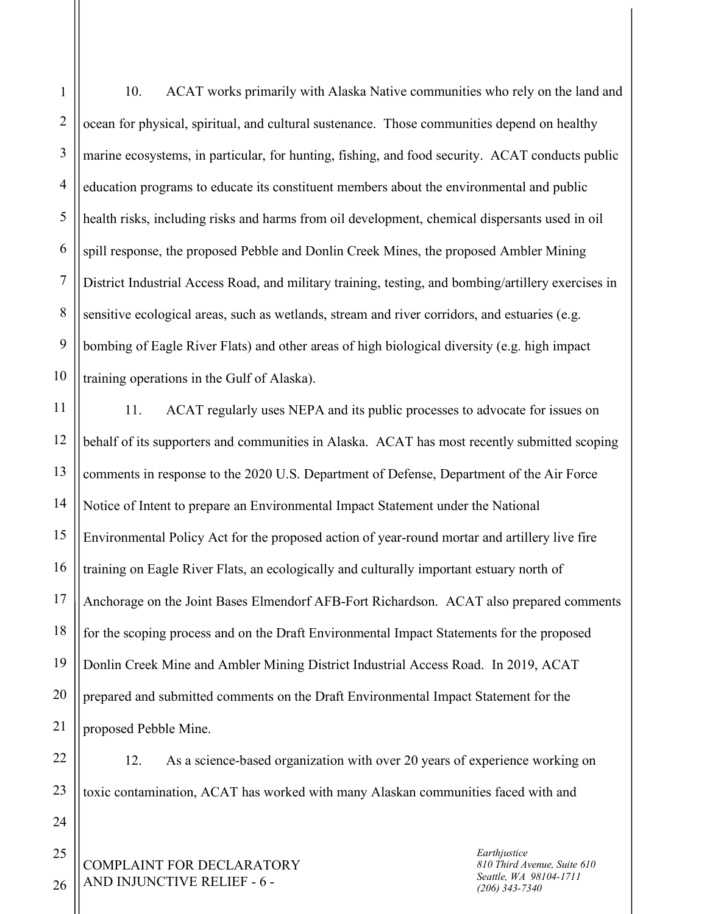10. ACAT works primarily with Alaska Native communities who rely on the land and ocean for physical, spiritual, and cultural sustenance. Those communities depend on healthy marine ecosystems, in particular, for hunting, fishing, and food security. ACAT conducts public education programs to educate its constituent members about the environmental and public health risks, including risks and harms from oil development, chemical dispersants used in oil spill response, the proposed Pebble and Donlin Creek Mines, the proposed Ambler Mining District Industrial Access Road, and military training, testing, and bombing/artillery exercises in sensitive ecological areas, such as wetlands, stream and river corridors, and estuaries (e.g. bombing of Eagle River Flats) and other areas of high biological diversity (e.g. high impact training operations in the Gulf of Alaska).

11. ACAT regularly uses NEPA and its public processes to advocate for issues on behalf of its supporters and communities in Alaska. ACAT has most recently submitted scoping comments in response to the 2020 U.S. Department of Defense, Department of the Air Force Notice of Intent to prepare an Environmental Impact Statement under the National Environmental Policy Act for the proposed action of year-round mortar and artillery live fire training on Eagle River Flats, an ecologically and culturally important estuary north of Anchorage on the Joint Bases Elmendorf AFB-Fort Richardson. ACAT also prepared comments for the scoping process and on the Draft Environmental Impact Statements for the proposed Donlin Creek Mine and Ambler Mining District Industrial Access Road. In 2019, ACAT prepared and submitted comments on the Draft Environmental Impact Statement for the proposed Pebble Mine.

12. As a science-based organization with over 20 years of experience working on toxic contamination, ACAT has worked with many Alaskan communities faced with and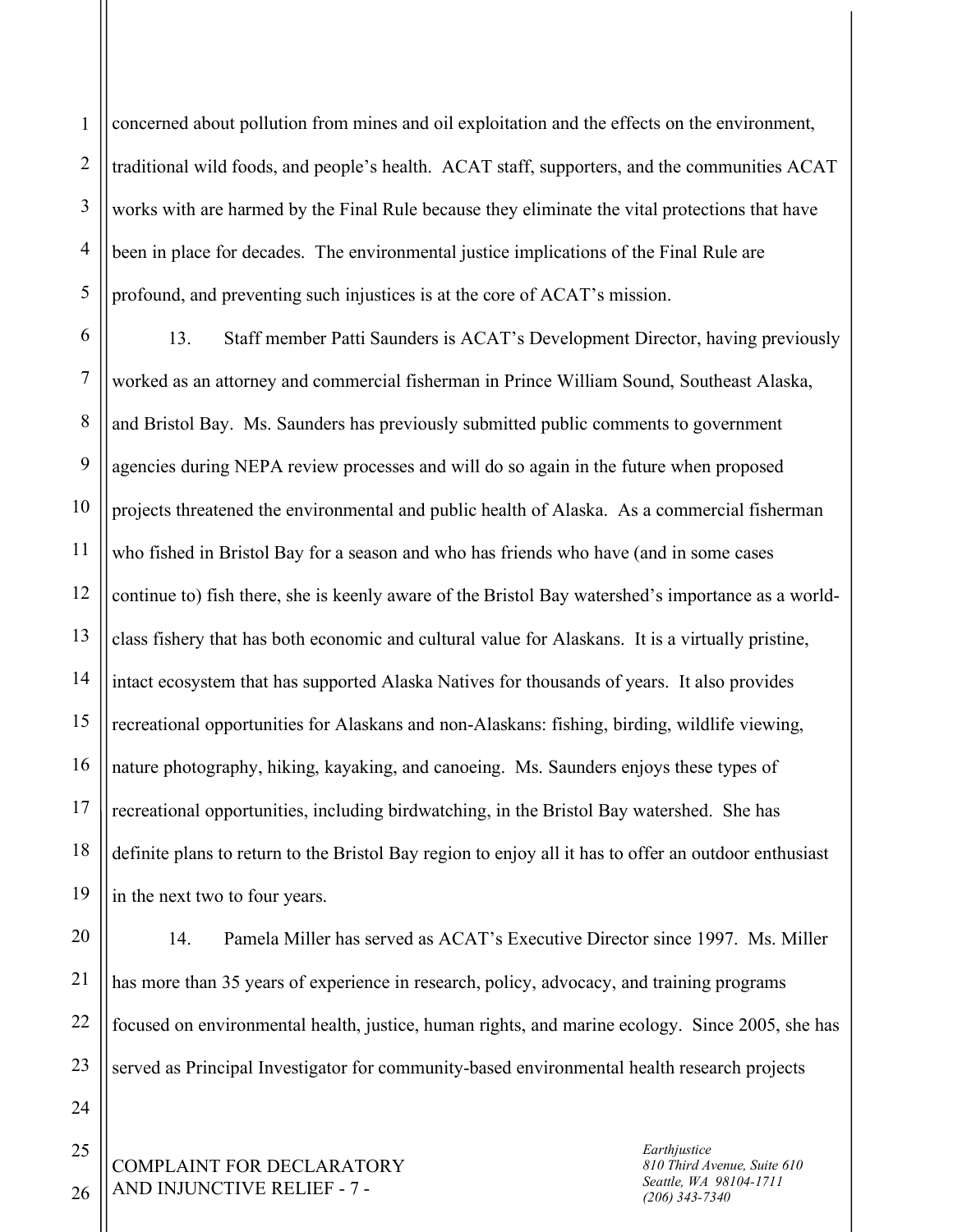concerned about pollution from mines and oil exploitation and the effects on the environment, traditional wild foods, and people's health. ACAT staff, supporters, and the communities ACAT works with are harmed by the Final Rule because they eliminate the vital protections that have been in place for decades. The environmental justice implications of the Final Rule are profound, and preventing such injustices is at the core of ACAT's mission.

13. Staff member Patti Saunders is ACAT's Development Director, having previously worked as an attorney and commercial fisherman in Prince William Sound, Southeast Alaska, and Bristol Bay. Ms. Saunders has previously submitted public comments to government agencies during NEPA review processes and will do so again in the future when proposed projects threatened the environmental and public health of Alaska. As a commercial fisherman who fished in Bristol Bay for a season and who has friends who have (and in some cases continue to) fish there, she is keenly aware of the Bristol Bay watershed's importance as a world-class fishery that has both economic and cultural value for Alaskans. It is a virtually pristine, intact ecosystem that has supported Alaska Natives for thousands of years. It also provides recreational opportunities for Alaskans and non-Alaskans: fishing, birding, wildlife viewing, nature photography, hiking, kayaking, and canoeing. Ms. Saunders enjoys these types of recreational opportunities, including birdwatching, in the Bristol Bay watershed. She has definite plans to return to the Bristol Bay region to enjoy all it has to offer an outdoor enthusiast in the next two to four years.

14. Pamela Miller has served as ACAT's Executive Director since 1997. Ms. Miller has more than 35 years of experience in research, policy, advocacy, and training programs focused on environmental health, justice, human rights, and marine ecology. Since 2005, she has served as Principal Investigator for community-based environmental health research projects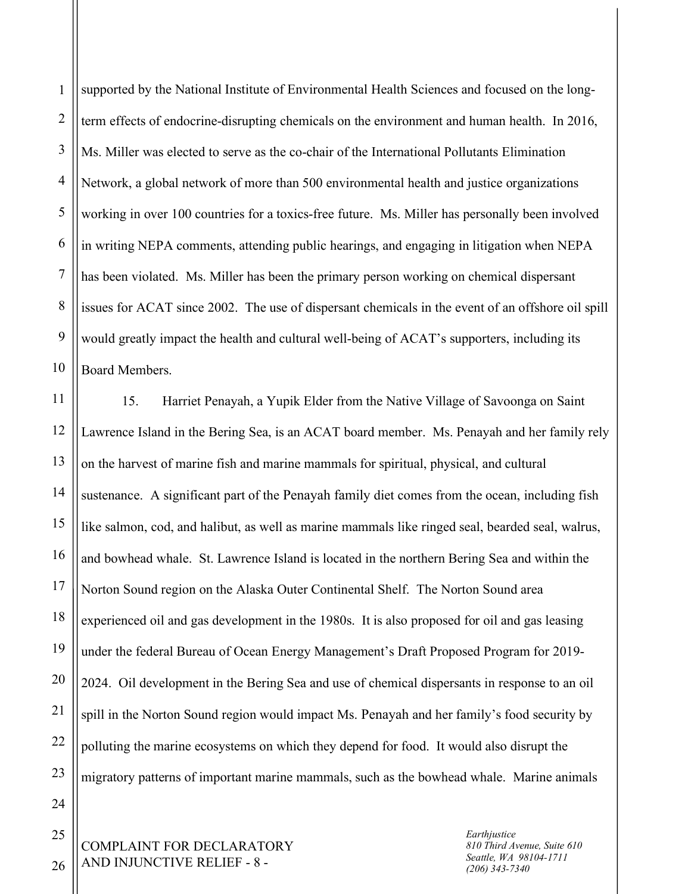supported by the National Institute of Environmental Health Sciences and focused on the long-term effects of endocrine-disrupting chemicals on the environment and human health. In 2016, Ms. Miller was elected to serve as the co-chair of the International Pollutants Elimination Network, a global network of more than 500 environmental health and justice organizations working in over 100 countries for a toxics-free future. Ms. Miller has personally been involved in writing NEPA comments, attending public hearings, and engaging in litigation when NEPA has been violated. Ms. Miller has been the primary person working on chemical dispersant issues for ACAT since 2002. The use of dispersant chemicals in the event of an offshore oil spill would greatly impact the health and cultural well-being of ACAT's supporters, including its Board Members.

15. Harriet Penayah, a Yupik Elder from the Native Village of Savoonga on Saint Lawrence Island in the Bering Sea, is an ACAT board member. Ms. Penayah and her family rely on the harvest of marine fish and marine mammals for spiritual, physical, and cultural sustenance. A significant part of the Penayah family diet comes from the ocean, including fish like salmon, cod, and halibut, as well as marine mammals like ringed seal, bearded seal, walrus, and bowhead whale. St. Lawrence Island is located in the northern Bering Sea and within the Norton Sound region on the Alaska Outer Continental Shelf. The Norton Sound area experienced oil and gas development in the 1980s. It is also proposed for oil and gas leasing under the federal Bureau of Ocean Energy Management's Draft Proposed Program for 2019-2024. Oil development in the Bering Sea and use of chemical dispersants in response to an oil spill in the Norton Sound region would impact Ms. Penayah and her family's food security by polluting the marine ecosystems on which they depend for food. It would also disrupt the migratory patterns of important marine mammals, such as the bowhead whale. Marine animals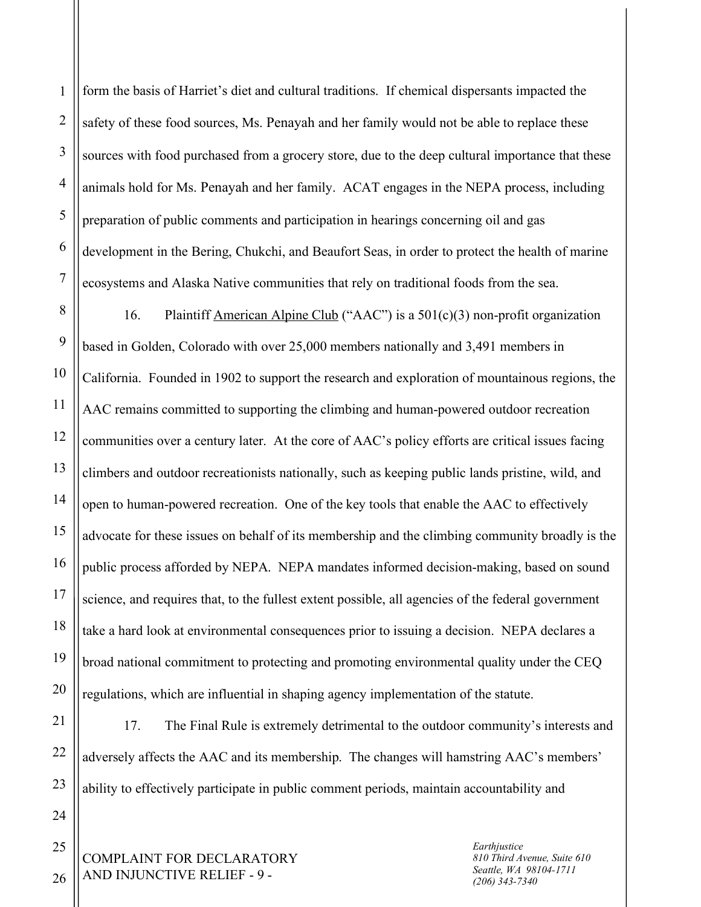form the basis of Harriet's diet and cultural traditions. If chemical dispersants impacted the safety of these food sources, Ms. Penayah and her family would not be able to replace these sources with food purchased from a grocery store, due to the deep cultural importance that these animals hold for Ms. Penayah and her family. ACAT engages in the NEPA process, including preparation of public comments and participation in hearings concerning oil and gas development in the Bering, Chukchi, and Beaufort Seas, in order to protect the health of marine ecosystems and Alaska Native communities that rely on traditional foods from the sea.

16. Plaintiff American Alpine Club ("AAC") is a 501(c)(3) non-profit organization based in Golden, Colorado with over 25,000 members nationally and 3,491 members in California. Founded in 1902 to support the research and exploration of mountainous regions, the AAC remains committed to supporting the climbing and human-powered outdoor recreation communities over a century later. At the core of AAC's policy efforts are critical issues facing climbers and outdoor recreationists nationally, such as keeping public lands pristine, wild, and open to human-powered recreation. One of the key tools that enable the AAC to effectively advocate for these issues on behalf of its membership and the climbing community broadly is the public process afforded by NEPA. NEPA mandates informed decision-making, based on sound science, and requires that, to the fullest extent possible, all agencies of the federal government take a hard look at environmental consequences prior to issuing a decision. NEPA declares a broad national commitment to protecting and promoting environmental quality under the CEQ regulations, which are influential in shaping agency implementation of the statute.

17. The Final Rule is extremely detrimental to the outdoor community's interests and adversely affects the AAC and its membership. The changes will hamstring AAC's members' ability to effectively participate in public comment periods, maintain accountability and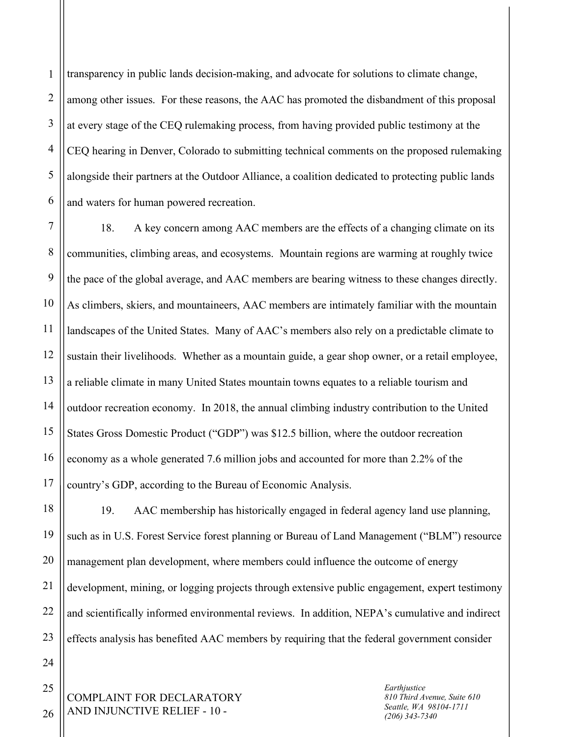transparency in public lands decision-making, and advocate for solutions to climate change, among other issues. For these reasons, the AAC has promoted the disbandment of this proposal at every stage of the CEQ rulemaking process, from having provided public testimony at the CEQ hearing in Denver, Colorado to submitting technical comments on the proposed rulemaking alongside their partners at the Outdoor Alliance, a coalition dedicated to protecting public lands and waters for human powered recreation.

18. A key concern among AAC members are the effects of a changing climate on its communities, climbing areas, and ecosystems. Mountain regions are warming at roughly twice the pace of the global average, and AAC members are bearing witness to these changes directly. As climbers, skiers, and mountaineers, AAC members are intimately familiar with the mountain landscapes of the United States. Many of AAC's members also rely on a predictable climate to sustain their livelihoods. Whether as a mountain guide, a gear shop owner, or a retail employee, a reliable climate in many United States mountain towns equates to a reliable tourism and outdoor recreation economy. In 2018, the annual climbing industry contribution to the United States Gross Domestic Product ("GDP") was $12.5 billion, where the outdoor recreation economy as a whole generated 7.6 million jobs and accounted for more than 2.2% of the country's GDP, according to the Bureau of Economic Analysis.

19. AAC membership has historically engaged in federal agency land use planning, such as in U.S. Forest Service forest planning or Bureau of Land Management ("BLM") resource management plan development, where members could influence the outcome of energy development, mining, or logging projects through extensive public engagement, expert testimony and scientifically informed environmental reviews. In addition, NEPA's cumulative and indirect effects analysis has benefited AAC members by requiring that the federal government consider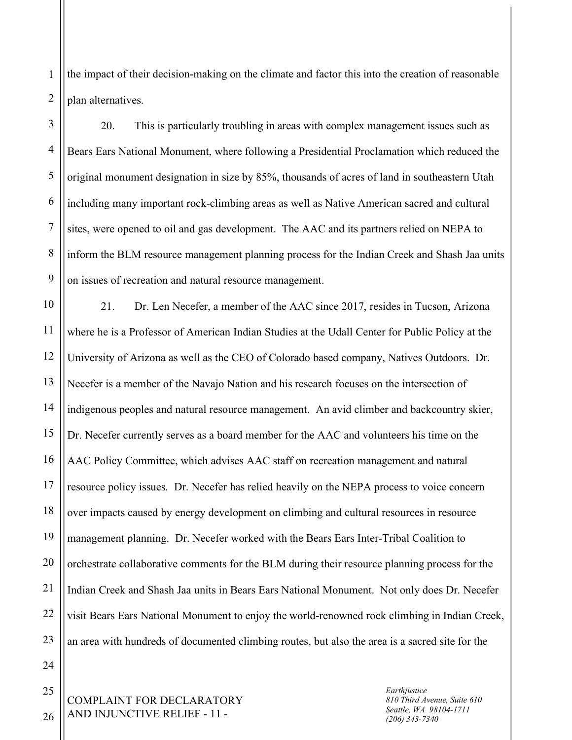the impact of their decision-making on the climate and factor this into the creation of reasonable plan alternatives.

20. This is particularly troubling in areas with complex management issues such as Bears Ears National Monument, where following a Presidential Proclamation which reduced the original monument designation in size by 85%, thousands of acres of land in southeastern Utah including many important rock-climbing areas as well as Native American sacred and cultural sites, were opened to oil and gas development. The AAC and its partners relied on NEPA to inform the BLM resource management planning process for the Indian Creek and Shash Jaa units on issues of recreation and natural resource management.

21. Dr. Len Necefer, a member of the AAC since 2017, resides in Tucson, Arizona where he is a Professor of American Indian Studies at the Udall Center for Public Policy at the University of Arizona as well as the CEO of Colorado based company, Natives Outdoors. Dr. Necefer is a member of the Navajo Nation and his research focuses on the intersection of indigenous peoples and natural resource management. An avid climber and backcountry skier, Dr. Necefer currently serves as a board member for the AAC and volunteers his time on the AAC Policy Committee, which advises AAC staff on recreation management and natural resource policy issues. Dr. Necefer has relied heavily on the NEPA process to voice concern over impacts caused by energy development on climbing and cultural resources in resource management planning. Dr. Necefer worked with the Bears Ears Inter-Tribal Coalition to orchestrate collaborative comments for the BLM during their resource planning process for the Indian Creek and Shash Jaa units in Bears Ears National Monument. Not only does Dr. Necefer visit Bears Ears National Monument to enjoy the world-renowned rock climbing in Indian Creek, an area with hundreds of documented climbing routes, but also the area is a sacred site for the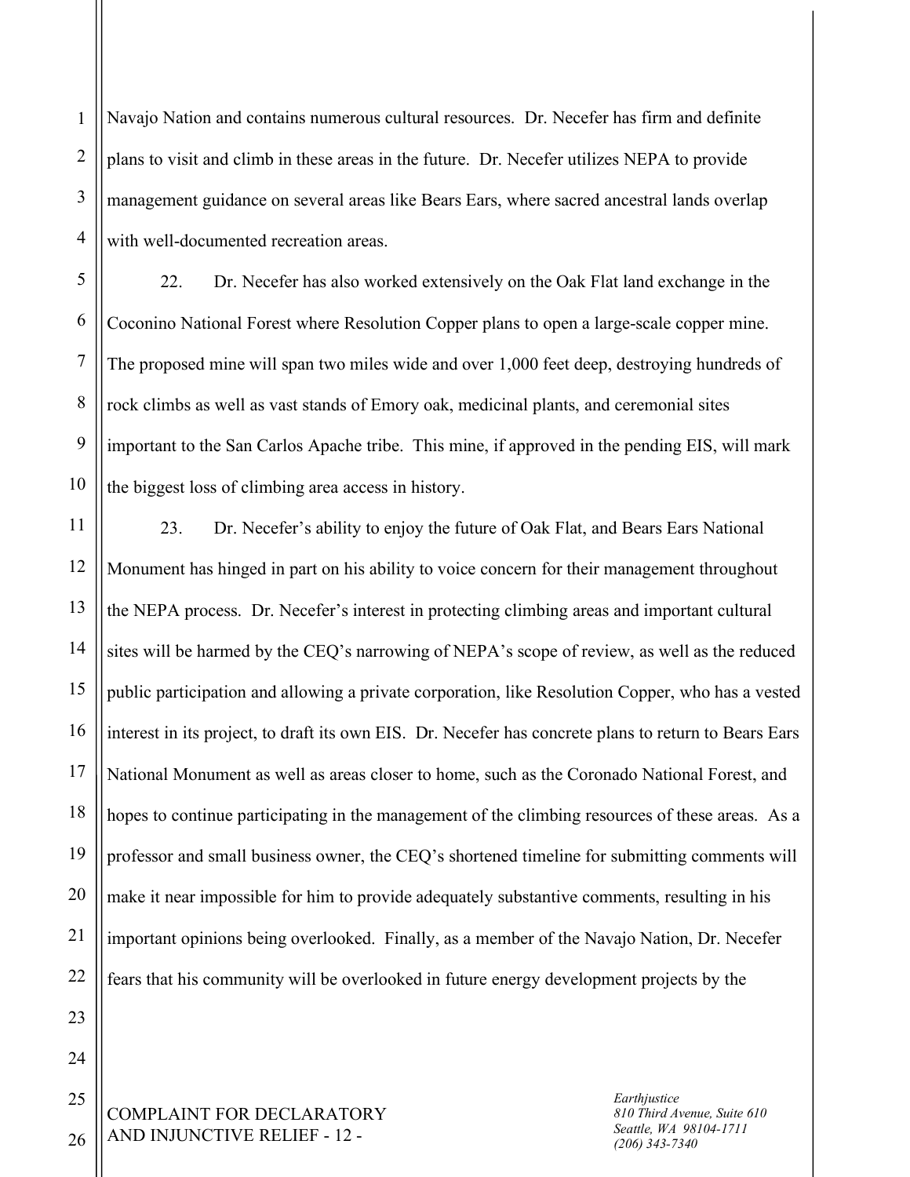Navajo Nation and contains numerous cultural resources. Dr. Necefer has firm and definite plans to visit and climb in these areas in the future. Dr. Necefer utilizes NEPA to provide management guidance on several areas like Bears Ears, where sacred ancestral lands overlap with well-documented recreation areas.

22. Dr. Necefer has also worked extensively on the Oak Flat land exchange in the Coconino National Forest where Resolution Copper plans to open a large-scale copper mine. The proposed mine will span two miles wide and over 1,000 feet deep, destroying hundreds of rock climbs as well as vast stands of Emory oak, medicinal plants, and ceremonial sites important to the San Carlos Apache tribe. This mine, if approved in the pending EIS, will mark the biggest loss of climbing area access in history.

23. Dr. Necefer's ability to enjoy the future of Oak Flat, and Bears Ears National Monument has hinged in part on his ability to voice concern for their management throughout the NEPA process. Dr. Necefer's interest in protecting climbing areas and important cultural sites will be harmed by the CEQ's narrowing of NEPA's scope of review, as well as the reduced public participation and allowing a private corporation, like Resolution Copper, who has a vested interest in its project, to draft its own EIS. Dr. Necefer has concrete plans to return to Bears Ears National Monument as well as areas closer to home, such as the Coronado National Forest, and hopes to continue participating in the management of the climbing resources of these areas. As a professor and small business owner, the CEQ's shortened timeline for submitting comments will make it near impossible for him to provide adequately substantive comments, resulting in his important opinions being overlooked. Finally, as a member of the Navajo Nation, Dr. Necefer fears that his community will be overlooked in future energy development projects by the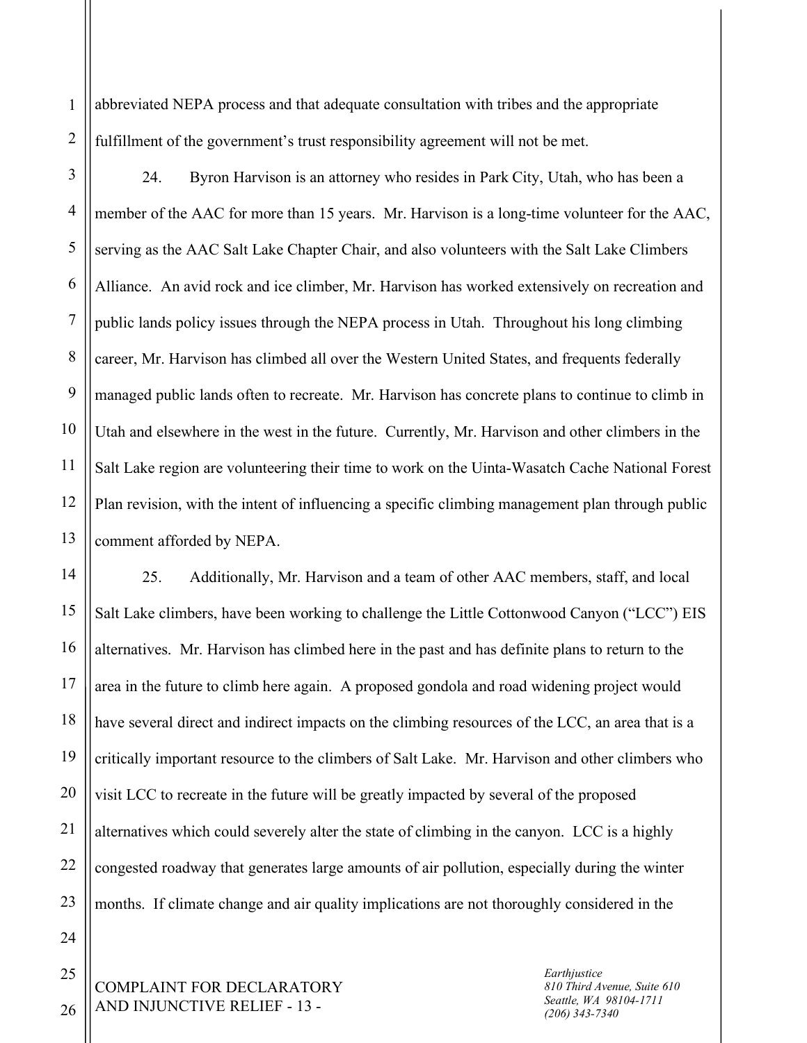abbreviated NEPA process and that adequate consultation with tribes and the appropriate fulfillment of the government's trust responsibility agreement will not be met.

24. Byron Harvison is an attorney who resides in Park City, Utah, who has been a member of the AAC for more than 15 years. Mr. Harvison is a long-time volunteer for the AAC, serving as the AAC Salt Lake Chapter Chair, and also volunteers with the Salt Lake Climbers Alliance. An avid rock and ice climber, Mr. Harvison has worked extensively on recreation and public lands policy issues through the NEPA process in Utah. Throughout his long climbing career, Mr. Harvison has climbed all over the Western United States, and frequents federally managed public lands often to recreate. Mr. Harvison has concrete plans to continue to climb in Utah and elsewhere in the west in the future. Currently, Mr. Harvison and other climbers in the Salt Lake region are volunteering their time to work on the Uinta-Wasatch Cache National Forest Plan revision, with the intent of influencing a specific climbing management plan through public comment afforded by NEPA.

25. Additionally, Mr. Harvison and a team of other AAC members, staff, and local Salt Lake climbers, have been working to challenge the Little Cottonwood Canyon ("LCC") EIS alternatives. Mr. Harvison has climbed here in the past and has definite plans to return to the area in the future to climb here again. A proposed gondola and road widening project would have several direct and indirect impacts on the climbing resources of the LCC, an area that is a critically important resource to the climbers of Salt Lake. Mr. Harvison and other climbers who visit LCC to recreate in the future will be greatly impacted by several of the proposed alternatives which could severely alter the state of climbing in the canyon. LCC is a highly congested roadway that generates large amounts of air pollution, especially during the winter months. If climate change and air quality implications are not thoroughly considered in the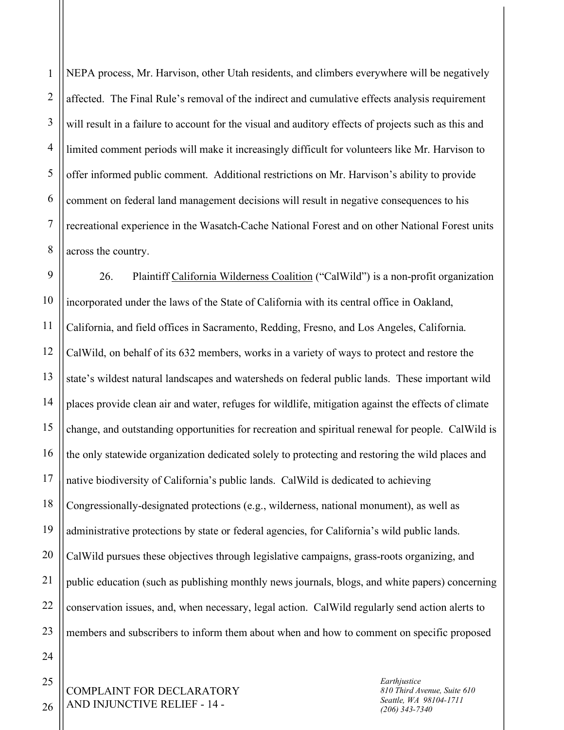NEPA process, Mr. Harvison, other Utah residents, and climbers everywhere will be negatively affected. The Final Rule's removal of the indirect and cumulative effects analysis requirement will result in a failure to account for the visual and auditory effects of projects such as this and limited comment periods will make it increasingly difficult for volunteers like Mr. Harvison to offer informed public comment. Additional restrictions on Mr. Harvison's ability to provide comment on federal land management decisions will result in negative consequences to his recreational experience in the Wasatch-Cache National Forest and on other National Forest units across the country.

26. Plaintiff California Wilderness Coalition ("CalWild") is a non-profit organization incorporated under the laws of the State of California with its central office in Oakland, California, and field offices in Sacramento, Redding, Fresno, and Los Angeles, California. CalWild, on behalf of its 632 members, works in a variety of ways to protect and restore the state's wildest natural landscapes and watersheds on federal public lands. These important wild places provide clean air and water, refuges for wildlife, mitigation against the effects of climate change, and outstanding opportunities for recreation and spiritual renewal for people. CalWild is the only statewide organization dedicated solely to protecting and restoring the wild places and native biodiversity of California's public lands. CalWild is dedicated to achieving Congressionally-designated protections (e.g., wilderness, national monument), as well as administrative protections by state or federal agencies, for California's wild public lands. CalWild pursues these objectives through legislative campaigns, grass-roots organizing, and public education (such as publishing monthly news journals, blogs, and white papers) concerning conservation issues, and, when necessary, legal action. CalWild regularly send action alerts to members and subscribers to inform them about when and how to comment on specific proposed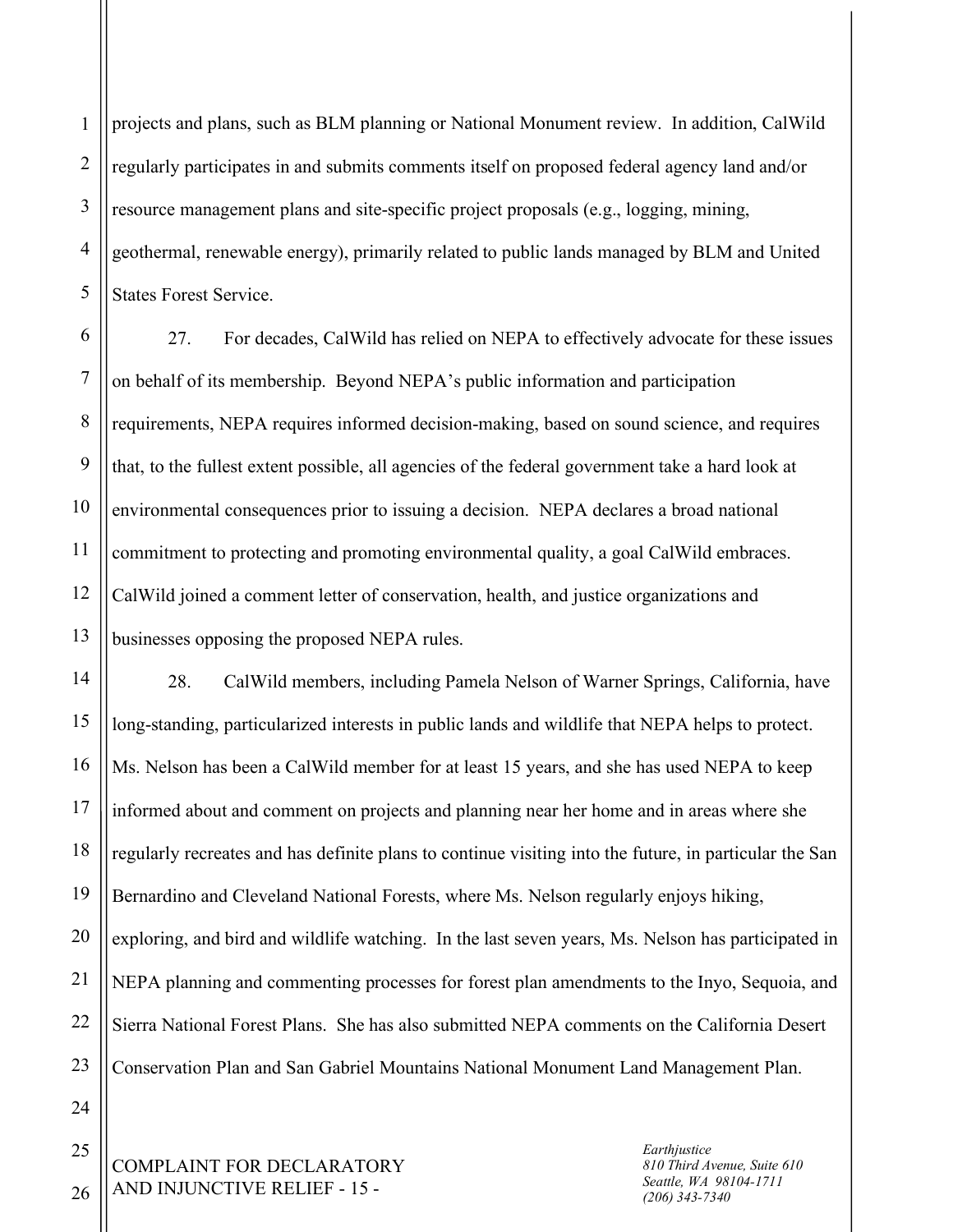projects and plans, such as BLM planning or National Monument review. In addition, CalWild regularly participates in and submits comments itself on proposed federal agency land and/or resource management plans and site-specific project proposals (e.g., logging, mining, geothermal, renewable energy), primarily related to public lands managed by BLM and United States Forest Service.

27. For decades, CalWild has relied on NEPA to effectively advocate for these issues on behalf of its membership. Beyond NEPA's public information and participation requirements, NEPA requires informed decision-making, based on sound science, and requires that, to the fullest extent possible, all agencies of the federal government take a hard look at environmental consequences prior to issuing a decision. NEPA declares a broad national commitment to protecting and promoting environmental quality, a goal CalWild embraces. CalWild joined a comment letter of conservation, health, and justice organizations and businesses opposing the proposed NEPA rules.

28. CalWild members, including Pamela Nelson of Warner Springs, California, have long-standing, particularized interests in public lands and wildlife that NEPA helps to protect. Ms. Nelson has been a CalWild member for at least 15 years, and she has used NEPA to keep informed about and comment on projects and planning near her home and in areas where she regularly recreates and has definite plans to continue visiting into the future, in particular the San Bernardino and Cleveland National Forests, where Ms. Nelson regularly enjoys hiking, exploring, and bird and wildlife watching. In the last seven years, Ms. Nelson has participated in NEPA planning and commenting processes for forest plan amendments to the Inyo, Sequoia, and Sierra National Forest Plans. She has also submitted NEPA comments on the California Desert Conservation Plan and San Gabriel Mountains National Monument Land Management Plan.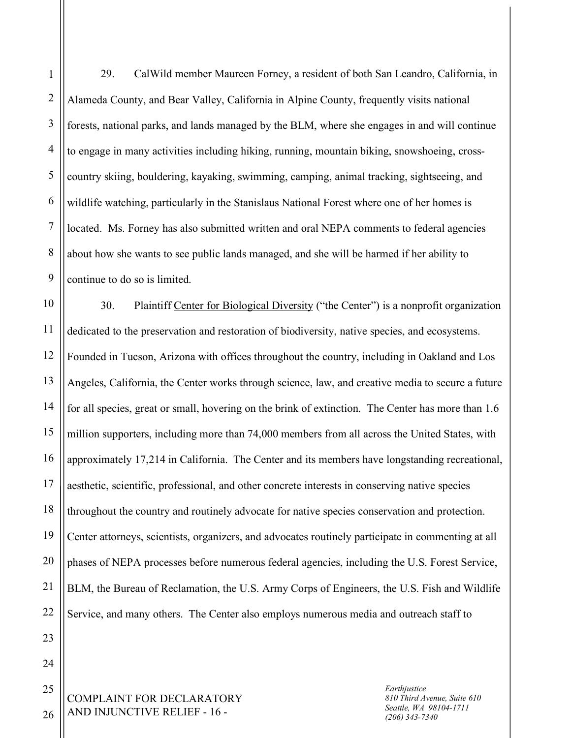29. CalWild member Maureen Forney, a resident of both San Leandro, California, in Alameda County, and Bear Valley, California in Alpine County, frequently visits national forests, national parks, and lands managed by the BLM, where she engages in and will continue to engage in many activities including hiking, running, mountain biking, snowshoeing, cross-country skiing, bouldering, kayaking, swimming, camping, animal tracking, sightseeing, and wildlife watching, particularly in the Stanislaus National Forest where one of her homes is located. Ms. Forney has also submitted written and oral NEPA comments to federal agencies about how she wants to see public lands managed, and she will be harmed if her ability to continue to do so is limited.

30. Plaintiff Center for Biological Diversity ("the Center") is a nonprofit organization dedicated to the preservation and restoration of biodiversity, native species, and ecosystems. Founded in Tucson, Arizona with offices throughout the country, including in Oakland and Los Angeles, California, the Center works through science, law, and creative media to secure a future for all species, great or small, hovering on the brink of extinction. The Center has more than 1.6 million supporters, including more than 74,000 members from all across the United States, with approximately 17,214 in California. The Center and its members have longstanding recreational, aesthetic, scientific, professional, and other concrete interests in conserving native species throughout the country and routinely advocate for native species conservation and protection. Center attorneys, scientists, organizers, and advocates routinely participate in commenting at all phases of NEPA processes before numerous federal agencies, including the U.S. Forest Service, BLM, the Bureau of Reclamation, the U.S. Army Corps of Engineers, the U.S. Fish and Wildlife Service, and many others. The Center also employs numerous media and outreach staff to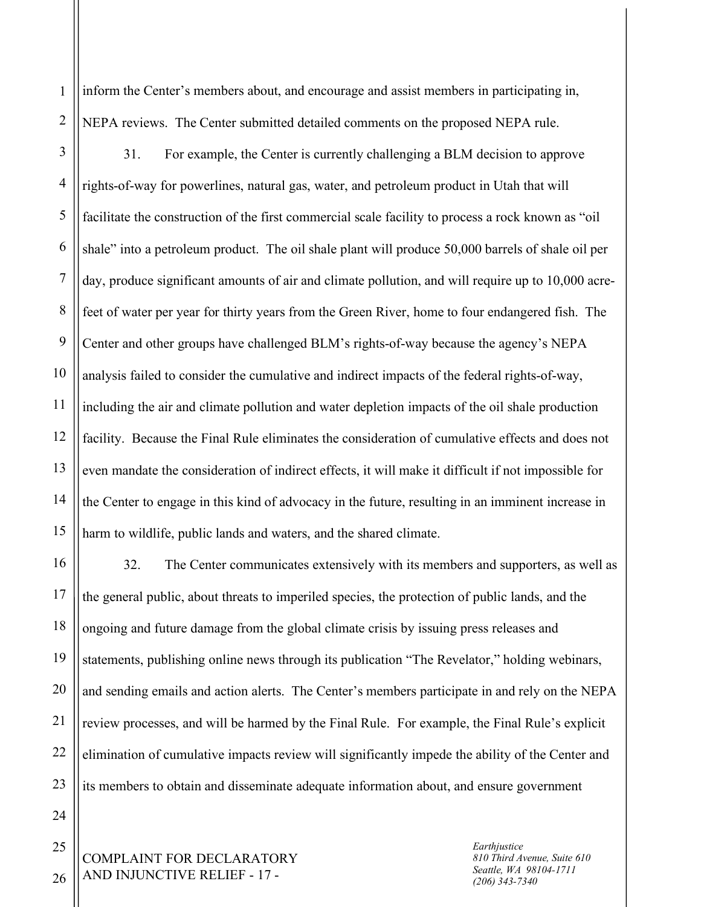inform the Center's members about, and encourage and assist members in participating in, NEPA reviews. The Center submitted detailed comments on the proposed NEPA rule.

31. For example, the Center is currently challenging a BLM decision to approve rights-of-way for powerlines, natural gas, water, and petroleum product in Utah that will facilitate the construction of the first commercial scale facility to process a rock known as "oil shale" into a petroleum product. The oil shale plant will produce 50,000 barrels of shale oil per day, produce significant amounts of air and climate pollution, and will require up to 10,000 acre-feet of water per year for thirty years from the Green River, home to four endangered fish. The Center and other groups have challenged BLM's rights-of-way because the agency's NEPA analysis failed to consider the cumulative and indirect impacts of the federal rights-of-way, including the air and climate pollution and water depletion impacts of the oil shale production facility. Because the Final Rule eliminates the consideration of cumulative effects and does not even mandate the consideration of indirect effects, it will make it difficult if not impossible for the Center to engage in this kind of advocacy in the future, resulting in an imminent increase in harm to wildlife, public lands and waters, and the shared climate.

32. The Center communicates extensively with its members and supporters, as well as the general public, about threats to imperiled species, the protection of public lands, and the ongoing and future damage from the global climate crisis by issuing press releases and statements, publishing online news through its publication "The Revelator," holding webinars, and sending emails and action alerts. The Center's members participate in and rely on the NEPA review processes, and will be harmed by the Final Rule. For example, the Final Rule's explicit elimination of cumulative impacts review will significantly impede the ability of the Center and its members to obtain and disseminate adequate information about, and ensure government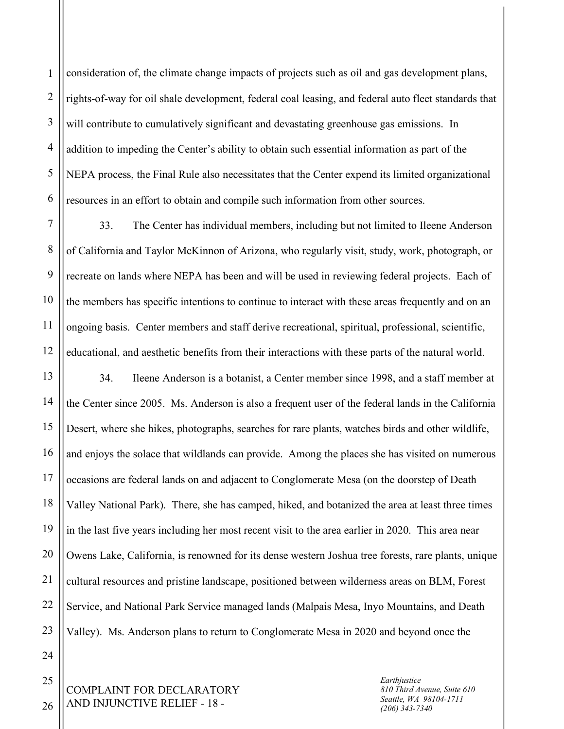consideration of, the climate change impacts of projects such as oil and gas development plans, rights-of-way for oil shale development, federal coal leasing, and federal auto fleet standards that will contribute to cumulatively significant and devastating greenhouse gas emissions. In addition to impeding the Center's ability to obtain such essential information as part of the NEPA process, the Final Rule also necessitates that the Center expend its limited organizational resources in an effort to obtain and compile such information from other sources.

33. The Center has individual members, including but not limited to Ileene Anderson of California and Taylor McKinnon of Arizona, who regularly visit, study, work, photograph, or recreate on lands where NEPA has been and will be used in reviewing federal projects. Each of the members has specific intentions to continue to interact with these areas frequently and on an ongoing basis. Center members and staff derive recreational, spiritual, professional, scientific, educational, and aesthetic benefits from their interactions with these parts of the natural world.

34. Ileene Anderson is a botanist, a Center member since 1998, and a staff member at the Center since 2005. Ms. Anderson is also a frequent user of the federal lands in the California Desert, where she hikes, photographs, searches for rare plants, watches birds and other wildlife, and enjoys the solace that wildlands can provide. Among the places she has visited on numerous occasions are federal lands on and adjacent to Conglomerate Mesa (on the doorstep of Death Valley National Park). There, she has camped, hiked, and botanized the area at least three times in the last five years including her most recent visit to the area earlier in 2020. This area near Owens Lake, California, is renowned for its dense western Joshua tree forests, rare plants, unique cultural resources and pristine landscape, positioned between wilderness areas on BLM, Forest Service, and National Park Service managed lands (Malpais Mesa, Inyo Mountains, and Death Valley). Ms. Anderson plans to return to Conglomerate Mesa in 2020 and beyond once the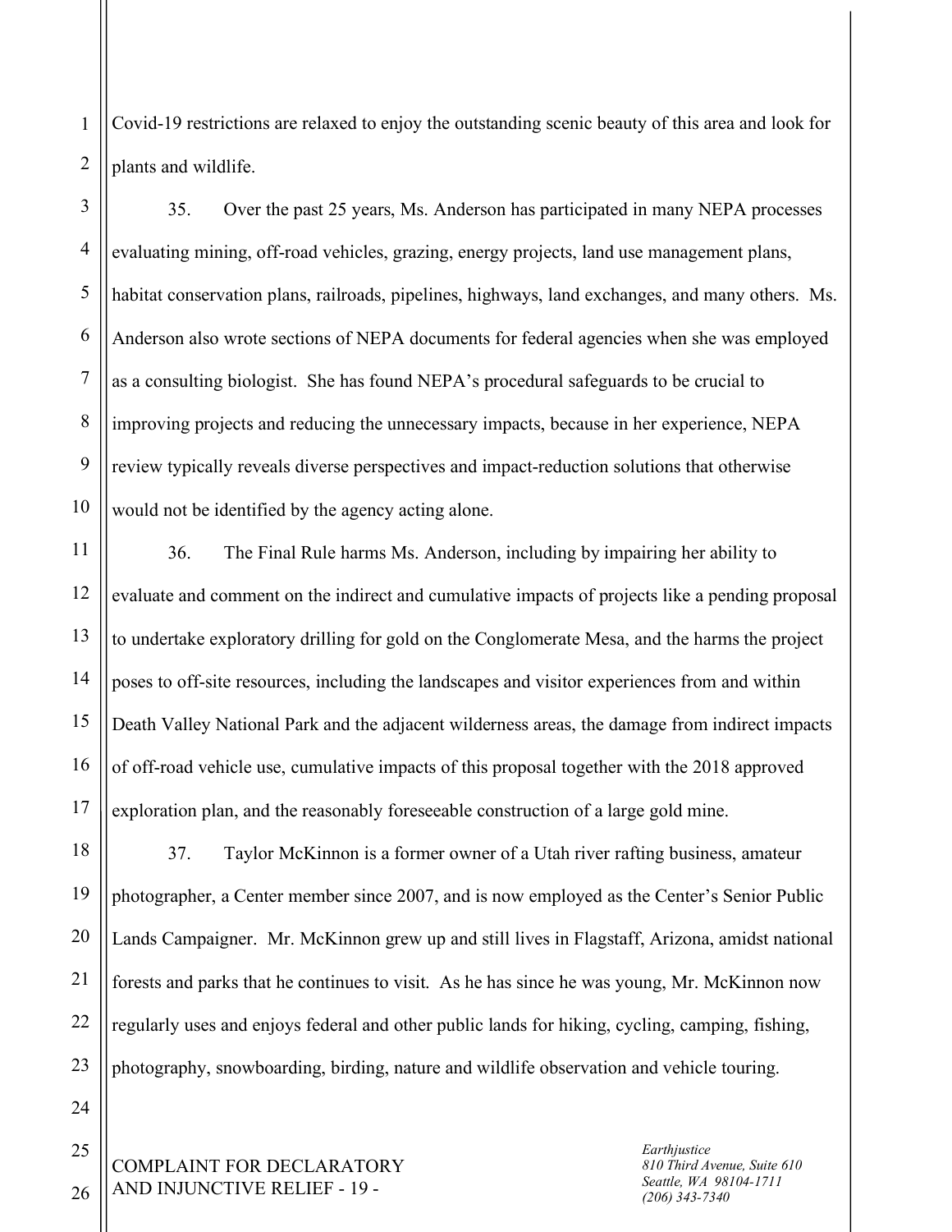Covid-19 restrictions are relaxed to enjoy the outstanding scenic beauty of this area and look for plants and wildlife.

35. Over the past 25 years, Ms. Anderson has participated in many NEPA processes evaluating mining, off-road vehicles, grazing, energy projects, land use management plans, habitat conservation plans, railroads, pipelines, highways, land exchanges, and many others. Ms. Anderson also wrote sections of NEPA documents for federal agencies when she was employed as a consulting biologist. She has found NEPA's procedural safeguards to be crucial to improving projects and reducing the unnecessary impacts, because in her experience, NEPA review typically reveals diverse perspectives and impact-reduction solutions that otherwise would not be identified by the agency acting alone.

36. The Final Rule harms Ms. Anderson, including by impairing her ability to evaluate and comment on the indirect and cumulative impacts of projects like a pending proposal to undertake exploratory drilling for gold on the Conglomerate Mesa, and the harms the project poses to off-site resources, including the landscapes and visitor experiences from and within Death Valley National Park and the adjacent wilderness areas, the damage from indirect impacts of off-road vehicle use, cumulative impacts of this proposal together with the 2018 approved exploration plan, and the reasonably foreseeable construction of a large gold mine.

37. Taylor McKinnon is a former owner of a Utah river rafting business, amateur photographer, a Center member since 2007, and is now employed as the Center's Senior Public Lands Campaigner. Mr. McKinnon grew up and still lives in Flagstaff, Arizona, amidst national forests and parks that he continues to visit. As he has since he was young, Mr. McKinnon now regularly uses and enjoys federal and other public lands for hiking, cycling, camping, fishing, photography, snowboarding, birding, nature and wildlife observation and vehicle touring.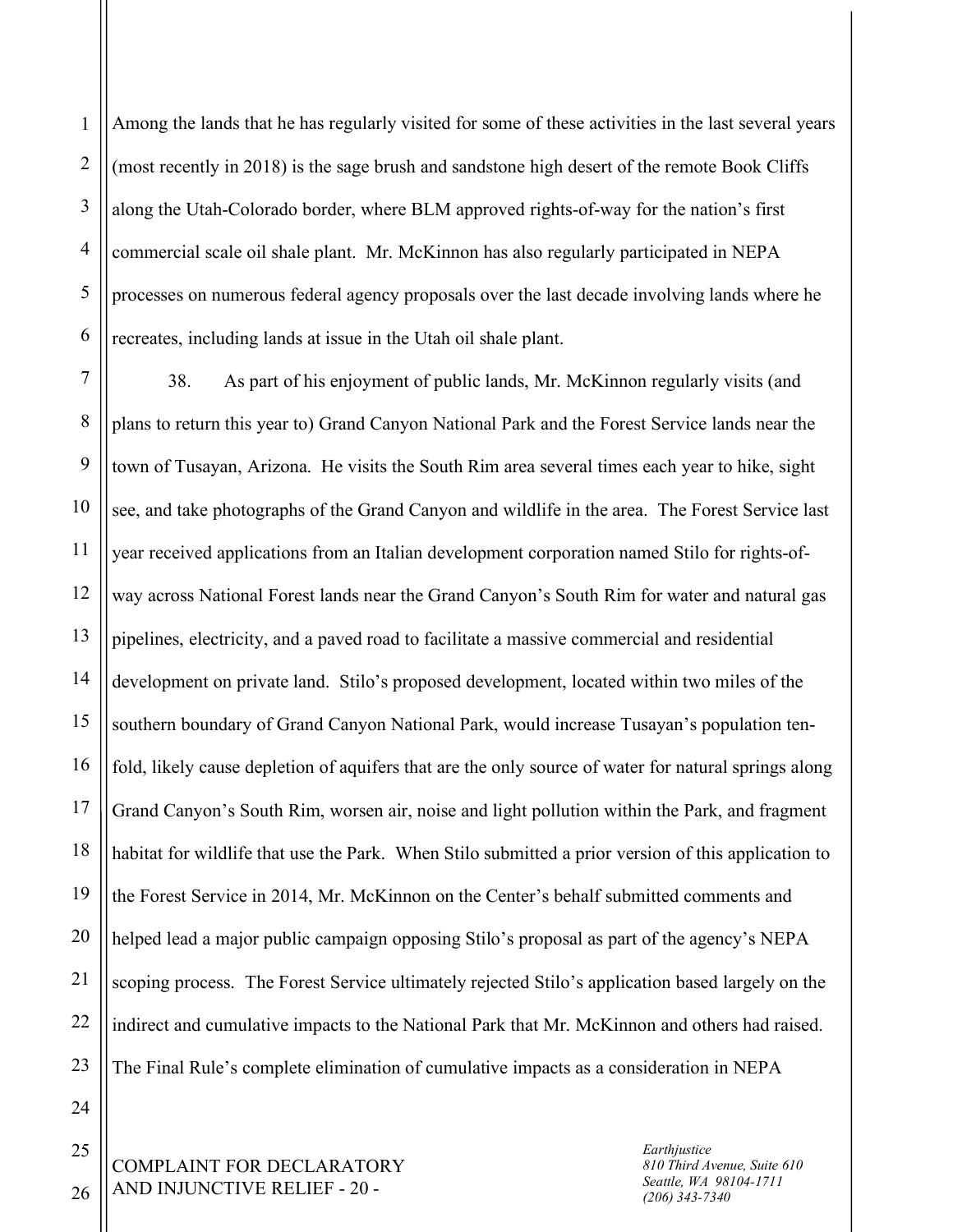Among the lands that he has regularly visited for some of these activities in the last several years (most recently in 2018) is the sage brush and sandstone high desert of the remote Book Cliffs along the Utah-Colorado border, where BLM approved rights-of-way for the nation's first commercial scale oil shale plant. Mr. McKinnon has also regularly participated in NEPA processes on numerous federal agency proposals over the last decade involving lands where he recreates, including lands at issue in the Utah oil shale plant.

38. As part of his enjoyment of public lands, Mr. McKinnon regularly visits (and plans to return this year to) Grand Canyon National Park and the Forest Service lands near the town of Tusayan, Arizona. He visits the South Rim area several times each year to hike, sight see, and take photographs of the Grand Canyon and wildlife in the area. The Forest Service last year received applications from an Italian development corporation named Stilo for rights-of-way across National Forest lands near the Grand Canyon's South Rim for water and natural gas pipelines, electricity, and a paved road to facilitate a massive commercial and residential development on private land. Stilo's proposed development, located within two miles of the southern boundary of Grand Canyon National Park, would increase Tusayan's population ten-fold, likely cause depletion of aquifers that are the only source of water for natural springs along Grand Canyon's South Rim, worsen air, noise and light pollution within the Park, and fragment habitat for wildlife that use the Park. When Stilo submitted a prior version of this application to the Forest Service in 2014, Mr. McKinnon on the Center's behalf submitted comments and helped lead a major public campaign opposing Stilo's proposal as part of the agency's NEPA scoping process. The Forest Service ultimately rejected Stilo's application based largely on the indirect and cumulative impacts to the National Park that Mr. McKinnon and others had raised. The Final Rule's complete elimination of cumulative impacts as a consideration in NEPA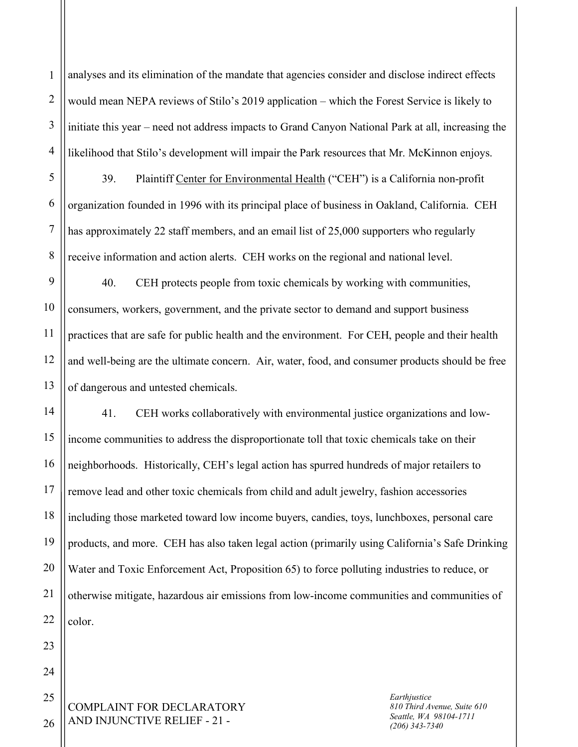analyses and its elimination of the mandate that agencies consider and disclose indirect effects would mean NEPA reviews of Stilo's 2019 application – which the Forest Service is likely to initiate this year – need not address impacts to Grand Canyon National Park at all, increasing the likelihood that Stilo's development will impair the Park resources that Mr. McKinnon enjoys.

39. Plaintiff Center for Environmental Health ("CEH") is a California non-profit organization founded in 1996 with its principal place of business in Oakland, California. CEH has approximately 22 staff members, and an email list of 25,000 supporters who regularly receive information and action alerts. CEH works on the regional and national level.

40. CEH protects people from toxic chemicals by working with communities, consumers, workers, government, and the private sector to demand and support business practices that are safe for public health and the environment. For CEH, people and their health and well-being are the ultimate concern. Air, water, food, and consumer products should be free of dangerous and untested chemicals.

41. CEH works collaboratively with environmental justice organizations and low-income communities to address the disproportionate toll that toxic chemicals take on their neighborhoods. Historically, CEH's legal action has spurred hundreds of major retailers to remove lead and other toxic chemicals from child and adult jewelry, fashion accessories including those marketed toward low income buyers, candies, toys, lunchboxes, personal care products, and more. CEH has also taken legal action (primarily using California's Safe Drinking Water and Toxic Enforcement Act, Proposition 65) to force polluting industries to reduce, or otherwise mitigate, hazardous air emissions from low-income communities and communities of color.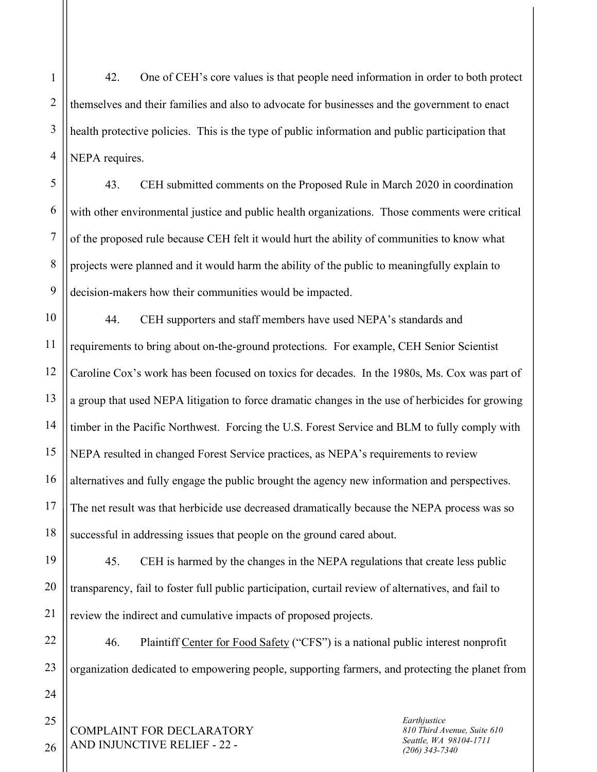42. One of CEH's core values is that people need information in order to both protect themselves and their families and also to advocate for businesses and the government to enact health protective policies. This is the type of public information and public participation that NEPA requires.

43. CEH submitted comments on the Proposed Rule in March 2020 in coordination with other environmental justice and public health organizations. Those comments were critical of the proposed rule because CEH felt it would hurt the ability of communities to know what projects were planned and it would harm the ability of the public to meaningfully explain to decision-makers how their communities would be impacted.

44. CEH supporters and staff members have used NEPA's standards and requirements to bring about on-the-ground protections. For example, CEH Senior Scientist Caroline Cox's work has been focused on toxics for decades. In the 1980s, Ms. Cox was part of a group that used NEPA litigation to force dramatic changes in the use of herbicides for growing timber in the Pacific Northwest. Forcing the U.S. Forest Service and BLM to fully comply with NEPA resulted in changed Forest Service practices, as NEPA's requirements to review alternatives and fully engage the public brought the agency new information and perspectives. The net result was that herbicide use decreased dramatically because the NEPA process was so successful in addressing issues that people on the ground cared about.

45. CEH is harmed by the changes in the NEPA regulations that create less public transparency, fail to foster full public participation, curtail review of alternatives, and fail to review the indirect and cumulative impacts of proposed projects.

46. Plaintiff Center for Food Safety ("CFS") is a national public interest nonprofit organization dedicated to empowering people, supporting farmers, and protecting the planet from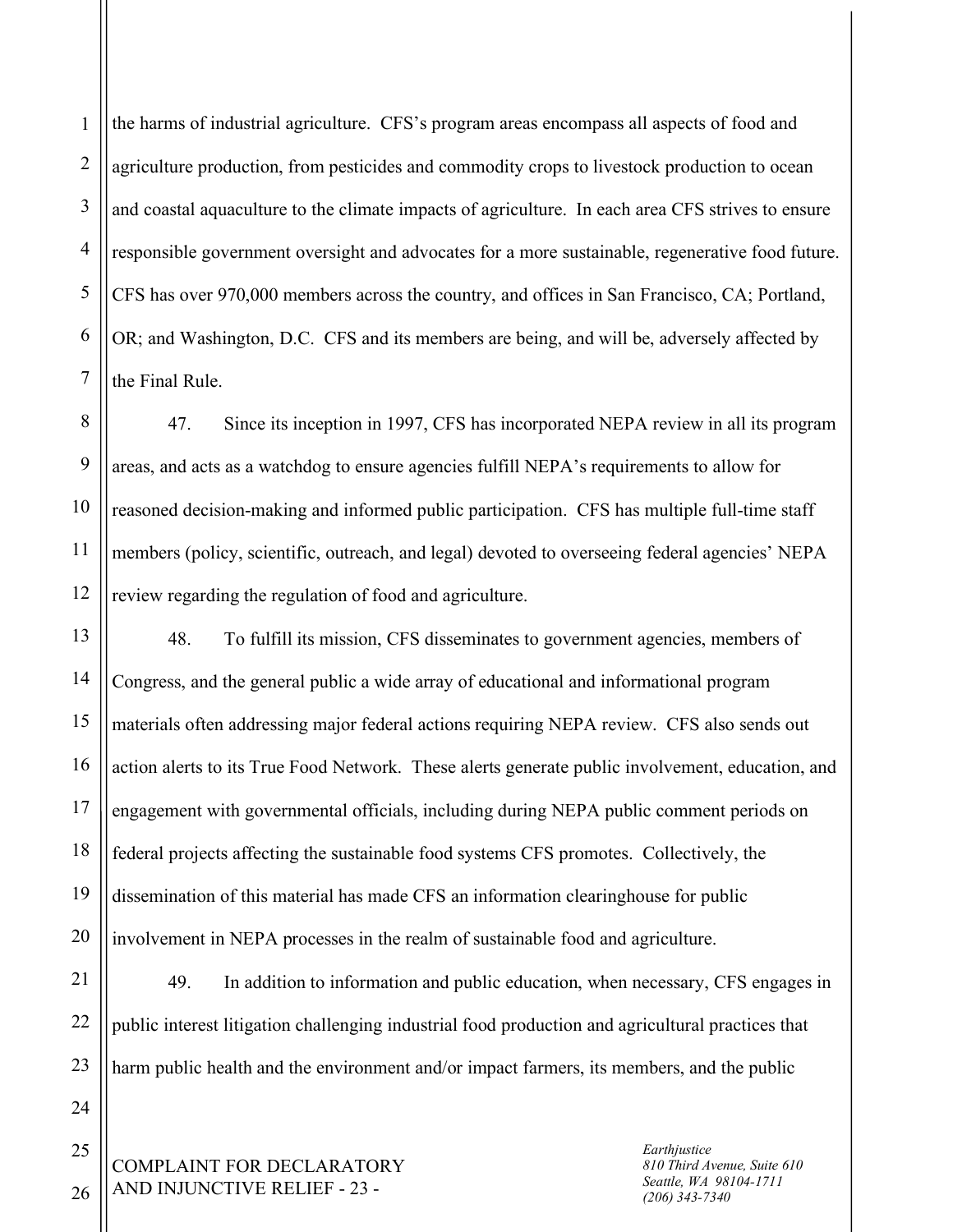the harms of industrial agriculture. CFS's program areas encompass all aspects of food and agriculture production, from pesticides and commodity crops to livestock production to ocean and coastal aquaculture to the climate impacts of agriculture. In each area CFS strives to ensure responsible government oversight and advocates for a more sustainable, regenerative food future. CFS has over 970,000 members across the country, and offices in San Francisco, CA; Portland, OR; and Washington, D.C. CFS and its members are being, and will be, adversely affected by the Final Rule.

47. Since its inception in 1997, CFS has incorporated NEPA review in all its program areas, and acts as a watchdog to ensure agencies fulfill NEPA's requirements to allow for reasoned decision-making and informed public participation. CFS has multiple full-time staff members (policy, scientific, outreach, and legal) devoted to overseeing federal agencies' NEPA review regarding the regulation of food and agriculture.

48. To fulfill its mission, CFS disseminates to government agencies, members of Congress, and the general public a wide array of educational and informational program materials often addressing major federal actions requiring NEPA review. CFS also sends out action alerts to its True Food Network. These alerts generate public involvement, education, and engagement with governmental officials, including during NEPA public comment periods on federal projects affecting the sustainable food systems CFS promotes. Collectively, the dissemination of this material has made CFS an information clearinghouse for public involvement in NEPA processes in the realm of sustainable food and agriculture.

49. In addition to information and public education, when necessary, CFS engages in public interest litigation challenging industrial food production and agricultural practices that harm public health and the environment and/or impact farmers, its members, and the public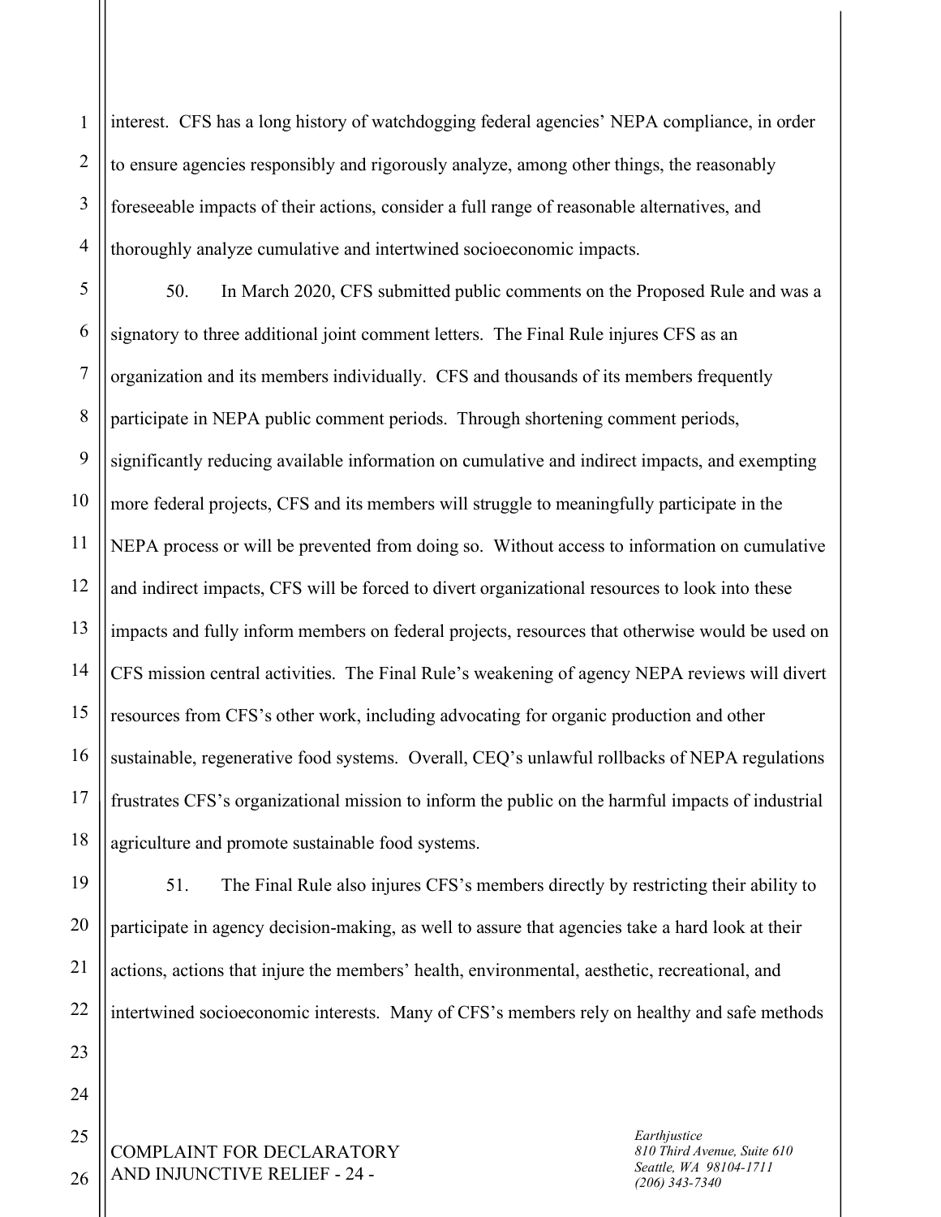interest. CFS has a long history of watchdogging federal agencies' NEPA compliance, in order to ensure agencies responsibly and rigorously analyze, among other things, the reasonably foreseeable impacts of their actions, consider a full range of reasonable alternatives, and thoroughly analyze cumulative and intertwined socioeconomic impacts.

50. In March 2020, CFS submitted public comments on the Proposed Rule and was a signatory to three additional joint comment letters. The Final Rule injures CFS as an organization and its members individually. CFS and thousands of its members frequently participate in NEPA public comment periods. Through shortening comment periods, significantly reducing available information on cumulative and indirect impacts, and exempting more federal projects, CFS and its members will struggle to meaningfully participate in the NEPA process or will be prevented from doing so. Without access to information on cumulative and indirect impacts, CFS will be forced to divert organizational resources to look into these impacts and fully inform members on federal projects, resources that otherwise would be used on CFS mission central activities. The Final Rule's weakening of agency NEPA reviews will divert resources from CFS's other work, including advocating for organic production and other sustainable, regenerative food systems. Overall, CEQ's unlawful rollbacks of NEPA regulations frustrates CFS's organizational mission to inform the public on the harmful impacts of industrial agriculture and promote sustainable food systems.

51. The Final Rule also injures CFS's members directly by restricting their ability to participate in agency decision-making, as well to assure that agencies take a hard look at their actions, actions that injure the members' health, environmental, aesthetic, recreational, and intertwined socioeconomic interests. Many of CFS's members rely on healthy and safe methods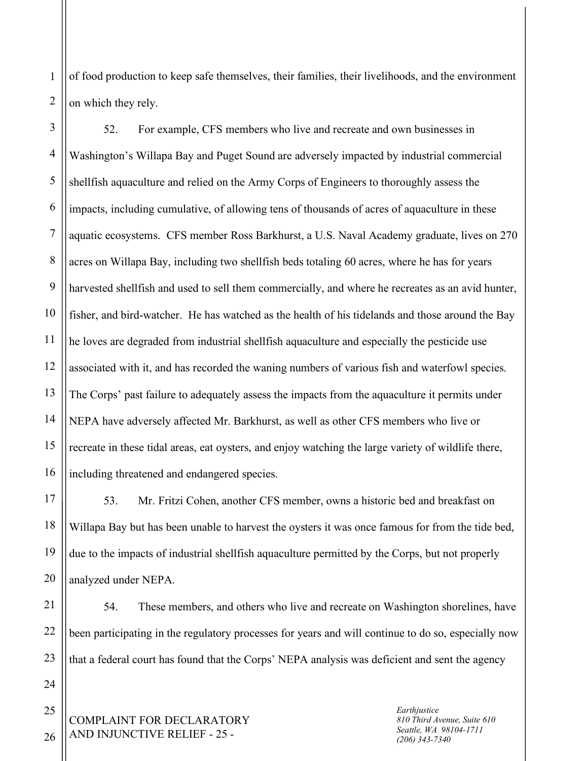of food production to keep safe themselves, their families, their livelihoods, and the environment on which they rely.

52. For example, CFS members who live and recreate and own businesses in Washington's Willapa Bay and Puget Sound are adversely impacted by industrial commercial shellfish aquaculture and relied on the Army Corps of Engineers to thoroughly assess the impacts, including cumulative, of allowing tens of thousands of acres of aquaculture in these aquatic ecosystems. CFS member Ross Barkhurst, a U.S. Naval Academy graduate, lives on 270 acres on Willapa Bay, including two shellfish beds totaling 60 acres, where he has for years harvested shellfish and used to sell them commercially, and where he recreates as an avid hunter, fisher, and bird-watcher. He has watched as the health of his tidelands and those around the Bay he loves are degraded from industrial shellfish aquaculture and especially the pesticide use associated with it, and has recorded the waning numbers of various fish and waterfowl species. The Corps' past failure to adequately assess the impacts from the aquaculture it permits under NEPA have adversely affected Mr. Barkhurst, as well as other CFS members who live or recreate in these tidal areas, eat oysters, and enjoy watching the large variety of wildlife there, including threatened and endangered species.

53. Mr. Fritzi Cohen, another CFS member, owns a historic bed and breakfast on Willapa Bay but has been unable to harvest the oysters it was once famous for from the tide bed, due to the impacts of industrial shellfish aquaculture permitted by the Corps, but not properly analyzed under NEPA.

54. These members, and others who live and recreate on Washington shorelines, have been participating in the regulatory processes for years and will continue to do so, especially now that a federal court has found that the Corps' NEPA analysis was deficient and sent the agency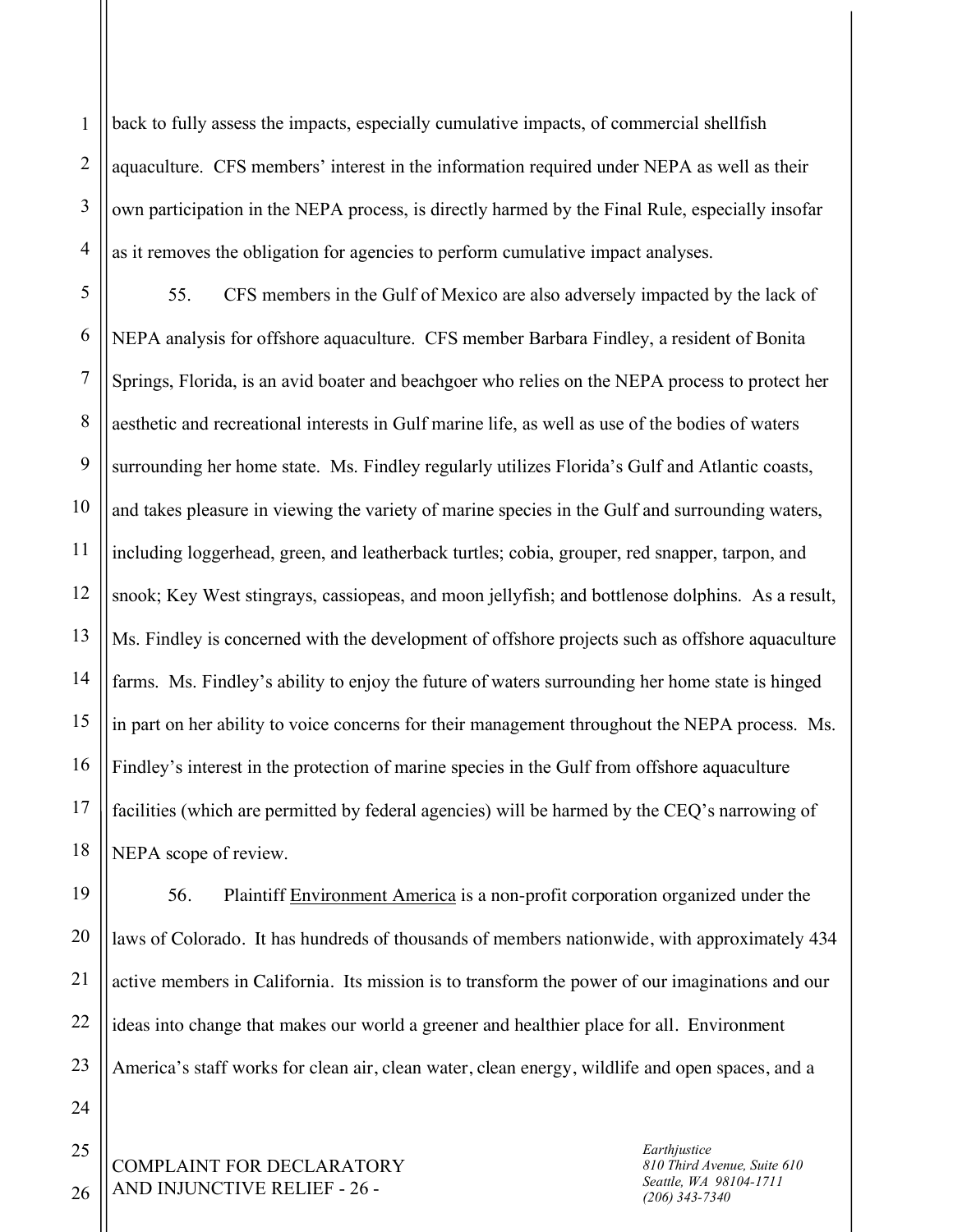back to fully assess the impacts, especially cumulative impacts, of commercial shellfish aquaculture. CFS members' interest in the information required under NEPA as well as their own participation in the NEPA process, is directly harmed by the Final Rule, especially insofar as it removes the obligation for agencies to perform cumulative impact analyses.

55. CFS members in the Gulf of Mexico are also adversely impacted by the lack of NEPA analysis for offshore aquaculture. CFS member Barbara Findley, a resident of Bonita Springs, Florida, is an avid boater and beachgoer who relies on the NEPA process to protect her aesthetic and recreational interests in Gulf marine life, as well as use of the bodies of waters surrounding her home state. Ms. Findley regularly utilizes Florida's Gulf and Atlantic coasts, and takes pleasure in viewing the variety of marine species in the Gulf and surrounding waters, including loggerhead, green, and leatherback turtles; cobia, grouper, red snapper, tarpon, and snook; Key West stingrays, cassiopeas, and moon jellyfish; and bottlenose dolphins. As a result, Ms. Findley is concerned with the development of offshore projects such as offshore aquaculture farms. Ms. Findley's ability to enjoy the future of waters surrounding her home state is hinged in part on her ability to voice concerns for their management throughout the NEPA process. Ms. Findley's interest in the protection of marine species in the Gulf from offshore aquaculture facilities (which are permitted by federal agencies) will be harmed by the CEQ's narrowing of NEPA scope of review.

56. Plaintiff Environment America is a non-profit corporation organized under the laws of Colorado. It has hundreds of thousands of members nationwide, with approximately 434 active members in California. Its mission is to transform the power of our imaginations and our ideas into change that makes our world a greener and healthier place for all. Environment America's staff works for clean air, clean water, clean energy, wildlife and open spaces, and a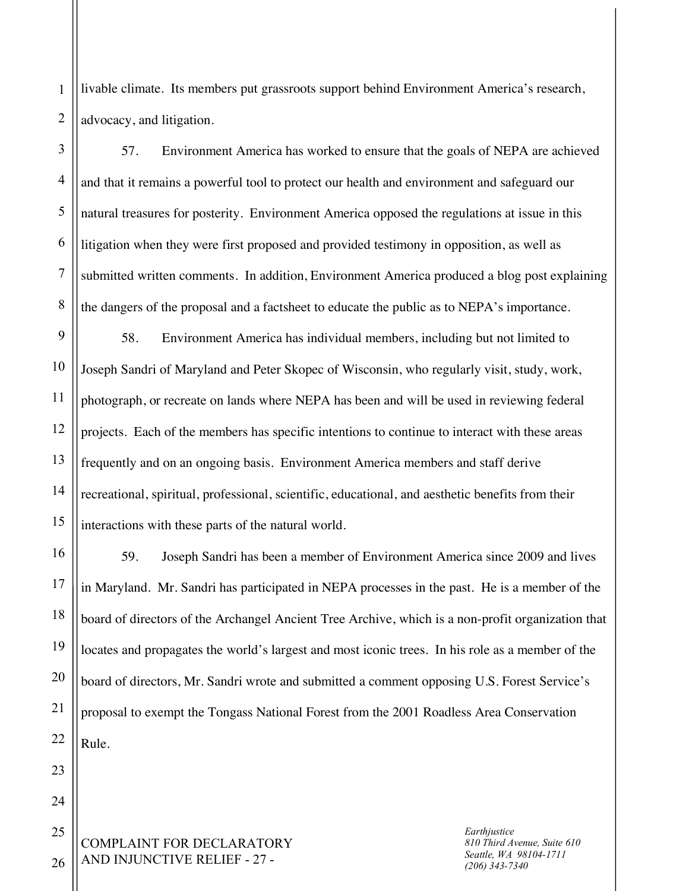livable climate. Its members put grassroots support behind Environment America's research, advocacy, and litigation.

57. Environment America has worked to ensure that the goals of NEPA are achieved and that it remains a powerful tool to protect our health and environment and safeguard our natural treasures for posterity. Environment America opposed the regulations at issue in this litigation when they were first proposed and provided testimony in opposition, as well as submitted written comments. In addition, Environment America produced a blog post explaining the dangers of the proposal and a factsheet to educate the public as to NEPA's importance.

58. Environment America has individual members, including but not limited to Joseph Sandri of Maryland and Peter Skopec of Wisconsin, who regularly visit, study, work, photograph, or recreate on lands where NEPA has been and will be used in reviewing federal projects. Each of the members has specific intentions to continue to interact with these areas frequently and on an ongoing basis. Environment America members and staff derive recreational, spiritual, professional, scientific, educational, and aesthetic benefits from their interactions with these parts of the natural world.

59. Joseph Sandri has been a member of Environment America since 2009 and lives in Maryland. Mr. Sandri has participated in NEPA processes in the past. He is a member of the board of directors of the Archangel Ancient Tree Archive, which is a non-profit organization that locates and propagates the world's largest and most iconic trees. In his role as a member of the board of directors, Mr. Sandri wrote and submitted a comment opposing U.S. Forest Service's proposal to exempt the Tongass National Forest from the 2001 Roadless Area Conservation Rule.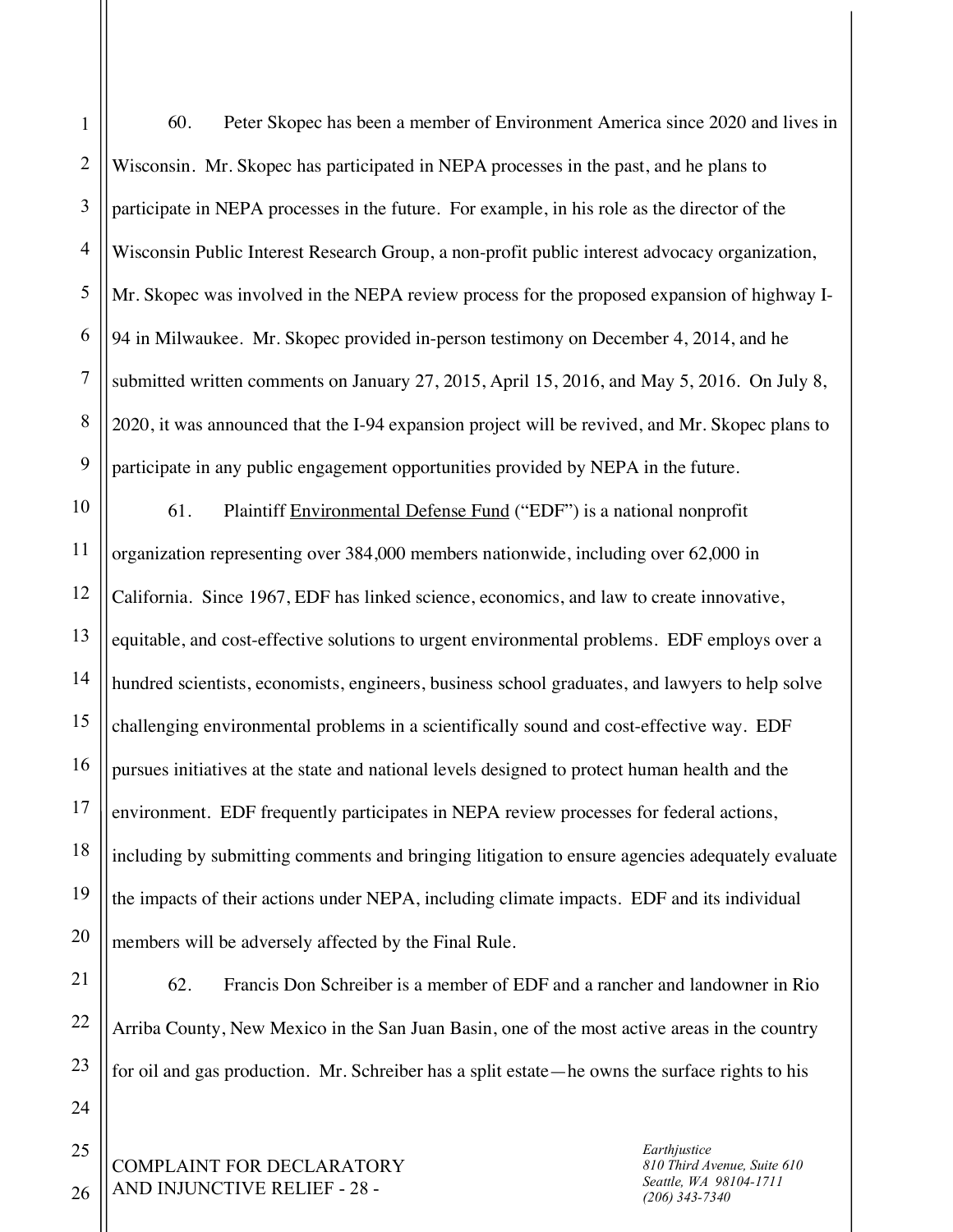60. Peter Skopec has been a member of Environment America since 2020 and lives in Wisconsin. Mr. Skopec has participated in NEPA processes in the past, and he plans to participate in NEPA processes in the future. For example, in his role as the director of the Wisconsin Public Interest Research Group, a non-profit public interest advocacy organization, Mr. Skopec was involved in the NEPA review process for the proposed expansion of highway I-94 in Milwaukee. Mr. Skopec provided in-person testimony on December 4, 2014, and he submitted written comments on January 27, 2015, April 15, 2016, and May 5, 2016. On July 8, 2020, it was announced that the I-94 expansion project will be revived, and Mr. Skopec plans to participate in any public engagement opportunities provided by NEPA in the future.

61. Plaintiff Environmental Defense Fund ("EDF") is a national nonprofit organization representing over 384,000 members nationwide, including over 62,000 in California. Since 1967, EDF has linked science, economics, and law to create innovative, equitable, and cost-effective solutions to urgent environmental problems. EDF employs over a hundred scientists, economists, engineers, business school graduates, and lawyers to help solve challenging environmental problems in a scientifically sound and cost-effective way. EDF pursues initiatives at the state and national levels designed to protect human health and the environment. EDF frequently participates in NEPA review processes for federal actions, including by submitting comments and bringing litigation to ensure agencies adequately evaluate the impacts of their actions under NEPA, including climate impacts. EDF and its individual members will be adversely affected by the Final Rule.

62. Francis Don Schreiber is a member of EDF and a rancher and landowner in Rio Arriba County, New Mexico in the San Juan Basin, one of the most active areas in the country for oil and gas production. Mr. Schreiber has a split estate—he owns the surface rights to his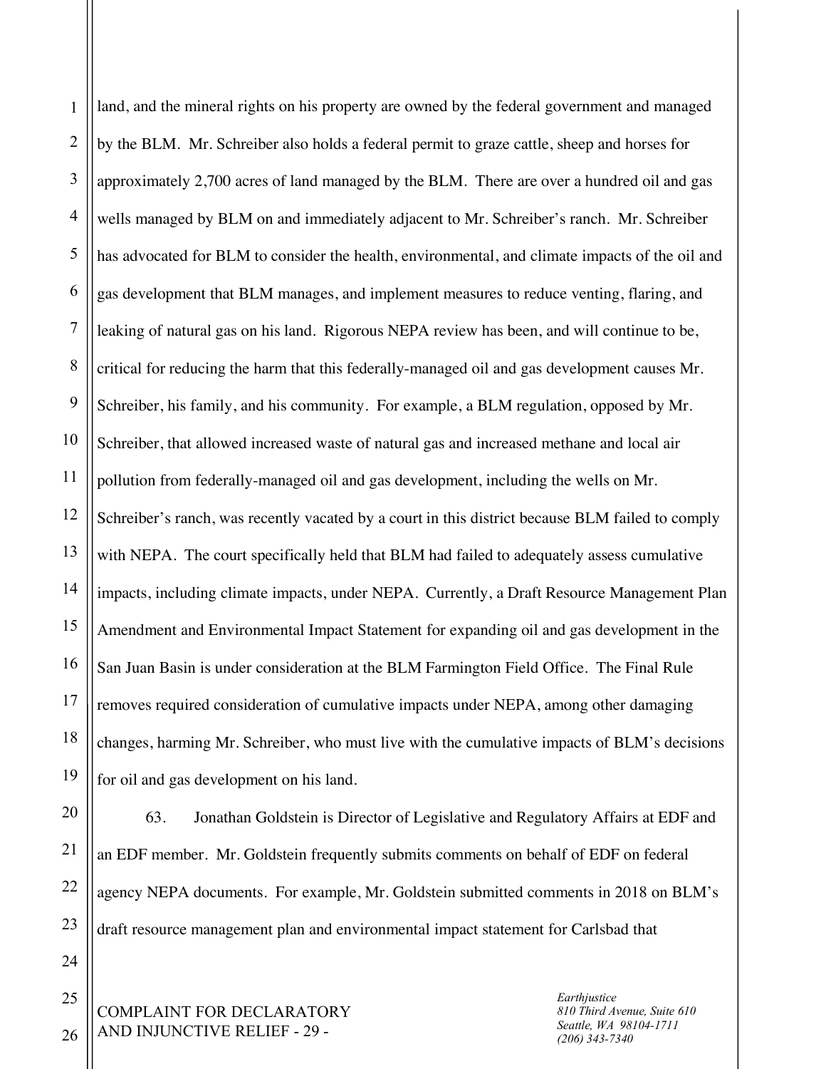land, and the mineral rights on his property are owned by the federal government and managed by the BLM. Mr. Schreiber also holds a federal permit to graze cattle, sheep and horses for approximately 2,700 acres of land managed by the BLM. There are over a hundred oil and gas wells managed by BLM on and immediately adjacent to Mr. Schreiber's ranch. Mr. Schreiber has advocated for BLM to consider the health, environmental, and climate impacts of the oil and gas development that BLM manages, and implement measures to reduce venting, flaring, and leaking of natural gas on his land. Rigorous NEPA review has been, and will continue to be, critical for reducing the harm that this federally-managed oil and gas development causes Mr. Schreiber, his family, and his community. For example, a BLM regulation, opposed by Mr. Schreiber, that allowed increased waste of natural gas and increased methane and local air pollution from federally-managed oil and gas development, including the wells on Mr. Schreiber's ranch, was recently vacated by a court in this district because BLM failed to comply with NEPA. The court specifically held that BLM had failed to adequately assess cumulative impacts, including climate impacts, under NEPA. Currently, a Draft Resource Management Plan Amendment and Environmental Impact Statement for expanding oil and gas development in the San Juan Basin is under consideration at the BLM Farmington Field Office. The Final Rule removes required consideration of cumulative impacts under NEPA, among other damaging changes, harming Mr. Schreiber, who must live with the cumulative impacts of BLM's decisions for oil and gas development on his land.

63. Jonathan Goldstein is Director of Legislative and Regulatory Affairs at EDF and an EDF member. Mr. Goldstein frequently submits comments on behalf of EDF on federal agency NEPA documents. For example, Mr. Goldstein submitted comments in 2018 on BLM's draft resource management plan and environmental impact statement for Carlsbad that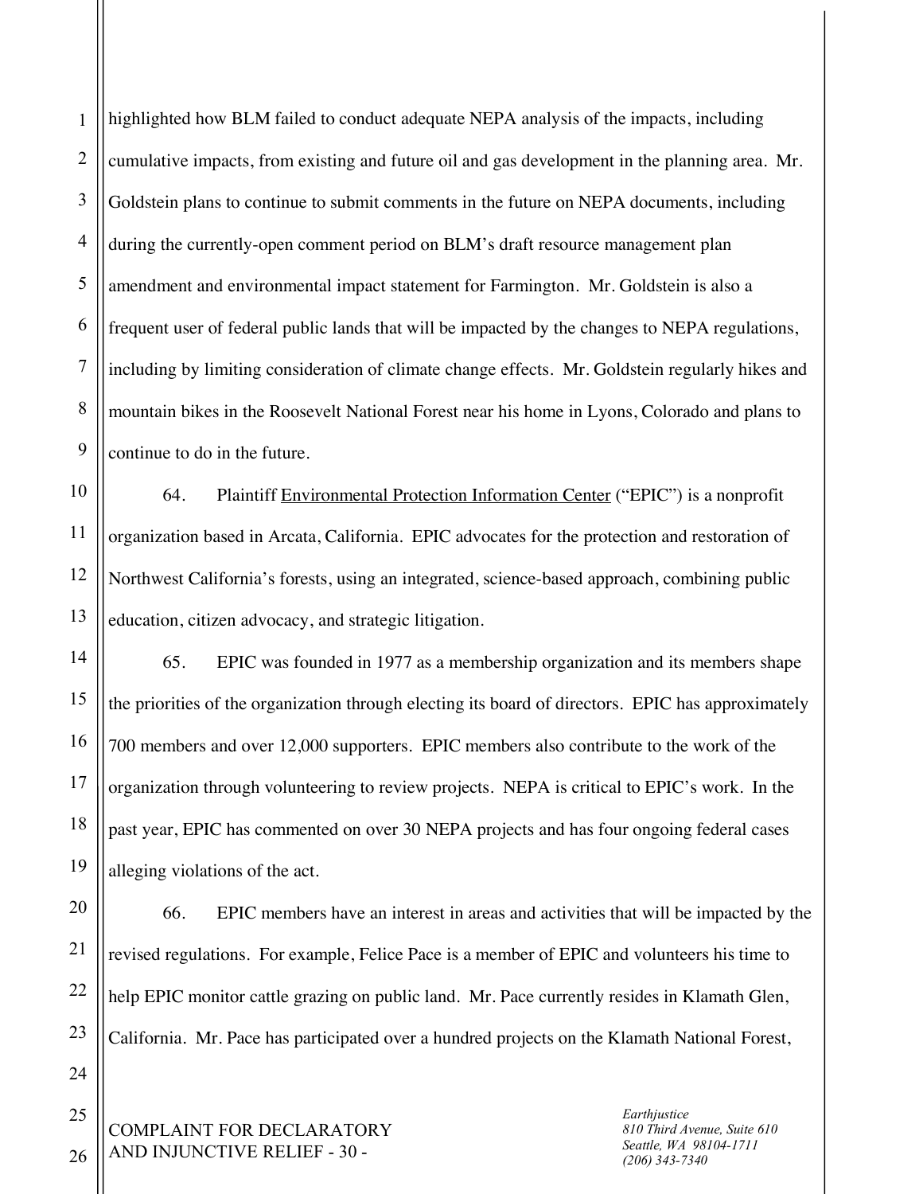highlighted how BLM failed to conduct adequate NEPA analysis of the impacts, including cumulative impacts, from existing and future oil and gas development in the planning area. Mr. Goldstein plans to continue to submit comments in the future on NEPA documents, including during the currently-open comment period on BLM's draft resource management plan amendment and environmental impact statement for Farmington. Mr. Goldstein is also a frequent user of federal public lands that will be impacted by the changes to NEPA regulations, including by limiting consideration of climate change effects. Mr. Goldstein regularly hikes and mountain bikes in the Roosevelt National Forest near his home in Lyons, Colorado and plans to continue to do in the future.

64. Plaintiff Environmental Protection Information Center ("EPIC") is a nonprofit organization based in Arcata, California. EPIC advocates for the protection and restoration of Northwest California's forests, using an integrated, science-based approach, combining public education, citizen advocacy, and strategic litigation.

65. EPIC was founded in 1977 as a membership organization and its members shape the priorities of the organization through electing its board of directors. EPIC has approximately 700 members and over 12,000 supporters. EPIC members also contribute to the work of the organization through volunteering to review projects. NEPA is critical to EPIC's work. In the past year, EPIC has commented on over 30 NEPA projects and has four ongoing federal cases alleging violations of the act.

66. EPIC members have an interest in areas and activities that will be impacted by the revised regulations. For example, Felice Pace is a member of EPIC and volunteers his time to help EPIC monitor cattle grazing on public land. Mr. Pace currently resides in Klamath Glen, California. Mr. Pace has participated over a hundred projects on the Klamath National Forest,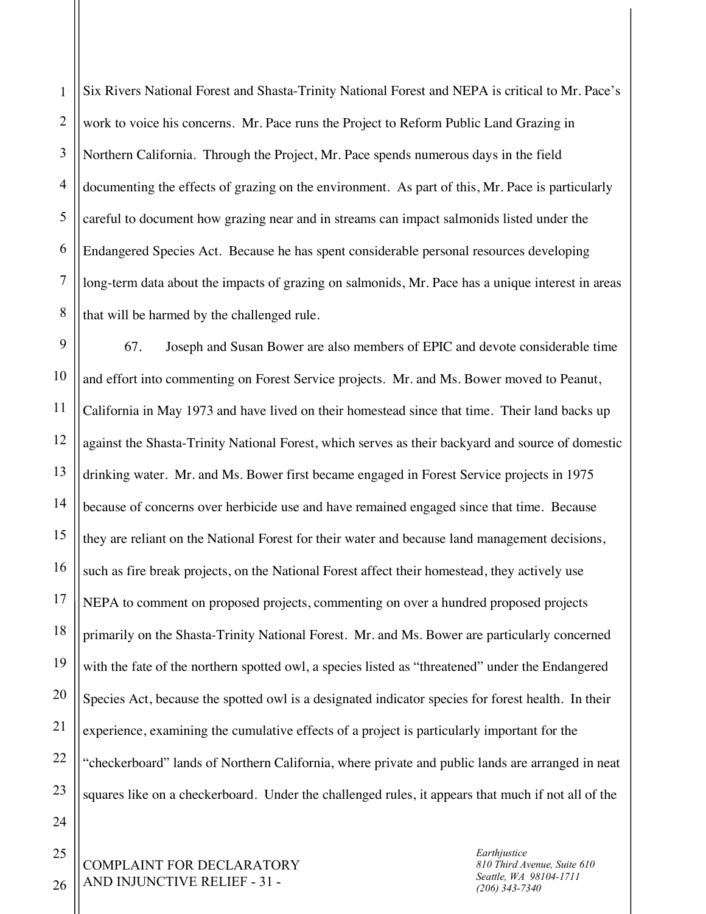Six Rivers National Forest and Shasta-Trinity National Forest and NEPA is critical to Mr. Pace's work to voice his concerns. Mr. Pace runs the Project to Reform Public Land Grazing in Northern California. Through the Project, Mr. Pace spends numerous days in the field documenting the effects of grazing on the environment. As part of this, Mr. Pace is particularly careful to document how grazing near and in streams can impact salmonids listed under the Endangered Species Act. Because he has spent considerable personal resources developing long-term data about the impacts of grazing on salmonids, Mr. Pace has a unique interest in areas that will be harmed by the challenged rule.

67. Joseph and Susan Bower are also members of EPIC and devote considerable time and effort into commenting on Forest Service projects. Mr. and Ms. Bower moved to Peanut, California in May 1973 and have lived on their homestead since that time. Their land backs up against the Shasta-Trinity National Forest, which serves as their backyard and source of domestic drinking water. Mr. and Ms. Bower first became engaged in Forest Service projects in 1975 because of concerns over herbicide use and have remained engaged since that time. Because they are reliant on the National Forest for their water and because land management decisions, such as fire break projects, on the National Forest affect their homestead, they actively use NEPA to comment on proposed projects, commenting on over a hundred proposed projects primarily on the Shasta-Trinity National Forest. Mr. and Ms. Bower are particularly concerned with the fate of the northern spotted owl, a species listed as "threatened" under the Endangered Species Act, because the spotted owl is a designated indicator species for forest health. In their experience, examining the cumulative effects of a project is particularly important for the "checkerboard" lands of Northern California, where private and public lands are arranged in neat squares like on a checkerboard. Under the challenged rules, it appears that much if not all of the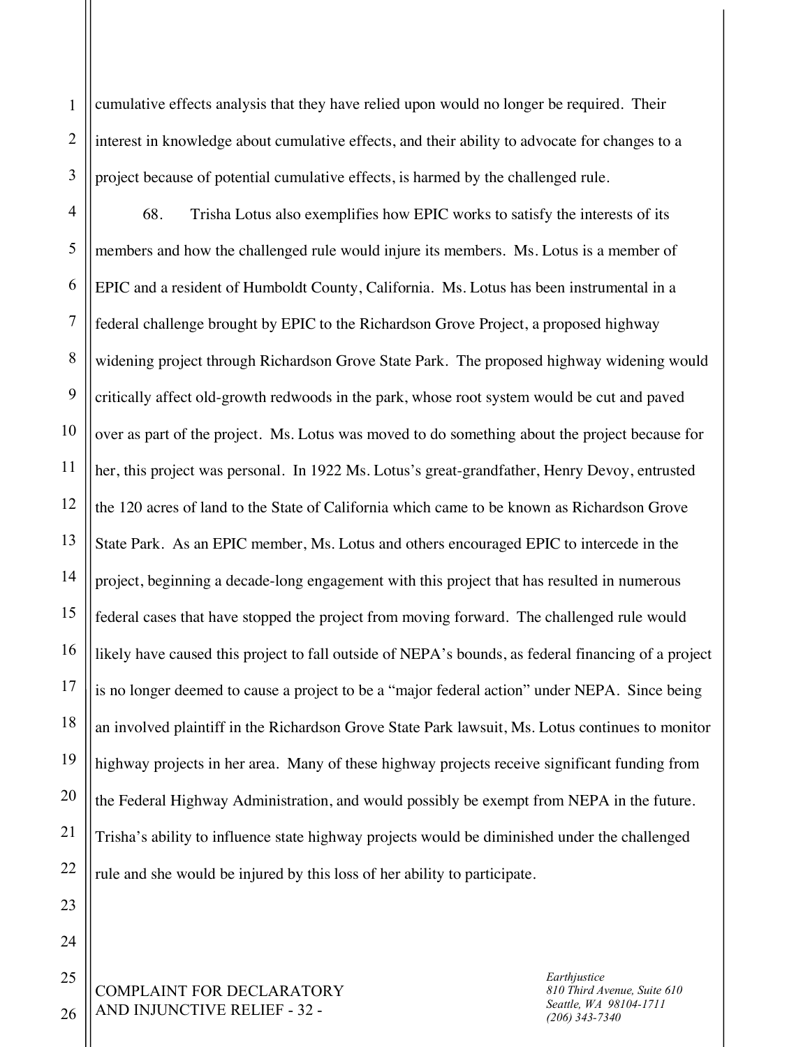cumulative effects analysis that they have relied upon would no longer be required. Their interest in knowledge about cumulative effects, and their ability to advocate for changes to a project because of potential cumulative effects, is harmed by the challenged rule.

68. Trisha Lotus also exemplifies how EPIC works to satisfy the interests of its members and how the challenged rule would injure its members. Ms. Lotus is a member of EPIC and a resident of Humboldt County, California. Ms. Lotus has been instrumental in a federal challenge brought by EPIC to the Richardson Grove Project, a proposed highway widening project through Richardson Grove State Park. The proposed highway widening would critically affect old-growth redwoods in the park, whose root system would be cut and paved over as part of the project. Ms. Lotus was moved to do something about the project because for her, this project was personal. In 1922 Ms. Lotus's great-grandfather, Henry Devoy, entrusted the 120 acres of land to the State of California which came to be known as Richardson Grove State Park. As an EPIC member, Ms. Lotus and others encouraged EPIC to intercede in the project, beginning a decade-long engagement with this project that has resulted in numerous federal cases that have stopped the project from moving forward. The challenged rule would likely have caused this project to fall outside of NEPA's bounds, as federal financing of a project is no longer deemed to cause a project to be a "major federal action" under NEPA. Since being an involved plaintiff in the Richardson Grove State Park lawsuit, Ms. Lotus continues to monitor highway projects in her area. Many of these highway projects receive significant funding from the Federal Highway Administration, and would possibly be exempt from NEPA in the future. Trisha's ability to influence state highway projects would be diminished under the challenged rule and she would be injured by this loss of her ability to participate.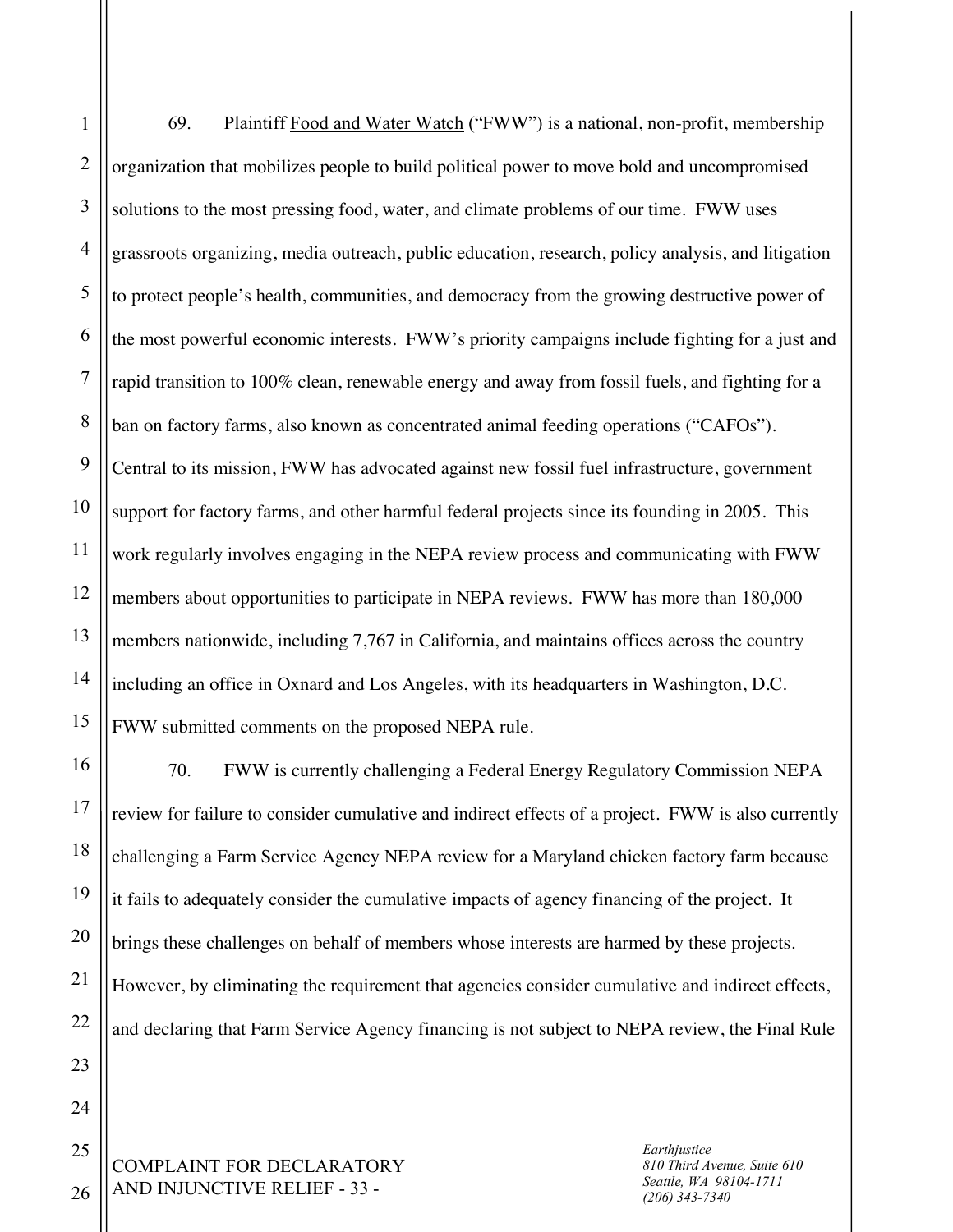69. Plaintiff Food and Water Watch ("FWW") is a national, non-profit, membership organization that mobilizes people to build political power to move bold and uncompromised solutions to the most pressing food, water, and climate problems of our time. FWW uses grassroots organizing, media outreach, public education, research, policy analysis, and litigation to protect people's health, communities, and democracy from the growing destructive power of the most powerful economic interests. FWW's priority campaigns include fighting for a just and rapid transition to 100% clean, renewable energy and away from fossil fuels, and fighting for a ban on factory farms, also known as concentrated animal feeding operations ("CAFOs"). Central to its mission, FWW has advocated against new fossil fuel infrastructure, government support for factory farms, and other harmful federal projects since its founding in 2005. This work regularly involves engaging in the NEPA review process and communicating with FWW members about opportunities to participate in NEPA reviews. FWW has more than 180,000 members nationwide, including 7,767 in California, and maintains offices across the country including an office in Oxnard and Los Angeles, with its headquarters in Washington, D.C. FWW submitted comments on the proposed NEPA rule.

70. FWW is currently challenging a Federal Energy Regulatory Commission NEPA review for failure to consider cumulative and indirect effects of a project. FWW is also currently challenging a Farm Service Agency NEPA review for a Maryland chicken factory farm because it fails to adequately consider the cumulative impacts of agency financing of the project. It brings these challenges on behalf of members whose interests are harmed by these projects. However, by eliminating the requirement that agencies consider cumulative and indirect effects, and declaring that Farm Service Agency financing is not subject to NEPA review, the Final Rule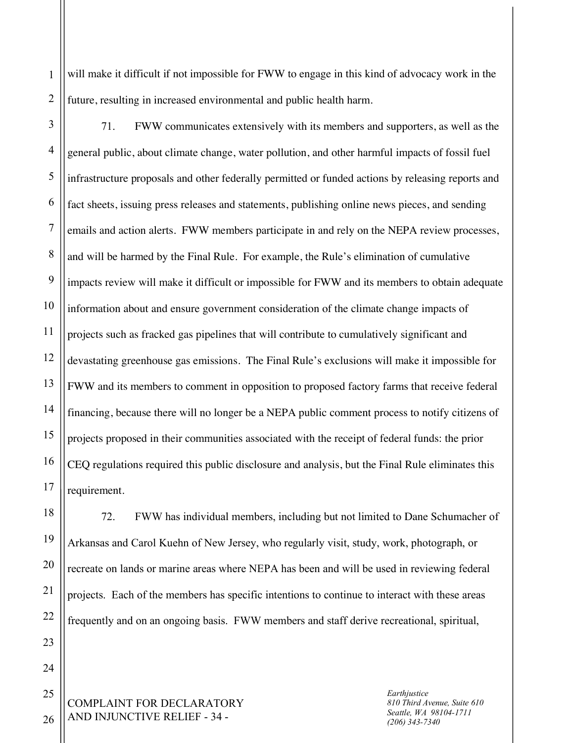will make it difficult if not impossible for FWW to engage in this kind of advocacy work in the future, resulting in increased environmental and public health harm.

71. FWW communicates extensively with its members and supporters, as well as the general public, about climate change, water pollution, and other harmful impacts of fossil fuel infrastructure proposals and other federally permitted or funded actions by releasing reports and fact sheets, issuing press releases and statements, publishing online news pieces, and sending emails and action alerts. FWW members participate in and rely on the NEPA review processes, and will be harmed by the Final Rule. For example, the Rule's elimination of cumulative impacts review will make it difficult or impossible for FWW and its members to obtain adequate information about and ensure government consideration of the climate change impacts of projects such as fracked gas pipelines that will contribute to cumulatively significant and devastating greenhouse gas emissions. The Final Rule's exclusions will make it impossible for FWW and its members to comment in opposition to proposed factory farms that receive federal financing, because there will no longer be a NEPA public comment process to notify citizens of projects proposed in their communities associated with the receipt of federal funds: the prior CEQ regulations required this public disclosure and analysis, but the Final Rule eliminates this requirement.

72. FWW has individual members, including but not limited to Dane Schumacher of Arkansas and Carol Kuehn of New Jersey, who regularly visit, study, work, photograph, or recreate on lands or marine areas where NEPA has been and will be used in reviewing federal projects. Each of the members has specific intentions to continue to interact with these areas frequently and on an ongoing basis. FWW members and staff derive recreational, spiritual,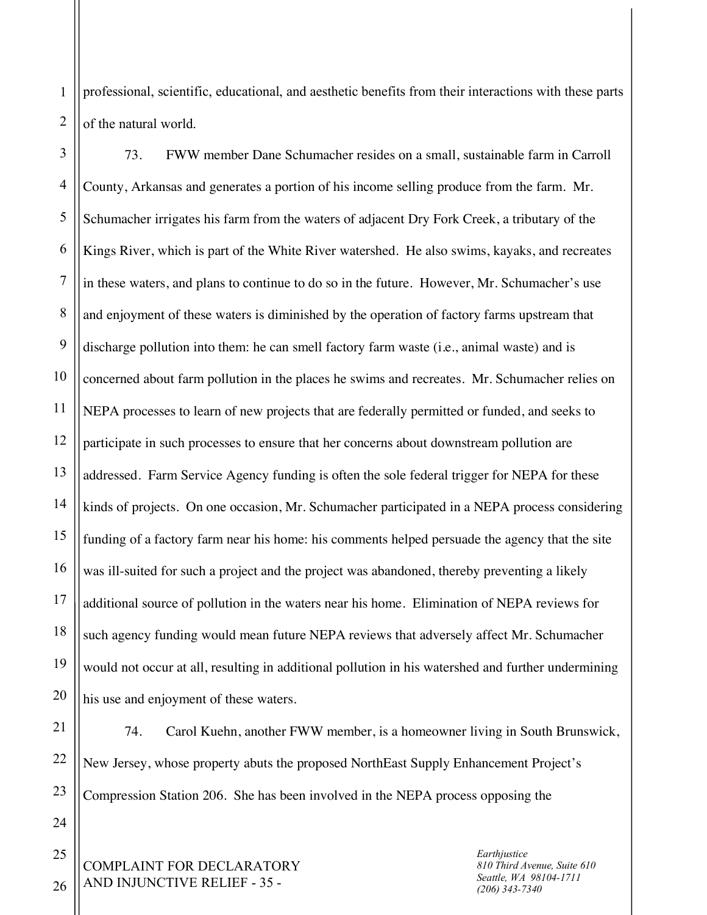professional, scientific, educational, and aesthetic benefits from their interactions with these parts of the natural world.

73. FWW member Dane Schumacher resides on a small, sustainable farm in Carroll County, Arkansas and generates a portion of his income selling produce from the farm. Mr. Schumacher irrigates his farm from the waters of adjacent Dry Fork Creek, a tributary of the Kings River, which is part of the White River watershed. He also swims, kayaks, and recreates in these waters, and plans to continue to do so in the future. However, Mr. Schumacher's use and enjoyment of these waters is diminished by the operation of factory farms upstream that discharge pollution into them: he can smell factory farm waste (i.e., animal waste) and is concerned about farm pollution in the places he swims and recreates. Mr. Schumacher relies on NEPA processes to learn of new projects that are federally permitted or funded, and seeks to participate in such processes to ensure that her concerns about downstream pollution are addressed. Farm Service Agency funding is often the sole federal trigger for NEPA for these kinds of projects. On one occasion, Mr. Schumacher participated in a NEPA process considering funding of a factory farm near his home: his comments helped persuade the agency that the site was ill-suited for such a project and the project was abandoned, thereby preventing a likely additional source of pollution in the waters near his home. Elimination of NEPA reviews for such agency funding would mean future NEPA reviews that adversely affect Mr. Schumacher would not occur at all, resulting in additional pollution in his watershed and further undermining his use and enjoyment of these waters.

74. Carol Kuehn, another FWW member, is a homeowner living in South Brunswick, New Jersey, whose property abuts the proposed NorthEast Supply Enhancement Project's Compression Station 206. She has been involved in the NEPA process opposing the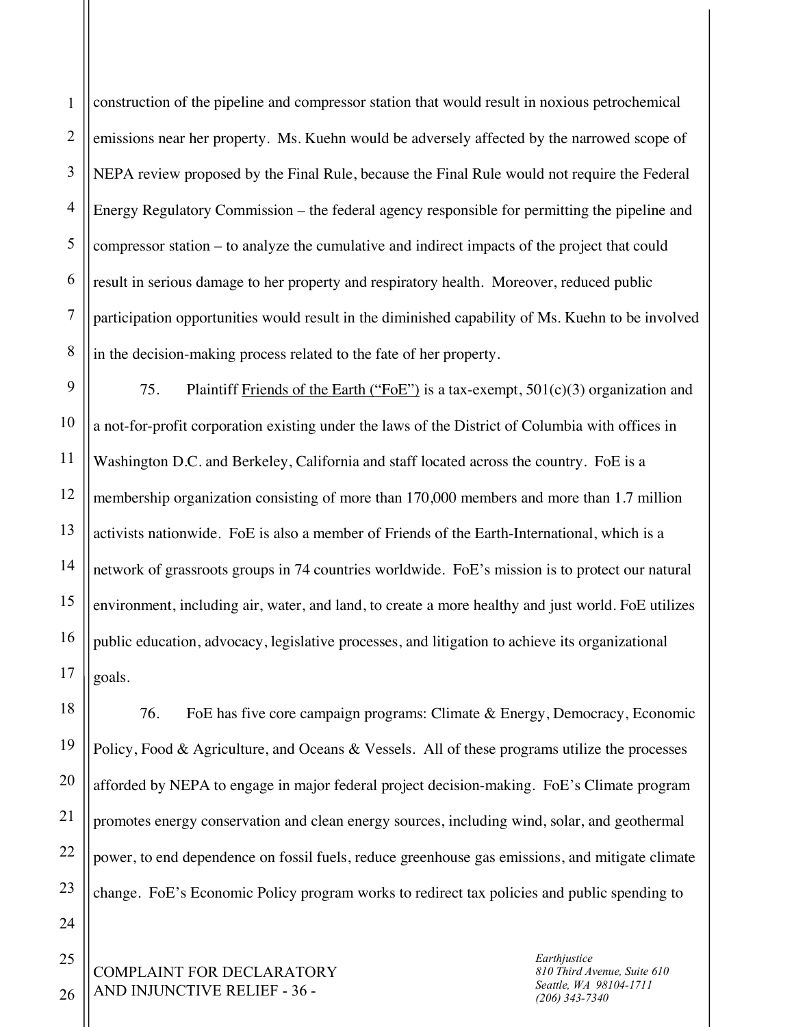construction of the pipeline and compressor station that would result in noxious petrochemical emissions near her property. Ms. Kuehn would be adversely affected by the narrowed scope of NEPA review proposed by the Final Rule, because the Final Rule would not require the Federal Energy Regulatory Commission – the federal agency responsible for permitting the pipeline and compressor station – to analyze the cumulative and indirect impacts of the project that could result in serious damage to her property and respiratory health. Moreover, reduced public participation opportunities would result in the diminished capability of Ms. Kuehn to be involved in the decision-making process related to the fate of her property.

75. Plaintiff Friends of the Earth ("FoE") is a tax-exempt, 501(c)(3) organization and a not-for-profit corporation existing under the laws of the District of Columbia with offices in Washington D.C. and Berkeley, California and staff located across the country. FoE is a membership organization consisting of more than 170,000 members and more than 1.7 million activists nationwide. FoE is also a member of Friends of the Earth-International, which is a network of grassroots groups in 74 countries worldwide. FoE's mission is to protect our natural environment, including air, water, and land, to create a more healthy and just world. FoE utilizes public education, advocacy, legislative processes, and litigation to achieve its organizational goals.

76. FoE has five core campaign programs: Climate & Energy, Democracy, Economic Policy, Food & Agriculture, and Oceans & Vessels. All of these programs utilize the processes afforded by NEPA to engage in major federal project decision-making. FoE's Climate program promotes energy conservation and clean energy sources, including wind, solar, and geothermal power, to end dependence on fossil fuels, reduce greenhouse gas emissions, and mitigate climate change. FoE's Economic Policy program works to redirect tax policies and public spending to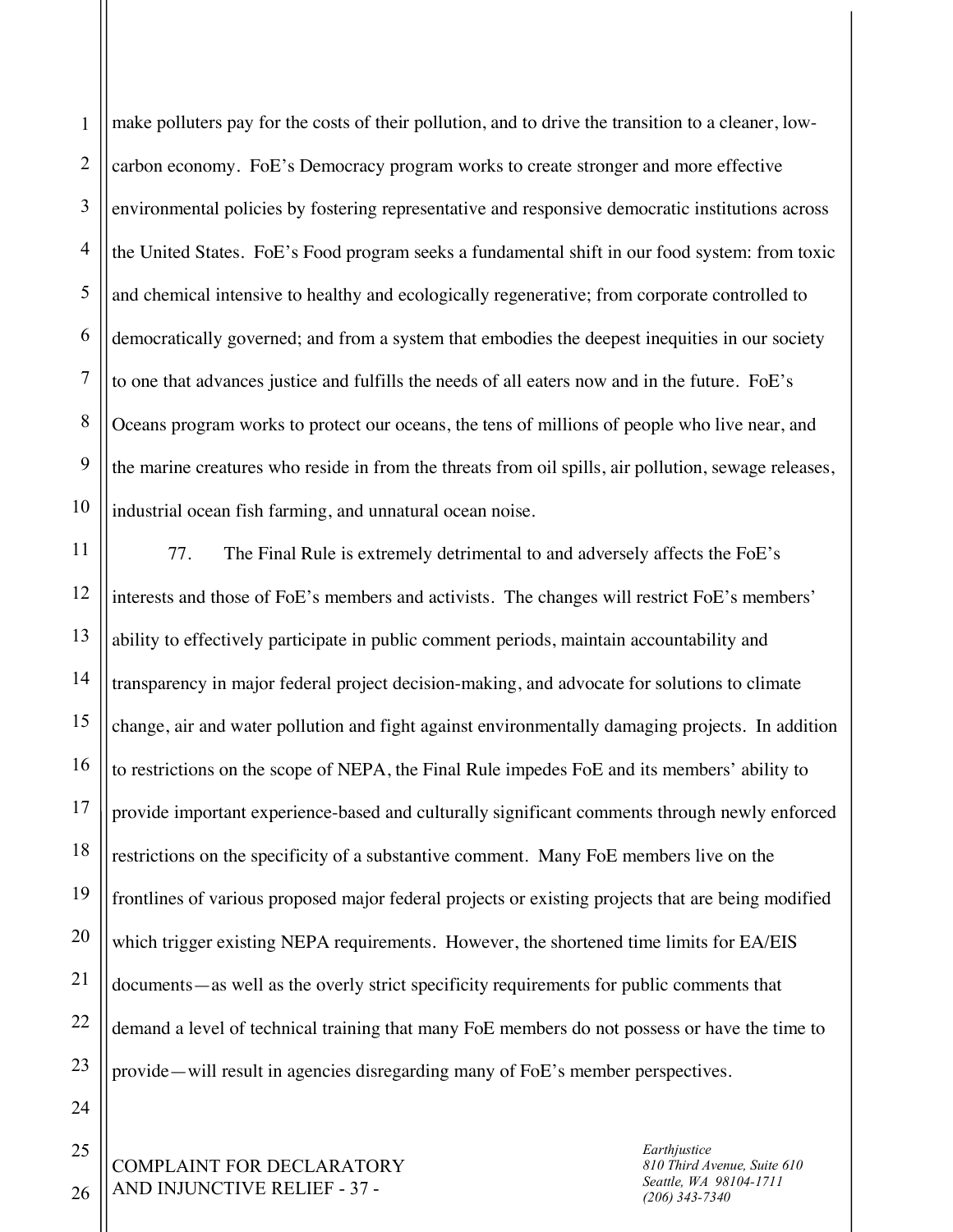make polluters pay for the costs of their pollution, and to drive the transition to a cleaner, low-carbon economy. FoE's Democracy program works to create stronger and more effective environmental policies by fostering representative and responsive democratic institutions across the United States. FoE's Food program seeks a fundamental shift in our food system: from toxic and chemical intensive to healthy and ecologically regenerative; from corporate controlled to democratically governed; and from a system that embodies the deepest inequities in our society to one that advances justice and fulfills the needs of all eaters now and in the future. FoE's Oceans program works to protect our oceans, the tens of millions of people who live near, and the marine creatures who reside in from the threats from oil spills, air pollution, sewage releases, industrial ocean fish farming, and unnatural ocean noise.

77. The Final Rule is extremely detrimental to and adversely affects the FoE's interests and those of FoE's members and activists. The changes will restrict FoE's members' ability to effectively participate in public comment periods, maintain accountability and transparency in major federal project decision-making, and advocate for solutions to climate change, air and water pollution and fight against environmentally damaging projects. In addition to restrictions on the scope of NEPA, the Final Rule impedes FoE and its members' ability to provide important experience-based and culturally significant comments through newly enforced restrictions on the specificity of a substantive comment. Many FoE members live on the frontlines of various proposed major federal projects or existing projects that are being modified which trigger existing NEPA requirements. However, the shortened time limits for EA/EIS documents—as well as the overly strict specificity requirements for public comments that demand a level of technical training that many FoE members do not possess or have the time to provide—will result in agencies disregarding many of FoE's member perspectives.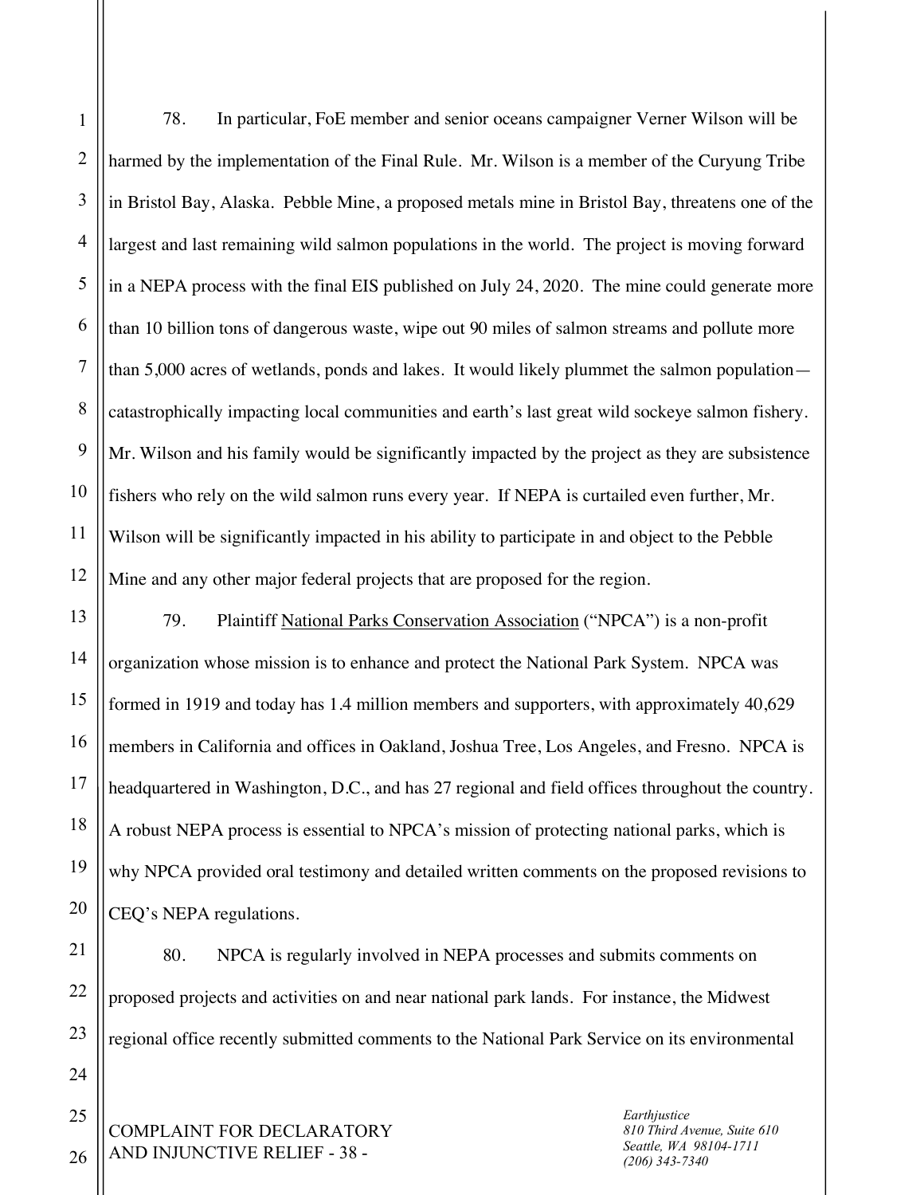78. In particular, FoE member and senior oceans campaigner Verner Wilson will be harmed by the implementation of the Final Rule. Mr. Wilson is a member of the Curyung Tribe in Bristol Bay, Alaska. Pebble Mine, a proposed metals mine in Bristol Bay, threatens one of the largest and last remaining wild salmon populations in the world. The project is moving forward in a NEPA process with the final EIS published on July 24, 2020. The mine could generate more than 10 billion tons of dangerous waste, wipe out 90 miles of salmon streams and pollute more than 5,000 acres of wetlands, ponds and lakes. It would likely plummet the salmon population—catastrophically impacting local communities and earth's last great wild sockeye salmon fishery. Mr. Wilson and his family would be significantly impacted by the project as they are subsistence fishers who rely on the wild salmon runs every year. If NEPA is curtailed even further, Mr. Wilson will be significantly impacted in his ability to participate in and object to the Pebble Mine and any other major federal projects that are proposed for the region.

79. Plaintiff National Parks Conservation Association ("NPCA") is a non-profit organization whose mission is to enhance and protect the National Park System. NPCA was formed in 1919 and today has 1.4 million members and supporters, with approximately 40,629 members in California and offices in Oakland, Joshua Tree, Los Angeles, and Fresno. NPCA is headquartered in Washington, D.C., and has 27 regional and field offices throughout the country. A robust NEPA process is essential to NPCA's mission of protecting national parks, which is why NPCA provided oral testimony and detailed written comments on the proposed revisions to CEQ's NEPA regulations.

80. NPCA is regularly involved in NEPA processes and submits comments on proposed projects and activities on and near national park lands. For instance, the Midwest regional office recently submitted comments to the National Park Service on its environmental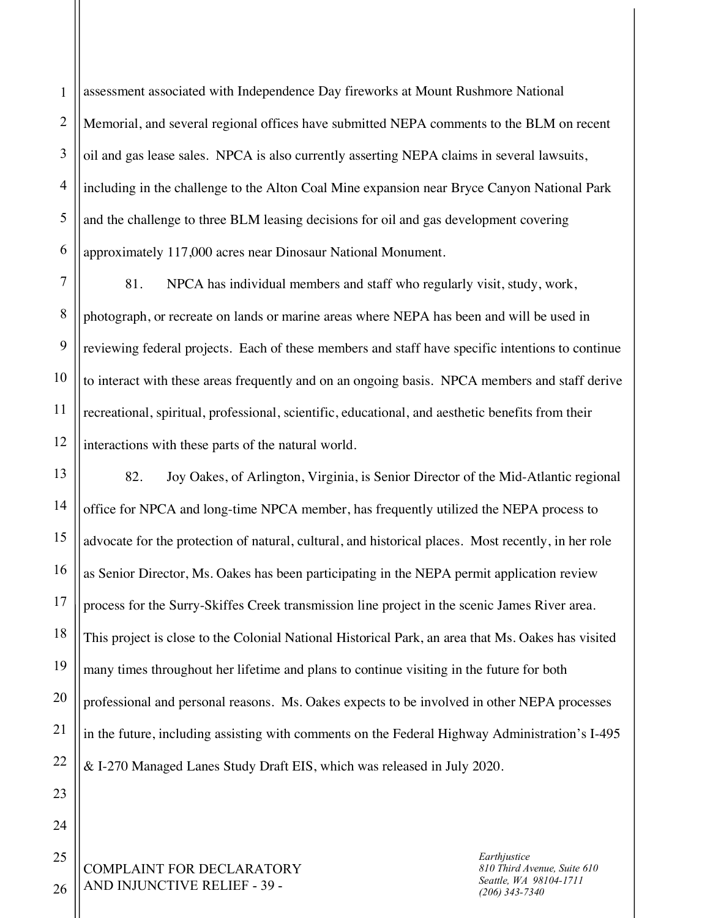assessment associated with Independence Day fireworks at Mount Rushmore National Memorial, and several regional offices have submitted NEPA comments to the BLM on recent oil and gas lease sales. NPCA is also currently asserting NEPA claims in several lawsuits, including in the challenge to the Alton Coal Mine expansion near Bryce Canyon National Park and the challenge to three BLM leasing decisions for oil and gas development covering approximately 117,000 acres near Dinosaur National Monument.

81. NPCA has individual members and staff who regularly visit, study, work, photograph, or recreate on lands or marine areas where NEPA has been and will be used in reviewing federal projects. Each of these members and staff have specific intentions to continue to interact with these areas frequently and on an ongoing basis. NPCA members and staff derive recreational, spiritual, professional, scientific, educational, and aesthetic benefits from their interactions with these parts of the natural world.

82. Joy Oakes, of Arlington, Virginia, is Senior Director of the Mid-Atlantic regional office for NPCA and long-time NPCA member, has frequently utilized the NEPA process to advocate for the protection of natural, cultural, and historical places. Most recently, in her role as Senior Director, Ms. Oakes has been participating in the NEPA permit application review process for the Surry-Skiffes Creek transmission line project in the scenic James River area. This project is close to the Colonial National Historical Park, an area that Ms. Oakes has visited many times throughout her lifetime and plans to continue visiting in the future for both professional and personal reasons. Ms. Oakes expects to be involved in other NEPA processes in the future, including assisting with comments on the Federal Highway Administration's I-495 & I-270 Managed Lanes Study Draft EIS, which was released in July 2020.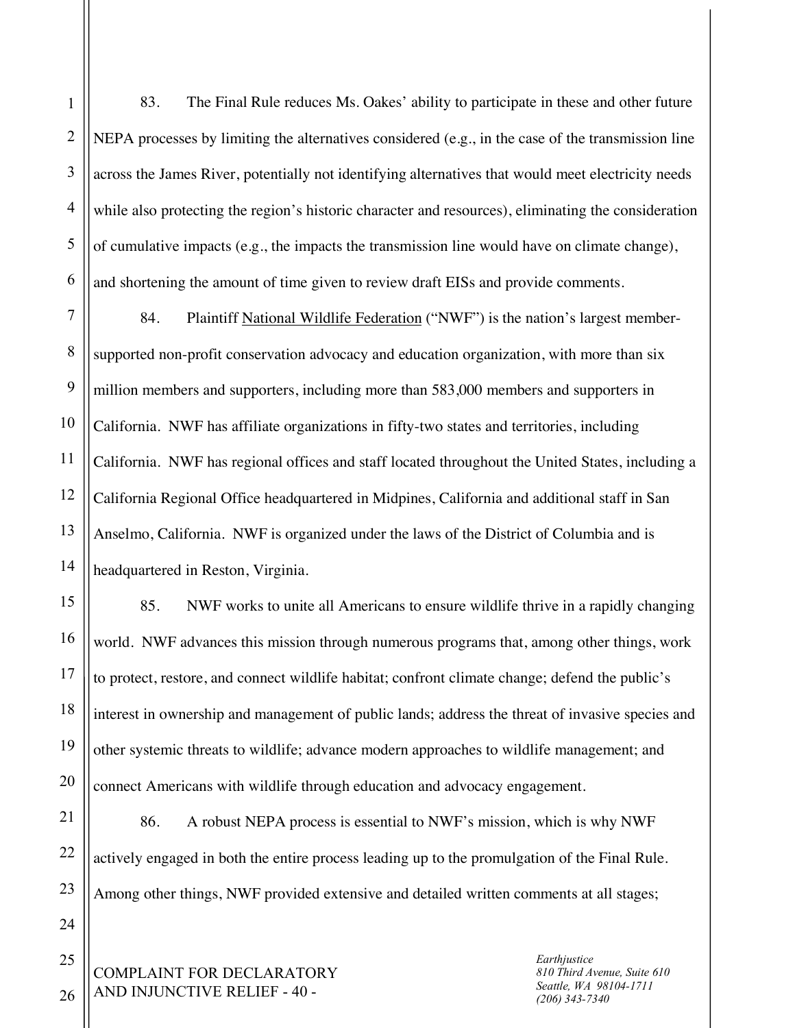83. The Final Rule reduces Ms. Oakes' ability to participate in these and other future NEPA processes by limiting the alternatives considered (e.g., in the case of the transmission line across the James River, potentially not identifying alternatives that would meet electricity needs while also protecting the region's historic character and resources), eliminating the consideration of cumulative impacts (e.g., the impacts the transmission line would have on climate change), and shortening the amount of time given to review draft EISs and provide comments.

84. Plaintiff National Wildlife Federation ("NWF") is the nation's largest member-supported non-profit conservation advocacy and education organization, with more than six million members and supporters, including more than 583,000 members and supporters in California. NWF has affiliate organizations in fifty-two states and territories, including California. NWF has regional offices and staff located throughout the United States, including a California Regional Office headquartered in Midpines, California and additional staff in San Anselmo, California. NWF is organized under the laws of the District of Columbia and is headquartered in Reston, Virginia.

85. NWF works to unite all Americans to ensure wildlife thrive in a rapidly changing world. NWF advances this mission through numerous programs that, among other things, work to protect, restore, and connect wildlife habitat; confront climate change; defend the public's interest in ownership and management of public lands; address the threat of invasive species and other systemic threats to wildlife; advance modern approaches to wildlife management; and connect Americans with wildlife through education and advocacy engagement.

86. A robust NEPA process is essential to NWF's mission, which is why NWF actively engaged in both the entire process leading up to the promulgation of the Final Rule. Among other things, NWF provided extensive and detailed written comments at all stages;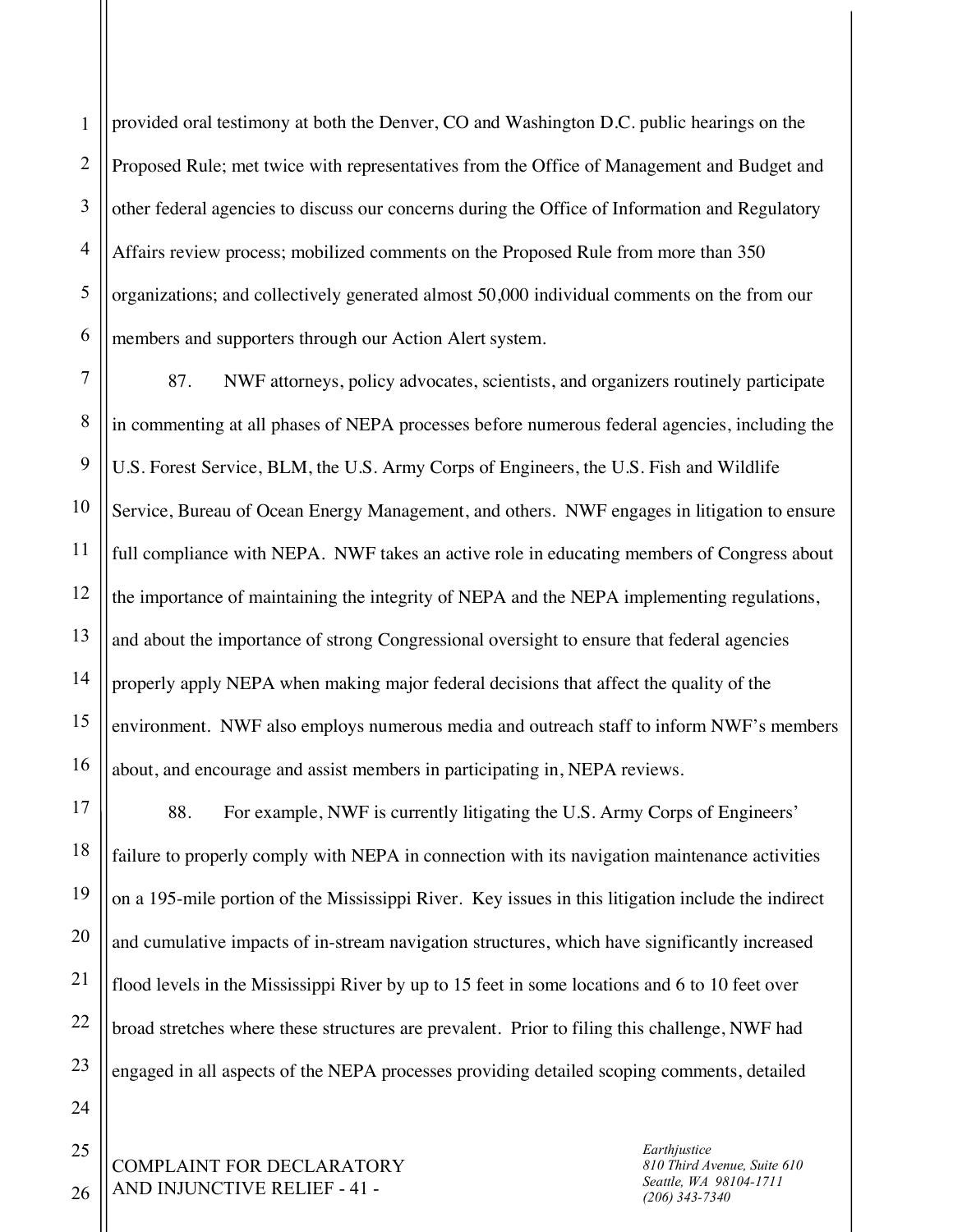provided oral testimony at both the Denver, CO and Washington D.C. public hearings on the Proposed Rule; met twice with representatives from the Office of Management and Budget and other federal agencies to discuss our concerns during the Office of Information and Regulatory Affairs review process; mobilized comments on the Proposed Rule from more than 350 organizations; and collectively generated almost 50,000 individual comments on the from our members and supporters through our Action Alert system.

87. NWF attorneys, policy advocates, scientists, and organizers routinely participate in commenting at all phases of NEPA processes before numerous federal agencies, including the U.S. Forest Service, BLM, the U.S. Army Corps of Engineers, the U.S. Fish and Wildlife Service, Bureau of Ocean Energy Management, and others. NWF engages in litigation to ensure full compliance with NEPA. NWF takes an active role in educating members of Congress about the importance of maintaining the integrity of NEPA and the NEPA implementing regulations, and about the importance of strong Congressional oversight to ensure that federal agencies properly apply NEPA when making major federal decisions that affect the quality of the environment. NWF also employs numerous media and outreach staff to inform NWF's members about, and encourage and assist members in participating in, NEPA reviews.

88. For example, NWF is currently litigating the U.S. Army Corps of Engineers' failure to properly comply with NEPA in connection with its navigation maintenance activities on a 195-mile portion of the Mississippi River. Key issues in this litigation include the indirect and cumulative impacts of in-stream navigation structures, which have significantly increased flood levels in the Mississippi River by up to 15 feet in some locations and 6 to 10 feet over broad stretches where these structures are prevalent. Prior to filing this challenge, NWF had engaged in all aspects of the NEPA processes providing detailed scoping comments, detailed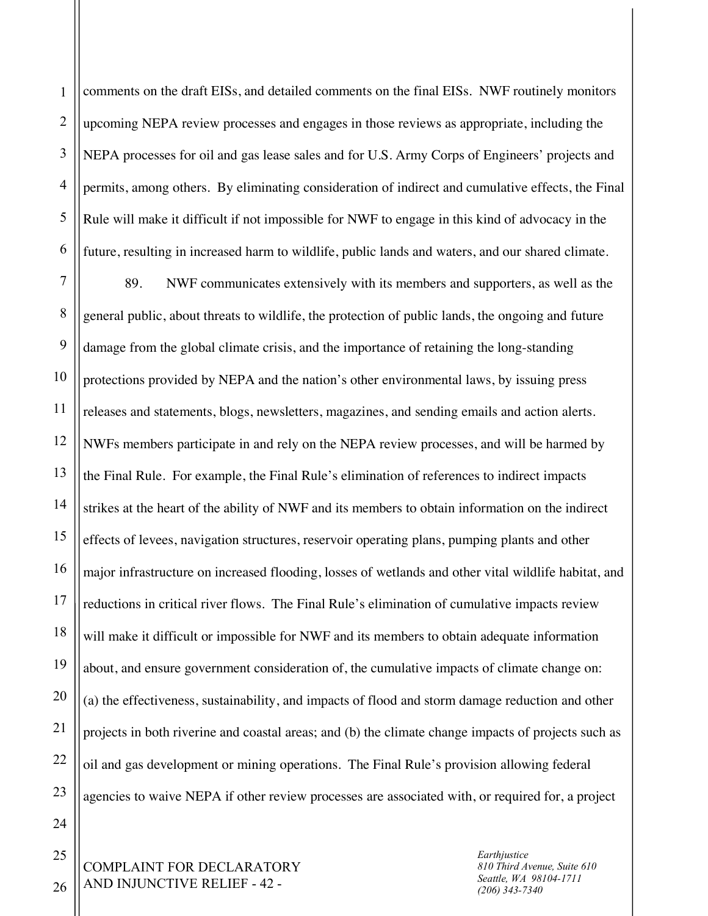comments on the draft EISs, and detailed comments on the final EISs. NWF routinely monitors upcoming NEPA review processes and engages in those reviews as appropriate, including the NEPA processes for oil and gas lease sales and for U.S. Army Corps of Engineers' projects and permits, among others. By eliminating consideration of indirect and cumulative effects, the Final Rule will make it difficult if not impossible for NWF to engage in this kind of advocacy in the future, resulting in increased harm to wildlife, public lands and waters, and our shared climate.

89. NWF communicates extensively with its members and supporters, as well as the general public, about threats to wildlife, the protection of public lands, the ongoing and future damage from the global climate crisis, and the importance of retaining the long-standing protections provided by NEPA and the nation's other environmental laws, by issuing press releases and statements, blogs, newsletters, magazines, and sending emails and action alerts. NWFs members participate in and rely on the NEPA review processes, and will be harmed by the Final Rule. For example, the Final Rule's elimination of references to indirect impacts strikes at the heart of the ability of NWF and its members to obtain information on the indirect effects of levees, navigation structures, reservoir operating plans, pumping plants and other major infrastructure on increased flooding, losses of wetlands and other vital wildlife habitat, and reductions in critical river flows. The Final Rule's elimination of cumulative impacts review will make it difficult or impossible for NWF and its members to obtain adequate information about, and ensure government consideration of, the cumulative impacts of climate change on: (a) the effectiveness, sustainability, and impacts of flood and storm damage reduction and other projects in both riverine and coastal areas; and (b) the climate change impacts of projects such as oil and gas development or mining operations. The Final Rule's provision allowing federal agencies to waive NEPA if other review processes are associated with, or required for, a project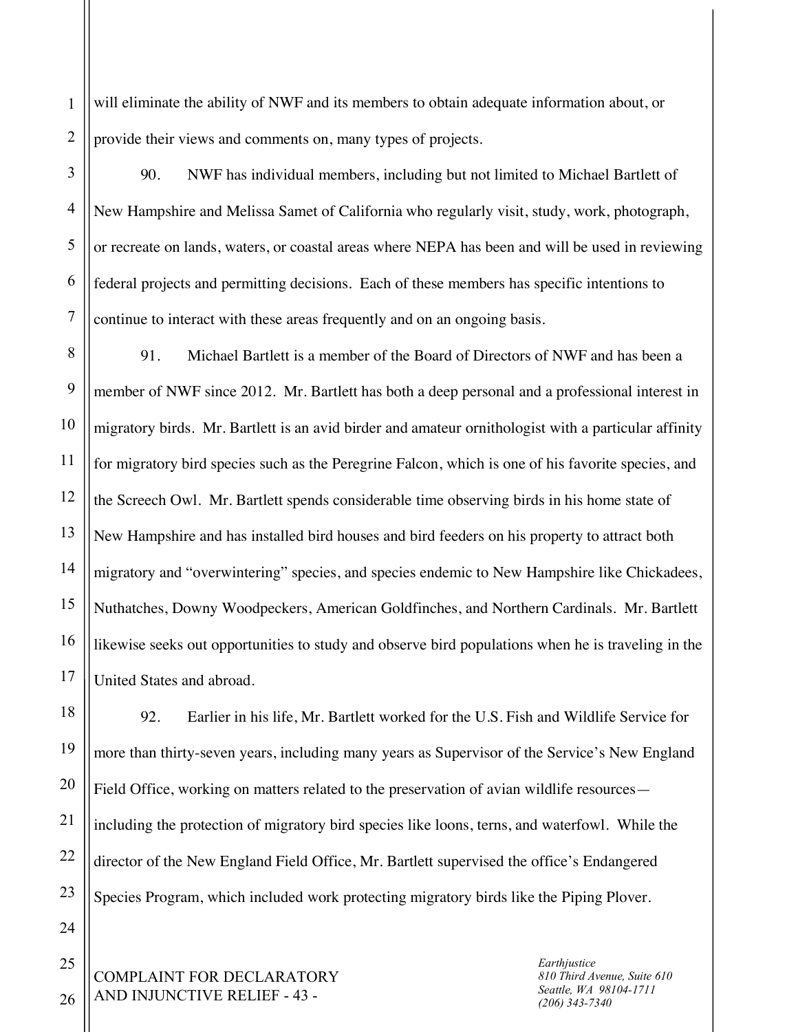will eliminate the ability of NWF and its members to obtain adequate information about, or provide their views and comments on, many types of projects.

90. NWF has individual members, including but not limited to Michael Bartlett of New Hampshire and Melissa Samet of California who regularly visit, study, work, photograph, or recreate on lands, waters, or coastal areas where NEPA has been and will be used in reviewing federal projects and permitting decisions. Each of these members has specific intentions to continue to interact with these areas frequently and on an ongoing basis.

91. Michael Bartlett is a member of the Board of Directors of NWF and has been a member of NWF since 2012. Mr. Bartlett has both a deep personal and a professional interest in migratory birds. Mr. Bartlett is an avid birder and amateur ornithologist with a particular affinity for migratory bird species such as the Peregrine Falcon, which is one of his favorite species, and the Screech Owl. Mr. Bartlett spends considerable time observing birds in his home state of New Hampshire and has installed bird houses and bird feeders on his property to attract both migratory and "overwintering" species, and species endemic to New Hampshire like Chickadees, Nuthatches, Downy Woodpeckers, American Goldfinches, and Northern Cardinals. Mr. Bartlett likewise seeks out opportunities to study and observe bird populations when he is traveling in the United States and abroad.

92. Earlier in his life, Mr. Bartlett worked for the U.S. Fish and Wildlife Service for more than thirty-seven years, including many years as Supervisor of the Service's New England Field Office, working on matters related to the preservation of avian wildlife resources—including the protection of migratory bird species like loons, terns, and waterfowl. While the director of the New England Field Office, Mr. Bartlett supervised the office's Endangered Species Program, which included work protecting migratory birds like the Piping Plover.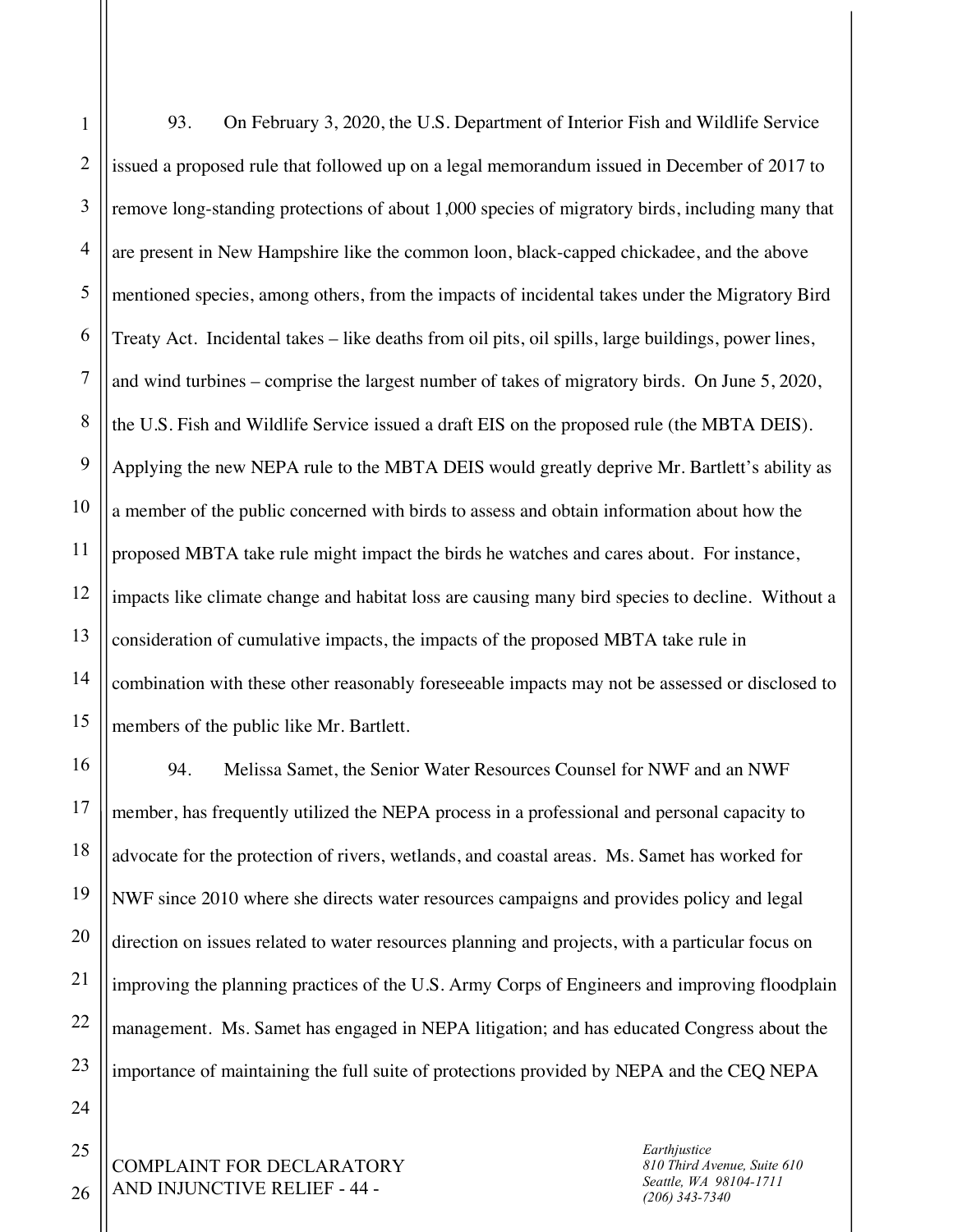93. On February 3, 2020, the U.S. Department of Interior Fish and Wildlife Service issued a proposed rule that followed up on a legal memorandum issued in December of 2017 to remove long-standing protections of about 1,000 species of migratory birds, including many that are present in New Hampshire like the common loon, black-capped chickadee, and the above mentioned species, among others, from the impacts of incidental takes under the Migratory Bird Treaty Act. Incidental takes – like deaths from oil pits, oil spills, large buildings, power lines, and wind turbines – comprise the largest number of takes of migratory birds. On June 5, 2020, the U.S. Fish and Wildlife Service issued a draft EIS on the proposed rule (the MBTA DEIS). Applying the new NEPA rule to the MBTA DEIS would greatly deprive Mr. Bartlett's ability as a member of the public concerned with birds to assess and obtain information about how the proposed MBTA take rule might impact the birds he watches and cares about. For instance, impacts like climate change and habitat loss are causing many bird species to decline. Without a consideration of cumulative impacts, the impacts of the proposed MBTA take rule in combination with these other reasonably foreseeable impacts may not be assessed or disclosed to members of the public like Mr. Bartlett.

94. Melissa Samet, the Senior Water Resources Counsel for NWF and an NWF member, has frequently utilized the NEPA process in a professional and personal capacity to advocate for the protection of rivers, wetlands, and coastal areas. Ms. Samet has worked for NWF since 2010 where she directs water resources campaigns and provides policy and legal direction on issues related to water resources planning and projects, with a particular focus on improving the planning practices of the U.S. Army Corps of Engineers and improving floodplain management. Ms. Samet has engaged in NEPA litigation; and has educated Congress about the importance of maintaining the full suite of protections provided by NEPA and the CEQ NEPA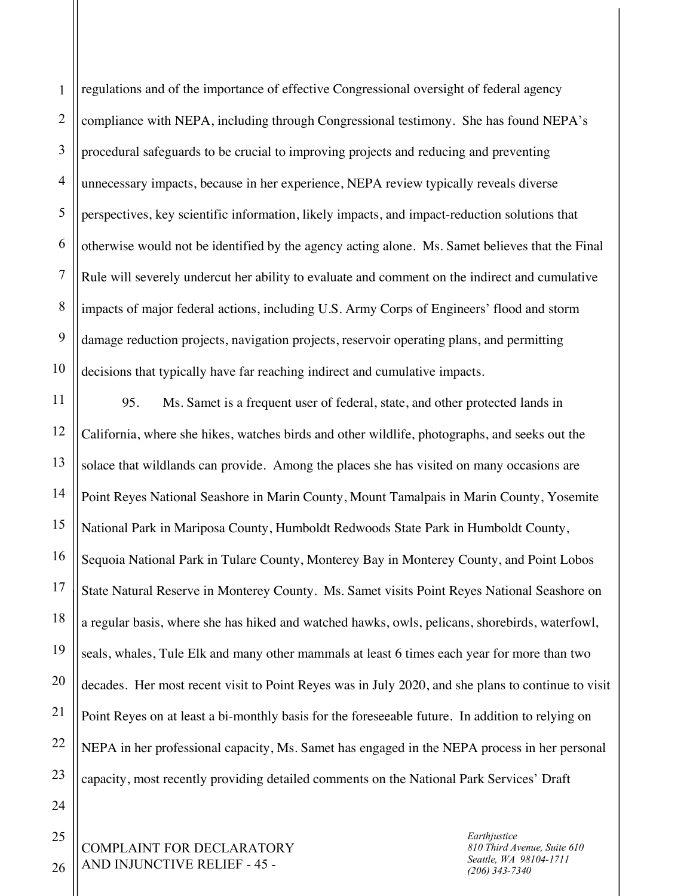regulations and of the importance of effective Congressional oversight of federal agency compliance with NEPA, including through Congressional testimony. She has found NEPA's procedural safeguards to be crucial to improving projects and reducing and preventing unnecessary impacts, because in her experience, NEPA review typically reveals diverse perspectives, key scientific information, likely impacts, and impact-reduction solutions that otherwise would not be identified by the agency acting alone. Ms. Samet believes that the Final Rule will severely undercut her ability to evaluate and comment on the indirect and cumulative impacts of major federal actions, including U.S. Army Corps of Engineers' flood and storm damage reduction projects, navigation projects, reservoir operating plans, and permitting decisions that typically have far reaching indirect and cumulative impacts.

95. Ms. Samet is a frequent user of federal, state, and other protected lands in California, where she hikes, watches birds and other wildlife, photographs, and seeks out the solace that wildlands can provide. Among the places she has visited on many occasions are Point Reyes National Seashore in Marin County, Mount Tamalpais in Marin County, Yosemite National Park in Mariposa County, Humboldt Redwoods State Park in Humboldt County, Sequoia National Park in Tulare County, Monterey Bay in Monterey County, and Point Lobos State Natural Reserve in Monterey County. Ms. Samet visits Point Reyes National Seashore on a regular basis, where she has hiked and watched hawks, owls, pelicans, shorebirds, waterfowl, seals, whales, Tule Elk and many other mammals at least 6 times each year for more than two decades. Her most recent visit to Point Reyes was in July 2020, and she plans to continue to visit Point Reyes on at least a bi-monthly basis for the foreseeable future. In addition to relying on NEPA in her professional capacity, Ms. Samet has engaged in the NEPA process in her personal capacity, most recently providing detailed comments on the National Park Services' Draft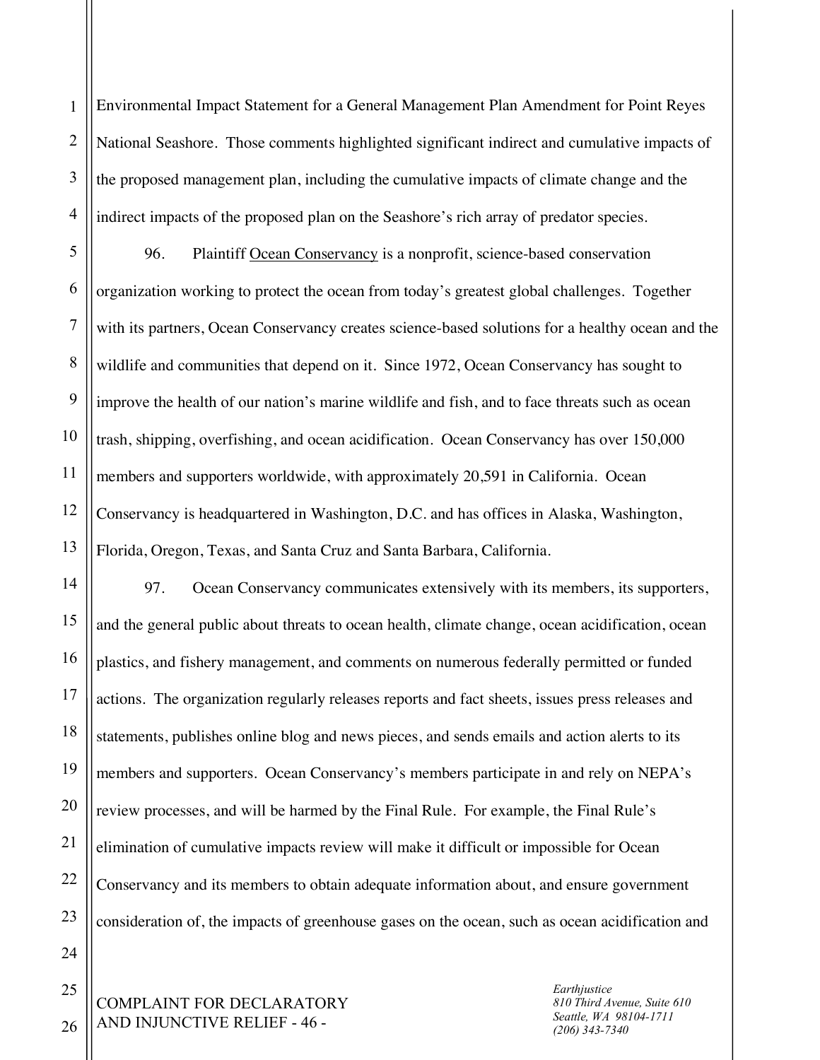Environmental Impact Statement for a General Management Plan Amendment for Point Reyes National Seashore. Those comments highlighted significant indirect and cumulative impacts of the proposed management plan, including the cumulative impacts of climate change and the indirect impacts of the proposed plan on the Seashore's rich array of predator species.

96. Plaintiff Ocean Conservancy is a nonprofit, science-based conservation organization working to protect the ocean from today's greatest global challenges. Together with its partners, Ocean Conservancy creates science-based solutions for a healthy ocean and the wildlife and communities that depend on it. Since 1972, Ocean Conservancy has sought to improve the health of our nation's marine wildlife and fish, and to face threats such as ocean trash, shipping, overfishing, and ocean acidification. Ocean Conservancy has over 150,000 members and supporters worldwide, with approximately 20,591 in California. Ocean Conservancy is headquartered in Washington, D.C. and has offices in Alaska, Washington, Florida, Oregon, Texas, and Santa Cruz and Santa Barbara, California.

97. Ocean Conservancy communicates extensively with its members, its supporters, and the general public about threats to ocean health, climate change, ocean acidification, ocean plastics, and fishery management, and comments on numerous federally permitted or funded actions. The organization regularly releases reports and fact sheets, issues press releases and statements, publishes online blog and news pieces, and sends emails and action alerts to its members and supporters. Ocean Conservancy's members participate in and rely on NEPA's review processes, and will be harmed by the Final Rule. For example, the Final Rule's elimination of cumulative impacts review will make it difficult or impossible for Ocean Conservancy and its members to obtain adequate information about, and ensure government consideration of, the impacts of greenhouse gases on the ocean, such as ocean acidification and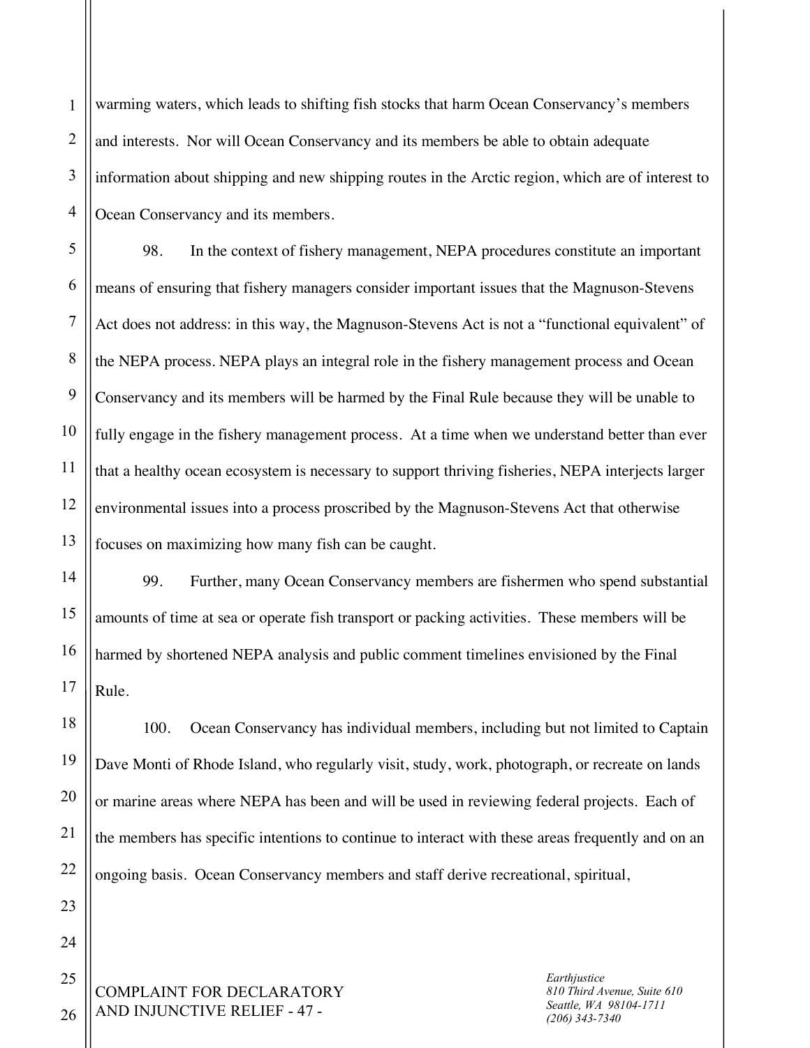warming waters, which leads to shifting fish stocks that harm Ocean Conservancy's members and interests. Nor will Ocean Conservancy and its members be able to obtain adequate information about shipping and new shipping routes in the Arctic region, which are of interest to Ocean Conservancy and its members.

98. In the context of fishery management, NEPA procedures constitute an important means of ensuring that fishery managers consider important issues that the Magnuson-Stevens Act does not address: in this way, the Magnuson-Stevens Act is not a "functional equivalent" of the NEPA process. NEPA plays an integral role in the fishery management process and Ocean Conservancy and its members will be harmed by the Final Rule because they will be unable to fully engage in the fishery management process. At a time when we understand better than ever that a healthy ocean ecosystem is necessary to support thriving fisheries, NEPA interjects larger environmental issues into a process proscribed by the Magnuson-Stevens Act that otherwise focuses on maximizing how many fish can be caught.

99. Further, many Ocean Conservancy members are fishermen who spend substantial amounts of time at sea or operate fish transport or packing activities. These members will be harmed by shortened NEPA analysis and public comment timelines envisioned by the Final Rule.

100. Ocean Conservancy has individual members, including but not limited to Captain Dave Monti of Rhode Island, who regularly visit, study, work, photograph, or recreate on lands or marine areas where NEPA has been and will be used in reviewing federal projects. Each of the members has specific intentions to continue to interact with these areas frequently and on an ongoing basis. Ocean Conservancy members and staff derive recreational, spiritual,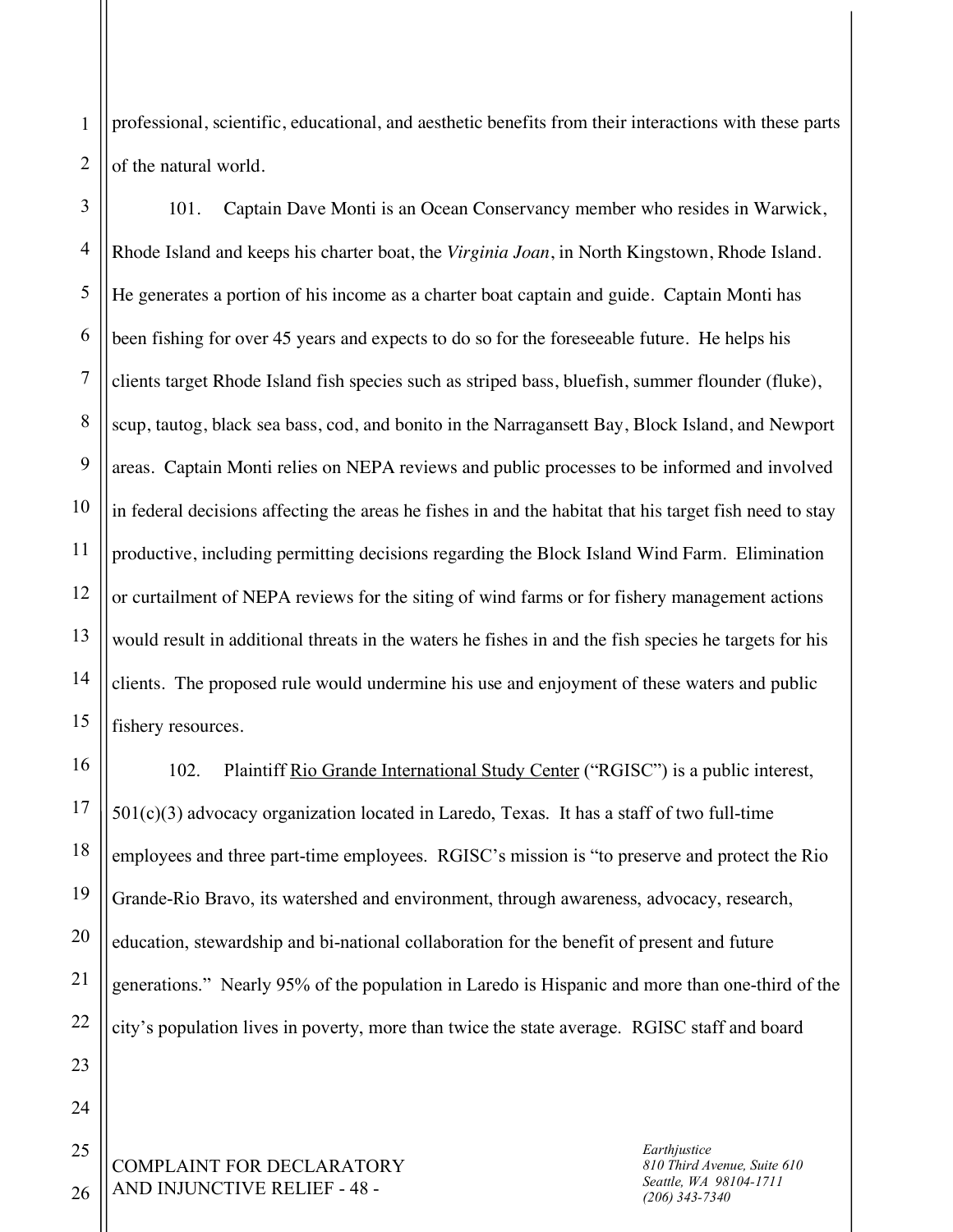professional, scientific, educational, and aesthetic benefits from their interactions with these parts of the natural world.

101. Captain Dave Monti is an Ocean Conservancy member who resides in Warwick, Rhode Island and keeps his charter boat, the *Virginia Joan*, in North Kingstown, Rhode Island. He generates a portion of his income as a charter boat captain and guide. Captain Monti has been fishing for over 45 years and expects to do so for the foreseeable future. He helps his clients target Rhode Island fish species such as striped bass, bluefish, summer flounder (fluke), scup, tautog, black sea bass, cod, and bonito in the Narragansett Bay, Block Island, and Newport areas. Captain Monti relies on NEPA reviews and public processes to be informed and involved in federal decisions affecting the areas he fishes in and the habitat that his target fish need to stay productive, including permitting decisions regarding the Block Island Wind Farm. Elimination or curtailment of NEPA reviews for the siting of wind farms or for fishery management actions would result in additional threats in the waters he fishes in and the fish species he targets for his clients. The proposed rule would undermine his use and enjoyment of these waters and public fishery resources.

102. Plaintiff Rio Grande International Study Center ("RGISC") is a public interest, 501(c)(3) advocacy organization located in Laredo, Texas. It has a staff of two full-time employees and three part-time employees. RGISC's mission is "to preserve and protect the Rio Grande-Rio Bravo, its watershed and environment, through awareness, advocacy, research, education, stewardship and bi-national collaboration for the benefit of present and future generations." Nearly 95% of the population in Laredo is Hispanic and more than one-third of the city's population lives in poverty, more than twice the state average. RGISC staff and board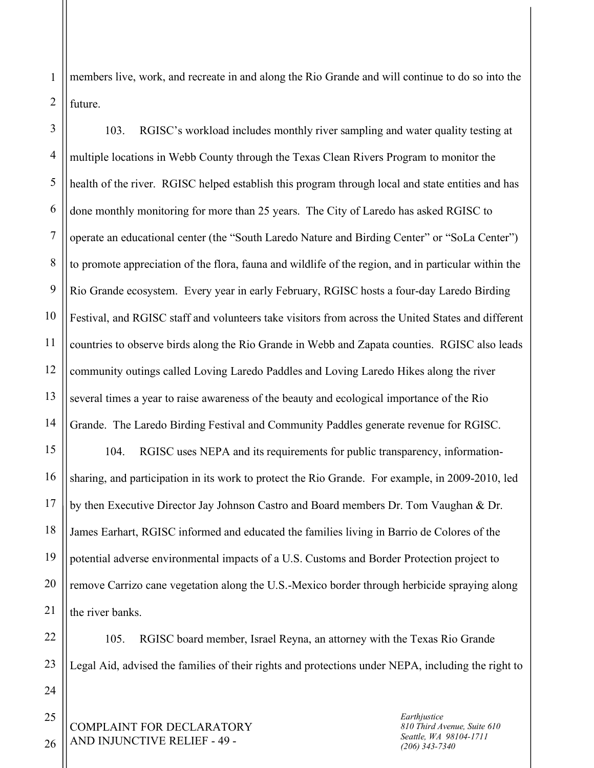members live, work, and recreate in and along the Rio Grande and will continue to do so into the future.

103. RGISC's workload includes monthly river sampling and water quality testing at multiple locations in Webb County through the Texas Clean Rivers Program to monitor the health of the river. RGISC helped establish this program through local and state entities and has done monthly monitoring for more than 25 years. The City of Laredo has asked RGISC to operate an educational center (the "South Laredo Nature and Birding Center" or "SoLa Center") to promote appreciation of the flora, fauna and wildlife of the region, and in particular within the Rio Grande ecosystem. Every year in early February, RGISC hosts a four-day Laredo Birding Festival, and RGISC staff and volunteers take visitors from across the United States and different countries to observe birds along the Rio Grande in Webb and Zapata counties. RGISC also leads community outings called Loving Laredo Paddles and Loving Laredo Hikes along the river several times a year to raise awareness of the beauty and ecological importance of the Rio Grande. The Laredo Birding Festival and Community Paddles generate revenue for RGISC.

104. RGISC uses NEPA and its requirements for public transparency, information-sharing, and participation in its work to protect the Rio Grande. For example, in 2009-2010, led by then Executive Director Jay Johnson Castro and Board members Dr. Tom Vaughan & Dr. James Earhart, RGISC informed and educated the families living in Barrio de Colores of the potential adverse environmental impacts of a U.S. Customs and Border Protection project to remove Carrizo cane vegetation along the U.S.-Mexico border through herbicide spraying along the river banks.

105. RGISC board member, Israel Reyna, an attorney with the Texas Rio Grande Legal Aid, advised the families of their rights and protections under NEPA, including the right to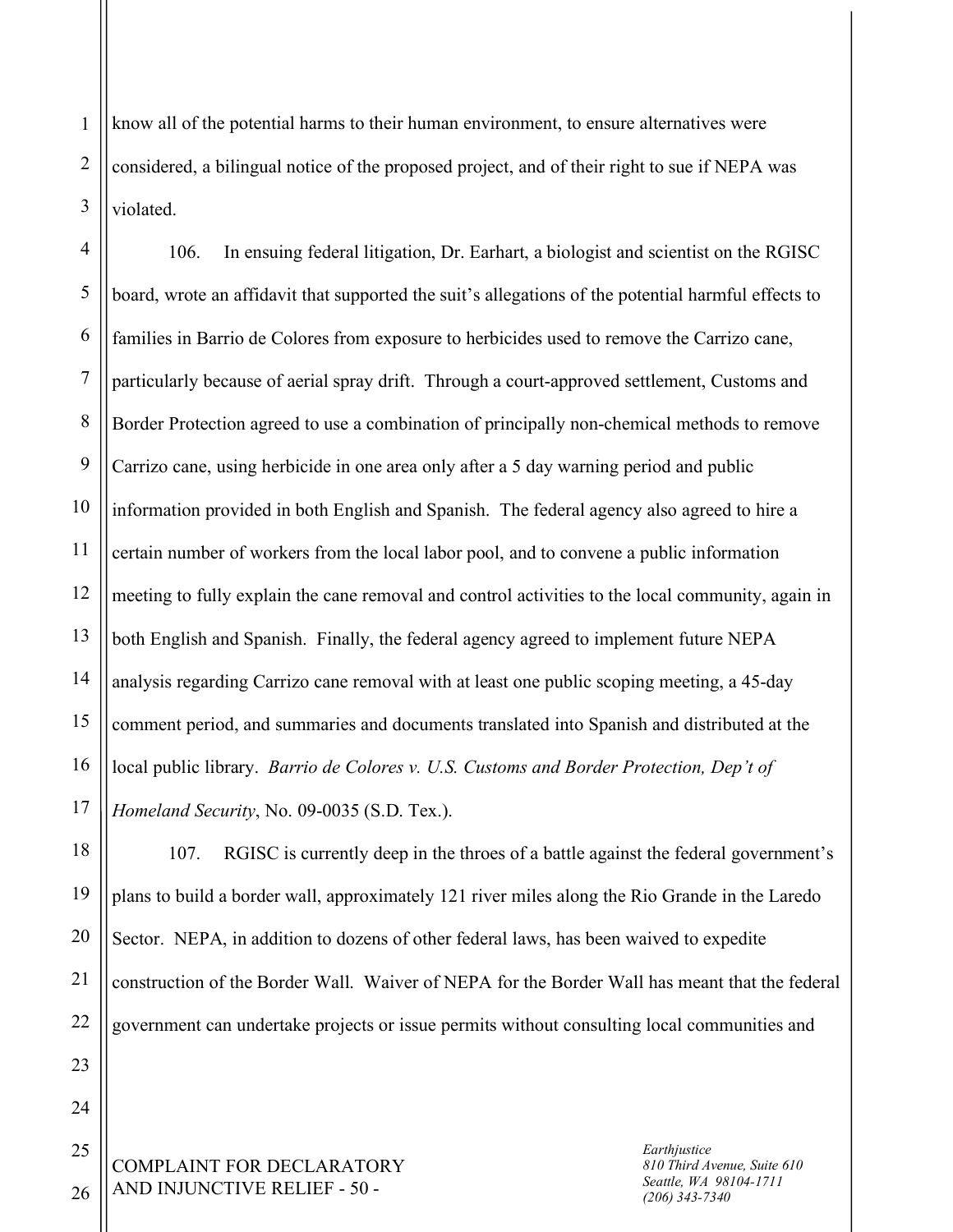know all of the potential harms to their human environment, to ensure alternatives were considered, a bilingual notice of the proposed project, and of their right to sue if NEPA was violated.

106. In ensuing federal litigation, Dr. Earhart, a biologist and scientist on the RGISC board, wrote an affidavit that supported the suit's allegations of the potential harmful effects to families in Barrio de Colores from exposure to herbicides used to remove the Carrizo cane, particularly because of aerial spray drift. Through a court-approved settlement, Customs and Border Protection agreed to use a combination of principally non-chemical methods to remove Carrizo cane, using herbicide in one area only after a 5 day warning period and public information provided in both English and Spanish. The federal agency also agreed to hire a certain number of workers from the local labor pool, and to convene a public information meeting to fully explain the cane removal and control activities to the local community, again in both English and Spanish. Finally, the federal agency agreed to implement future NEPA analysis regarding Carrizo cane removal with at least one public scoping meeting, a 45-day comment period, and summaries and documents translated into Spanish and distributed at the local public library. *Barrio de Colores v. U.S. Customs and Border Protection, Dep't of Homeland Security*, No. 09-0035 (S.D. Tex.).

107. RGISC is currently deep in the throes of a battle against the federal government's plans to build a border wall, approximately 121 river miles along the Rio Grande in the Laredo Sector. NEPA, in addition to dozens of other federal laws, has been waived to expedite construction of the Border Wall. Waiver of NEPA for the Border Wall has meant that the federal government can undertake projects or issue permits without consulting local communities and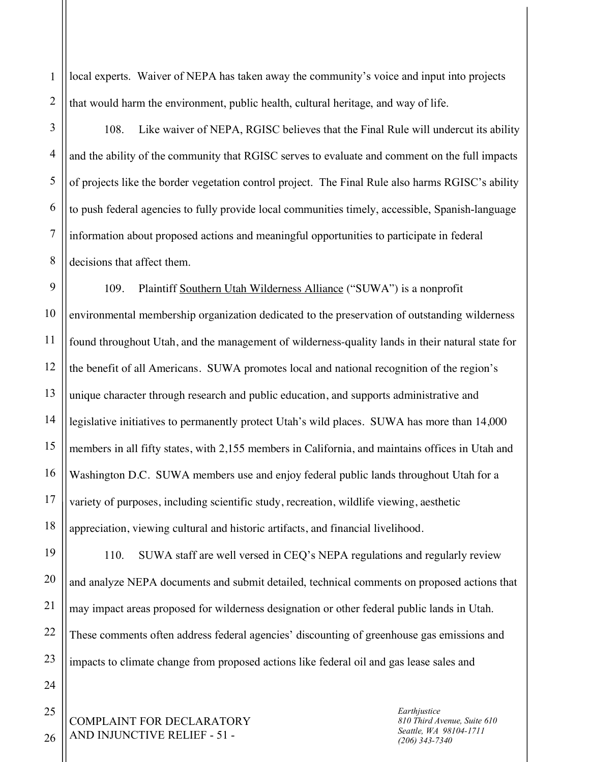local experts. Waiver of NEPA has taken away the community's voice and input into projects that would harm the environment, public health, cultural heritage, and way of life.

108. Like waiver of NEPA, RGISC believes that the Final Rule will undercut its ability and the ability of the community that RGISC serves to evaluate and comment on the full impacts of projects like the border vegetation control project. The Final Rule also harms RGISC's ability to push federal agencies to fully provide local communities timely, accessible, Spanish-language information about proposed actions and meaningful opportunities to participate in federal decisions that affect them.

109. Plaintiff Southern Utah Wilderness Alliance ("SUWA") is a nonprofit environmental membership organization dedicated to the preservation of outstanding wilderness found throughout Utah, and the management of wilderness-quality lands in their natural state for the benefit of all Americans. SUWA promotes local and national recognition of the region's unique character through research and public education, and supports administrative and legislative initiatives to permanently protect Utah's wild places. SUWA has more than 14,000 members in all fifty states, with 2,155 members in California, and maintains offices in Utah and Washington D.C. SUWA members use and enjoy federal public lands throughout Utah for a variety of purposes, including scientific study, recreation, wildlife viewing, aesthetic appreciation, viewing cultural and historic artifacts, and financial livelihood.

110. SUWA staff are well versed in CEQ's NEPA regulations and regularly review and analyze NEPA documents and submit detailed, technical comments on proposed actions that may impact areas proposed for wilderness designation or other federal public lands in Utah. These comments often address federal agencies' discounting of greenhouse gas emissions and impacts to climate change from proposed actions like federal oil and gas lease sales and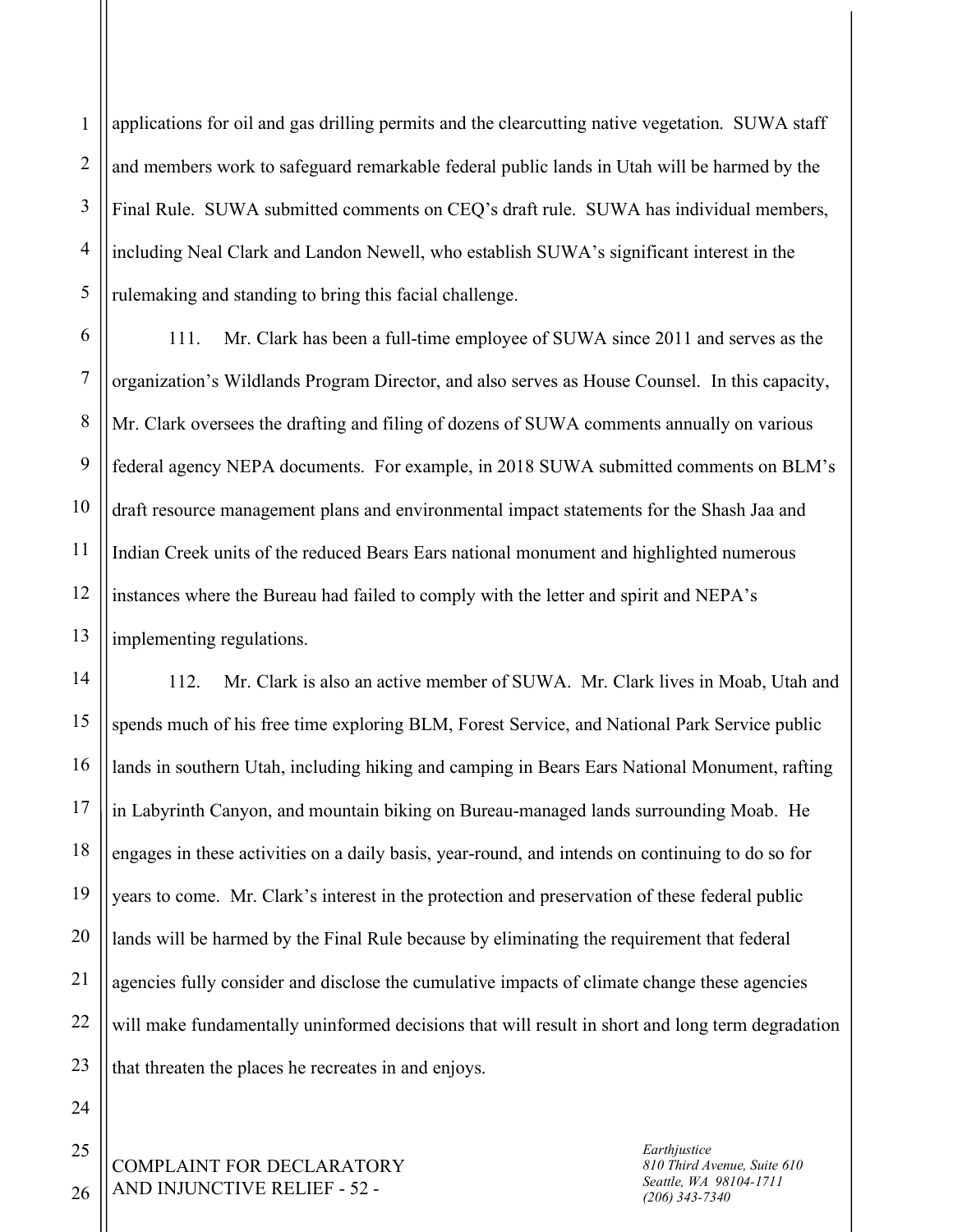applications for oil and gas drilling permits and the clearcutting native vegetation. SUWA staff and members work to safeguard remarkable federal public lands in Utah will be harmed by the Final Rule. SUWA submitted comments on CEQ's draft rule. SUWA has individual members, including Neal Clark and Landon Newell, who establish SUWA's significant interest in the rulemaking and standing to bring this facial challenge.

111. Mr. Clark has been a full-time employee of SUWA since 2011 and serves as the organization's Wildlands Program Director, and also serves as House Counsel. In this capacity, Mr. Clark oversees the drafting and filing of dozens of SUWA comments annually on various federal agency NEPA documents. For example, in 2018 SUWA submitted comments on BLM's draft resource management plans and environmental impact statements for the Shash Jaa and Indian Creek units of the reduced Bears Ears national monument and highlighted numerous instances where the Bureau had failed to comply with the letter and spirit and NEPA's implementing regulations.

112. Mr. Clark is also an active member of SUWA. Mr. Clark lives in Moab, Utah and spends much of his free time exploring BLM, Forest Service, and National Park Service public lands in southern Utah, including hiking and camping in Bears Ears National Monument, rafting in Labyrinth Canyon, and mountain biking on Bureau-managed lands surrounding Moab. He engages in these activities on a daily basis, year-round, and intends on continuing to do so for years to come. Mr. Clark's interest in the protection and preservation of these federal public lands will be harmed by the Final Rule because by eliminating the requirement that federal agencies fully consider and disclose the cumulative impacts of climate change these agencies will make fundamentally uninformed decisions that will result in short and long term degradation that threaten the places he recreates in and enjoys.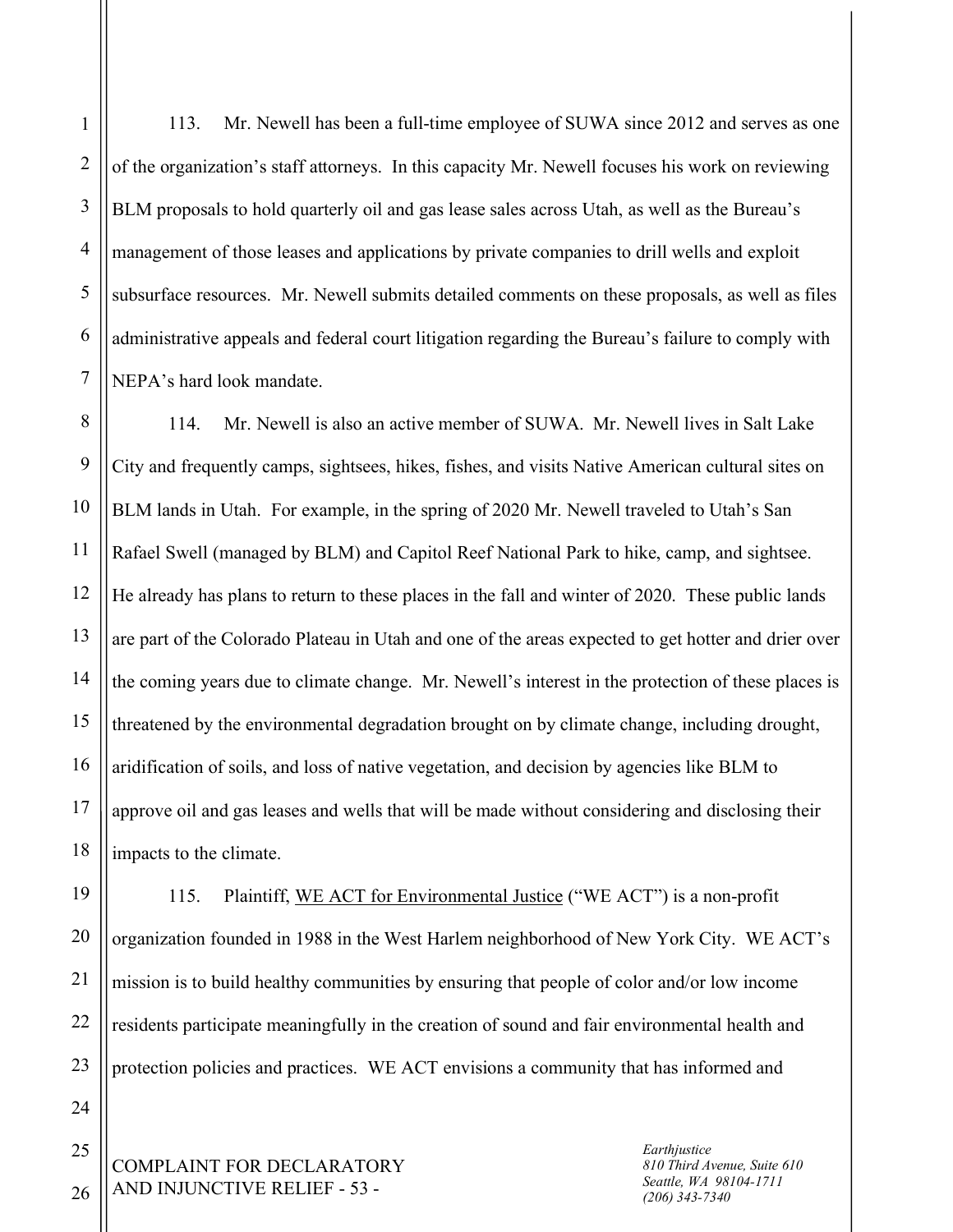113. Mr. Newell has been a full-time employee of SUWA since 2012 and serves as one of the organization's staff attorneys. In this capacity Mr. Newell focuses his work on reviewing BLM proposals to hold quarterly oil and gas lease sales across Utah, as well as the Bureau's management of those leases and applications by private companies to drill wells and exploit subsurface resources. Mr. Newell submits detailed comments on these proposals, as well as files administrative appeals and federal court litigation regarding the Bureau's failure to comply with NEPA's hard look mandate.

114. Mr. Newell is also an active member of SUWA. Mr. Newell lives in Salt Lake City and frequently camps, sightsees, hikes, fishes, and visits Native American cultural sites on BLM lands in Utah. For example, in the spring of 2020 Mr. Newell traveled to Utah's San Rafael Swell (managed by BLM) and Capitol Reef National Park to hike, camp, and sightsee. He already has plans to return to these places in the fall and winter of 2020. These public lands are part of the Colorado Plateau in Utah and one of the areas expected to get hotter and drier over the coming years due to climate change. Mr. Newell's interest in the protection of these places is threatened by the environmental degradation brought on by climate change, including drought, aridification of soils, and loss of native vegetation, and decision by agencies like BLM to approve oil and gas leases and wells that will be made without considering and disclosing their impacts to the climate.

115. Plaintiff, <u>WE ACT for Environmental Justice</u> ("WE ACT") is a non-profit organization founded in 1988 in the West Harlem neighborhood of New York City. WE ACT's mission is to build healthy communities by ensuring that people of color and/or low income residents participate meaningfully in the creation of sound and fair environmental health and protection policies and practices. WE ACT envisions a community that has informed and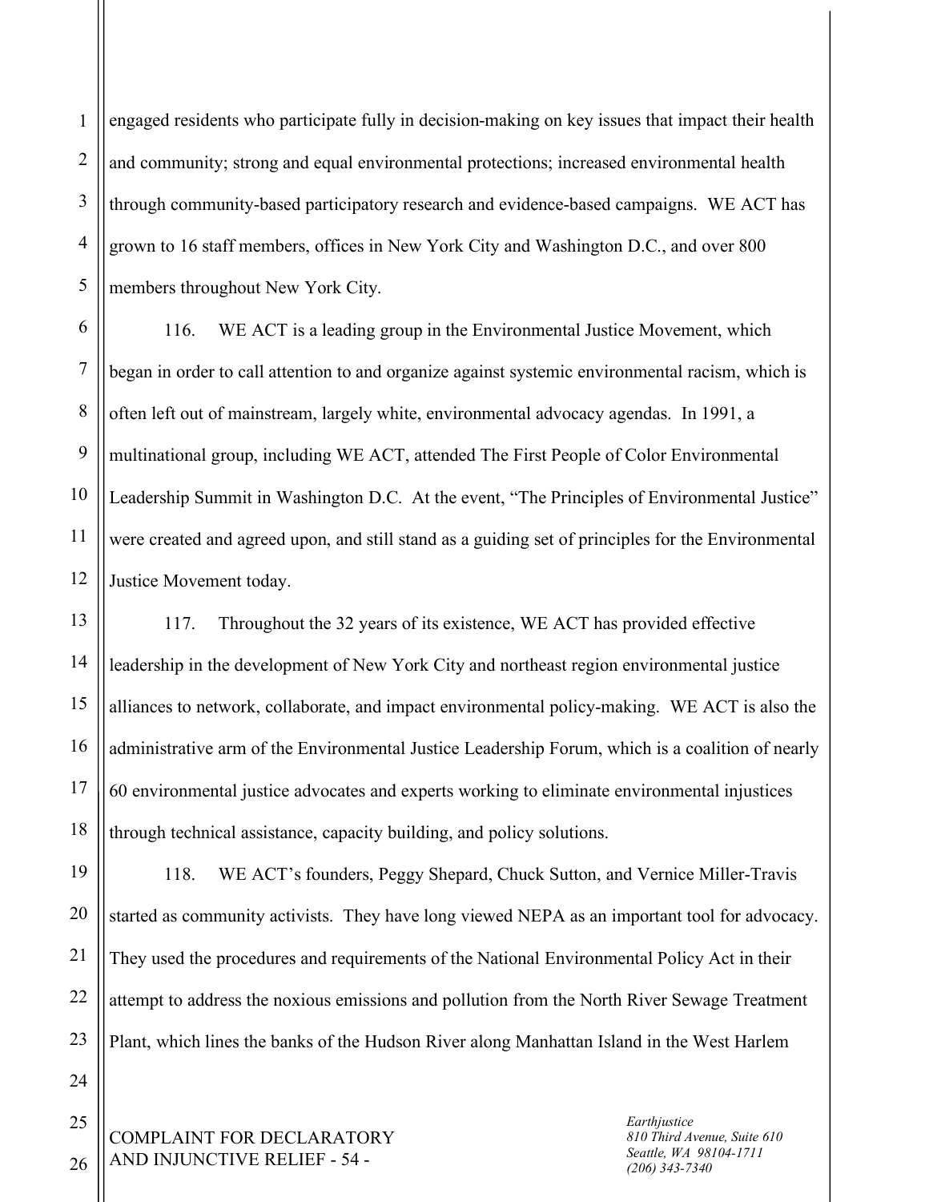engaged residents who participate fully in decision-making on key issues that impact their health and community; strong and equal environmental protections; increased environmental health through community-based participatory research and evidence-based campaigns. WE ACT has grown to 16 staff members, offices in New York City and Washington D.C., and over 800 members throughout New York City.

116. WE ACT is a leading group in the Environmental Justice Movement, which began in order to call attention to and organize against systemic environmental racism, which is often left out of mainstream, largely white, environmental advocacy agendas. In 1991, a multinational group, including WE ACT, attended The First People of Color Environmental Leadership Summit in Washington D.C. At the event, "The Principles of Environmental Justice" were created and agreed upon, and still stand as a guiding set of principles for the Environmental Justice Movement today.

117. Throughout the 32 years of its existence, WE ACT has provided effective leadership in the development of New York City and northeast region environmental justice alliances to network, collaborate, and impact environmental policy-making. WE ACT is also the administrative arm of the Environmental Justice Leadership Forum, which is a coalition of nearly 60 environmental justice advocates and experts working to eliminate environmental injustices through technical assistance, capacity building, and policy solutions.

118. WE ACT's founders, Peggy Shepard, Chuck Sutton, and Vernice Miller-Travis started as community activists. They have long viewed NEPA as an important tool for advocacy. They used the procedures and requirements of the National Environmental Policy Act in their attempt to address the noxious emissions and pollution from the North River Sewage Treatment Plant, which lines the banks of the Hudson River along Manhattan Island in the West Harlem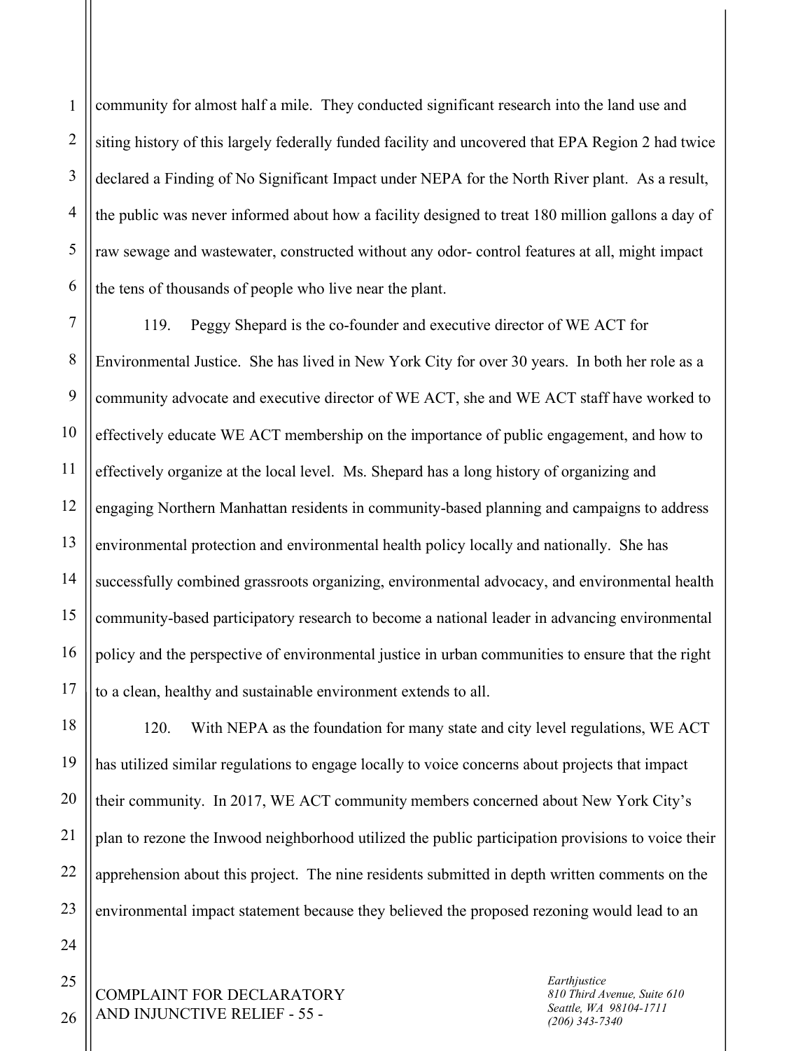community for almost half a mile. They conducted significant research into the land use and siting history of this largely federally funded facility and uncovered that EPA Region 2 had twice declared a Finding of No Significant Impact under NEPA for the North River plant. As a result, the public was never informed about how a facility designed to treat 180 million gallons a day of raw sewage and wastewater, constructed without any odor- control features at all, might impact the tens of thousands of people who live near the plant.

119. Peggy Shepard is the co-founder and executive director of WE ACT for Environmental Justice. She has lived in New York City for over 30 years. In both her role as a community advocate and executive director of WE ACT, she and WE ACT staff have worked to effectively educate WE ACT membership on the importance of public engagement, and how to effectively organize at the local level. Ms. Shepard has a long history of organizing and engaging Northern Manhattan residents in community-based planning and campaigns to address environmental protection and environmental health policy locally and nationally. She has successfully combined grassroots organizing, environmental advocacy, and environmental health community-based participatory research to become a national leader in advancing environmental policy and the perspective of environmental justice in urban communities to ensure that the right to a clean, healthy and sustainable environment extends to all.

120. With NEPA as the foundation for many state and city level regulations, WE ACT has utilized similar regulations to engage locally to voice concerns about projects that impact their community. In 2017, WE ACT community members concerned about New York City's plan to rezone the Inwood neighborhood utilized the public participation provisions to voice their apprehension about this project. The nine residents submitted in depth written comments on the environmental impact statement because they believed the proposed rezoning would lead to an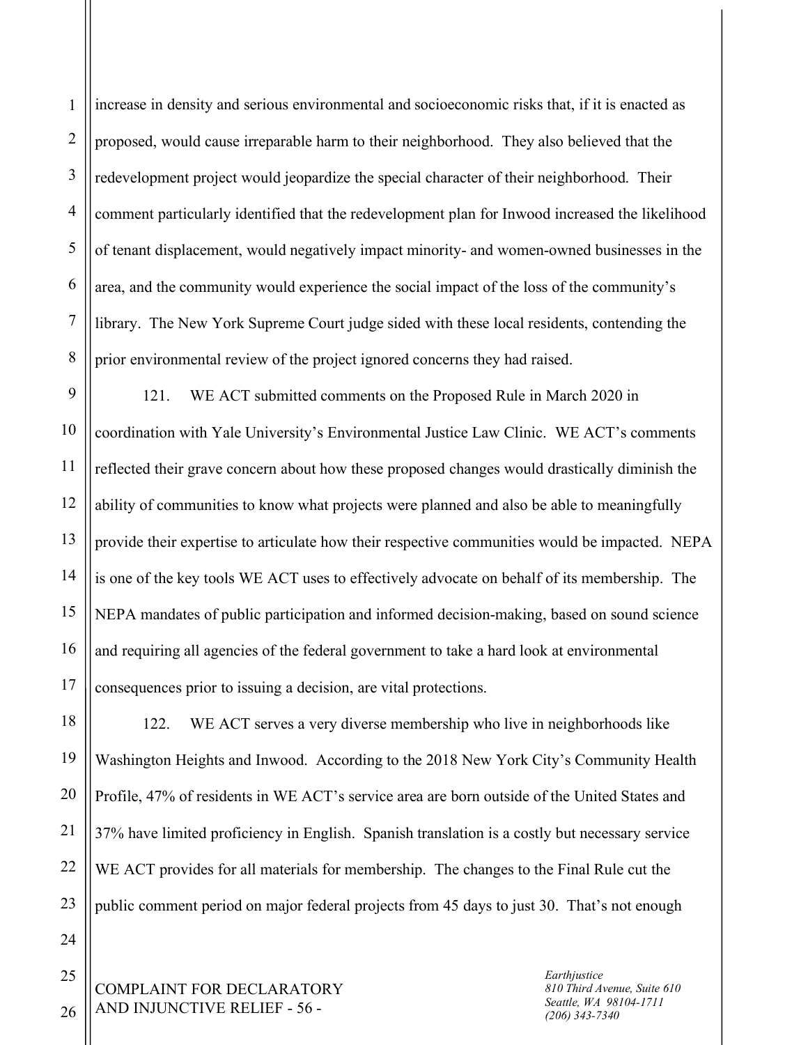increase in density and serious environmental and socioeconomic risks that, if it is enacted as proposed, would cause irreparable harm to their neighborhood. They also believed that the redevelopment project would jeopardize the special character of their neighborhood. Their comment particularly identified that the redevelopment plan for Inwood increased the likelihood of tenant displacement, would negatively impact minority- and women-owned businesses in the area, and the community would experience the social impact of the loss of the community's library. The New York Supreme Court judge sided with these local residents, contending the prior environmental review of the project ignored concerns they had raised.

121. WE ACT submitted comments on the Proposed Rule in March 2020 in coordination with Yale University's Environmental Justice Law Clinic. WE ACT's comments reflected their grave concern about how these proposed changes would drastically diminish the ability of communities to know what projects were planned and also be able to meaningfully provide their expertise to articulate how their respective communities would be impacted. NEPA is one of the key tools WE ACT uses to effectively advocate on behalf of its membership. The NEPA mandates of public participation and informed decision-making, based on sound science and requiring all agencies of the federal government to take a hard look at environmental consequences prior to issuing a decision, are vital protections.

122. WE ACT serves a very diverse membership who live in neighborhoods like Washington Heights and Inwood. According to the 2018 New York City's Community Health Profile, 47% of residents in WE ACT's service area are born outside of the United States and 37% have limited proficiency in English. Spanish translation is a costly but necessary service WE ACT provides for all materials for membership. The changes to the Final Rule cut the public comment period on major federal projects from 45 days to just 30. That's not enough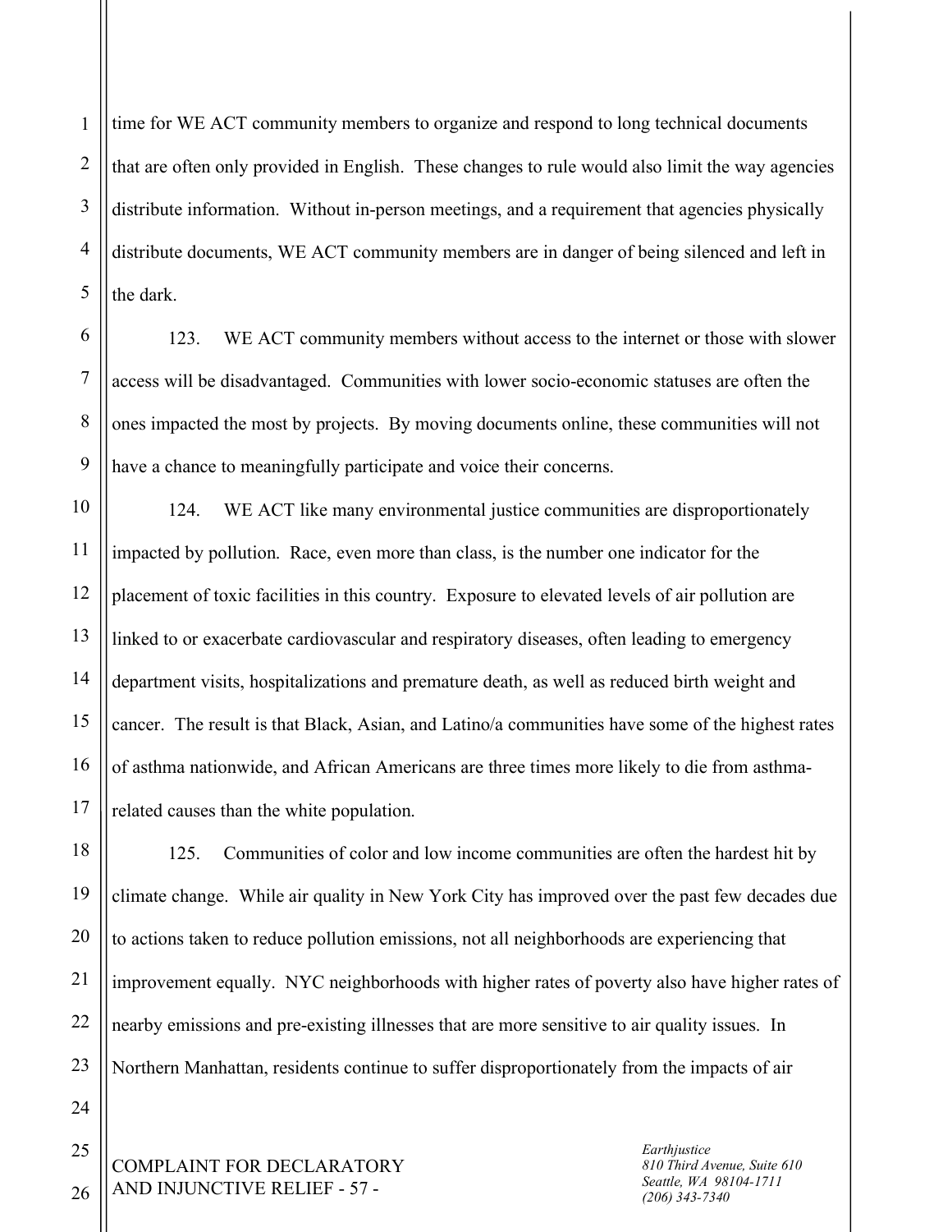time for WE ACT community members to organize and respond to long technical documents that are often only provided in English. These changes to rule would also limit the way agencies distribute information. Without in-person meetings, and a requirement that agencies physically distribute documents, WE ACT community members are in danger of being silenced and left in the dark.

123. WE ACT community members without access to the internet or those with slower access will be disadvantaged. Communities with lower socio-economic statuses are often the ones impacted the most by projects. By moving documents online, these communities will not have a chance to meaningfully participate and voice their concerns.

124. WE ACT like many environmental justice communities are disproportionately impacted by pollution. Race, even more than class, is the number one indicator for the placement of toxic facilities in this country. Exposure to elevated levels of air pollution are linked to or exacerbate cardiovascular and respiratory diseases, often leading to emergency department visits, hospitalizations and premature death, as well as reduced birth weight and cancer. The result is that Black, Asian, and Latino/a communities have some of the highest rates of asthma nationwide, and African Americans are three times more likely to die from asthma-related causes than the white population.

125. Communities of color and low income communities are often the hardest hit by climate change. While air quality in New York City has improved over the past few decades due to actions taken to reduce pollution emissions, not all neighborhoods are experiencing that improvement equally. NYC neighborhoods with higher rates of poverty also have higher rates of nearby emissions and pre-existing illnesses that are more sensitive to air quality issues. In Northern Manhattan, residents continue to suffer disproportionately from the impacts of air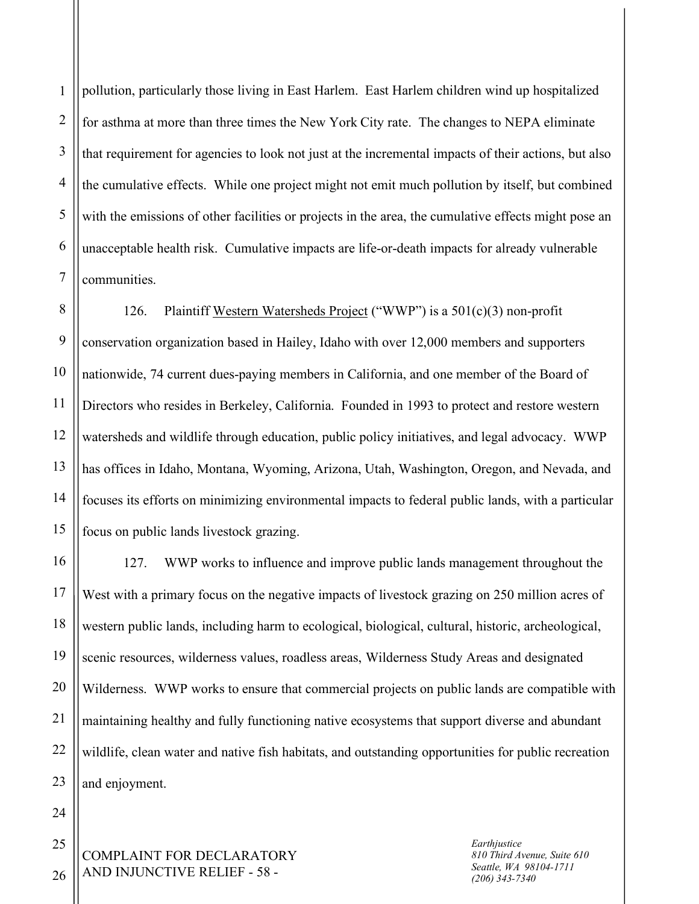pollution, particularly those living in East Harlem. East Harlem children wind up hospitalized for asthma at more than three times the New York City rate. The changes to NEPA eliminate that requirement for agencies to look not just at the incremental impacts of their actions, but also the cumulative effects. While one project might not emit much pollution by itself, but combined with the emissions of other facilities or projects in the area, the cumulative effects might pose an unacceptable health risk. Cumulative impacts are life-or-death impacts for already vulnerable communities.

126. Plaintiff Western Watersheds Project ("WWP") is a 501(c)(3) non-profit conservation organization based in Hailey, Idaho with over 12,000 members and supporters nationwide, 74 current dues-paying members in California, and one member of the Board of Directors who resides in Berkeley, California. Founded in 1993 to protect and restore western watersheds and wildlife through education, public policy initiatives, and legal advocacy. WWP has offices in Idaho, Montana, Wyoming, Arizona, Utah, Washington, Oregon, and Nevada, and focuses its efforts on minimizing environmental impacts to federal public lands, with a particular focus on public lands livestock grazing.

127. WWP works to influence and improve public lands management throughout the West with a primary focus on the negative impacts of livestock grazing on 250 million acres of western public lands, including harm to ecological, biological, cultural, historic, archeological, scenic resources, wilderness values, roadless areas, Wilderness Study Areas and designated Wilderness. WWP works to ensure that commercial projects on public lands are compatible with maintaining healthy and fully functioning native ecosystems that support diverse and abundant wildlife, clean water and native fish habitats, and outstanding opportunities for public recreation and enjoyment.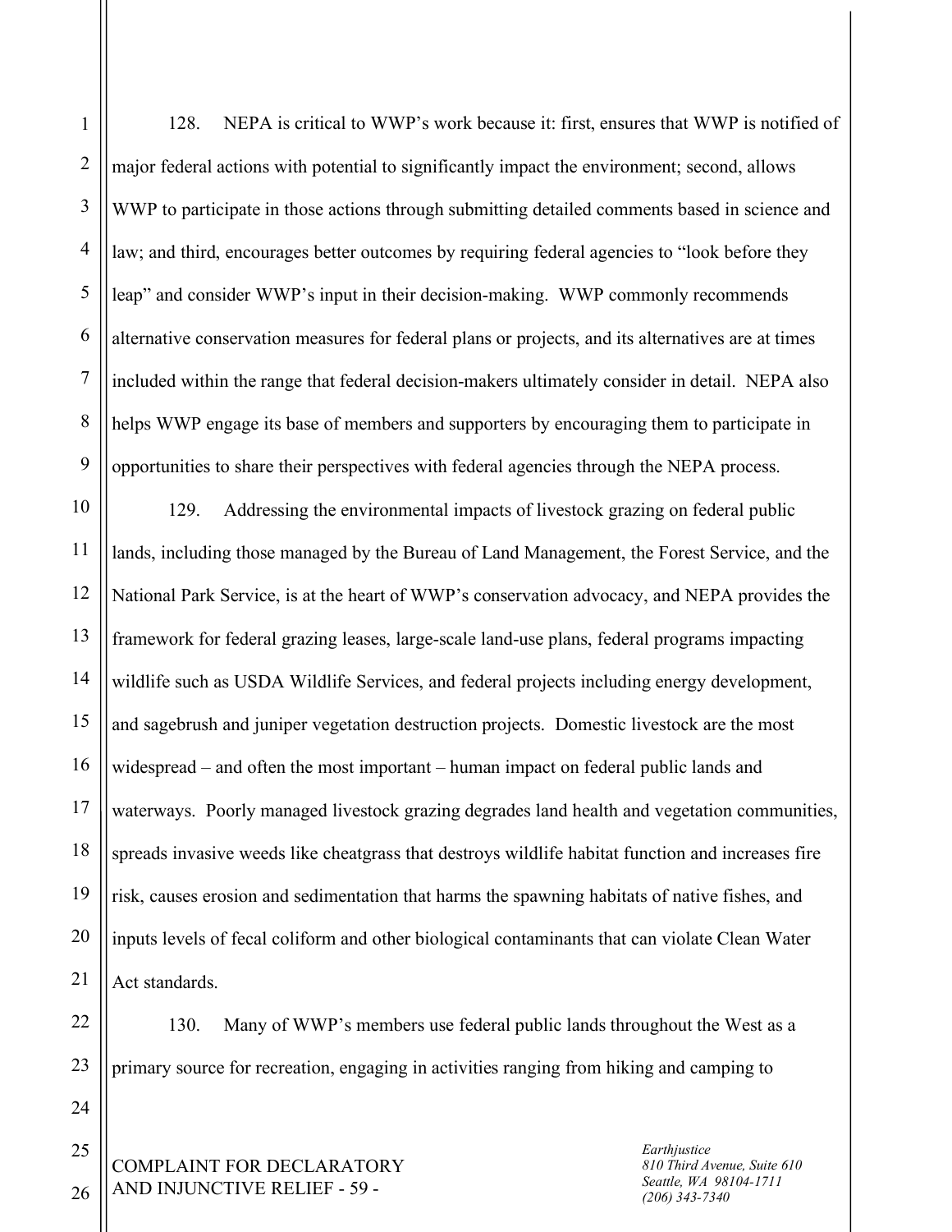128. NEPA is critical to WWP's work because it: first, ensures that WWP is notified of major federal actions with potential to significantly impact the environment; second, allows WWP to participate in those actions through submitting detailed comments based in science and law; and third, encourages better outcomes by requiring federal agencies to "look before they leap" and consider WWP's input in their decision-making. WWP commonly recommends alternative conservation measures for federal plans or projects, and its alternatives are at times included within the range that federal decision-makers ultimately consider in detail. NEPA also helps WWP engage its base of members and supporters by encouraging them to participate in opportunities to share their perspectives with federal agencies through the NEPA process.

129. Addressing the environmental impacts of livestock grazing on federal public lands, including those managed by the Bureau of Land Management, the Forest Service, and the National Park Service, is at the heart of WWP's conservation advocacy, and NEPA provides the framework for federal grazing leases, large-scale land-use plans, federal programs impacting wildlife such as USDA Wildlife Services, and federal projects including energy development, and sagebrush and juniper vegetation destruction projects. Domestic livestock are the most widespread – and often the most important – human impact on federal public lands and waterways. Poorly managed livestock grazing degrades land health and vegetation communities, spreads invasive weeds like cheatgrass that destroys wildlife habitat function and increases fire risk, causes erosion and sedimentation that harms the spawning habitats of native fishes, and inputs levels of fecal coliform and other biological contaminants that can violate Clean Water Act standards.

130. Many of WWP's members use federal public lands throughout the West as a primary source for recreation, engaging in activities ranging from hiking and camping to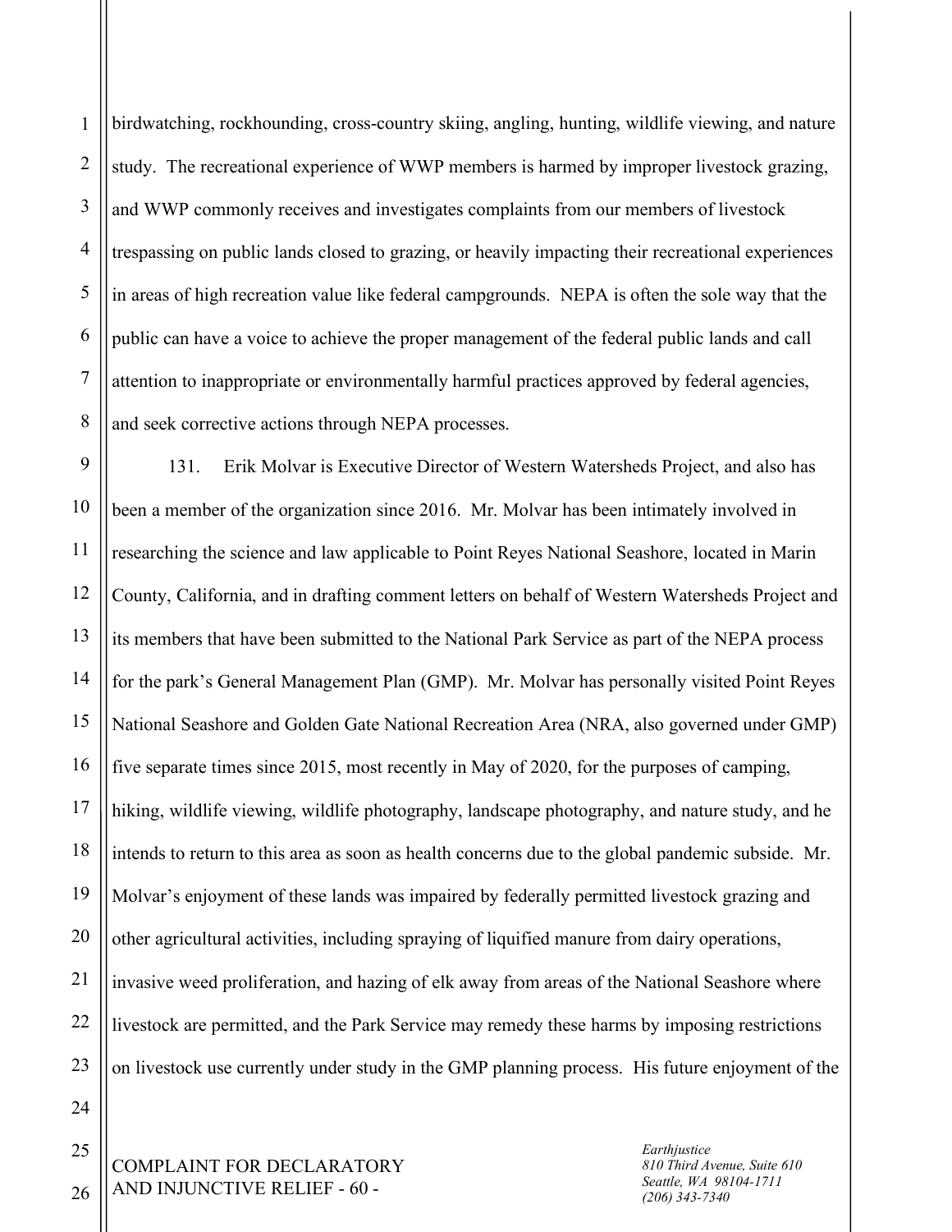birdwatching, rockhounding, cross-country skiing, angling, hunting, wildlife viewing, and nature study. The recreational experience of WWP members is harmed by improper livestock grazing, and WWP commonly receives and investigates complaints from our members of livestock trespassing on public lands closed to grazing, or heavily impacting their recreational experiences in areas of high recreation value like federal campgrounds. NEPA is often the sole way that the public can have a voice to achieve the proper management of the federal public lands and call attention to inappropriate or environmentally harmful practices approved by federal agencies, and seek corrective actions through NEPA processes.

131. Erik Molvar is Executive Director of Western Watersheds Project, and also has been a member of the organization since 2016. Mr. Molvar has been intimately involved in researching the science and law applicable to Point Reyes National Seashore, located in Marin County, California, and in drafting comment letters on behalf of Western Watersheds Project and its members that have been submitted to the National Park Service as part of the NEPA process for the park's General Management Plan (GMP). Mr. Molvar has personally visited Point Reyes National Seashore and Golden Gate National Recreation Area (NRA, also governed under GMP) five separate times since 2015, most recently in May of 2020, for the purposes of camping, hiking, wildlife viewing, wildlife photography, landscape photography, and nature study, and he intends to return to this area as soon as health concerns due to the global pandemic subside. Mr. Molvar's enjoyment of these lands was impaired by federally permitted livestock grazing and other agricultural activities, including spraying of liquified manure from dairy operations, invasive weed proliferation, and hazing of elk away from areas of the National Seashore where livestock are permitted, and the Park Service may remedy these harms by imposing restrictions on livestock use currently under study in the GMP planning process. His future enjoyment of the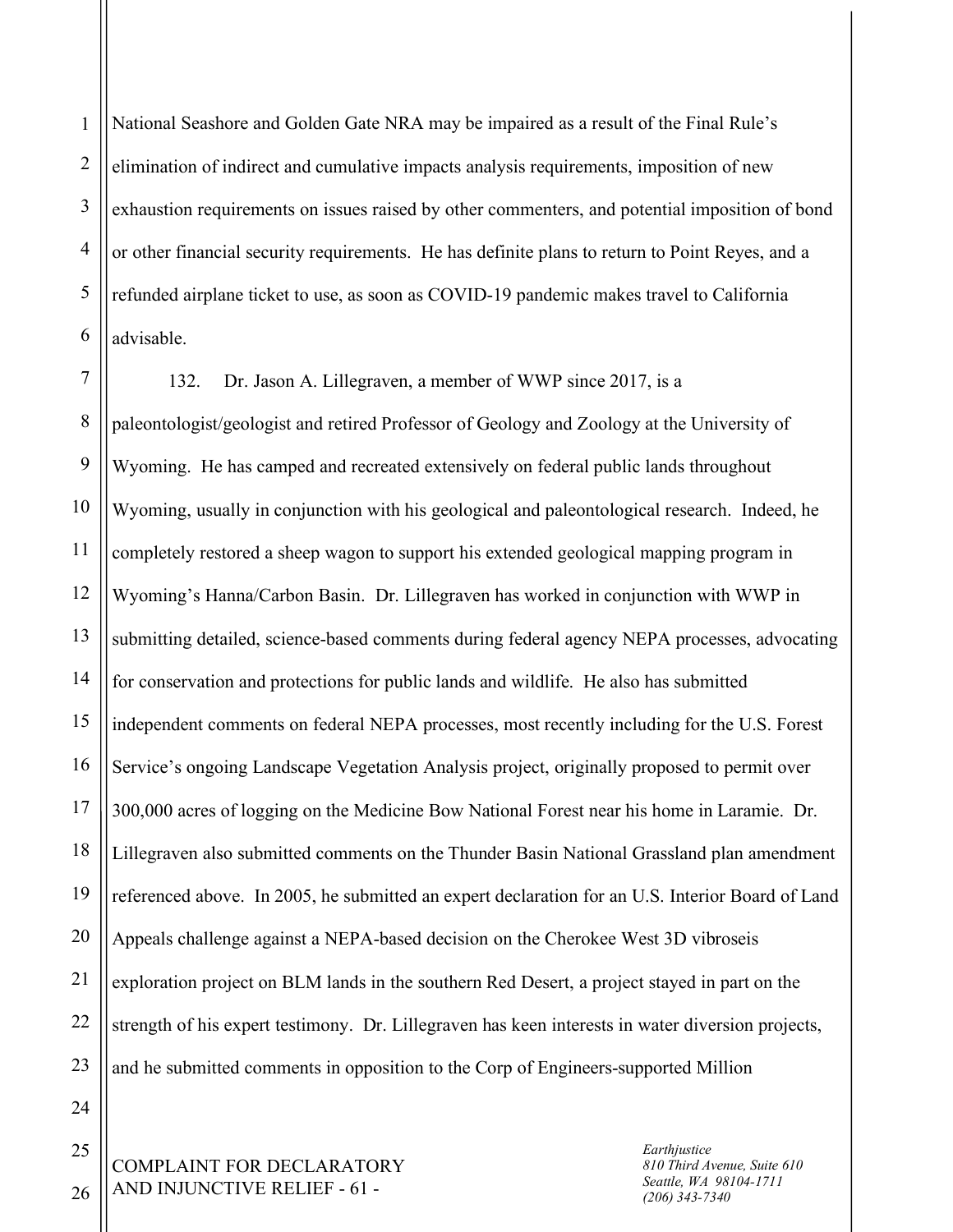National Seashore and Golden Gate NRA may be impaired as a result of the Final Rule's elimination of indirect and cumulative impacts analysis requirements, imposition of new exhaustion requirements on issues raised by other commenters, and potential imposition of bond or other financial security requirements. He has definite plans to return to Point Reyes, and a refunded airplane ticket to use, as soon as COVID-19 pandemic makes travel to California advisable.

132. Dr. Jason A. Lillegraven, a member of WWP since 2017, is a paleontologist/geologist and retired Professor of Geology and Zoology at the University of Wyoming. He has camped and recreated extensively on federal public lands throughout Wyoming, usually in conjunction with his geological and paleontological research. Indeed, he completely restored a sheep wagon to support his extended geological mapping program in Wyoming's Hanna/Carbon Basin. Dr. Lillegraven has worked in conjunction with WWP in submitting detailed, science-based comments during federal agency NEPA processes, advocating for conservation and protections for public lands and wildlife. He also has submitted independent comments on federal NEPA processes, most recently including for the U.S. Forest Service's ongoing Landscape Vegetation Analysis project, originally proposed to permit over 300,000 acres of logging on the Medicine Bow National Forest near his home in Laramie. Dr. Lillegraven also submitted comments on the Thunder Basin National Grassland plan amendment referenced above. In 2005, he submitted an expert declaration for an U.S. Interior Board of Land Appeals challenge against a NEPA-based decision on the Cherokee West 3D vibroseis exploration project on BLM lands in the southern Red Desert, a project stayed in part on the strength of his expert testimony. Dr. Lillegraven has keen interests in water diversion projects, and he submitted comments in opposition to the Corp of Engineers-supported Million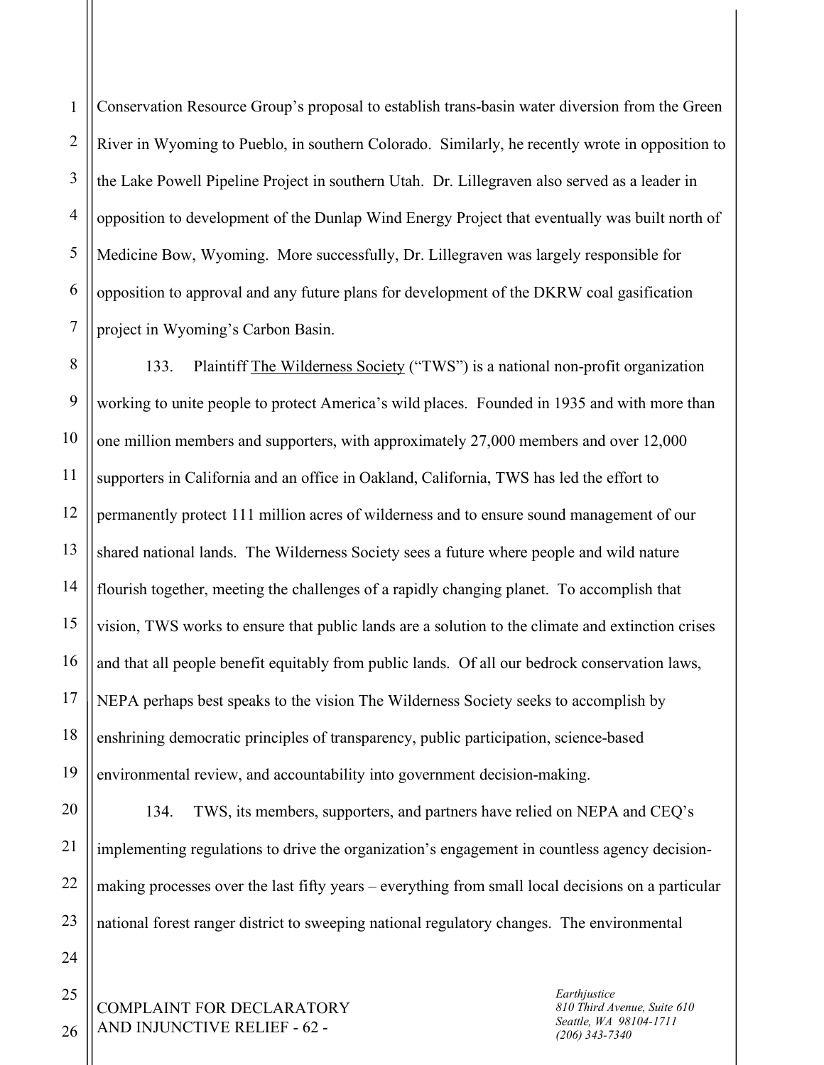Conservation Resource Group's proposal to establish trans-basin water diversion from the Green River in Wyoming to Pueblo, in southern Colorado. Similarly, he recently wrote in opposition to the Lake Powell Pipeline Project in southern Utah. Dr. Lillegraven also served as a leader in opposition to development of the Dunlap Wind Energy Project that eventually was built north of Medicine Bow, Wyoming. More successfully, Dr. Lillegraven was largely responsible for opposition to approval and any future plans for development of the DKRW coal gasification project in Wyoming's Carbon Basin.

133. Plaintiff The Wilderness Society ("TWS") is a national non-profit organization working to unite people to protect America's wild places. Founded in 1935 and with more than one million members and supporters, with approximately 27,000 members and over 12,000 supporters in California and an office in Oakland, California, TWS has led the effort to permanently protect 111 million acres of wilderness and to ensure sound management of our shared national lands. The Wilderness Society sees a future where people and wild nature flourish together, meeting the challenges of a rapidly changing planet. To accomplish that vision, TWS works to ensure that public lands are a solution to the climate and extinction crises and that all people benefit equitably from public lands. Of all our bedrock conservation laws, NEPA perhaps best speaks to the vision The Wilderness Society seeks to accomplish by enshrining democratic principles of transparency, public participation, science-based environmental review, and accountability into government decision-making.

134. TWS, its members, supporters, and partners have relied on NEPA and CEQ's implementing regulations to drive the organization's engagement in countless agency decision-making processes over the last fifty years – everything from small local decisions on a particular national forest ranger district to sweeping national regulatory changes. The environmental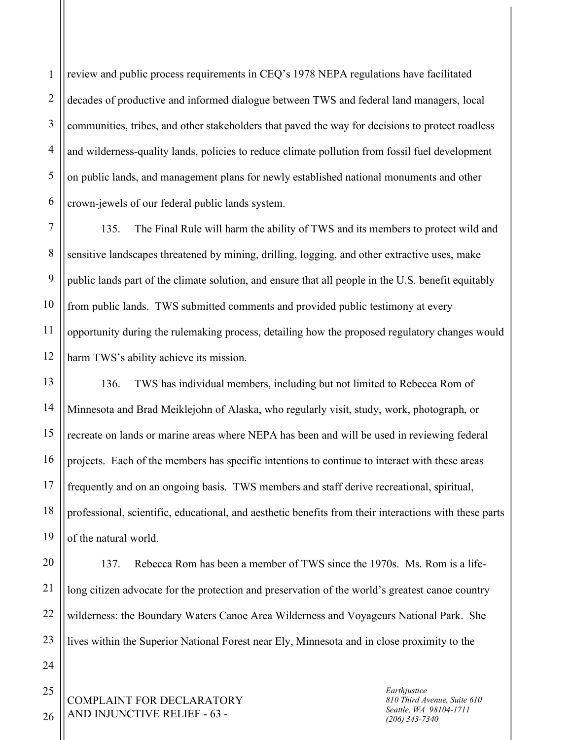review and public process requirements in CEQ's 1978 NEPA regulations have facilitated decades of productive and informed dialogue between TWS and federal land managers, local communities, tribes, and other stakeholders that paved the way for decisions to protect roadless and wilderness-quality lands, policies to reduce climate pollution from fossil fuel development on public lands, and management plans for newly established national monuments and other crown-jewels of our federal public lands system.

135. The Final Rule will harm the ability of TWS and its members to protect wild and sensitive landscapes threatened by mining, drilling, logging, and other extractive uses, make public lands part of the climate solution, and ensure that all people in the U.S. benefit equitably from public lands. TWS submitted comments and provided public testimony at every opportunity during the rulemaking process, detailing how the proposed regulatory changes would harm TWS's ability achieve its mission.

136. TWS has individual members, including but not limited to Rebecca Rom of Minnesota and Brad Meiklejohn of Alaska, who regularly visit, study, work, photograph, or recreate on lands or marine areas where NEPA has been and will be used in reviewing federal projects. Each of the members has specific intentions to continue to interact with these areas frequently and on an ongoing basis. TWS members and staff derive recreational, spiritual, professional, scientific, educational, and aesthetic benefits from their interactions with these parts of the natural world.

137. Rebecca Rom has been a member of TWS since the 1970s. Ms. Rom is a life-long citizen advocate for the protection and preservation of the world's greatest canoe country wilderness: the Boundary Waters Canoe Area Wilderness and Voyageurs National Park. She lives within the Superior National Forest near Ely, Minnesota and in close proximity to the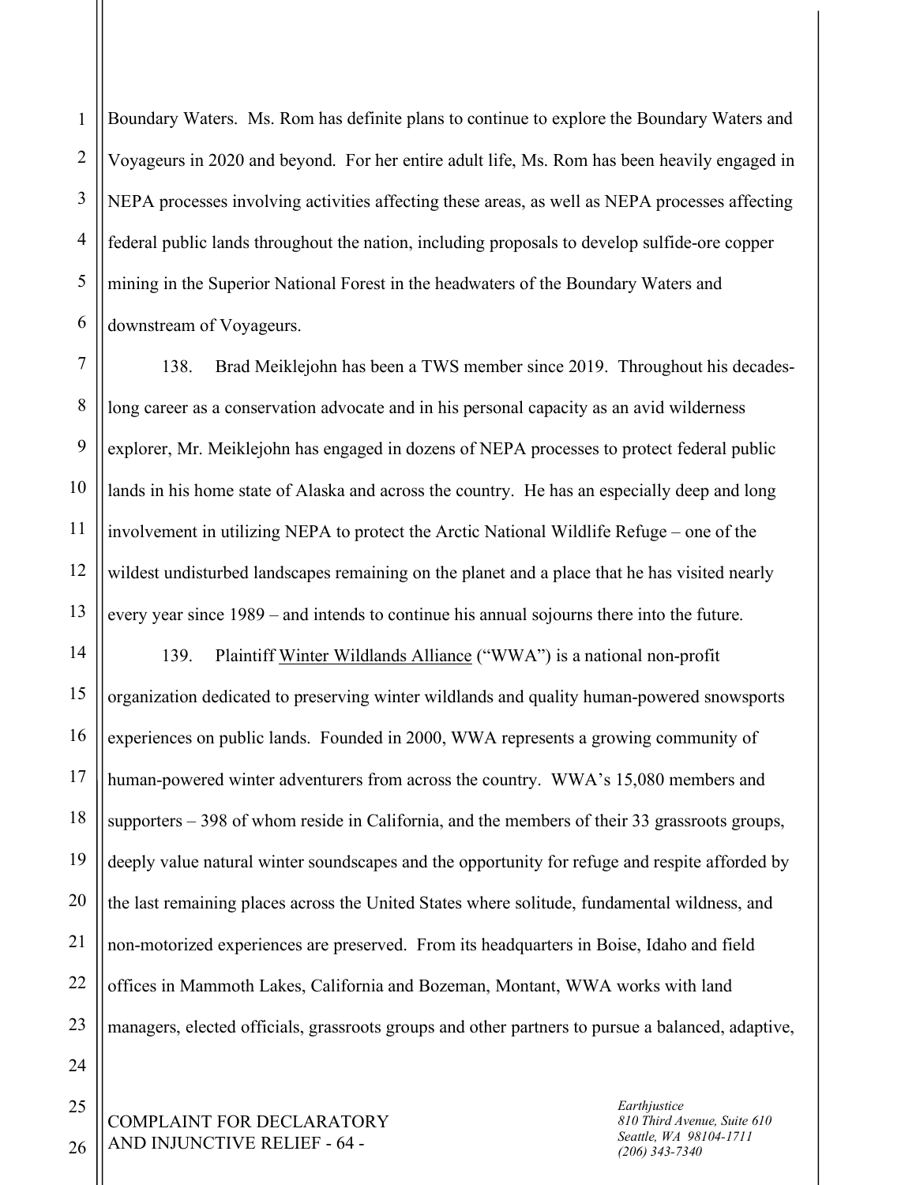Boundary Waters. Ms. Rom has definite plans to continue to explore the Boundary Waters and Voyageurs in 2020 and beyond. For her entire adult life, Ms. Rom has been heavily engaged in NEPA processes involving activities affecting these areas, as well as NEPA processes affecting federal public lands throughout the nation, including proposals to develop sulfide-ore copper mining in the Superior National Forest in the headwaters of the Boundary Waters and downstream of Voyageurs.

138. Brad Meiklejohn has been a TWS member since 2019. Throughout his decades-long career as a conservation advocate and in his personal capacity as an avid wilderness explorer, Mr. Meiklejohn has engaged in dozens of NEPA processes to protect federal public lands in his home state of Alaska and across the country. He has an especially deep and long involvement in utilizing NEPA to protect the Arctic National Wildlife Refuge – one of the wildest undisturbed landscapes remaining on the planet and a place that he has visited nearly every year since 1989 – and intends to continue his annual sojourns there into the future.

139. Plaintiff Winter Wildlands Alliance ("WWA") is a national non-profit organization dedicated to preserving winter wildlands and quality human-powered snowsports experiences on public lands. Founded in 2000, WWA represents a growing community of human-powered winter adventurers from across the country. WWA's 15,080 members and supporters – 398 of whom reside in California, and the members of their 33 grassroots groups, deeply value natural winter soundscapes and the opportunity for refuge and respite afforded by the last remaining places across the United States where solitude, fundamental wildness, and non-motorized experiences are preserved. From its headquarters in Boise, Idaho and field offices in Mammoth Lakes, California and Bozeman, Montant, WWA works with land managers, elected officials, grassroots groups and other partners to pursue a balanced, adaptive,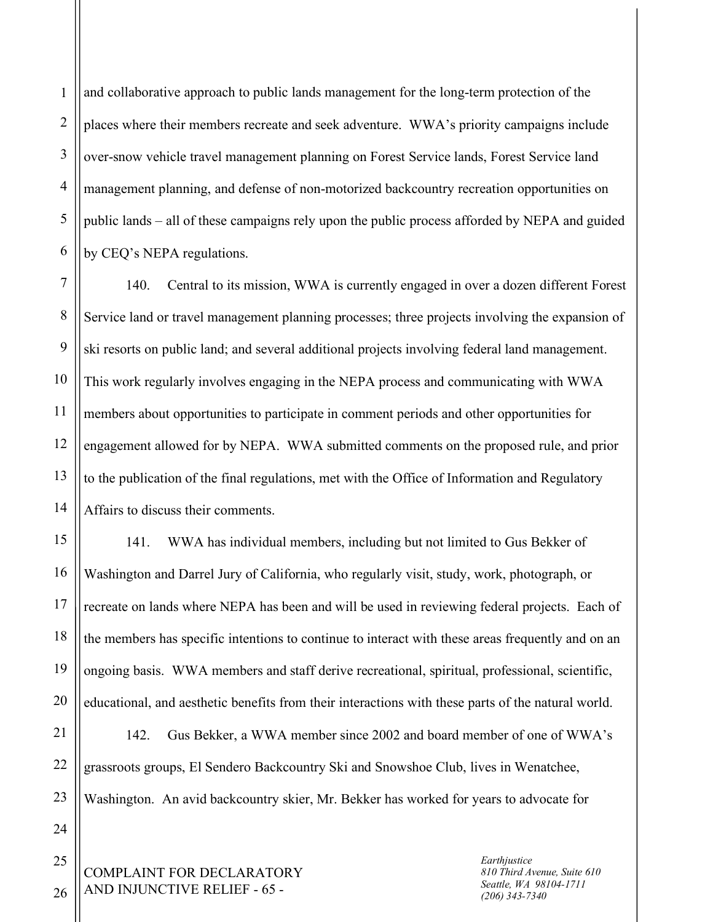and collaborative approach to public lands management for the long-term protection of the places where their members recreate and seek adventure. WWA's priority campaigns include over-snow vehicle travel management planning on Forest Service lands, Forest Service land management planning, and defense of non-motorized backcountry recreation opportunities on public lands – all of these campaigns rely upon the public process afforded by NEPA and guided by CEQ's NEPA regulations.

140. Central to its mission, WWA is currently engaged in over a dozen different Forest Service land or travel management planning processes; three projects involving the expansion of ski resorts on public land; and several additional projects involving federal land management. This work regularly involves engaging in the NEPA process and communicating with WWA members about opportunities to participate in comment periods and other opportunities for engagement allowed for by NEPA. WWA submitted comments on the proposed rule, and prior to the publication of the final regulations, met with the Office of Information and Regulatory Affairs to discuss their comments.

141. WWA has individual members, including but not limited to Gus Bekker of Washington and Darrel Jury of California, who regularly visit, study, work, photograph, or recreate on lands where NEPA has been and will be used in reviewing federal projects. Each of the members has specific intentions to continue to interact with these areas frequently and on an ongoing basis. WWA members and staff derive recreational, spiritual, professional, scientific, educational, and aesthetic benefits from their interactions with these parts of the natural world.

142. Gus Bekker, a WWA member since 2002 and board member of one of WWA's grassroots groups, El Sendero Backcountry Ski and Snowshoe Club, lives in Wenatchee, Washington. An avid backcountry skier, Mr. Bekker has worked for years to advocate for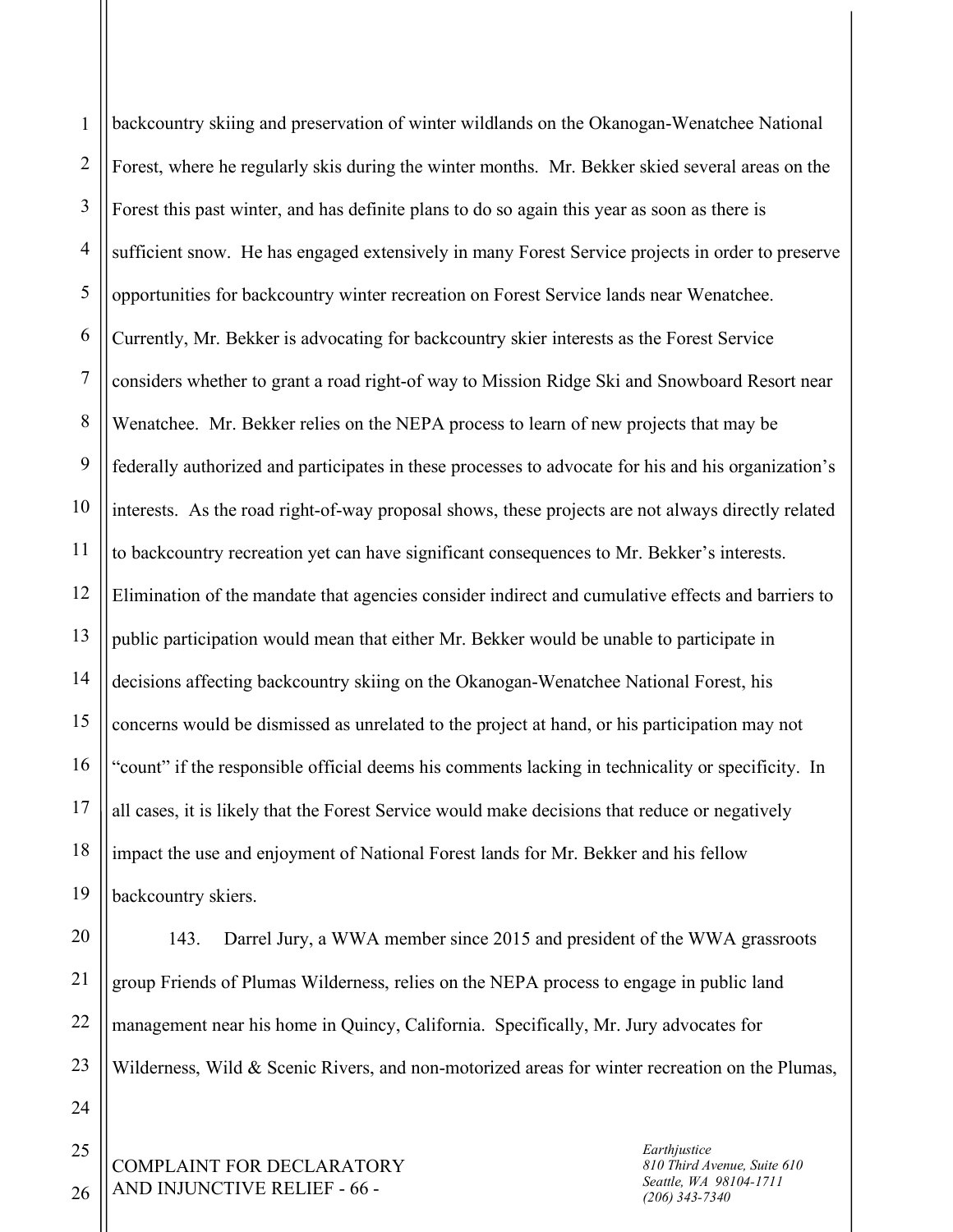backcountry skiing and preservation of winter wildlands on the Okanogan-Wenatchee National Forest, where he regularly skis during the winter months. Mr. Bekker skied several areas on the Forest this past winter, and has definite plans to do so again this year as soon as there is sufficient snow. He has engaged extensively in many Forest Service projects in order to preserve opportunities for backcountry winter recreation on Forest Service lands near Wenatchee. Currently, Mr. Bekker is advocating for backcountry skier interests as the Forest Service considers whether to grant a road right-of way to Mission Ridge Ski and Snowboard Resort near Wenatchee. Mr. Bekker relies on the NEPA process to learn of new projects that may be federally authorized and participates in these processes to advocate for his and his organization's interests. As the road right-of-way proposal shows, these projects are not always directly related to backcountry recreation yet can have significant consequences to Mr. Bekker's interests. Elimination of the mandate that agencies consider indirect and cumulative effects and barriers to public participation would mean that either Mr. Bekker would be unable to participate in decisions affecting backcountry skiing on the Okanogan-Wenatchee National Forest, his concerns would be dismissed as unrelated to the project at hand, or his participation may not "count" if the responsible official deems his comments lacking in technicality or specificity. In all cases, it is likely that the Forest Service would make decisions that reduce or negatively impact the use and enjoyment of National Forest lands for Mr. Bekker and his fellow backcountry skiers.

143. Darrel Jury, a WWA member since 2015 and president of the WWA grassroots group Friends of Plumas Wilderness, relies on the NEPA process to engage in public land management near his home in Quincy, California. Specifically, Mr. Jury advocates for Wilderness, Wild & Scenic Rivers, and non-motorized areas for winter recreation on the Plumas,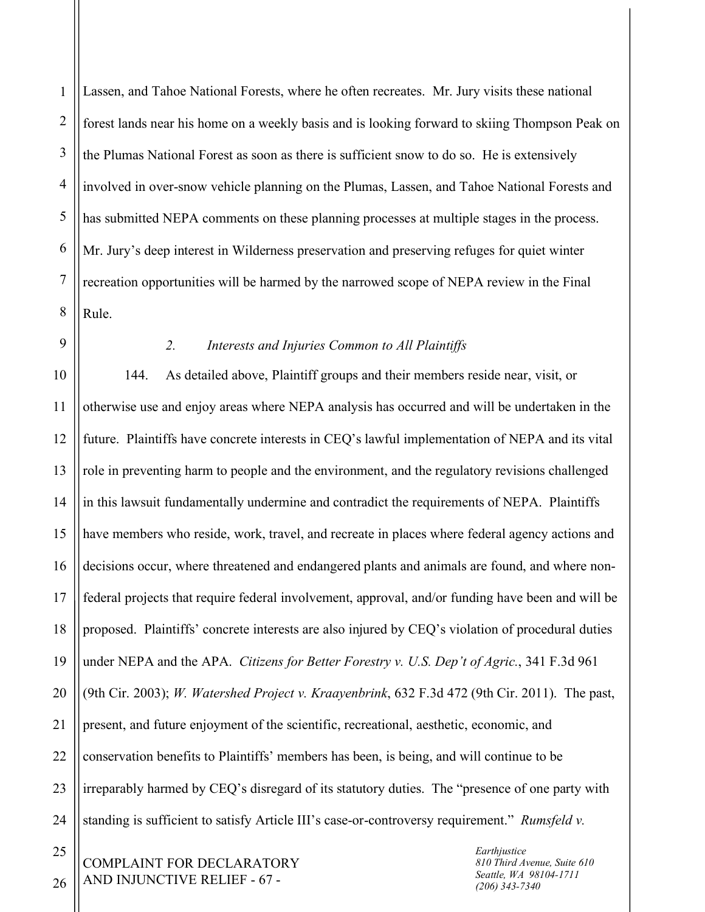Lassen, and Tahoe National Forests, where he often recreates. Mr. Jury visits these national forest lands near his home on a weekly basis and is looking forward to skiing Thompson Peak on the Plumas National Forest as soon as there is sufficient snow to do so. He is extensively involved in over-snow vehicle planning on the Plumas, Lassen, and Tahoe National Forests and has submitted NEPA comments on these planning processes at multiple stages in the process. Mr. Jury's deep interest in Wilderness preservation and preserving refuges for quiet winter recreation opportunities will be harmed by the narrowed scope of NEPA review in the Final Rule.

*2. Interests and Injuries Common to All Plaintiffs*

144. As detailed above, Plaintiff groups and their members reside near, visit, or otherwise use and enjoy areas where NEPA analysis has occurred and will be undertaken in the future. Plaintiffs have concrete interests in CEQ's lawful implementation of NEPA and its vital role in preventing harm to people and the environment, and the regulatory revisions challenged in this lawsuit fundamentally undermine and contradict the requirements of NEPA. Plaintiffs have members who reside, work, travel, and recreate in places where federal agency actions and decisions occur, where threatened and endangered plants and animals are found, and where non-federal projects that require federal involvement, approval, and/or funding have been and will be proposed. Plaintiffs' concrete interests are also injured by CEQ's violation of procedural duties under NEPA and the APA. *Citizens for Better Forestry v. U.S. Dep't of Agric.*, 341 F.3d 961 (9th Cir. 2003); *W. Watershed Project v. Kraayenbrink*, 632 F.3d 472 (9th Cir. 2011). The past, present, and future enjoyment of the scientific, recreational, aesthetic, economic, and conservation benefits to Plaintiffs' members has been, is being, and will continue to be irreparably harmed by CEQ's disregard of its statutory duties. The "presence of one party with standing is sufficient to satisfy Article III's case-or-controversy requirement." *Rumsfeld v.*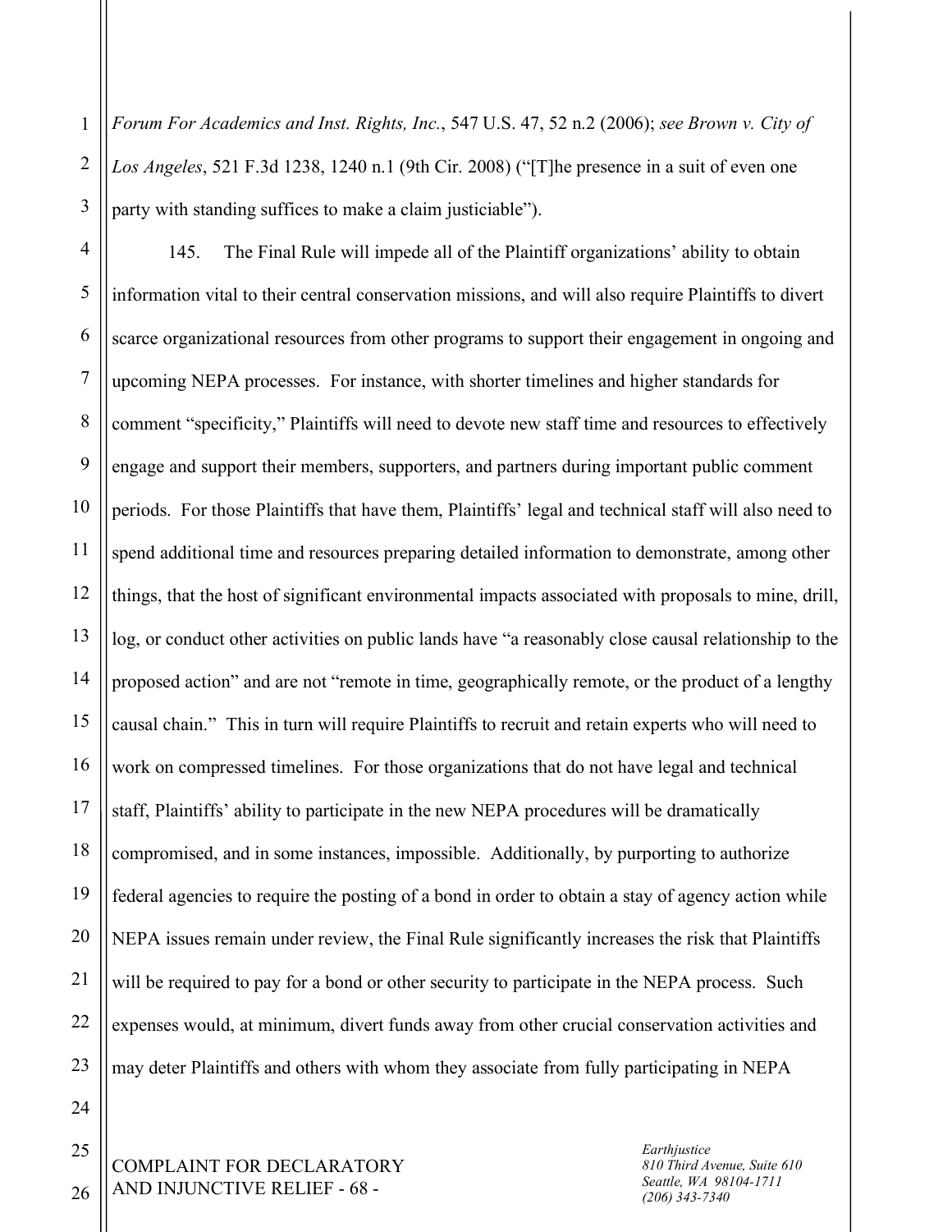*Forum For Academics and Inst. Rights, Inc.*, 547 U.S. 47, 52 n.2 (2006); *see Brown v. City of Los Angeles*, 521 F.3d 1238, 1240 n.1 (9th Cir. 2008) ("[T]he presence in a suit of even one party with standing suffices to make a claim justiciable").

145. The Final Rule will impede all of the Plaintiff organizations' ability to obtain information vital to their central conservation missions, and will also require Plaintiffs to divert scarce organizational resources from other programs to support their engagement in ongoing and upcoming NEPA processes. For instance, with shorter timelines and higher standards for comment "specificity," Plaintiffs will need to devote new staff time and resources to effectively engage and support their members, supporters, and partners during important public comment periods. For those Plaintiffs that have them, Plaintiffs' legal and technical staff will also need to spend additional time and resources preparing detailed information to demonstrate, among other things, that the host of significant environmental impacts associated with proposals to mine, drill, log, or conduct other activities on public lands have "a reasonably close causal relationship to the proposed action" and are not "remote in time, geographically remote, or the product of a lengthy causal chain." This in turn will require Plaintiffs to recruit and retain experts who will need to work on compressed timelines. For those organizations that do not have legal and technical staff, Plaintiffs' ability to participate in the new NEPA procedures will be dramatically compromised, and in some instances, impossible. Additionally, by purporting to authorize federal agencies to require the posting of a bond in order to obtain a stay of agency action while NEPA issues remain under review, the Final Rule significantly increases the risk that Plaintiffs will be required to pay for a bond or other security to participate in the NEPA process. Such expenses would, at minimum, divert funds away from other crucial conservation activities and may deter Plaintiffs and others with whom they associate from fully participating in NEPA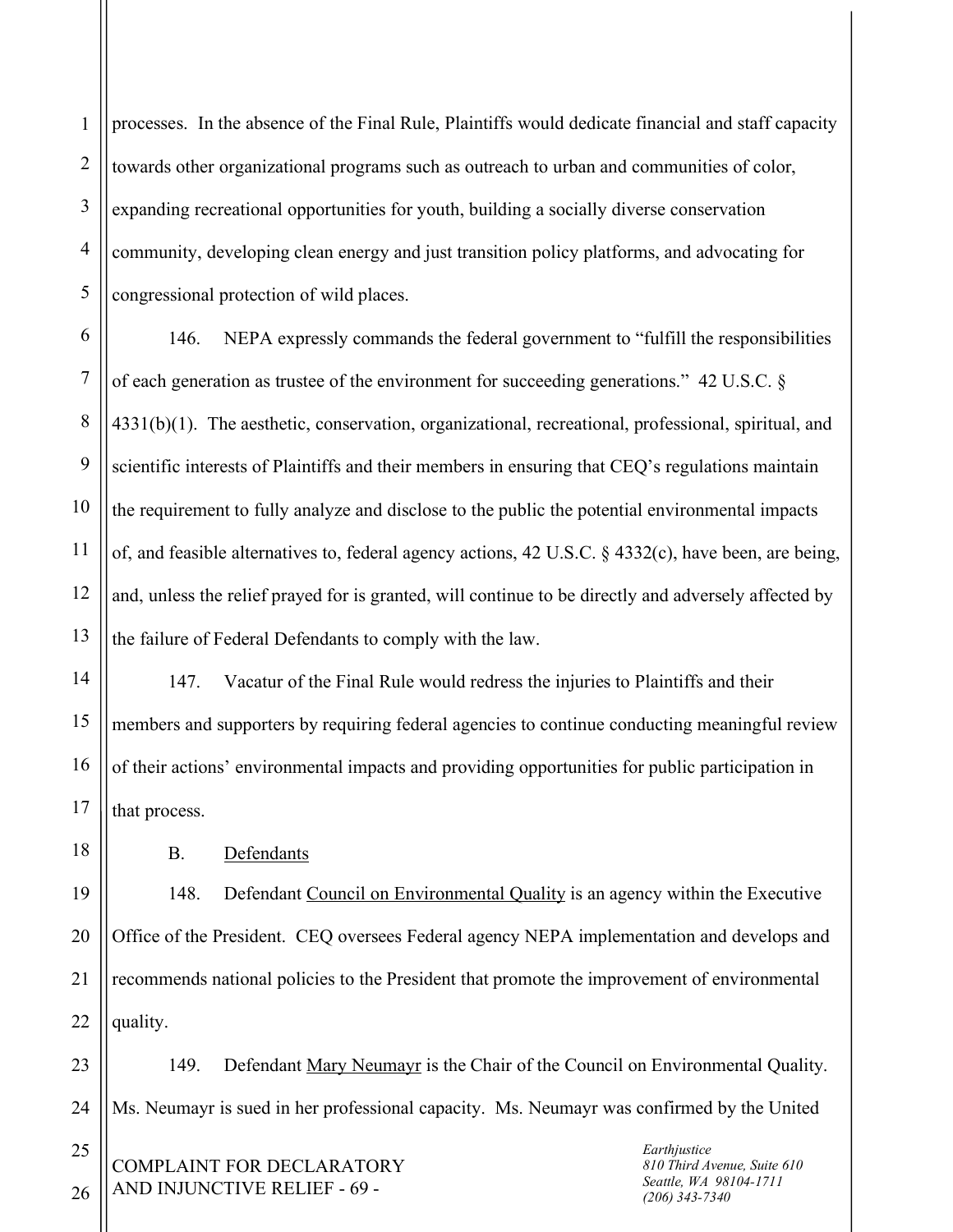processes. In the absence of the Final Rule, Plaintiffs would dedicate financial and staff capacity towards other organizational programs such as outreach to urban and communities of color, expanding recreational opportunities for youth, building a socially diverse conservation community, developing clean energy and just transition policy platforms, and advocating for congressional protection of wild places.

146. NEPA expressly commands the federal government to "fulfill the responsibilities of each generation as trustee of the environment for succeeding generations." 42 U.S.C. § 4331(b)(1). The aesthetic, conservation, organizational, recreational, professional, spiritual, and scientific interests of Plaintiffs and their members in ensuring that CEQ's regulations maintain the requirement to fully analyze and disclose to the public the potential environmental impacts of, and feasible alternatives to, federal agency actions, 42 U.S.C. § 4332(c), have been, are being, and, unless the relief prayed for is granted, will continue to be directly and adversely affected by the failure of Federal Defendants to comply with the law.

147. Vacatur of the Final Rule would redress the injuries to Plaintiffs and their members and supporters by requiring federal agencies to continue conducting meaningful review of their actions' environmental impacts and providing opportunities for public participation in that process.

B. Defendants

148. Defendant Council on Environmental Quality is an agency within the Executive Office of the President. CEQ oversees Federal agency NEPA implementation and develops and recommends national policies to the President that promote the improvement of environmental quality.

149. Defendant Mary Neumayr is the Chair of the Council on Environmental Quality. Ms. Neumayr is sued in her professional capacity. Ms. Neumayr was confirmed by the United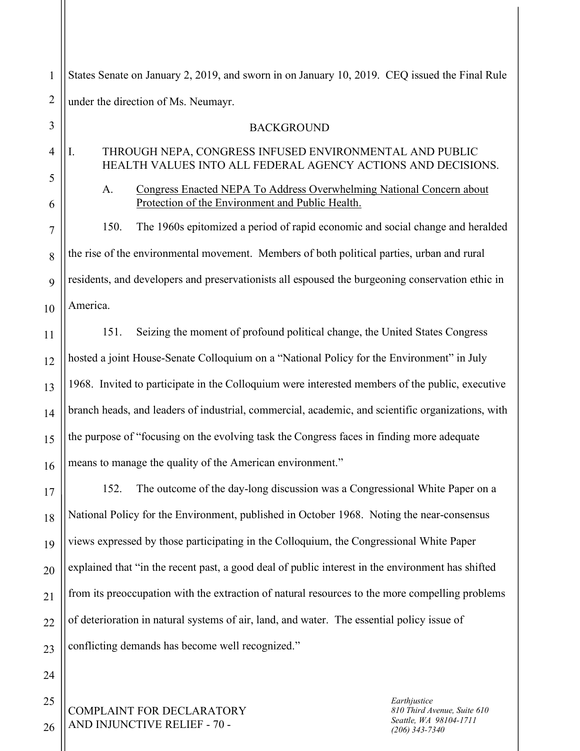States Senate on January 2, 2019, and sworn in on January 10, 2019. CEQ issued the Final Rule under the direction of Ms. Neumayr.

## BACKGROUND

### I. THROUGH NEPA, CONGRESS INFUSED ENVIRONMENTAL AND PUBLIC HEALTH VALUES INTO ALL FEDERAL AGENCY ACTIONS AND DECISIONS.

#### A. Congress Enacted NEPA To Address Overwhelming National Concern about Protection of the Environment and Public Health.

150. The 1960s epitomized a period of rapid economic and social change and heralded the rise of the environmental movement. Members of both political parties, urban and rural residents, and developers and preservationists all espoused the burgeoning conservation ethic in America.

151. Seizing the moment of profound political change, the United States Congress hosted a joint House-Senate Colloquium on a "National Policy for the Environment" in July 1968. Invited to participate in the Colloquium were interested members of the public, executive branch heads, and leaders of industrial, commercial, academic, and scientific organizations, with the purpose of "focusing on the evolving task the Congress faces in finding more adequate means to manage the quality of the American environment."

152. The outcome of the day-long discussion was a Congressional White Paper on a National Policy for the Environment, published in October 1968. Noting the near-consensus views expressed by those participating in the Colloquium, the Congressional White Paper explained that "in the recent past, a good deal of public interest in the environment has shifted from its preoccupation with the extraction of natural resources to the more compelling problems of deterioration in natural systems of air, land, and water. The essential policy issue of conflicting demands has become well recognized."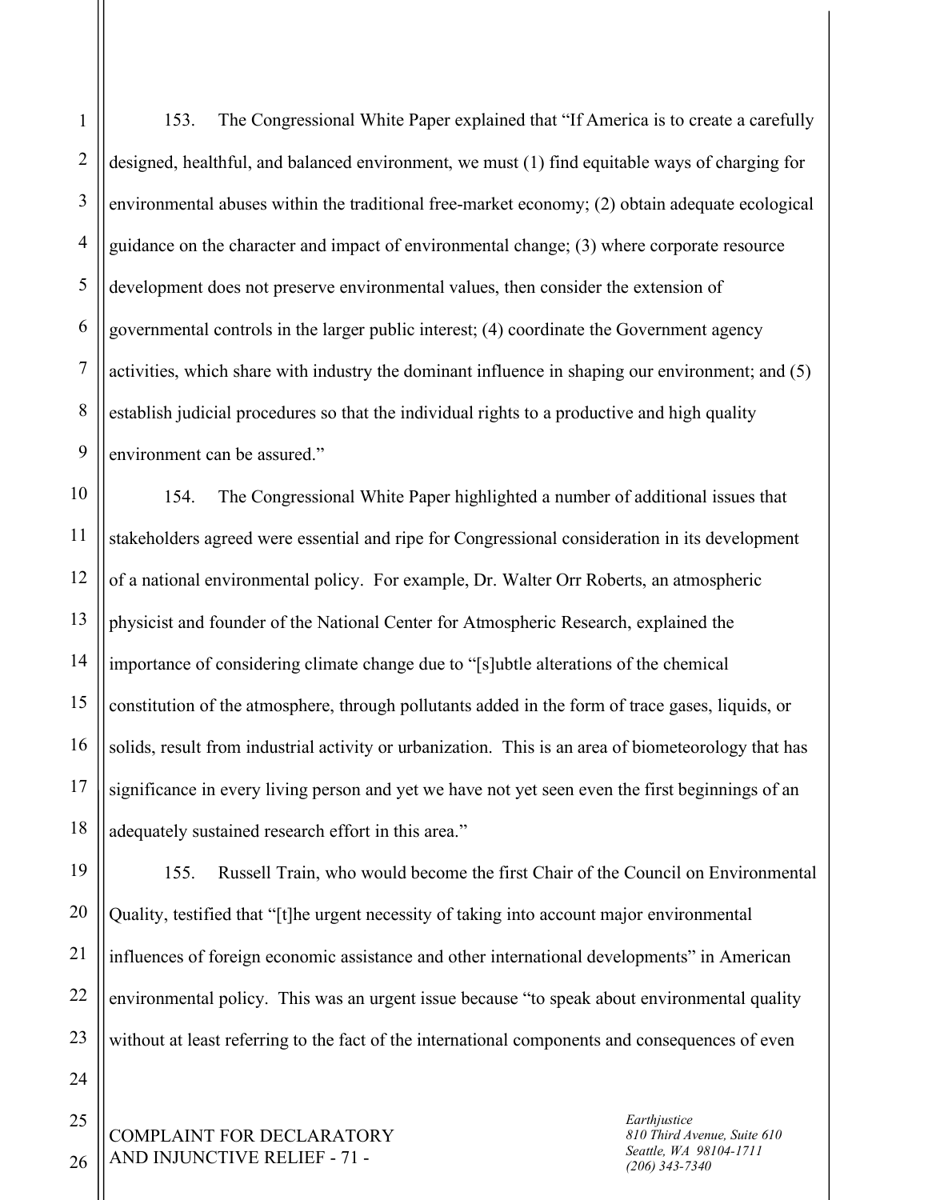153. The Congressional White Paper explained that "If America is to create a carefully designed, healthful, and balanced environment, we must (1) find equitable ways of charging for environmental abuses within the traditional free-market economy; (2) obtain adequate ecological guidance on the character and impact of environmental change; (3) where corporate resource development does not preserve environmental values, then consider the extension of governmental controls in the larger public interest; (4) coordinate the Government agency activities, which share with industry the dominant influence in shaping our environment; and (5) establish judicial procedures so that the individual rights to a productive and high quality environment can be assured."

154. The Congressional White Paper highlighted a number of additional issues that stakeholders agreed were essential and ripe for Congressional consideration in its development of a national environmental policy. For example, Dr. Walter Orr Roberts, an atmospheric physicist and founder of the National Center for Atmospheric Research, explained the importance of considering climate change due to "[s]ubtle alterations of the chemical constitution of the atmosphere, through pollutants added in the form of trace gases, liquids, or solids, result from industrial activity or urbanization. This is an area of biometeorology that has significance in every living person and yet we have not yet seen even the first beginnings of an adequately sustained research effort in this area."

155. Russell Train, who would become the first Chair of the Council on Environmental Quality, testified that "[t]he urgent necessity of taking into account major environmental influences of foreign economic assistance and other international developments" in American environmental policy. This was an urgent issue because "to speak about environmental quality without at least referring to the fact of the international components and consequences of even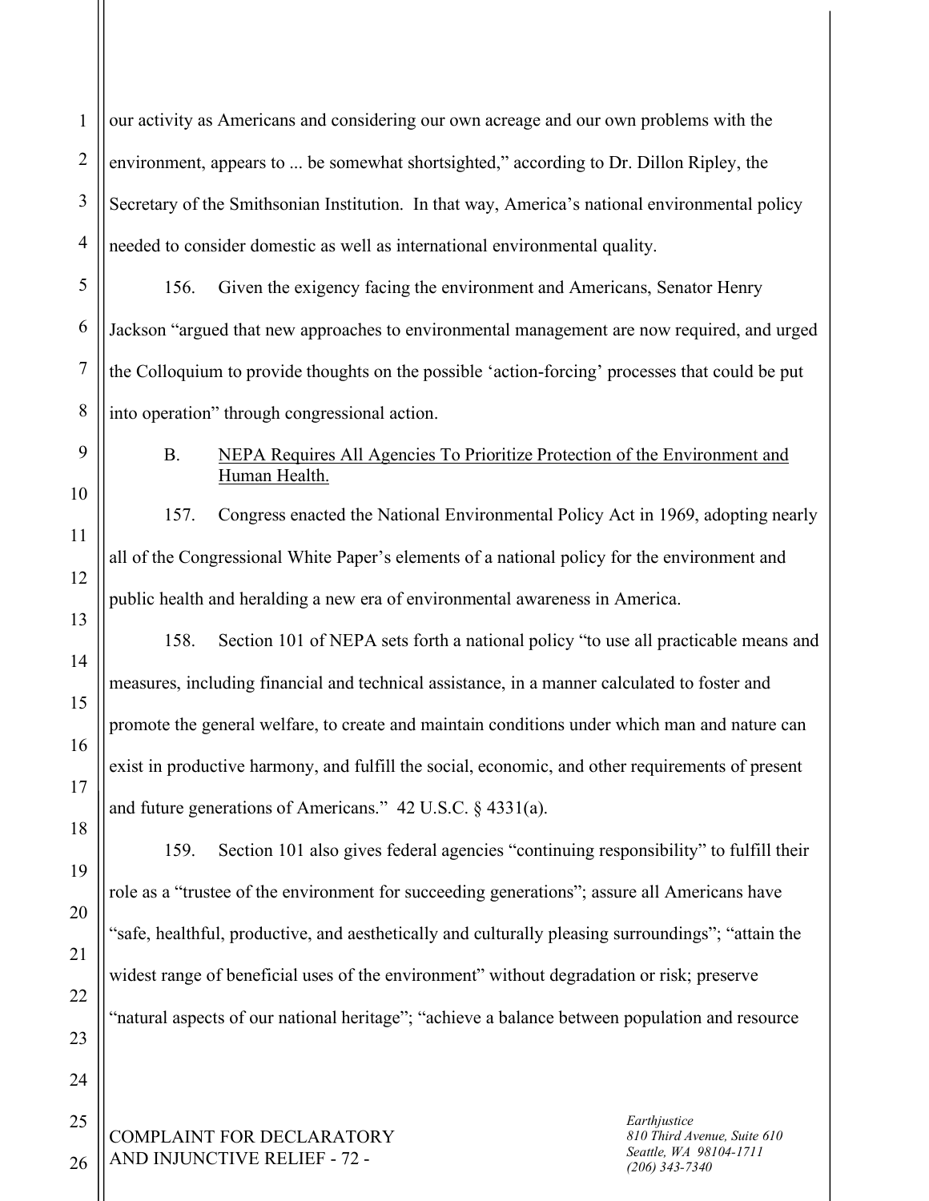our activity as Americans and considering our own acreage and our own problems with the environment, appears to ... be somewhat shortsighted," according to Dr. Dillon Ripley, the Secretary of the Smithsonian Institution. In that way, America's national environmental policy needed to consider domestic as well as international environmental quality.

156. Given the exigency facing the environment and Americans, Senator Henry Jackson "argued that new approaches to environmental management are now required, and urged the Colloquium to provide thoughts on the possible 'action-forcing' processes that could be put into operation" through congressional action.

### B. NEPA Requires All Agencies To Prioritize Protection of the Environment and Human Health.

157. Congress enacted the National Environmental Policy Act in 1969, adopting nearly all of the Congressional White Paper's elements of a national policy for the environment and public health and heralding a new era of environmental awareness in America.

158. Section 101 of NEPA sets forth a national policy "to use all practicable means and measures, including financial and technical assistance, in a manner calculated to foster and promote the general welfare, to create and maintain conditions under which man and nature can exist in productive harmony, and fulfill the social, economic, and other requirements of present and future generations of Americans." 42 U.S.C. § 4331(a).

159. Section 101 also gives federal agencies "continuing responsibility" to fulfill their role as a "trustee of the environment for succeeding generations"; assure all Americans have "safe, healthful, productive, and aesthetically and culturally pleasing surroundings"; "attain the widest range of beneficial uses of the environment" without degradation or risk; preserve "natural aspects of our national heritage"; "achieve a balance between population and resource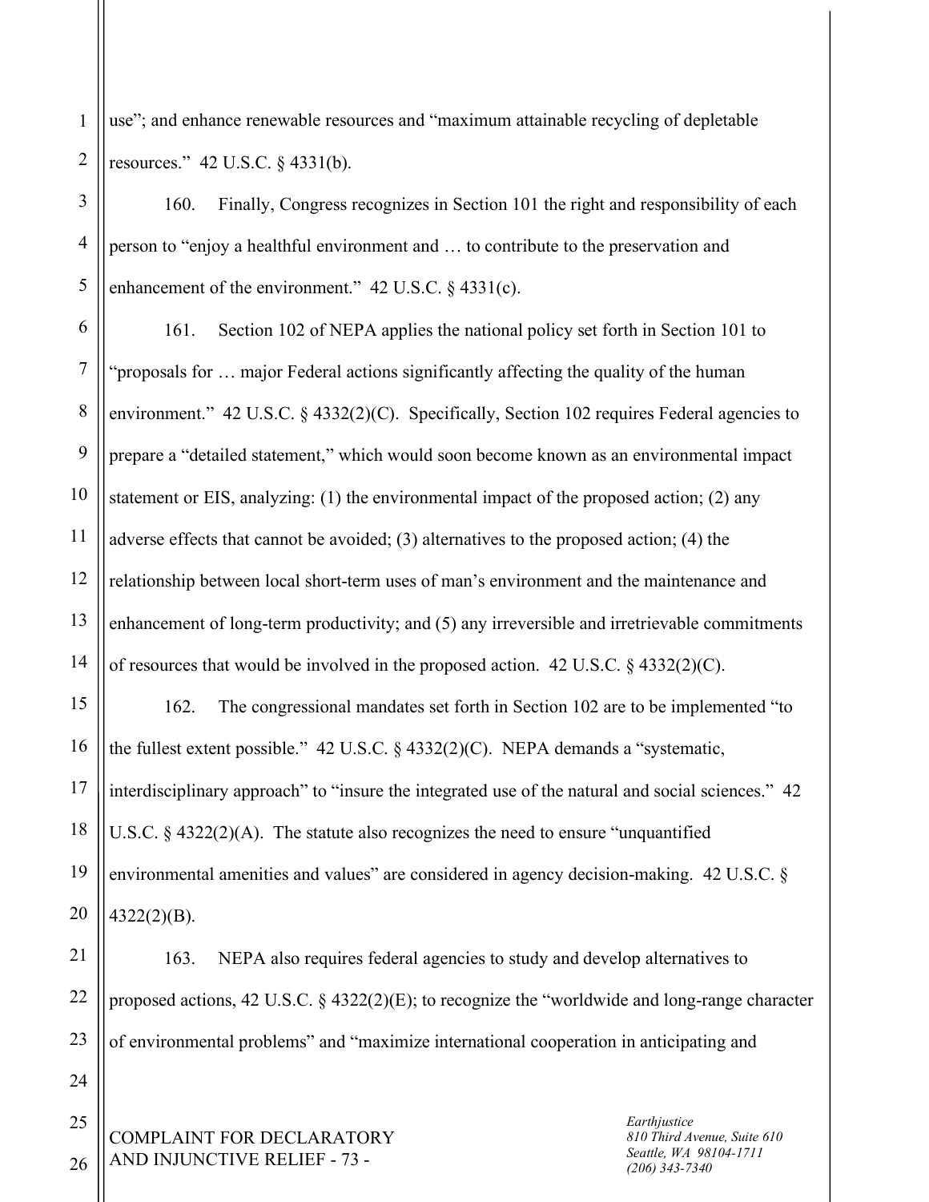use"; and enhance renewable resources and "maximum attainable recycling of depletable resources." 42 U.S.C. § 4331(b).

160. Finally, Congress recognizes in Section 101 the right and responsibility of each person to "enjoy a healthful environment and … to contribute to the preservation and enhancement of the environment." 42 U.S.C. § 4331(c).

161. Section 102 of NEPA applies the national policy set forth in Section 101 to "proposals for … major Federal actions significantly affecting the quality of the human environment." 42 U.S.C. § 4332(2)(C). Specifically, Section 102 requires Federal agencies to prepare a "detailed statement," which would soon become known as an environmental impact statement or EIS, analyzing: (1) the environmental impact of the proposed action; (2) any adverse effects that cannot be avoided; (3) alternatives to the proposed action; (4) the relationship between local short-term uses of man's environment and the maintenance and enhancement of long-term productivity; and (5) any irreversible and irretrievable commitments of resources that would be involved in the proposed action. 42 U.S.C. § 4332(2)(C).

162. The congressional mandates set forth in Section 102 are to be implemented "to the fullest extent possible." 42 U.S.C. § 4332(2)(C). NEPA demands a "systematic, interdisciplinary approach" to "insure the integrated use of the natural and social sciences." 42 U.S.C. § 4322(2)(A). The statute also recognizes the need to ensure "unquantified environmental amenities and values" are considered in agency decision-making. 42 U.S.C. § 4322(2)(B).

163. NEPA also requires federal agencies to study and develop alternatives to proposed actions, 42 U.S.C. § 4322(2)(E); to recognize the "worldwide and long-range character of environmental problems" and "maximize international cooperation in anticipating and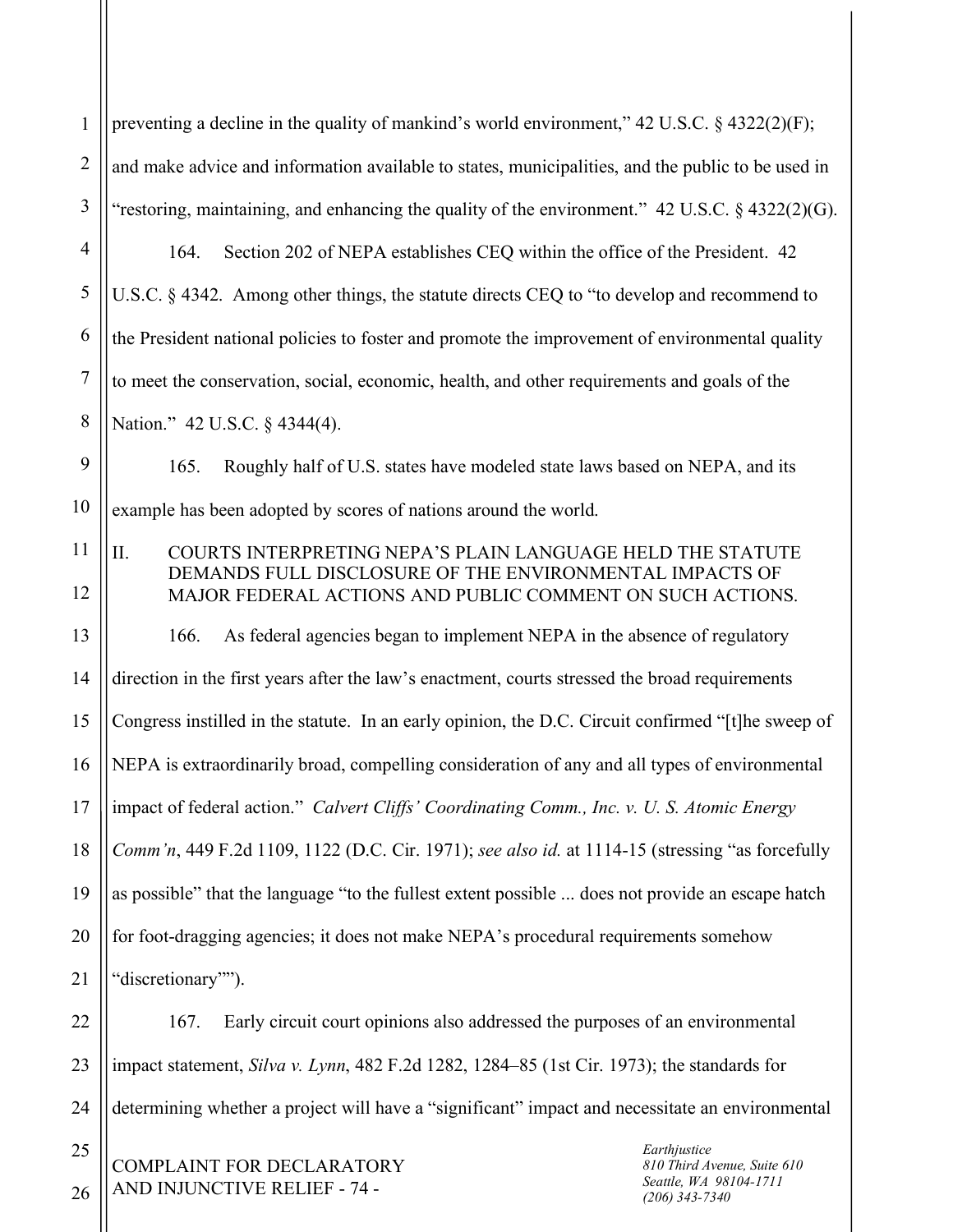preventing a decline in the quality of mankind's world environment," 42 U.S.C. § 4322(2)(F); and make advice and information available to states, municipalities, and the public to be used in "restoring, maintaining, and enhancing the quality of the environment." 42 U.S.C. § 4322(2)(G).

164. Section 202 of NEPA establishes CEQ within the office of the President. 42 U.S.C. § 4342. Among other things, the statute directs CEQ to "to develop and recommend to the President national policies to foster and promote the improvement of environmental quality to meet the conservation, social, economic, health, and other requirements and goals of the Nation." 42 U.S.C. § 4344(4).

165. Roughly half of U.S. states have modeled state laws based on NEPA, and its example has been adopted by scores of nations around the world.

## II. COURTS INTERPRETING NEPA'S PLAIN LANGUAGE HELD THE STATUTE DEMANDS FULL DISCLOSURE OF THE ENVIRONMENTAL IMPACTS OF MAJOR FEDERAL ACTIONS AND PUBLIC COMMENT ON SUCH ACTIONS.

166. As federal agencies began to implement NEPA in the absence of regulatory direction in the first years after the law's enactment, courts stressed the broad requirements Congress instilled in the statute. In an early opinion, the D.C. Circuit confirmed "[t]he sweep of NEPA is extraordinarily broad, compelling consideration of any and all types of environmental impact of federal action." *Calvert Cliffs' Coordinating Comm., Inc. v. U. S. Atomic Energy Comm'n*, 449 F.2d 1109, 1122 (D.C. Cir. 1971); *see also id.* at 1114-15 (stressing "as forcefully as possible" that the language "to the fullest extent possible ... does not provide an escape hatch for foot-dragging agencies; it does not make NEPA's procedural requirements somehow "discretionary"").

167. Early circuit court opinions also addressed the purposes of an environmental impact statement, *Silva v. Lynn*, 482 F.2d 1282, 1284–85 (1st Cir. 1973); the standards for determining whether a project will have a "significant" impact and necessitate an environmental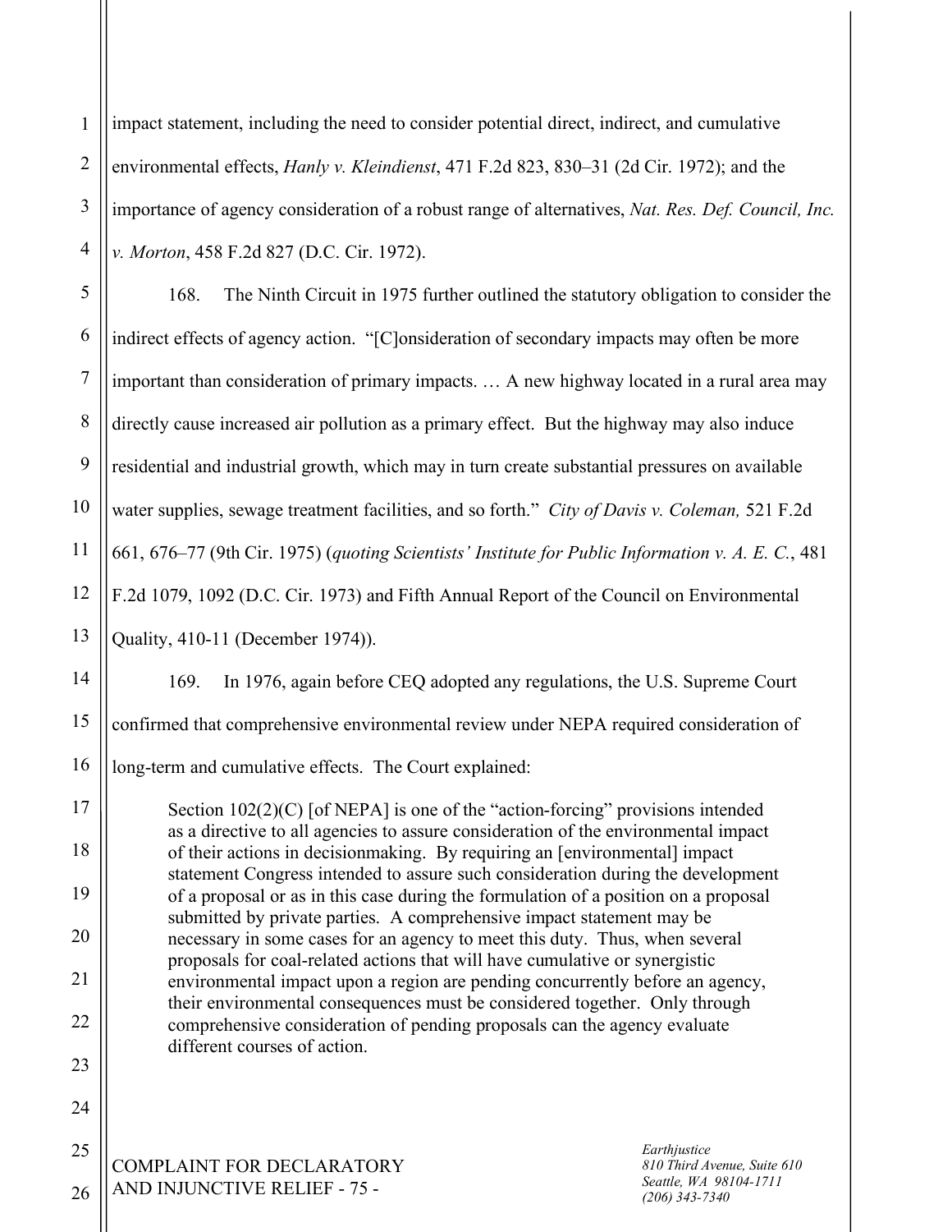impact statement, including the need to consider potential direct, indirect, and cumulative environmental effects, *Hanly v. Kleindienst*, 471 F.2d 823, 830–31 (2d Cir. 1972); and the importance of agency consideration of a robust range of alternatives, *Nat. Res. Def. Council, Inc. v. Morton*, 458 F.2d 827 (D.C. Cir. 1972).

168. The Ninth Circuit in 1975 further outlined the statutory obligation to consider the indirect effects of agency action. "[C]onsideration of secondary impacts may often be more important than consideration of primary impacts. … A new highway located in a rural area may directly cause increased air pollution as a primary effect. But the highway may also induce residential and industrial growth, which may in turn create substantial pressures on available water supplies, sewage treatment facilities, and so forth." *City of Davis v. Coleman,* 521 F.2d 661, 676–77 (9th Cir. 1975) (*quoting Scientists' Institute for Public Information v. A. E. C.*, 481 F.2d 1079, 1092 (D.C. Cir. 1973) and Fifth Annual Report of the Council on Environmental Quality, 410-11 (December 1974)).

169. In 1976, again before CEQ adopted any regulations, the U.S. Supreme Court confirmed that comprehensive environmental review under NEPA required consideration of long-term and cumulative effects. The Court explained:

> Section 102(2)(C) [of NEPA] is one of the "action-forcing" provisions intended as a directive to all agencies to assure consideration of the environmental impact of their actions in decisionmaking. By requiring an [environmental] impact statement Congress intended to assure such consideration during the development of a proposal or as in this case during the formulation of a position on a proposal submitted by private parties. A comprehensive impact statement may be necessary in some cases for an agency to meet this duty. Thus, when several proposals for coal-related actions that will have cumulative or synergistic environmental impact upon a region are pending concurrently before an agency, their environmental consequences must be considered together. Only through comprehensive consideration of pending proposals can the agency evaluate different courses of action.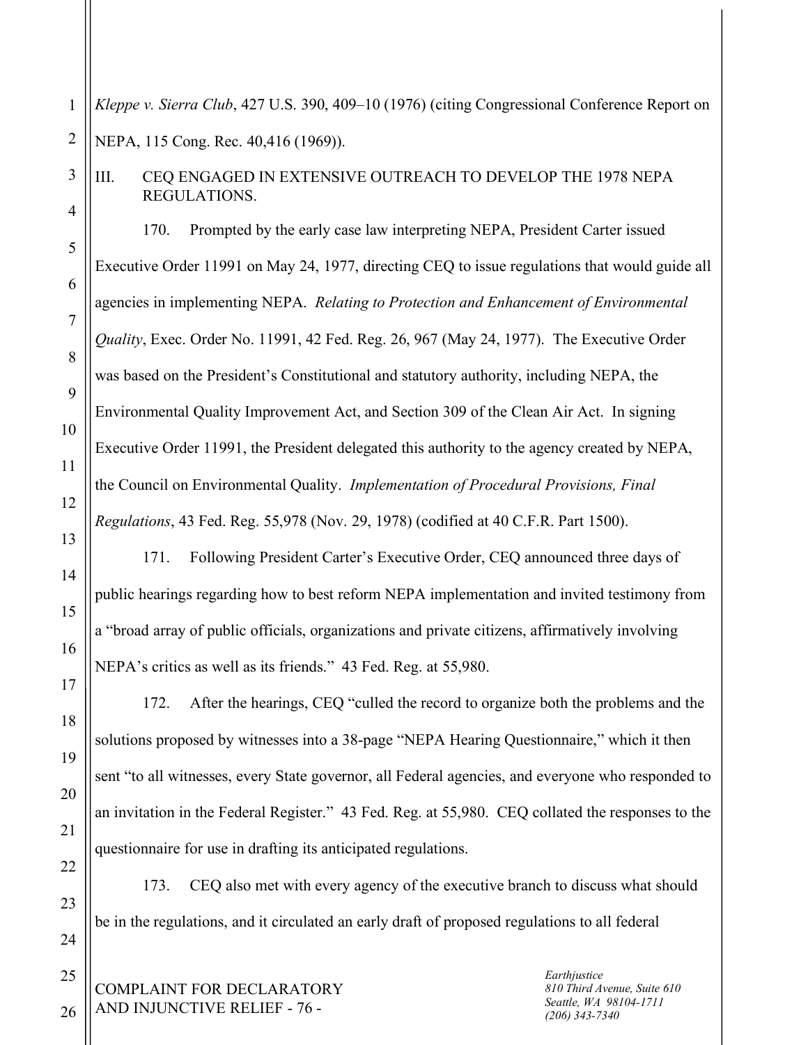*Kleppe v. Sierra Club*, 427 U.S. 390, 409–10 (1976) (citing Congressional Conference Report on NEPA, 115 Cong. Rec. 40,416 (1969)).

## III. CEQ ENGAGED IN EXTENSIVE OUTREACH TO DEVELOP THE 1978 NEPA REGULATIONS.

170. Prompted by the early case law interpreting NEPA, President Carter issued Executive Order 11991 on May 24, 1977, directing CEQ to issue regulations that would guide all agencies in implementing NEPA. *Relating to Protection and Enhancement of Environmental Quality*, Exec. Order No. 11991, 42 Fed. Reg. 26, 967 (May 24, 1977). The Executive Order was based on the President's Constitutional and statutory authority, including NEPA, the Environmental Quality Improvement Act, and Section 309 of the Clean Air Act. In signing Executive Order 11991, the President delegated this authority to the agency created by NEPA, the Council on Environmental Quality. *Implementation of Procedural Provisions, Final Regulations*, 43 Fed. Reg. 55,978 (Nov. 29, 1978) (codified at 40 C.F.R. Part 1500).

171. Following President Carter's Executive Order, CEQ announced three days of public hearings regarding how to best reform NEPA implementation and invited testimony from a "broad array of public officials, organizations and private citizens, affirmatively involving NEPA's critics as well as its friends." 43 Fed. Reg. at 55,980.

172. After the hearings, CEQ "culled the record to organize both the problems and the solutions proposed by witnesses into a 38-page "NEPA Hearing Questionnaire," which it then sent "to all witnesses, every State governor, all Federal agencies, and everyone who responded to an invitation in the Federal Register." 43 Fed. Reg. at 55,980. CEQ collated the responses to the questionnaire for use in drafting its anticipated regulations.

173. CEQ also met with every agency of the executive branch to discuss what should be in the regulations, and it circulated an early draft of proposed regulations to all federal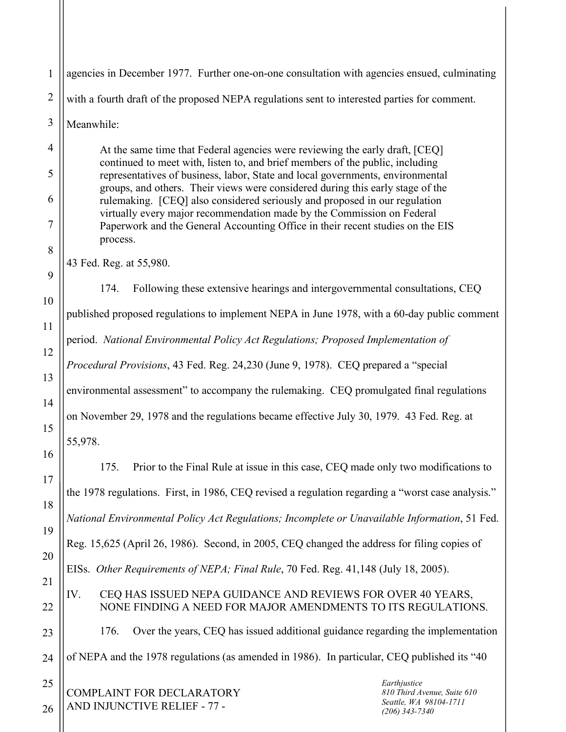agencies in December 1977. Further one-on-one consultation with agencies ensued, culminating with a fourth draft of the proposed NEPA regulations sent to interested parties for comment. Meanwhile:

> At the same time that Federal agencies were reviewing the early draft, [CEQ] continued to meet with, listen to, and brief members of the public, including representatives of business, labor, State and local governments, environmental groups, and others. Their views were considered during this early stage of the rulemaking. [CEQ] also considered seriously and proposed in our regulation virtually every major recommendation made by the Commission on Federal Paperwork and the General Accounting Office in their recent studies on the EIS process.

43 Fed. Reg. at 55,980.

174. Following these extensive hearings and intergovernmental consultations, CEQ published proposed regulations to implement NEPA in June 1978, with a 60-day public comment period. *National Environmental Policy Act Regulations; Proposed Implementation of Procedural Provisions*, 43 Fed. Reg. 24,230 (June 9, 1978). CEQ prepared a "special environmental assessment" to accompany the rulemaking. CEQ promulgated final regulations on November 29, 1978 and the regulations became effective July 30, 1979. 43 Fed. Reg. at 55,978.

175. Prior to the Final Rule at issue in this case, CEQ made only two modifications to the 1978 regulations. First, in 1986, CEQ revised a regulation regarding a "worst case analysis." *National Environmental Policy Act Regulations; Incomplete or Unavailable Information*, 51 Fed. Reg. 15,625 (April 26, 1986). Second, in 2005, CEQ changed the address for filing copies of EISs. *Other Requirements of NEPA; Final Rule*, 70 Fed. Reg. 41,148 (July 18, 2005).

## IV. CEQ HAS ISSUED NEPA GUIDANCE AND REVIEWS FOR OVER 40 YEARS, NONE FINDING A NEED FOR MAJOR AMENDMENTS TO ITS REGULATIONS.

176. Over the years, CEQ has issued additional guidance regarding the implementation of NEPA and the 1978 regulations (as amended in 1986). In particular, CEQ published its "40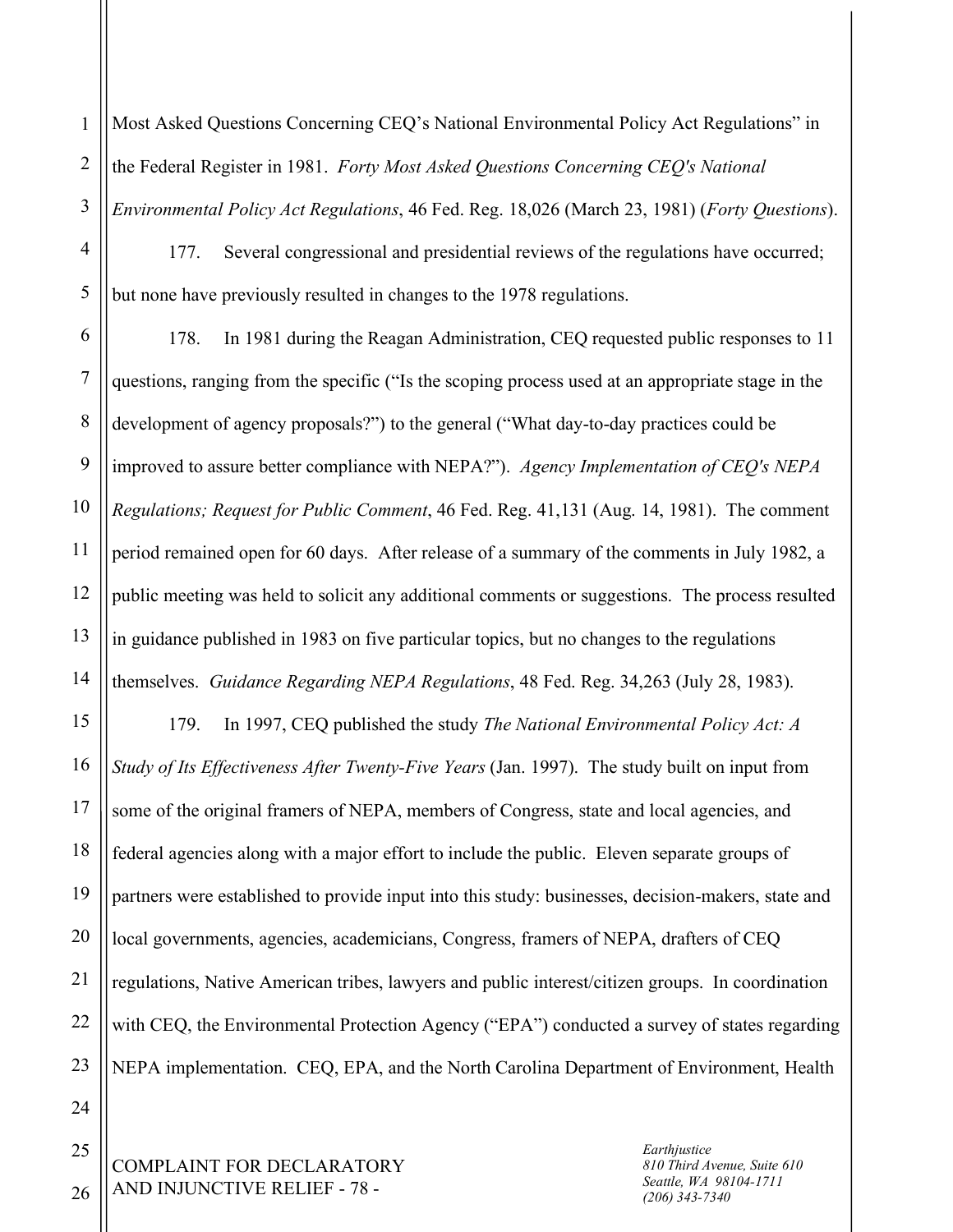Most Asked Questions Concerning CEQ's National Environmental Policy Act Regulations" in the Federal Register in 1981. *Forty Most Asked Questions Concerning CEQ's National Environmental Policy Act Regulations*, 46 Fed. Reg. 18,026 (March 23, 1981) (*Forty Questions*).

177. Several congressional and presidential reviews of the regulations have occurred; but none have previously resulted in changes to the 1978 regulations.

178. In 1981 during the Reagan Administration, CEQ requested public responses to 11 questions, ranging from the specific ("Is the scoping process used at an appropriate stage in the development of agency proposals?") to the general ("What day-to-day practices could be improved to assure better compliance with NEPA?"). *Agency Implementation of CEQ's NEPA Regulations; Request for Public Comment*, 46 Fed. Reg. 41,131 (Aug. 14, 1981). The comment period remained open for 60 days. After release of a summary of the comments in July 1982, a public meeting was held to solicit any additional comments or suggestions. The process resulted in guidance published in 1983 on five particular topics, but no changes to the regulations themselves. *Guidance Regarding NEPA Regulations*, 48 Fed. Reg. 34,263 (July 28, 1983).

179. In 1997, CEQ published the study *The National Environmental Policy Act: A Study of Its Effectiveness After Twenty-Five Years* (Jan. 1997). The study built on input from some of the original framers of NEPA, members of Congress, state and local agencies, and federal agencies along with a major effort to include the public. Eleven separate groups of partners were established to provide input into this study: businesses, decision-makers, state and local governments, agencies, academicians, Congress, framers of NEPA, drafters of CEQ regulations, Native American tribes, lawyers and public interest/citizen groups. In coordination with CEQ, the Environmental Protection Agency ("EPA") conducted a survey of states regarding NEPA implementation. CEQ, EPA, and the North Carolina Department of Environment, Health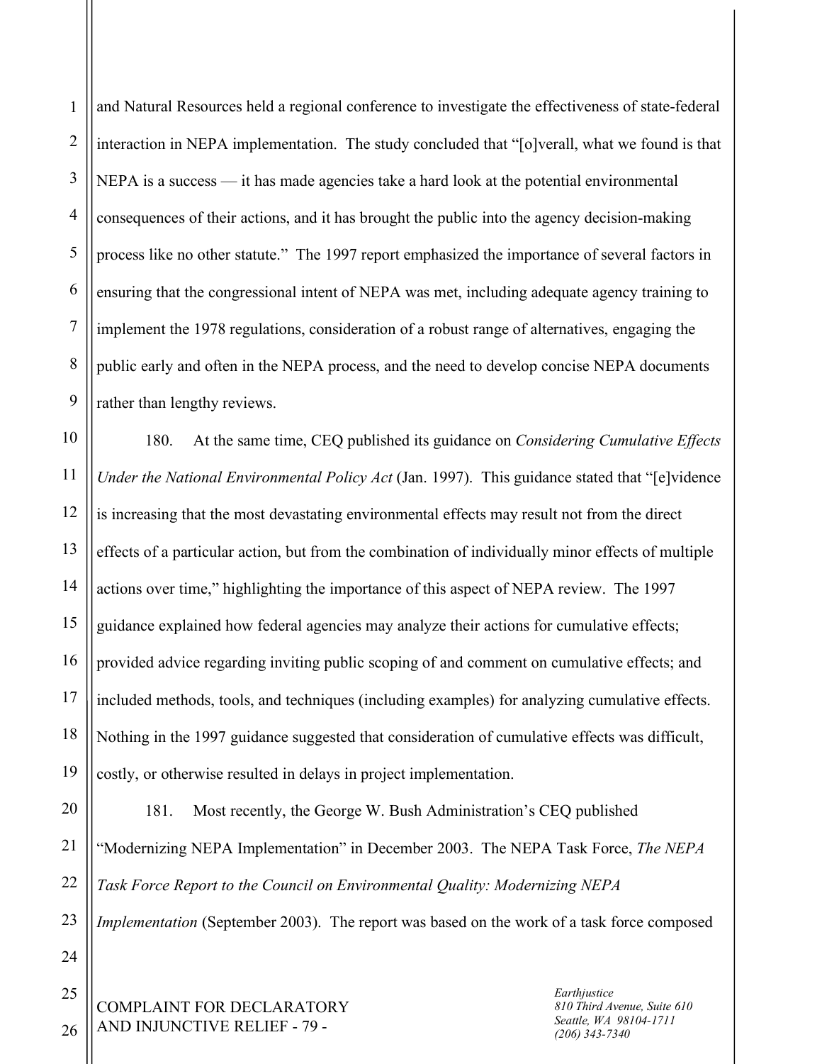and Natural Resources held a regional conference to investigate the effectiveness of state-federal interaction in NEPA implementation. The study concluded that "[o]verall, what we found is that NEPA is a success — it has made agencies take a hard look at the potential environmental consequences of their actions, and it has brought the public into the agency decision-making process like no other statute." The 1997 report emphasized the importance of several factors in ensuring that the congressional intent of NEPA was met, including adequate agency training to implement the 1978 regulations, consideration of a robust range of alternatives, engaging the public early and often in the NEPA process, and the need to develop concise NEPA documents rather than lengthy reviews.

180. At the same time, CEQ published its guidance on *Considering Cumulative Effects Under the National Environmental Policy Act* (Jan. 1997). This guidance stated that "[e]vidence is increasing that the most devastating environmental effects may result not from the direct effects of a particular action, but from the combination of individually minor effects of multiple actions over time," highlighting the importance of this aspect of NEPA review. The 1997 guidance explained how federal agencies may analyze their actions for cumulative effects; provided advice regarding inviting public scoping of and comment on cumulative effects; and included methods, tools, and techniques (including examples) for analyzing cumulative effects. Nothing in the 1997 guidance suggested that consideration of cumulative effects was difficult, costly, or otherwise resulted in delays in project implementation.

181. Most recently, the George W. Bush Administration's CEQ published "Modernizing NEPA Implementation" in December 2003. The NEPA Task Force, *The NEPA Task Force Report to the Council on Environmental Quality: Modernizing NEPA Implementation* (September 2003). The report was based on the work of a task force composed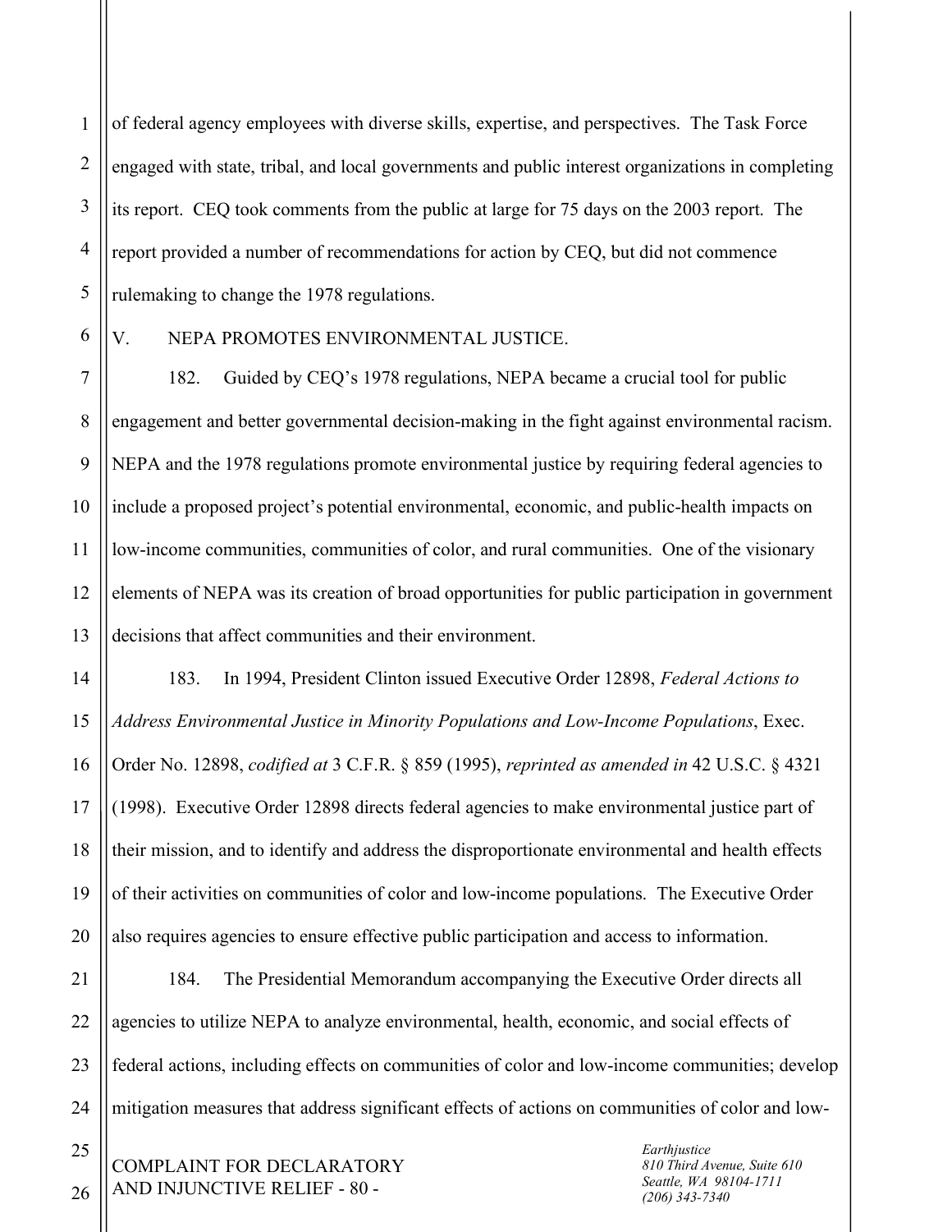of federal agency employees with diverse skills, expertise, and perspectives. The Task Force engaged with state, tribal, and local governments and public interest organizations in completing its report. CEQ took comments from the public at large for 75 days on the 2003 report. The report provided a number of recommendations for action by CEQ, but did not commence rulemaking to change the 1978 regulations.

## V. NEPA PROMOTES ENVIRONMENTAL JUSTICE.

182. Guided by CEQ's 1978 regulations, NEPA became a crucial tool for public engagement and better governmental decision-making in the fight against environmental racism. NEPA and the 1978 regulations promote environmental justice by requiring federal agencies to include a proposed project's potential environmental, economic, and public-health impacts on low-income communities, communities of color, and rural communities. One of the visionary elements of NEPA was its creation of broad opportunities for public participation in government decisions that affect communities and their environment.

183. In 1994, President Clinton issued Executive Order 12898, *Federal Actions to Address Environmental Justice in Minority Populations and Low-Income Populations*, Exec. Order No. 12898, *codified at* 3 C.F.R. § 859 (1995), *reprinted as amended in* 42 U.S.C. § 4321 (1998). Executive Order 12898 directs federal agencies to make environmental justice part of their mission, and to identify and address the disproportionate environmental and health effects of their activities on communities of color and low-income populations. The Executive Order also requires agencies to ensure effective public participation and access to information.

184. The Presidential Memorandum accompanying the Executive Order directs all agencies to utilize NEPA to analyze environmental, health, economic, and social effects of federal actions, including effects on communities of color and low-income communities; develop mitigation measures that address significant effects of actions on communities of color and low-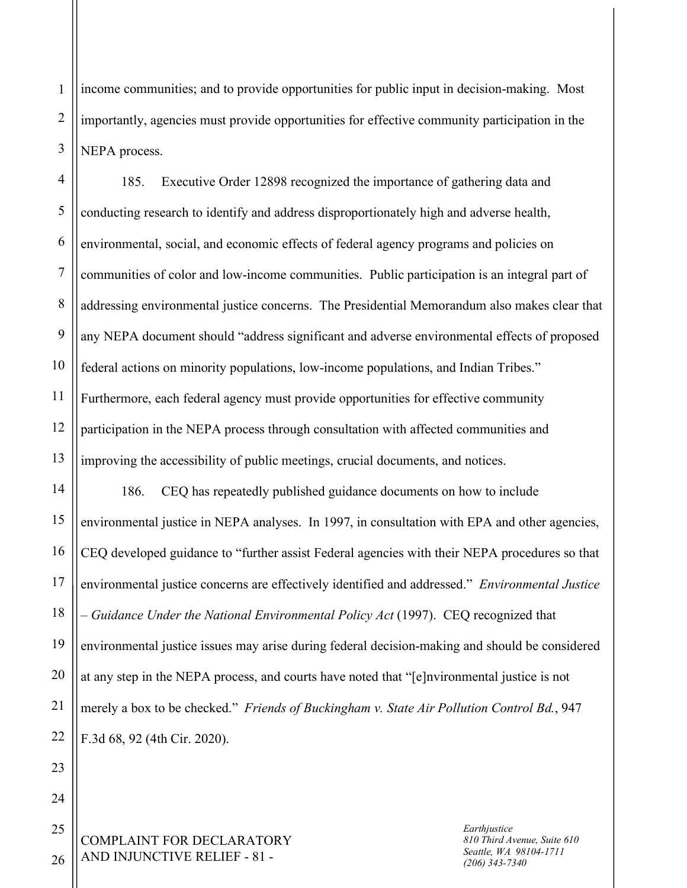income communities; and to provide opportunities for public input in decision-making. Most importantly, agencies must provide opportunities for effective community participation in the NEPA process.

185. Executive Order 12898 recognized the importance of gathering data and conducting research to identify and address disproportionately high and adverse health, environmental, social, and economic effects of federal agency programs and policies on communities of color and low-income communities. Public participation is an integral part of addressing environmental justice concerns. The Presidential Memorandum also makes clear that any NEPA document should "address significant and adverse environmental effects of proposed federal actions on minority populations, low-income populations, and Indian Tribes." Furthermore, each federal agency must provide opportunities for effective community participation in the NEPA process through consultation with affected communities and improving the accessibility of public meetings, crucial documents, and notices.

186. CEQ has repeatedly published guidance documents on how to include environmental justice in NEPA analyses. In 1997, in consultation with EPA and other agencies, CEQ developed guidance to "further assist Federal agencies with their NEPA procedures so that environmental justice concerns are effectively identified and addressed." *Environmental Justice – Guidance Under the National Environmental Policy Act* (1997). CEQ recognized that environmental justice issues may arise during federal decision-making and should be considered at any step in the NEPA process, and courts have noted that "[e]nvironmental justice is not merely a box to be checked." *Friends of Buckingham v. State Air Pollution Control Bd.*, 947 F.3d 68, 92 (4th Cir. 2020).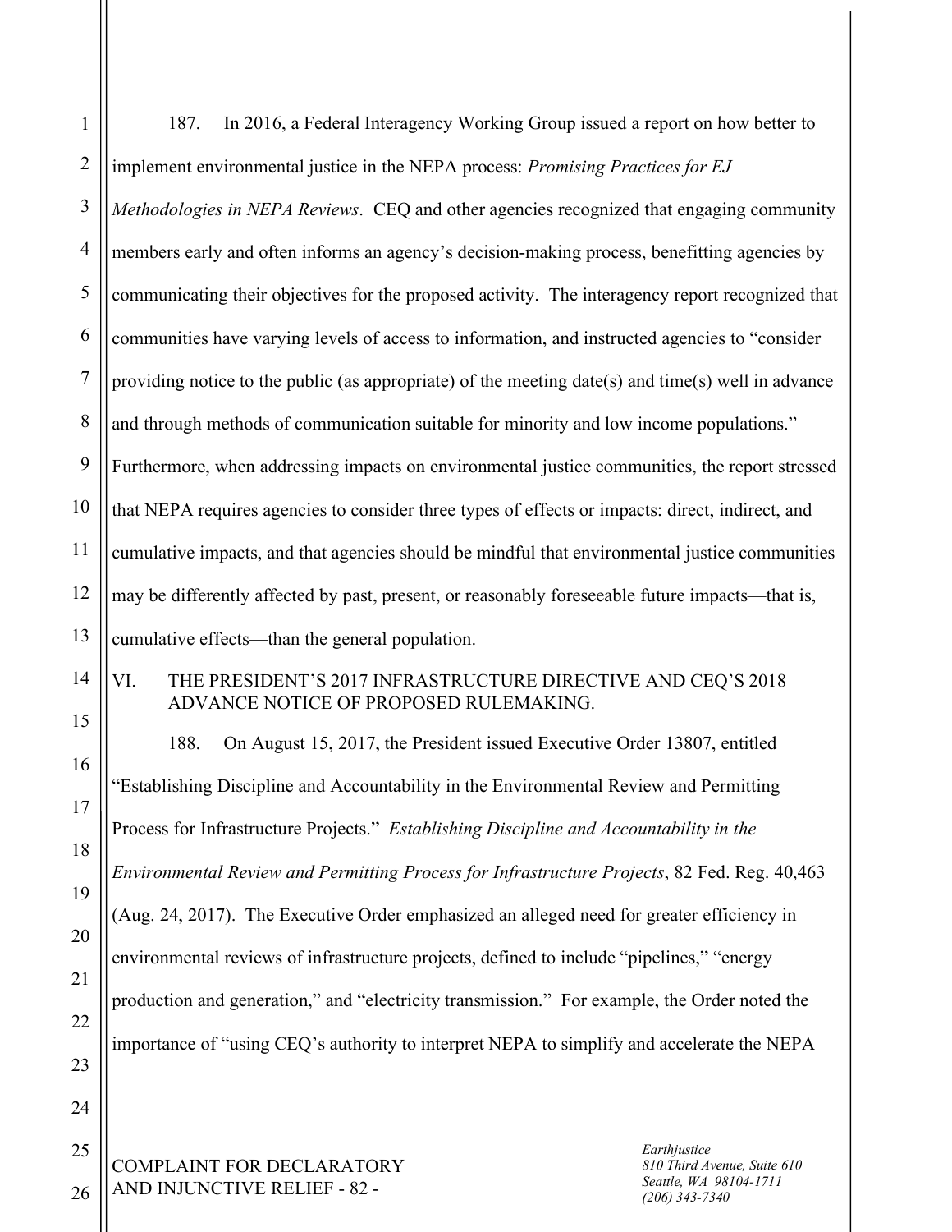187. In 2016, a Federal Interagency Working Group issued a report on how better to implement environmental justice in the NEPA process: *Promising Practices for EJ Methodologies in NEPA Reviews*. CEQ and other agencies recognized that engaging community members early and often informs an agency's decision-making process, benefitting agencies by communicating their objectives for the proposed activity. The interagency report recognized that communities have varying levels of access to information, and instructed agencies to "consider providing notice to the public (as appropriate) of the meeting date(s) and time(s) well in advance and through methods of communication suitable for minority and low income populations." Furthermore, when addressing impacts on environmental justice communities, the report stressed that NEPA requires agencies to consider three types of effects or impacts: direct, indirect, and cumulative impacts, and that agencies should be mindful that environmental justice communities may be differently affected by past, present, or reasonably foreseeable future impacts—that is, cumulative effects—than the general population.

## VI. THE PRESIDENT'S 2017 INFRASTRUCTURE DIRECTIVE AND CEQ'S 2018 ADVANCE NOTICE OF PROPOSED RULEMAKING.

188. On August 15, 2017, the President issued Executive Order 13807, entitled "Establishing Discipline and Accountability in the Environmental Review and Permitting Process for Infrastructure Projects." *Establishing Discipline and Accountability in the Environmental Review and Permitting Process for Infrastructure Projects*, 82 Fed. Reg. 40,463 (Aug. 24, 2017). The Executive Order emphasized an alleged need for greater efficiency in environmental reviews of infrastructure projects, defined to include "pipelines," "energy production and generation," and "electricity transmission." For example, the Order noted the importance of "using CEQ's authority to interpret NEPA to simplify and accelerate the NEPA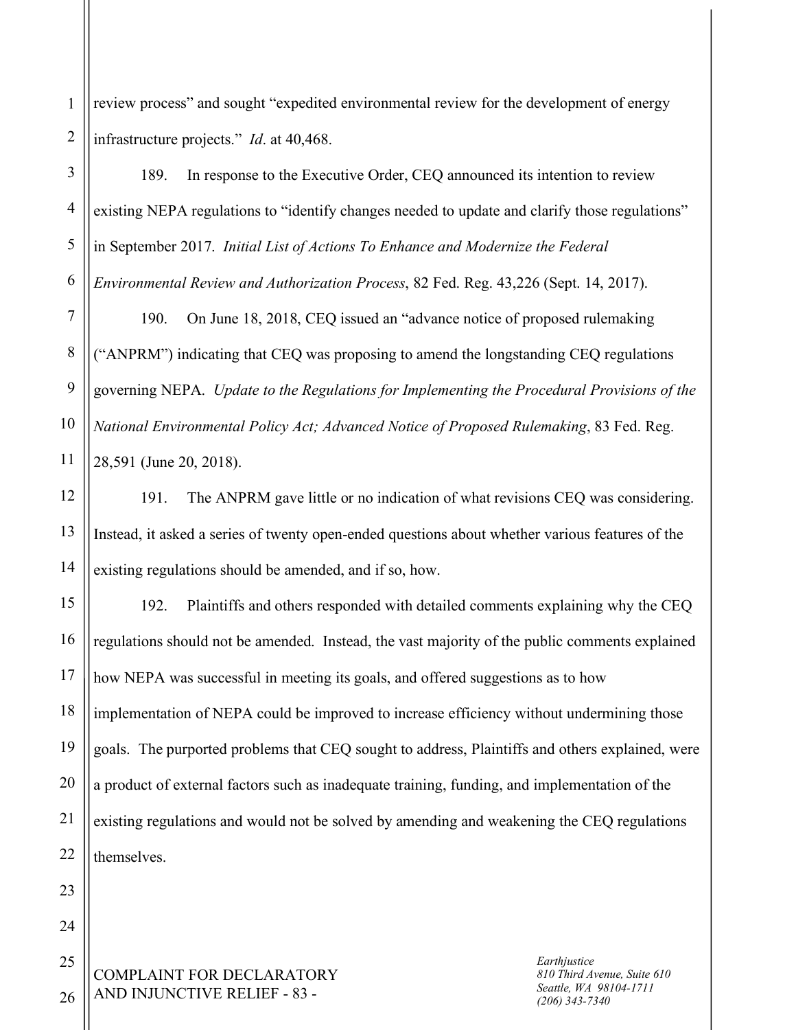review process" and sought "expedited environmental review for the development of energy infrastructure projects." *Id*. at 40,468.

189. In response to the Executive Order, CEQ announced its intention to review existing NEPA regulations to "identify changes needed to update and clarify those regulations" in September 2017. *Initial List of Actions To Enhance and Modernize the Federal Environmental Review and Authorization Process*, 82 Fed. Reg. 43,226 (Sept. 14, 2017).

190. On June 18, 2018, CEQ issued an "advance notice of proposed rulemaking ("ANPRM") indicating that CEQ was proposing to amend the longstanding CEQ regulations governing NEPA. *Update to the Regulations for Implementing the Procedural Provisions of the National Environmental Policy Act; Advanced Notice of Proposed Rulemaking*, 83 Fed. Reg. 28,591 (June 20, 2018).

191. The ANPRM gave little or no indication of what revisions CEQ was considering. Instead, it asked a series of twenty open-ended questions about whether various features of the existing regulations should be amended, and if so, how.

192. Plaintiffs and others responded with detailed comments explaining why the CEQ regulations should not be amended. Instead, the vast majority of the public comments explained how NEPA was successful in meeting its goals, and offered suggestions as to how implementation of NEPA could be improved to increase efficiency without undermining those goals. The purported problems that CEQ sought to address, Plaintiffs and others explained, were a product of external factors such as inadequate training, funding, and implementation of the existing regulations and would not be solved by amending and weakening the CEQ regulations themselves.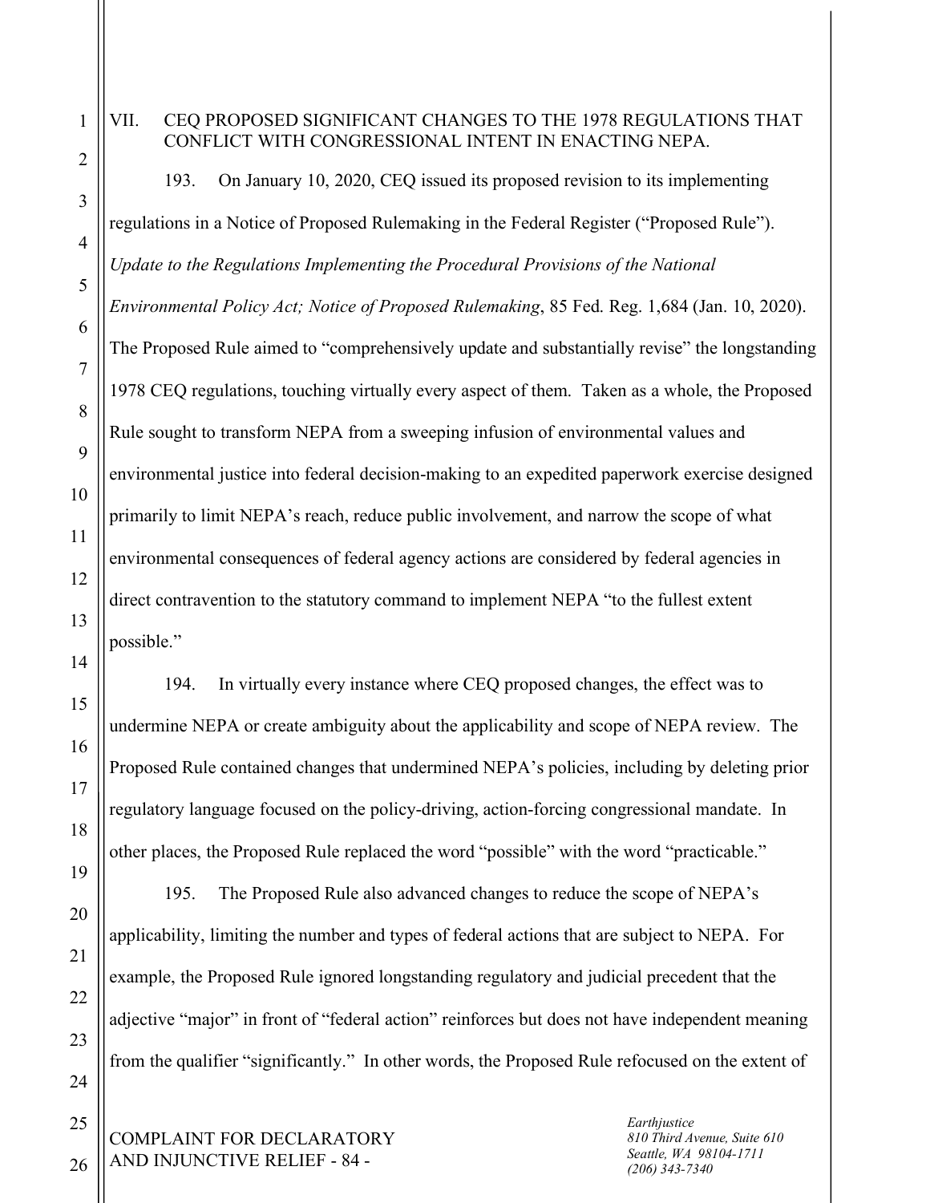## VII. CEQ PROPOSED SIGNIFICANT CHANGES TO THE 1978 REGULATIONS THAT CONFLICT WITH CONGRESSIONAL INTENT IN ENACTING NEPA.

193. On January 10, 2020, CEQ issued its proposed revision to its implementing regulations in a Notice of Proposed Rulemaking in the Federal Register ("Proposed Rule"). *Update to the Regulations Implementing the Procedural Provisions of the National Environmental Policy Act; Notice of Proposed Rulemaking*, 85 Fed. Reg. 1,684 (Jan. 10, 2020). The Proposed Rule aimed to "comprehensively update and substantially revise" the longstanding 1978 CEQ regulations, touching virtually every aspect of them. Taken as a whole, the Proposed Rule sought to transform NEPA from a sweeping infusion of environmental values and environmental justice into federal decision-making to an expedited paperwork exercise designed primarily to limit NEPA's reach, reduce public involvement, and narrow the scope of what environmental consequences of federal agency actions are considered by federal agencies in direct contravention to the statutory command to implement NEPA "to the fullest extent possible."

194. In virtually every instance where CEQ proposed changes, the effect was to undermine NEPA or create ambiguity about the applicability and scope of NEPA review. The Proposed Rule contained changes that undermined NEPA's policies, including by deleting prior regulatory language focused on the policy-driving, action-forcing congressional mandate. In other places, the Proposed Rule replaced the word "possible" with the word "practicable."

195. The Proposed Rule also advanced changes to reduce the scope of NEPA's applicability, limiting the number and types of federal actions that are subject to NEPA. For example, the Proposed Rule ignored longstanding regulatory and judicial precedent that the adjective "major" in front of "federal action" reinforces but does not have independent meaning from the qualifier "significantly." In other words, the Proposed Rule refocused on the extent of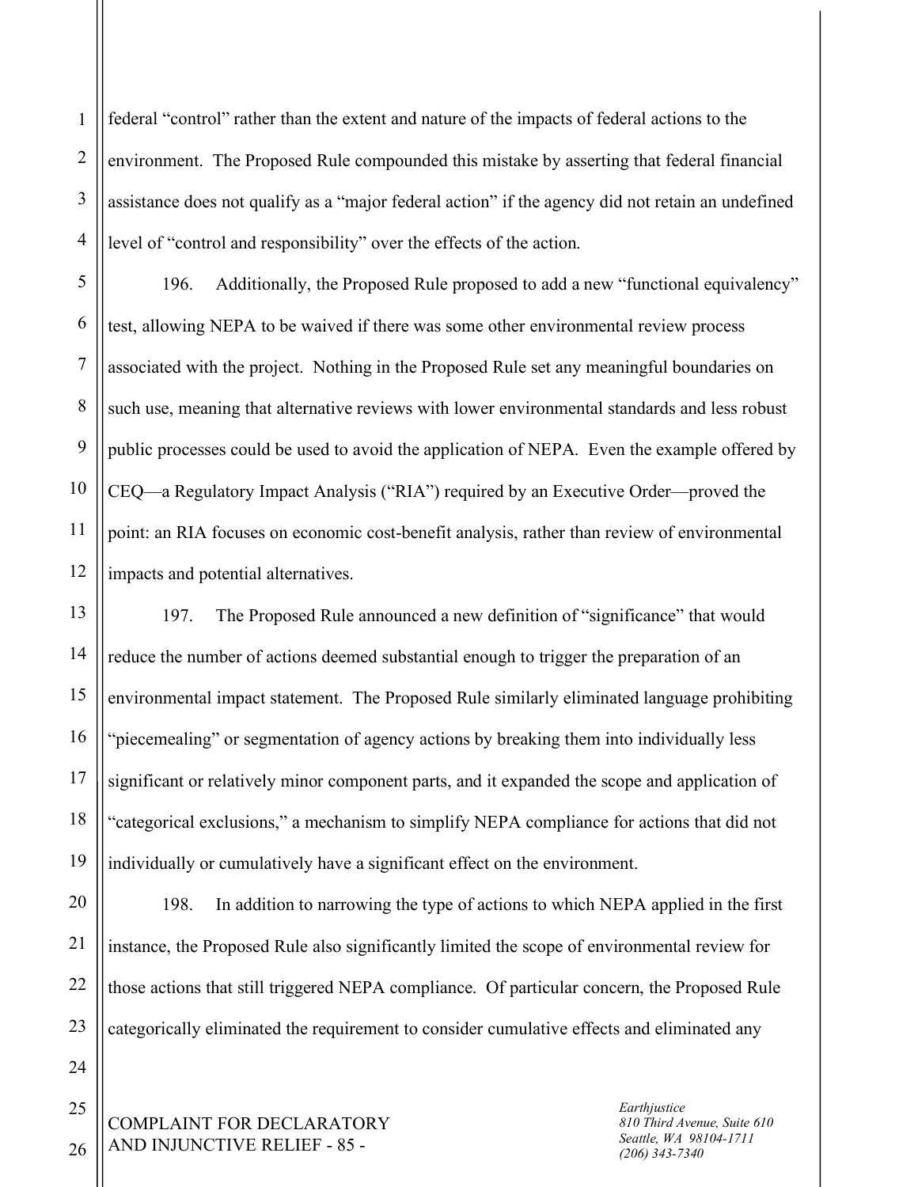federal "control" rather than the extent and nature of the impacts of federal actions to the environment. The Proposed Rule compounded this mistake by asserting that federal financial assistance does not qualify as a "major federal action" if the agency did not retain an undefined level of "control and responsibility" over the effects of the action.

196. Additionally, the Proposed Rule proposed to add a new "functional equivalency" test, allowing NEPA to be waived if there was some other environmental review process associated with the project. Nothing in the Proposed Rule set any meaningful boundaries on such use, meaning that alternative reviews with lower environmental standards and less robust public processes could be used to avoid the application of NEPA. Even the example offered by CEQ—a Regulatory Impact Analysis ("RIA") required by an Executive Order—proved the point: an RIA focuses on economic cost-benefit analysis, rather than review of environmental impacts and potential alternatives.

197. The Proposed Rule announced a new definition of "significance" that would reduce the number of actions deemed substantial enough to trigger the preparation of an environmental impact statement. The Proposed Rule similarly eliminated language prohibiting "piecemealing" or segmentation of agency actions by breaking them into individually less significant or relatively minor component parts, and it expanded the scope and application of "categorical exclusions," a mechanism to simplify NEPA compliance for actions that did not individually or cumulatively have a significant effect on the environment.

198. In addition to narrowing the type of actions to which NEPA applied in the first instance, the Proposed Rule also significantly limited the scope of environmental review for those actions that still triggered NEPA compliance. Of particular concern, the Proposed Rule categorically eliminated the requirement to consider cumulative effects and eliminated any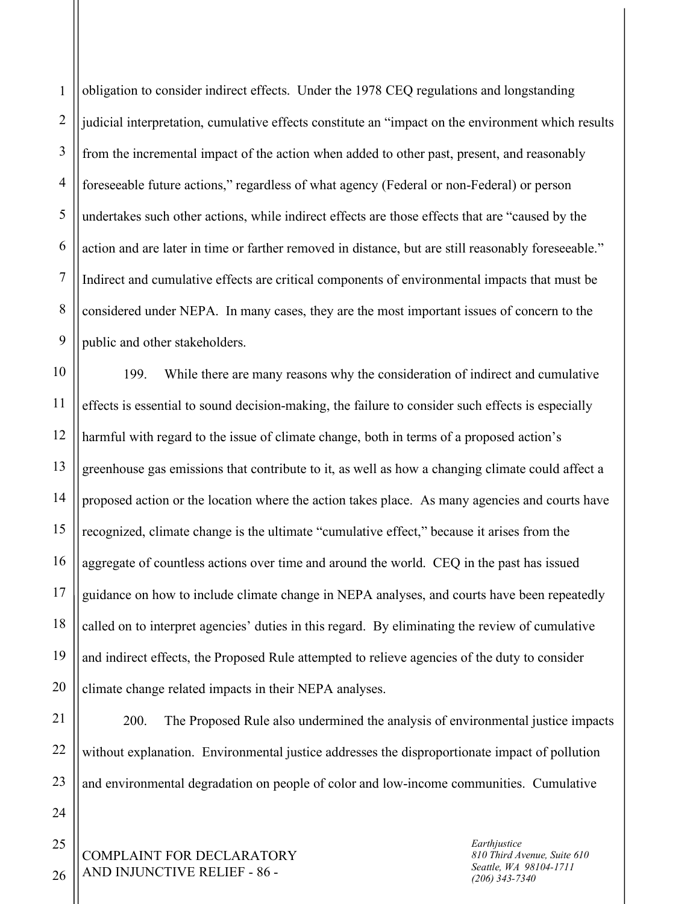obligation to consider indirect effects. Under the 1978 CEQ regulations and longstanding judicial interpretation, cumulative effects constitute an "impact on the environment which results from the incremental impact of the action when added to other past, present, and reasonably foreseeable future actions," regardless of what agency (Federal or non-Federal) or person undertakes such other actions, while indirect effects are those effects that are "caused by the action and are later in time or farther removed in distance, but are still reasonably foreseeable." Indirect and cumulative effects are critical components of environmental impacts that must be considered under NEPA. In many cases, they are the most important issues of concern to the public and other stakeholders.

199. While there are many reasons why the consideration of indirect and cumulative effects is essential to sound decision-making, the failure to consider such effects is especially harmful with regard to the issue of climate change, both in terms of a proposed action's greenhouse gas emissions that contribute to it, as well as how a changing climate could affect a proposed action or the location where the action takes place. As many agencies and courts have recognized, climate change is the ultimate "cumulative effect," because it arises from the aggregate of countless actions over time and around the world. CEQ in the past has issued guidance on how to include climate change in NEPA analyses, and courts have been repeatedly called on to interpret agencies' duties in this regard. By eliminating the review of cumulative and indirect effects, the Proposed Rule attempted to relieve agencies of the duty to consider climate change related impacts in their NEPA analyses.

200. The Proposed Rule also undermined the analysis of environmental justice impacts without explanation. Environmental justice addresses the disproportionate impact of pollution and environmental degradation on people of color and low-income communities. Cumulative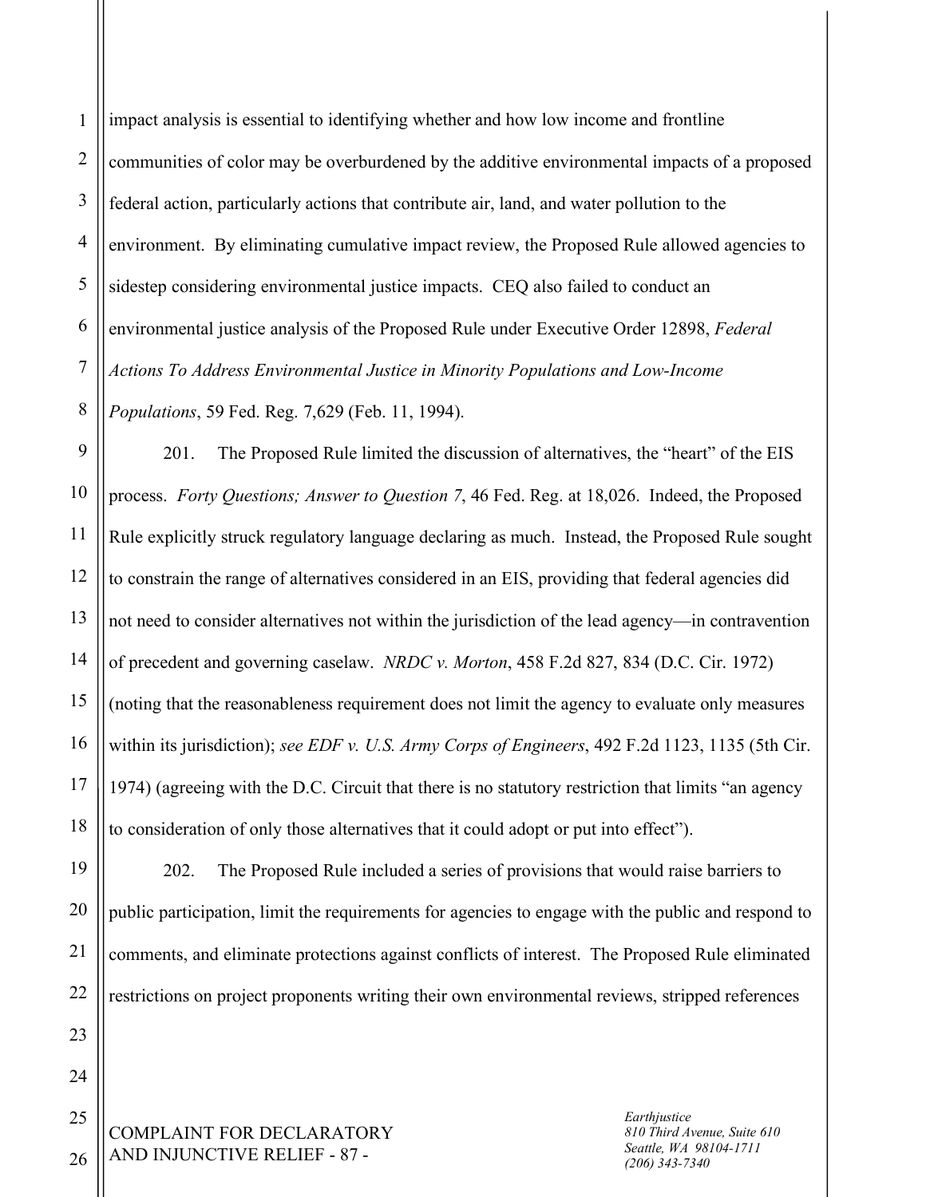impact analysis is essential to identifying whether and how low income and frontline communities of color may be overburdened by the additive environmental impacts of a proposed federal action, particularly actions that contribute air, land, and water pollution to the environment. By eliminating cumulative impact review, the Proposed Rule allowed agencies to sidestep considering environmental justice impacts. CEQ also failed to conduct an environmental justice analysis of the Proposed Rule under Executive Order 12898, *Federal Actions To Address Environmental Justice in Minority Populations and Low-Income Populations*, 59 Fed. Reg. 7,629 (Feb. 11, 1994).

201. The Proposed Rule limited the discussion of alternatives, the "heart" of the EIS process. *Forty Questions; Answer to Question 7*, 46 Fed. Reg. at 18,026. Indeed, the Proposed Rule explicitly struck regulatory language declaring as much. Instead, the Proposed Rule sought to constrain the range of alternatives considered in an EIS, providing that federal agencies did not need to consider alternatives not within the jurisdiction of the lead agency—in contravention of precedent and governing caselaw. *NRDC v. Morton*, 458 F.2d 827, 834 (D.C. Cir. 1972) (noting that the reasonableness requirement does not limit the agency to evaluate only measures within its jurisdiction); *see EDF v. U.S. Army Corps of Engineers*, 492 F.2d 1123, 1135 (5th Cir. 1974) (agreeing with the D.C. Circuit that there is no statutory restriction that limits "an agency to consideration of only those alternatives that it could adopt or put into effect").

202. The Proposed Rule included a series of provisions that would raise barriers to public participation, limit the requirements for agencies to engage with the public and respond to comments, and eliminate protections against conflicts of interest. The Proposed Rule eliminated restrictions on project proponents writing their own environmental reviews, stripped references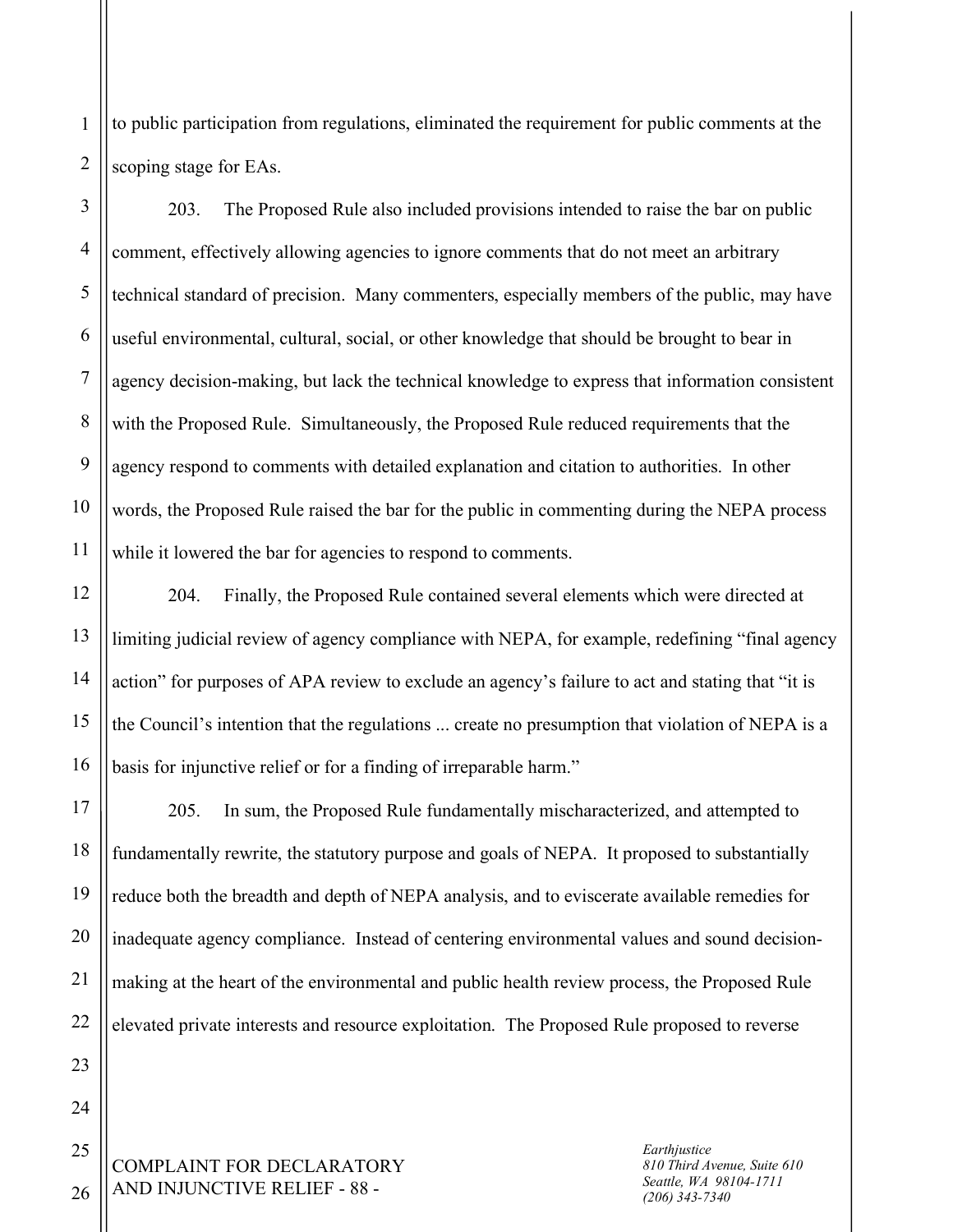to public participation from regulations, eliminated the requirement for public comments at the scoping stage for EAs.

203. The Proposed Rule also included provisions intended to raise the bar on public comment, effectively allowing agencies to ignore comments that do not meet an arbitrary technical standard of precision. Many commenters, especially members of the public, may have useful environmental, cultural, social, or other knowledge that should be brought to bear in agency decision-making, but lack the technical knowledge to express that information consistent with the Proposed Rule. Simultaneously, the Proposed Rule reduced requirements that the agency respond to comments with detailed explanation and citation to authorities. In other words, the Proposed Rule raised the bar for the public in commenting during the NEPA process while it lowered the bar for agencies to respond to comments.

204. Finally, the Proposed Rule contained several elements which were directed at limiting judicial review of agency compliance with NEPA, for example, redefining "final agency action" for purposes of APA review to exclude an agency's failure to act and stating that "it is the Council's intention that the regulations ... create no presumption that violation of NEPA is a basis for injunctive relief or for a finding of irreparable harm."

205. In sum, the Proposed Rule fundamentally mischaracterized, and attempted to fundamentally rewrite, the statutory purpose and goals of NEPA. It proposed to substantially reduce both the breadth and depth of NEPA analysis, and to eviscerate available remedies for inadequate agency compliance. Instead of centering environmental values and sound decision-making at the heart of the environmental and public health review process, the Proposed Rule elevated private interests and resource exploitation. The Proposed Rule proposed to reverse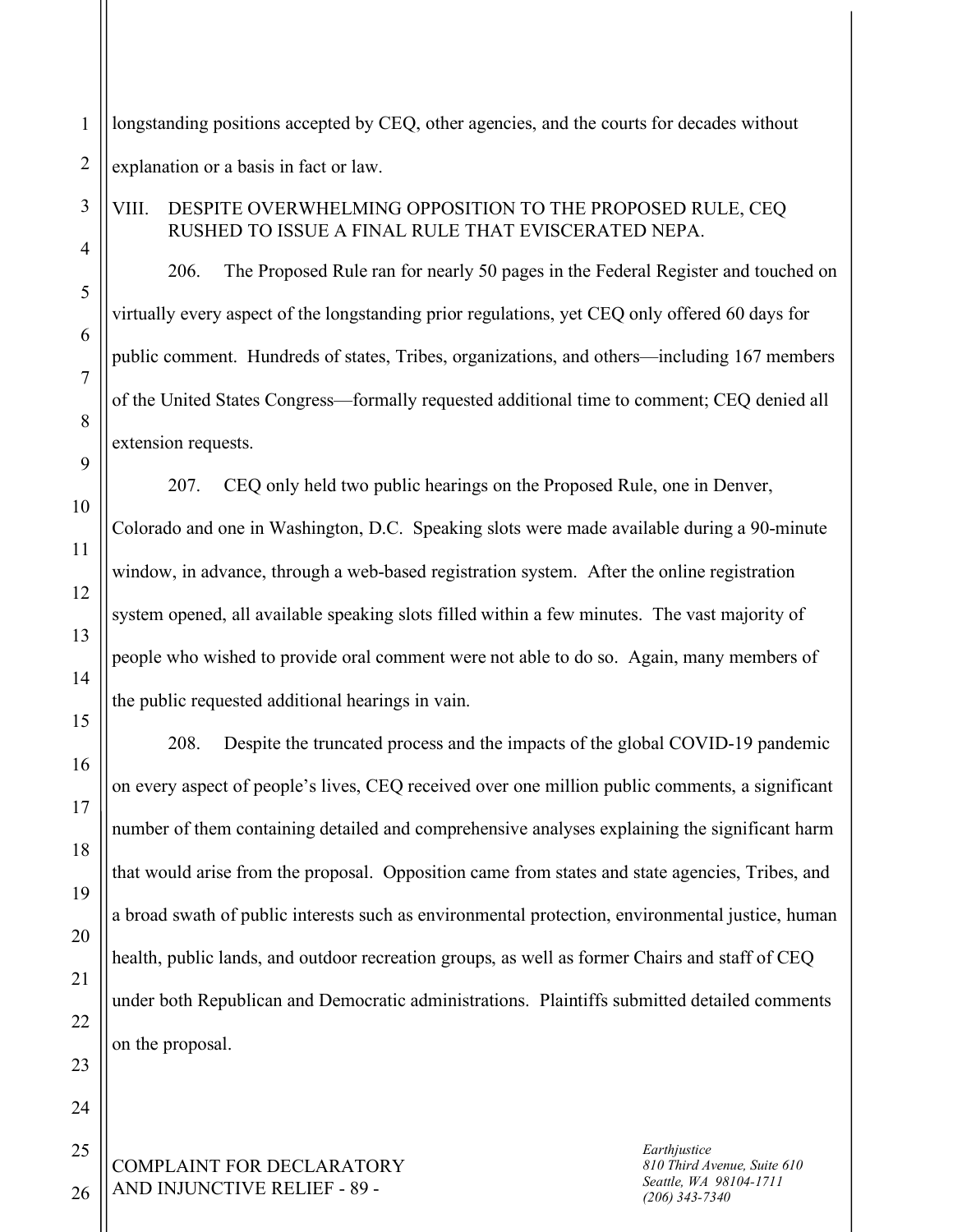longstanding positions accepted by CEQ, other agencies, and the courts for decades without explanation or a basis in fact or law.

## VIII. DESPITE OVERWHELMING OPPOSITION TO THE PROPOSED RULE, CEQ RUSHED TO ISSUE A FINAL RULE THAT EVISCERATED NEPA.

206. The Proposed Rule ran for nearly 50 pages in the Federal Register and touched on virtually every aspect of the longstanding prior regulations, yet CEQ only offered 60 days for public comment. Hundreds of states, Tribes, organizations, and others—including 167 members of the United States Congress—formally requested additional time to comment; CEQ denied all extension requests.

207. CEQ only held two public hearings on the Proposed Rule, one in Denver, Colorado and one in Washington, D.C. Speaking slots were made available during a 90-minute window, in advance, through a web-based registration system. After the online registration system opened, all available speaking slots filled within a few minutes. The vast majority of people who wished to provide oral comment were not able to do so. Again, many members of the public requested additional hearings in vain.

208. Despite the truncated process and the impacts of the global COVID-19 pandemic on every aspect of people's lives, CEQ received over one million public comments, a significant number of them containing detailed and comprehensive analyses explaining the significant harm that would arise from the proposal. Opposition came from states and state agencies, Tribes, and a broad swath of public interests such as environmental protection, environmental justice, human health, public lands, and outdoor recreation groups, as well as former Chairs and staff of CEQ under both Republican and Democratic administrations. Plaintiffs submitted detailed comments on the proposal.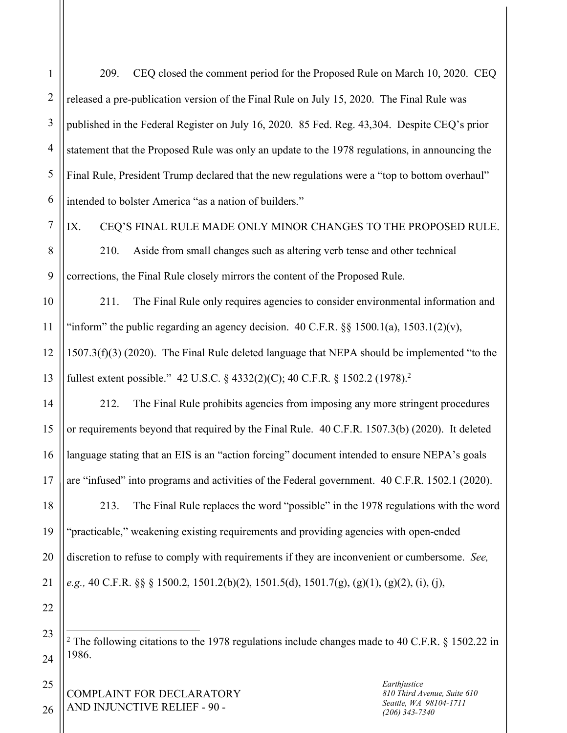209. CEQ closed the comment period for the Proposed Rule on March 10, 2020. CEQ released a pre-publication version of the Final Rule on July 15, 2020. The Final Rule was published in the Federal Register on July 16, 2020. 85 Fed. Reg. 43,304. Despite CEQ's prior statement that the Proposed Rule was only an update to the 1978 regulations, in announcing the Final Rule, President Trump declared that the new regulations were a "top to bottom overhaul" intended to bolster America "as a nation of builders."

## IX. CEQ'S FINAL RULE MADE ONLY MINOR CHANGES TO THE PROPOSED RULE.

210. Aside from small changes such as altering verb tense and other technical corrections, the Final Rule closely mirrors the content of the Proposed Rule.

211. The Final Rule only requires agencies to consider environmental information and "inform" the public regarding an agency decision. 40 C.F.R. §§ 1500.1(a), 1503.1(2)(v), 1507.3(f)(3) (2020). The Final Rule deleted language that NEPA should be implemented "to the fullest extent possible." 42 U.S.C. § 4332(2)(C); 40 C.F.R. § 1502.2 (1978).[2]

212. The Final Rule prohibits agencies from imposing any more stringent procedures or requirements beyond that required by the Final Rule. 40 C.F.R. 1507.3(b) (2020). It deleted language stating that an EIS is an "action forcing" document intended to ensure NEPA's goals are "infused" into programs and activities of the Federal government. 40 C.F.R. 1502.1 (2020).

213. The Final Rule replaces the word "possible" in the 1978 regulations with the word "practicable," weakening existing requirements and providing agencies with open-ended discretion to refuse to comply with requirements if they are inconvenient or cumbersome. *See, e.g.,* 40 C.F.R. §§ § 1500.2, 1501.2(b)(2), 1501.5(d), 1501.7(g), (g)(1), (g)(2), (i), (j),

---

[2] The following citations to the 1978 regulations include changes made to 40 C.F.R. § 1502.22 in 1986.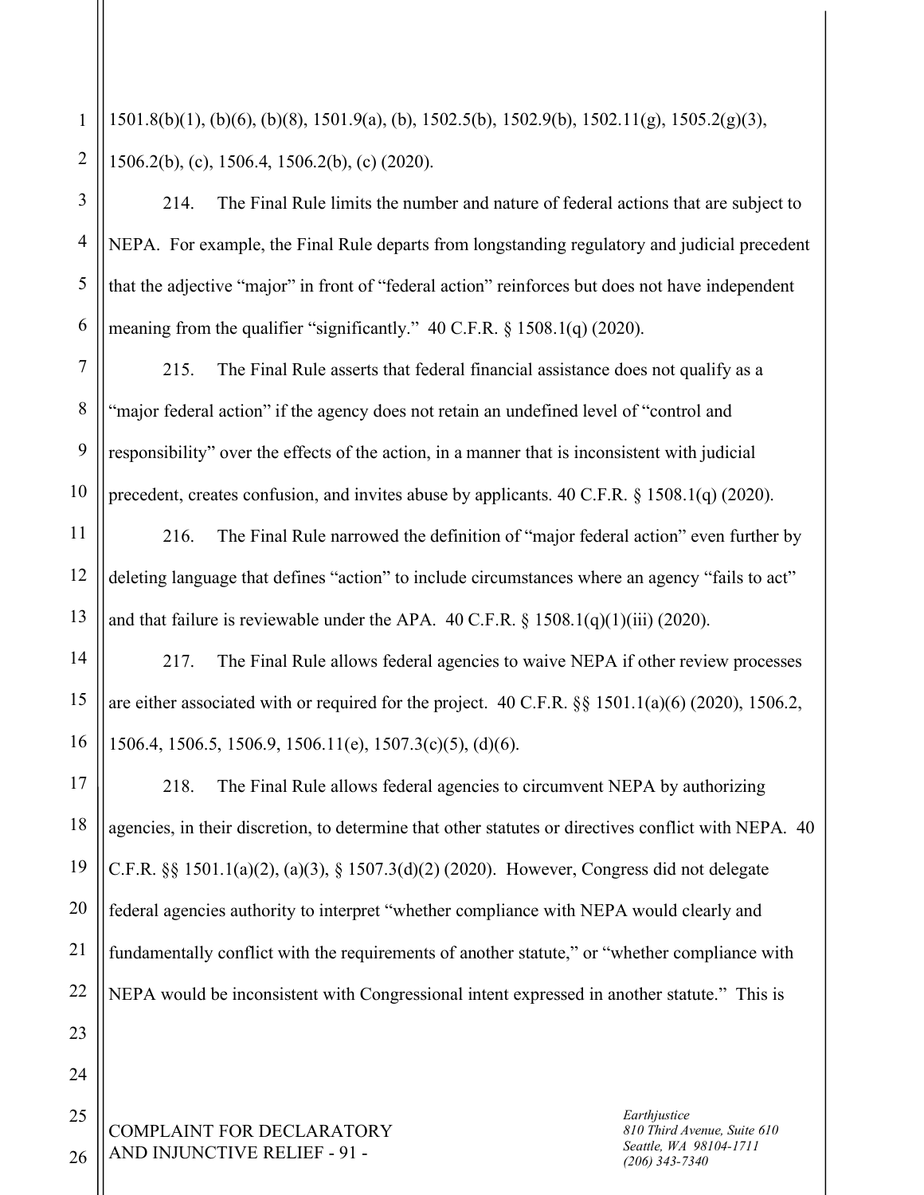1501.8(b)(1), (b)(6), (b)(8), 1501.9(a), (b), 1502.5(b), 1502.9(b), 1502.11(g), 1505.2(g)(3), 1506.2(b), (c), 1506.4, 1506.2(b), (c) (2020).

214. The Final Rule limits the number and nature of federal actions that are subject to NEPA. For example, the Final Rule departs from longstanding regulatory and judicial precedent that the adjective "major" in front of "federal action" reinforces but does not have independent meaning from the qualifier "significantly." 40 C.F.R. § 1508.1(q) (2020).

215. The Final Rule asserts that federal financial assistance does not qualify as a "major federal action" if the agency does not retain an undefined level of "control and responsibility" over the effects of the action, in a manner that is inconsistent with judicial precedent, creates confusion, and invites abuse by applicants. 40 C.F.R. § 1508.1(q) (2020).

216. The Final Rule narrowed the definition of "major federal action" even further by deleting language that defines "action" to include circumstances where an agency "fails to act" and that failure is reviewable under the APA. 40 C.F.R. § 1508.1(q)(1)(iii) (2020).

217. The Final Rule allows federal agencies to waive NEPA if other review processes are either associated with or required for the project. 40 C.F.R. §§ 1501.1(a)(6) (2020), 1506.2, 1506.4, 1506.5, 1506.9, 1506.11(e), 1507.3(c)(5), (d)(6).

218. The Final Rule allows federal agencies to circumvent NEPA by authorizing agencies, in their discretion, to determine that other statutes or directives conflict with NEPA. 40 C.F.R. §§ 1501.1(a)(2), (a)(3), § 1507.3(d)(2) (2020). However, Congress did not delegate federal agencies authority to interpret "whether compliance with NEPA would clearly and fundamentally conflict with the requirements of another statute," or "whether compliance with NEPA would be inconsistent with Congressional intent expressed in another statute." This is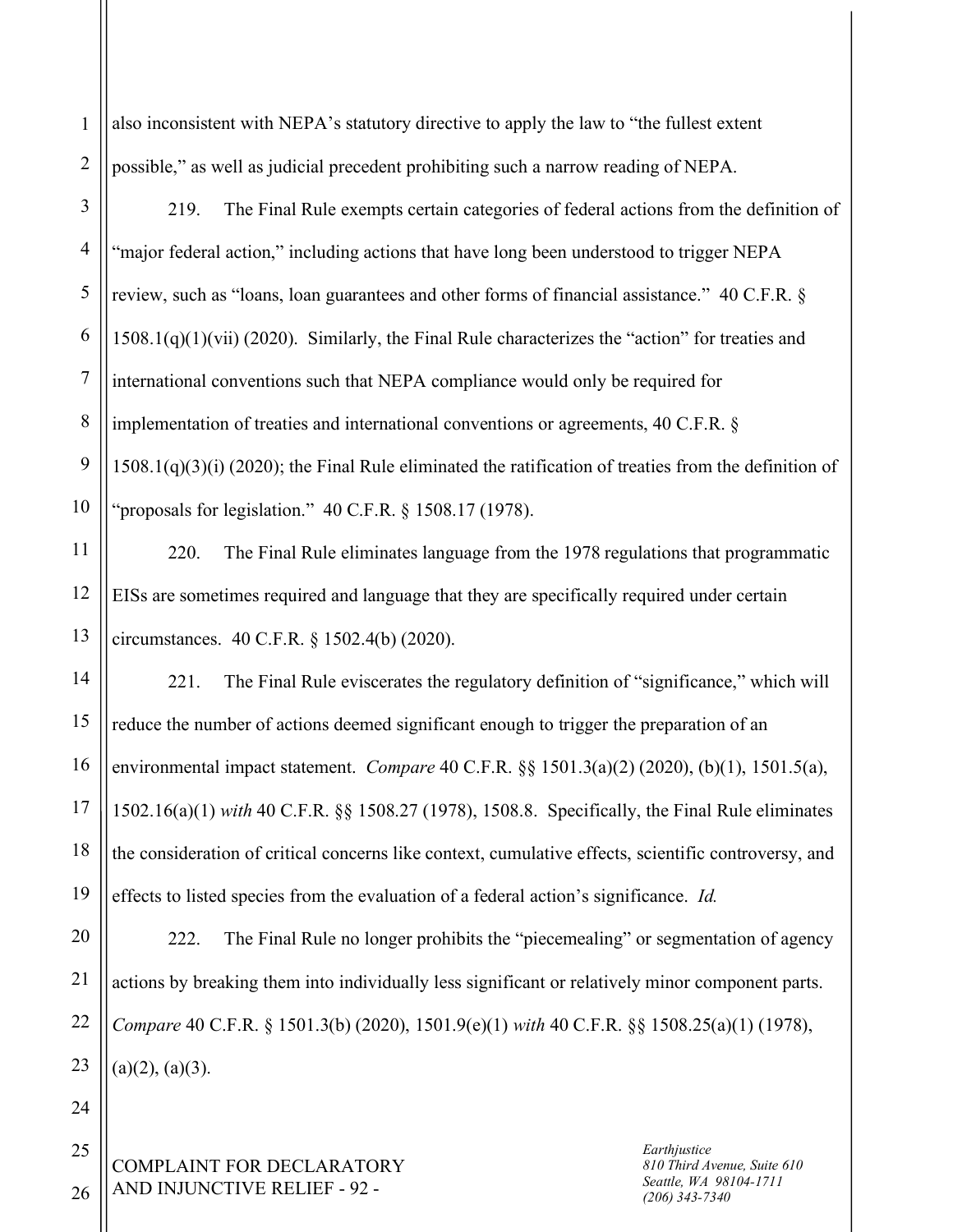also inconsistent with NEPA's statutory directive to apply the law to "the fullest extent possible," as well as judicial precedent prohibiting such a narrow reading of NEPA.

219. The Final Rule exempts certain categories of federal actions from the definition of "major federal action," including actions that have long been understood to trigger NEPA review, such as "loans, loan guarantees and other forms of financial assistance." 40 C.F.R. § 1508.1(q)(1)(vii) (2020). Similarly, the Final Rule characterizes the "action" for treaties and international conventions such that NEPA compliance would only be required for implementation of treaties and international conventions or agreements, 40 C.F.R. § 1508.1(q)(3)(i) (2020); the Final Rule eliminated the ratification of treaties from the definition of "proposals for legislation." 40 C.F.R. § 1508.17 (1978).

220. The Final Rule eliminates language from the 1978 regulations that programmatic EISs are sometimes required and language that they are specifically required under certain circumstances. 40 C.F.R. § 1502.4(b) (2020).

221. The Final Rule eviscerates the regulatory definition of "significance," which will reduce the number of actions deemed significant enough to trigger the preparation of an environmental impact statement. *Compare* 40 C.F.R. §§ 1501.3(a)(2) (2020), (b)(1), 1501.5(a), 1502.16(a)(1) *with* 40 C.F.R. §§ 1508.27 (1978), 1508.8. Specifically, the Final Rule eliminates the consideration of critical concerns like context, cumulative effects, scientific controversy, and effects to listed species from the evaluation of a federal action's significance. *Id.*

222. The Final Rule no longer prohibits the "piecemealing" or segmentation of agency actions by breaking them into individually less significant or relatively minor component parts. *Compare* 40 C.F.R. § 1501.3(b) (2020), 1501.9(e)(1) *with* 40 C.F.R. §§ 1508.25(a)(1) (1978), (a)(2), (a)(3).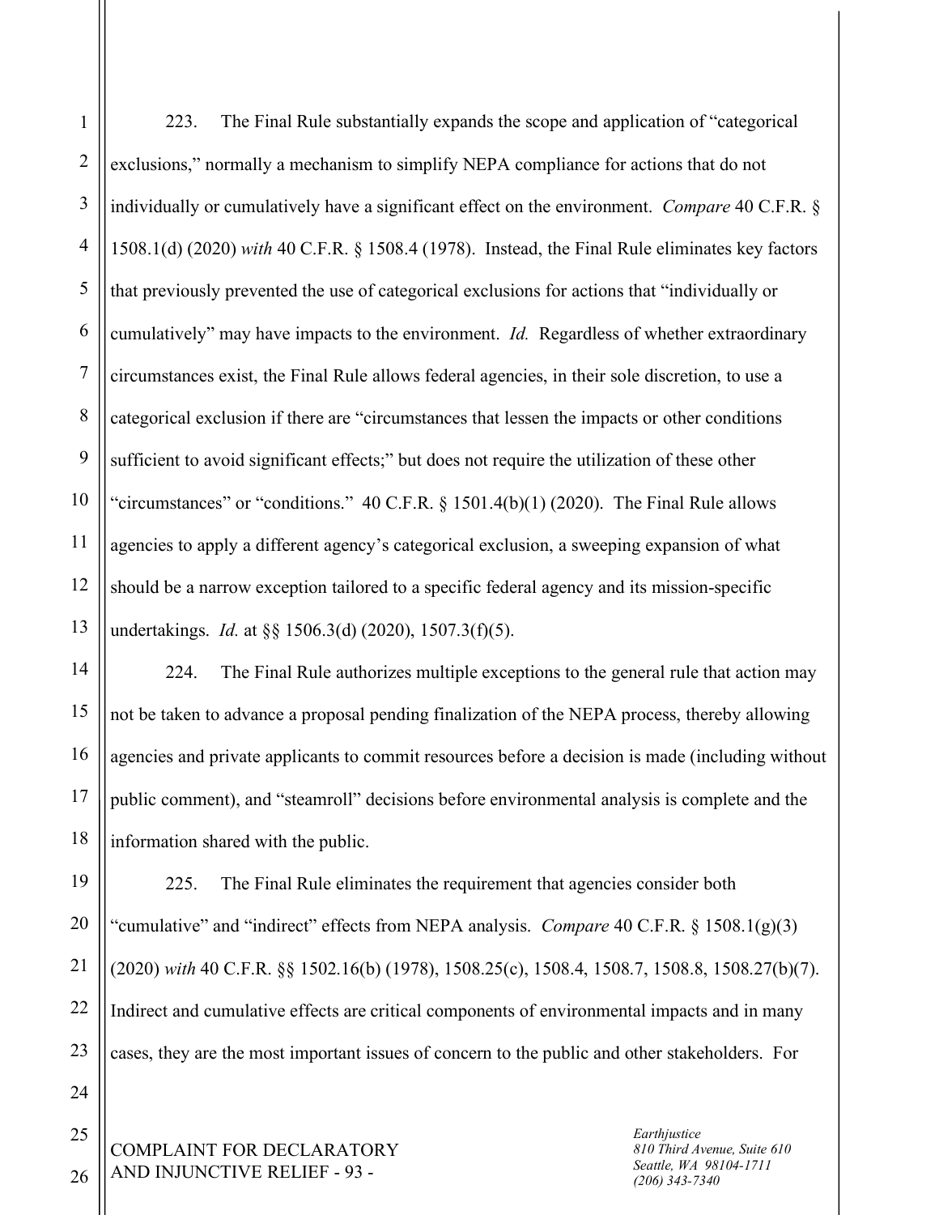223. The Final Rule substantially expands the scope and application of "categorical exclusions," normally a mechanism to simplify NEPA compliance for actions that do not individually or cumulatively have a significant effect on the environment. *Compare* 40 C.F.R. § 1508.1(d) (2020) *with* 40 C.F.R. § 1508.4 (1978). Instead, the Final Rule eliminates key factors that previously prevented the use of categorical exclusions for actions that "individually or cumulatively" may have impacts to the environment. *Id.* Regardless of whether extraordinary circumstances exist, the Final Rule allows federal agencies, in their sole discretion, to use a categorical exclusion if there are "circumstances that lessen the impacts or other conditions sufficient to avoid significant effects;" but does not require the utilization of these other "circumstances" or "conditions." 40 C.F.R. § 1501.4(b)(1) (2020). The Final Rule allows agencies to apply a different agency's categorical exclusion, a sweeping expansion of what should be a narrow exception tailored to a specific federal agency and its mission-specific undertakings. *Id.* at §§ 1506.3(d) (2020), 1507.3(f)(5).

224. The Final Rule authorizes multiple exceptions to the general rule that action may not be taken to advance a proposal pending finalization of the NEPA process, thereby allowing agencies and private applicants to commit resources before a decision is made (including without public comment), and "steamroll" decisions before environmental analysis is complete and the information shared with the public.

225. The Final Rule eliminates the requirement that agencies consider both "cumulative" and "indirect" effects from NEPA analysis. *Compare* 40 C.F.R. § 1508.1(g)(3) (2020) *with* 40 C.F.R. §§ 1502.16(b) (1978), 1508.25(c), 1508.4, 1508.7, 1508.8, 1508.27(b)(7). Indirect and cumulative effects are critical components of environmental impacts and in many cases, they are the most important issues of concern to the public and other stakeholders. For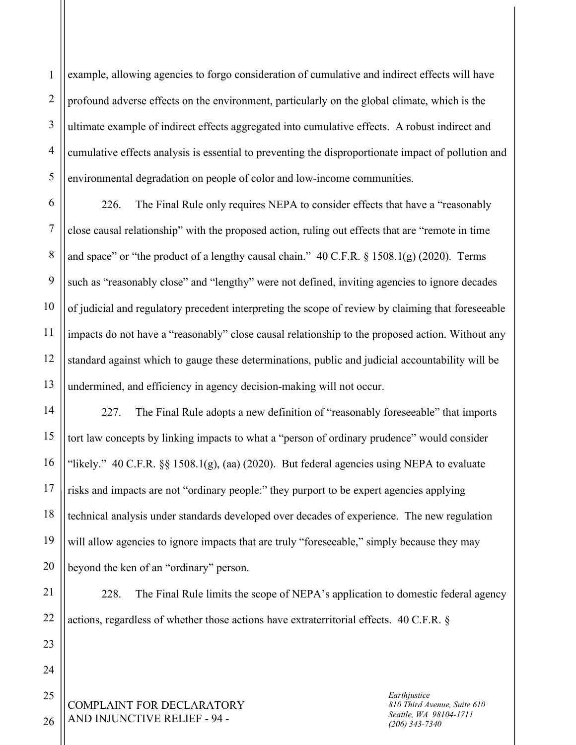example, allowing agencies to forgo consideration of cumulative and indirect effects will have profound adverse effects on the environment, particularly on the global climate, which is the ultimate example of indirect effects aggregated into cumulative effects. A robust indirect and cumulative effects analysis is essential to preventing the disproportionate impact of pollution and environmental degradation on people of color and low-income communities.

226. The Final Rule only requires NEPA to consider effects that have a "reasonably close causal relationship" with the proposed action, ruling out effects that are "remote in time and space" or "the product of a lengthy causal chain." 40 C.F.R. § 1508.1(g) (2020). Terms such as "reasonably close" and "lengthy" were not defined, inviting agencies to ignore decades of judicial and regulatory precedent interpreting the scope of review by claiming that foreseeable impacts do not have a "reasonably" close causal relationship to the proposed action. Without any standard against which to gauge these determinations, public and judicial accountability will be undermined, and efficiency in agency decision-making will not occur.

227. The Final Rule adopts a new definition of "reasonably foreseeable" that imports tort law concepts by linking impacts to what a "person of ordinary prudence" would consider "likely." 40 C.F.R. §§ 1508.1(g), (aa) (2020). But federal agencies using NEPA to evaluate risks and impacts are not "ordinary people:" they purport to be expert agencies applying technical analysis under standards developed over decades of experience. The new regulation will allow agencies to ignore impacts that are truly "foreseeable," simply because they may beyond the ken of an "ordinary" person.

228. The Final Rule limits the scope of NEPA's application to domestic federal agency actions, regardless of whether those actions have extraterritorial effects. 40 C.F.R. §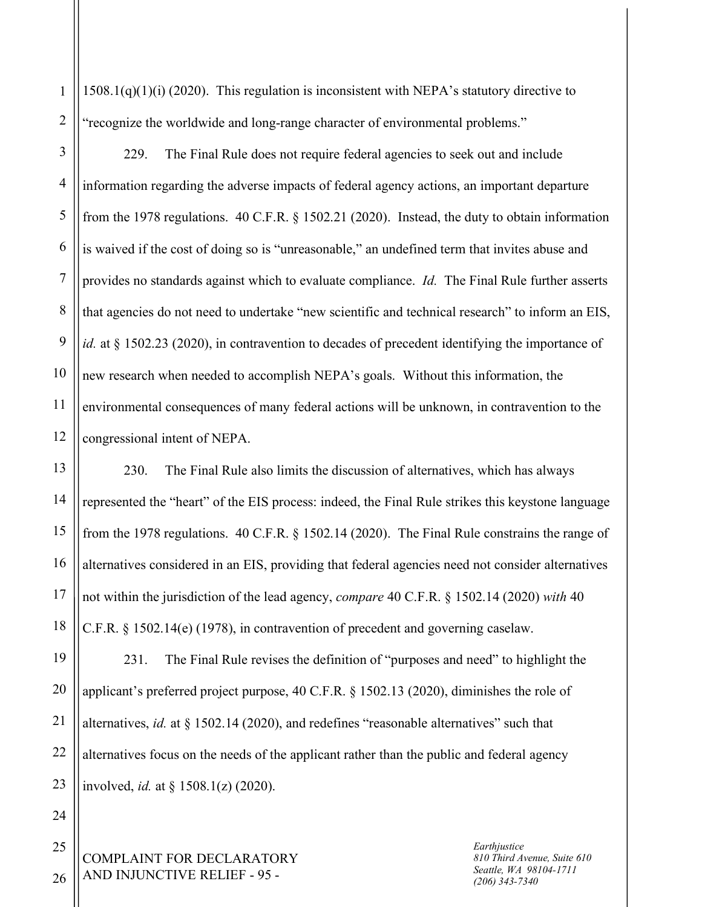1508.1(q)(1)(i) (2020). This regulation is inconsistent with NEPA's statutory directive to "recognize the worldwide and long-range character of environmental problems."

229. The Final Rule does not require federal agencies to seek out and include information regarding the adverse impacts of federal agency actions, an important departure from the 1978 regulations. 40 C.F.R. § 1502.21 (2020). Instead, the duty to obtain information is waived if the cost of doing so is "unreasonable," an undefined term that invites abuse and provides no standards against which to evaluate compliance. *Id.* The Final Rule further asserts that agencies do not need to undertake "new scientific and technical research" to inform an EIS, *id.* at § 1502.23 (2020), in contravention to decades of precedent identifying the importance of new research when needed to accomplish NEPA's goals. Without this information, the environmental consequences of many federal actions will be unknown, in contravention to the congressional intent of NEPA.

230. The Final Rule also limits the discussion of alternatives, which has always represented the "heart" of the EIS process: indeed, the Final Rule strikes this keystone language from the 1978 regulations. 40 C.F.R. § 1502.14 (2020). The Final Rule constrains the range of alternatives considered in an EIS, providing that federal agencies need not consider alternatives not within the jurisdiction of the lead agency, *compare* 40 C.F.R. § 1502.14 (2020) *with* 40 C.F.R. § 1502.14(e) (1978), in contravention of precedent and governing caselaw.

231. The Final Rule revises the definition of "purposes and need" to highlight the applicant's preferred project purpose, 40 C.F.R. § 1502.13 (2020), diminishes the role of alternatives, *id.* at § 1502.14 (2020), and redefines "reasonable alternatives" such that alternatives focus on the needs of the applicant rather than the public and federal agency involved, *id.* at § 1508.1(z) (2020).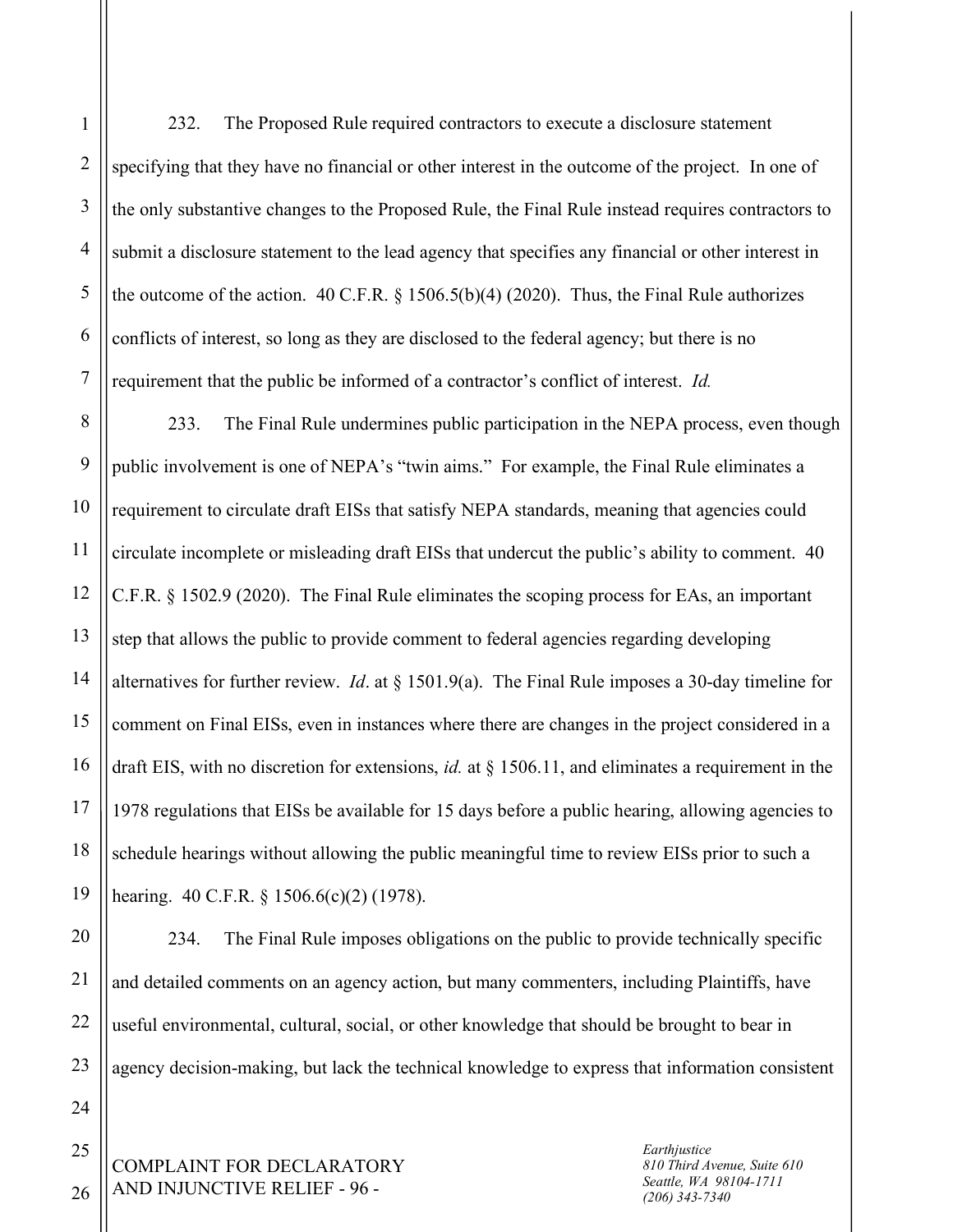232. The Proposed Rule required contractors to execute a disclosure statement specifying that they have no financial or other interest in the outcome of the project. In one of the only substantive changes to the Proposed Rule, the Final Rule instead requires contractors to submit a disclosure statement to the lead agency that specifies any financial or other interest in the outcome of the action. 40 C.F.R. § 1506.5(b)(4) (2020). Thus, the Final Rule authorizes conflicts of interest, so long as they are disclosed to the federal agency; but there is no requirement that the public be informed of a contractor's conflict of interest. *Id.*

233. The Final Rule undermines public participation in the NEPA process, even though public involvement is one of NEPA's "twin aims." For example, the Final Rule eliminates a requirement to circulate draft EISs that satisfy NEPA standards, meaning that agencies could circulate incomplete or misleading draft EISs that undercut the public's ability to comment. 40 C.F.R. § 1502.9 (2020). The Final Rule eliminates the scoping process for EAs, an important step that allows the public to provide comment to federal agencies regarding developing alternatives for further review. *Id*. at § 1501.9(a). The Final Rule imposes a 30-day timeline for comment on Final EISs, even in instances where there are changes in the project considered in a draft EIS, with no discretion for extensions, *id.* at § 1506.11, and eliminates a requirement in the 1978 regulations that EISs be available for 15 days before a public hearing, allowing agencies to schedule hearings without allowing the public meaningful time to review EISs prior to such a hearing. 40 C.F.R. § 1506.6(c)(2) (1978).

234. The Final Rule imposes obligations on the public to provide technically specific and detailed comments on an agency action, but many commenters, including Plaintiffs, have useful environmental, cultural, social, or other knowledge that should be brought to bear in agency decision-making, but lack the technical knowledge to express that information consistent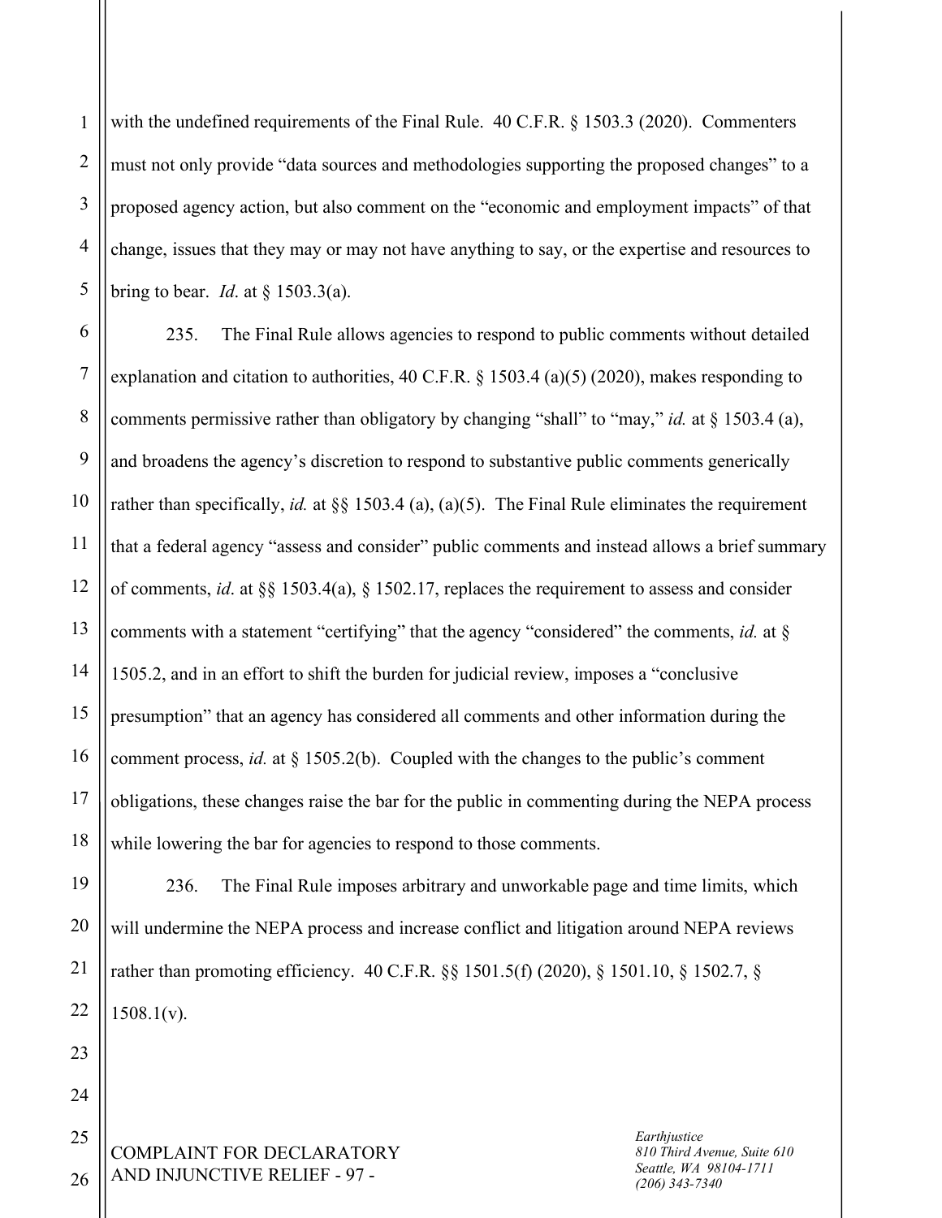with the undefined requirements of the Final Rule. 40 C.F.R. § 1503.3 (2020). Commenters must not only provide "data sources and methodologies supporting the proposed changes" to a proposed agency action, but also comment on the "economic and employment impacts" of that change, issues that they may or may not have anything to say, or the expertise and resources to bring to bear. *Id*. at § 1503.3(a).

235. The Final Rule allows agencies to respond to public comments without detailed explanation and citation to authorities, 40 C.F.R. § 1503.4 (a)(5) (2020), makes responding to comments permissive rather than obligatory by changing "shall" to "may," *id.* at § 1503.4 (a), and broadens the agency's discretion to respond to substantive public comments generically rather than specifically, *id.* at §§ 1503.4 (a), (a)(5). The Final Rule eliminates the requirement that a federal agency "assess and consider" public comments and instead allows a brief summary of comments, *id*. at §§ 1503.4(a), § 1502.17, replaces the requirement to assess and consider comments with a statement "certifying" that the agency "considered" the comments, *id.* at § 1505.2, and in an effort to shift the burden for judicial review, imposes a "conclusive presumption" that an agency has considered all comments and other information during the comment process, *id.* at § 1505.2(b). Coupled with the changes to the public's comment obligations, these changes raise the bar for the public in commenting during the NEPA process while lowering the bar for agencies to respond to those comments.

236. The Final Rule imposes arbitrary and unworkable page and time limits, which will undermine the NEPA process and increase conflict and litigation around NEPA reviews rather than promoting efficiency. 40 C.F.R. §§ 1501.5(f) (2020), § 1501.10, § 1502.7, § 1508.1(v).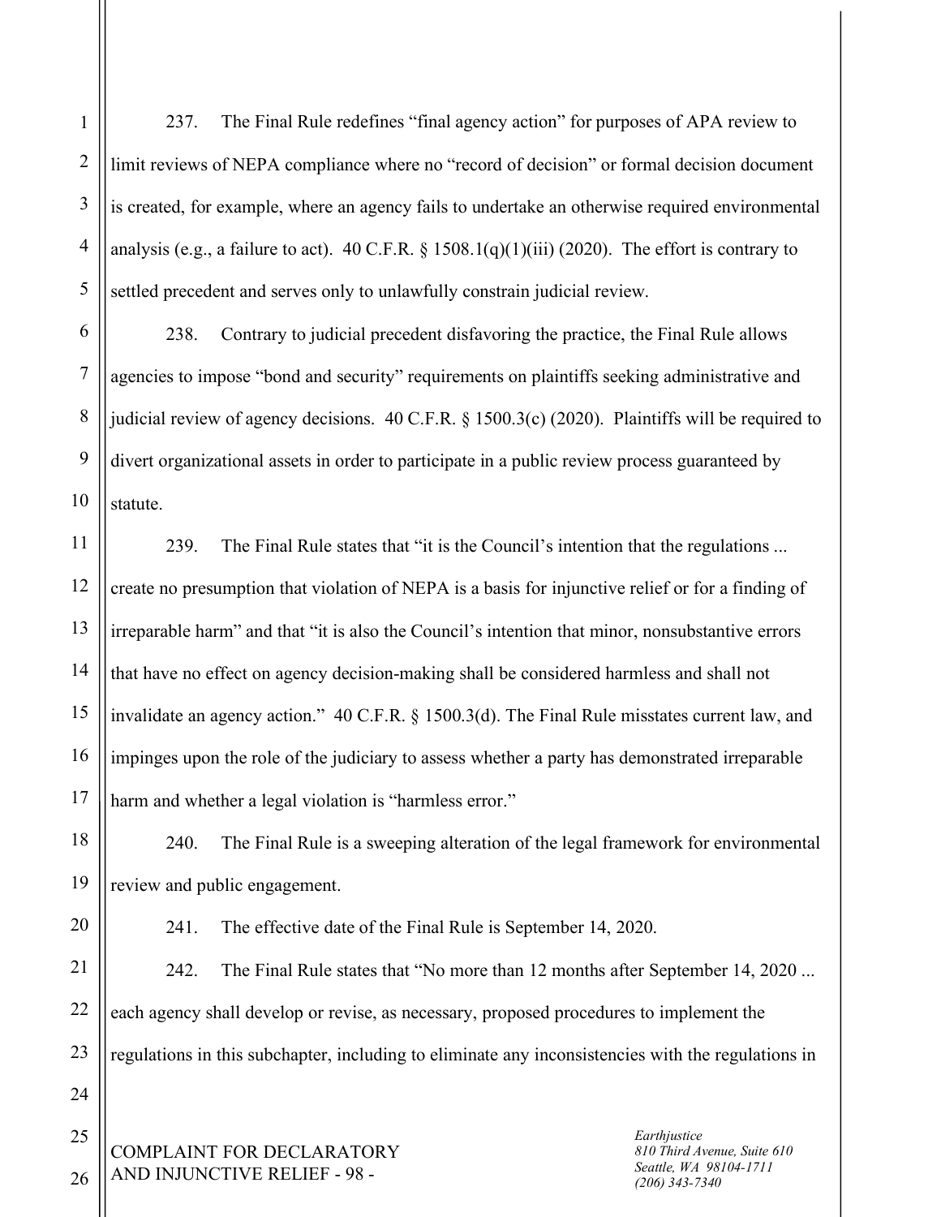237. The Final Rule redefines "final agency action" for purposes of APA review to limit reviews of NEPA compliance where no "record of decision" or formal decision document is created, for example, where an agency fails to undertake an otherwise required environmental analysis (e.g., a failure to act). 40 C.F.R. § 1508.1(q)(1)(iii) (2020). The effort is contrary to settled precedent and serves only to unlawfully constrain judicial review.

238. Contrary to judicial precedent disfavoring the practice, the Final Rule allows agencies to impose "bond and security" requirements on plaintiffs seeking administrative and judicial review of agency decisions. 40 C.F.R. § 1500.3(c) (2020). Plaintiffs will be required to divert organizational assets in order to participate in a public review process guaranteed by statute.

239. The Final Rule states that "it is the Council's intention that the regulations ... create no presumption that violation of NEPA is a basis for injunctive relief or for a finding of irreparable harm" and that "it is also the Council's intention that minor, nonsubstantive errors that have no effect on agency decision-making shall be considered harmless and shall not invalidate an agency action." 40 C.F.R. § 1500.3(d). The Final Rule misstates current law, and impinges upon the role of the judiciary to assess whether a party has demonstrated irreparable harm and whether a legal violation is "harmless error."

240. The Final Rule is a sweeping alteration of the legal framework for environmental review and public engagement.

241. The effective date of the Final Rule is September 14, 2020.

242. The Final Rule states that "No more than 12 months after September 14, 2020 ... each agency shall develop or revise, as necessary, proposed procedures to implement the regulations in this subchapter, including to eliminate any inconsistencies with the regulations in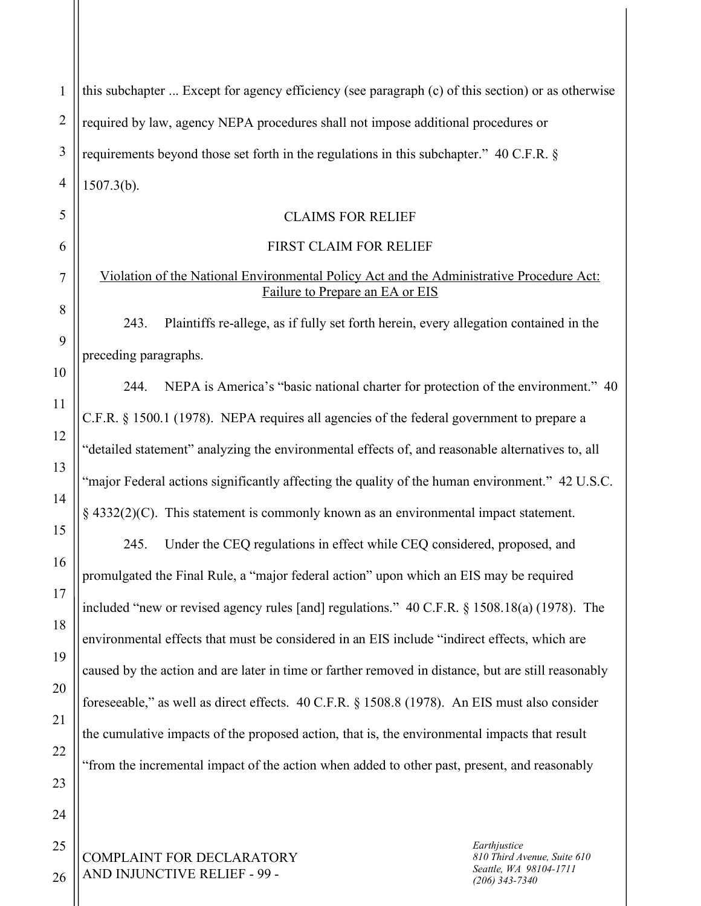this subchapter ... Except for agency efficiency (see paragraph (c) of this section) or as otherwise required by law, agency NEPA procedures shall not impose additional procedures or requirements beyond those set forth in the regulations in this subchapter." 40 C.F.R. § 1507.3(b).

## CLAIMS FOR RELIEF

## FIRST CLAIM FOR RELIEF

### Violation of the National Environmental Policy Act and the Administrative Procedure Act: Failure to Prepare an EA or EIS

243. Plaintiffs re-allege, as if fully set forth herein, every allegation contained in the preceding paragraphs.

244. NEPA is America's "basic national charter for protection of the environment." 40 C.F.R. § 1500.1 (1978). NEPA requires all agencies of the federal government to prepare a "detailed statement" analyzing the environmental effects of, and reasonable alternatives to, all "major Federal actions significantly affecting the quality of the human environment." 42 U.S.C. § 4332(2)(C). This statement is commonly known as an environmental impact statement.

245. Under the CEQ regulations in effect while CEQ considered, proposed, and promulgated the Final Rule, a "major federal action" upon which an EIS may be required included "new or revised agency rules [and] regulations." 40 C.F.R. § 1508.18(a) (1978). The environmental effects that must be considered in an EIS include "indirect effects, which are caused by the action and are later in time or farther removed in distance, but are still reasonably foreseeable," as well as direct effects. 40 C.F.R. § 1508.8 (1978). An EIS must also consider the cumulative impacts of the proposed action, that is, the environmental impacts that result "from the incremental impact of the action when added to other past, present, and reasonably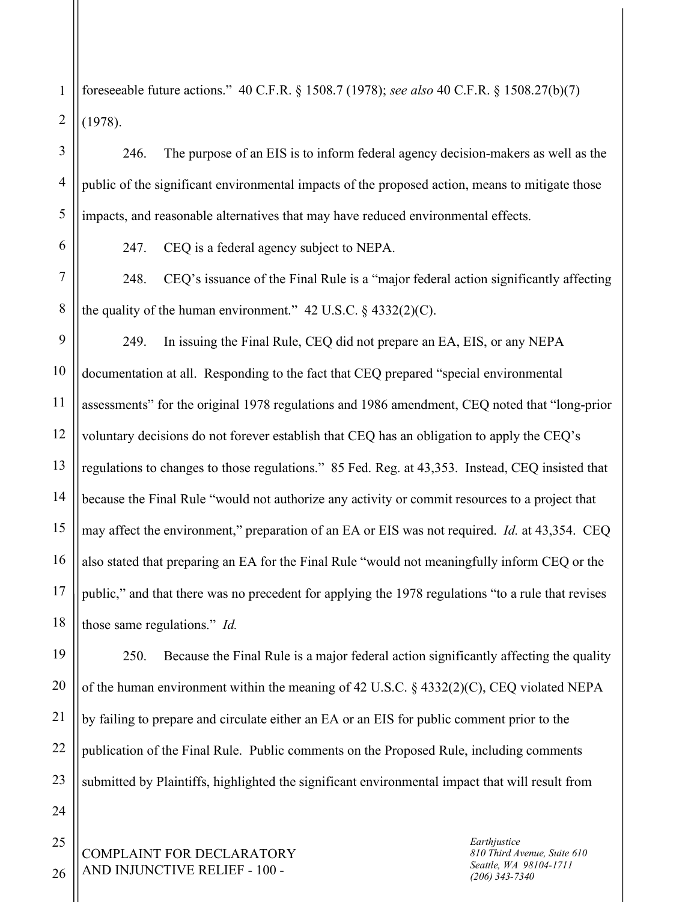foreseeable future actions." 40 C.F.R. § 1508.7 (1978); *see also* 40 C.F.R. § 1508.27(b)(7) (1978).

246. The purpose of an EIS is to inform federal agency decision-makers as well as the public of the significant environmental impacts of the proposed action, means to mitigate those impacts, and reasonable alternatives that may have reduced environmental effects.

247. CEQ is a federal agency subject to NEPA.

248. CEQ's issuance of the Final Rule is a "major federal action significantly affecting the quality of the human environment." 42 U.S.C. § 4332(2)(C).

249. In issuing the Final Rule, CEQ did not prepare an EA, EIS, or any NEPA documentation at all. Responding to the fact that CEQ prepared "special environmental assessments" for the original 1978 regulations and 1986 amendment, CEQ noted that "long-prior voluntary decisions do not forever establish that CEQ has an obligation to apply the CEQ's regulations to changes to those regulations." 85 Fed. Reg. at 43,353. Instead, CEQ insisted that because the Final Rule "would not authorize any activity or commit resources to a project that may affect the environment," preparation of an EA or EIS was not required. *Id.* at 43,354. CEQ also stated that preparing an EA for the Final Rule "would not meaningfully inform CEQ or the public," and that there was no precedent for applying the 1978 regulations "to a rule that revises those same regulations." *Id.*

250. Because the Final Rule is a major federal action significantly affecting the quality of the human environment within the meaning of 42 U.S.C. § 4332(2)(C), CEQ violated NEPA by failing to prepare and circulate either an EA or an EIS for public comment prior to the publication of the Final Rule. Public comments on the Proposed Rule, including comments submitted by Plaintiffs, highlighted the significant environmental impact that will result from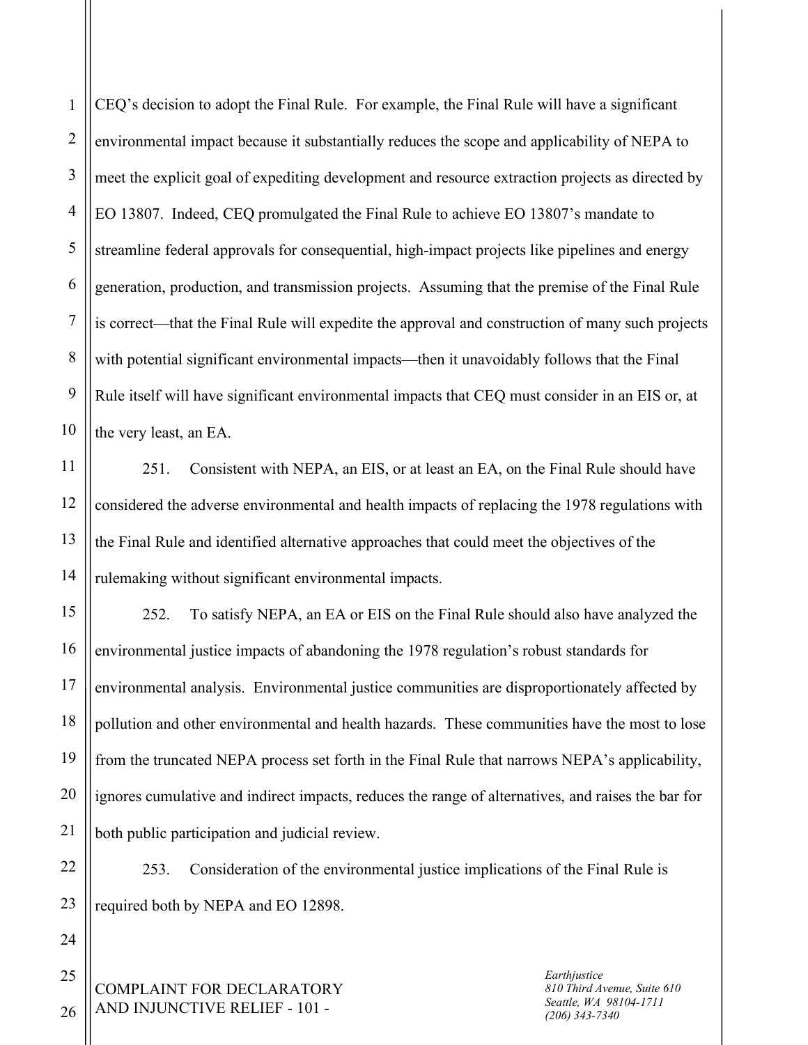CEQ's decision to adopt the Final Rule. For example, the Final Rule will have a significant environmental impact because it substantially reduces the scope and applicability of NEPA to meet the explicit goal of expediting development and resource extraction projects as directed by EO 13807. Indeed, CEQ promulgated the Final Rule to achieve EO 13807's mandate to streamline federal approvals for consequential, high-impact projects like pipelines and energy generation, production, and transmission projects. Assuming that the premise of the Final Rule is correct—that the Final Rule will expedite the approval and construction of many such projects with potential significant environmental impacts—then it unavoidably follows that the Final Rule itself will have significant environmental impacts that CEQ must consider in an EIS or, at the very least, an EA.

251. Consistent with NEPA, an EIS, or at least an EA, on the Final Rule should have considered the adverse environmental and health impacts of replacing the 1978 regulations with the Final Rule and identified alternative approaches that could meet the objectives of the rulemaking without significant environmental impacts.

252. To satisfy NEPA, an EA or EIS on the Final Rule should also have analyzed the environmental justice impacts of abandoning the 1978 regulation's robust standards for environmental analysis. Environmental justice communities are disproportionately affected by pollution and other environmental and health hazards. These communities have the most to lose from the truncated NEPA process set forth in the Final Rule that narrows NEPA's applicability, ignores cumulative and indirect impacts, reduces the range of alternatives, and raises the bar for both public participation and judicial review.

253. Consideration of the environmental justice implications of the Final Rule is required both by NEPA and EO 12898.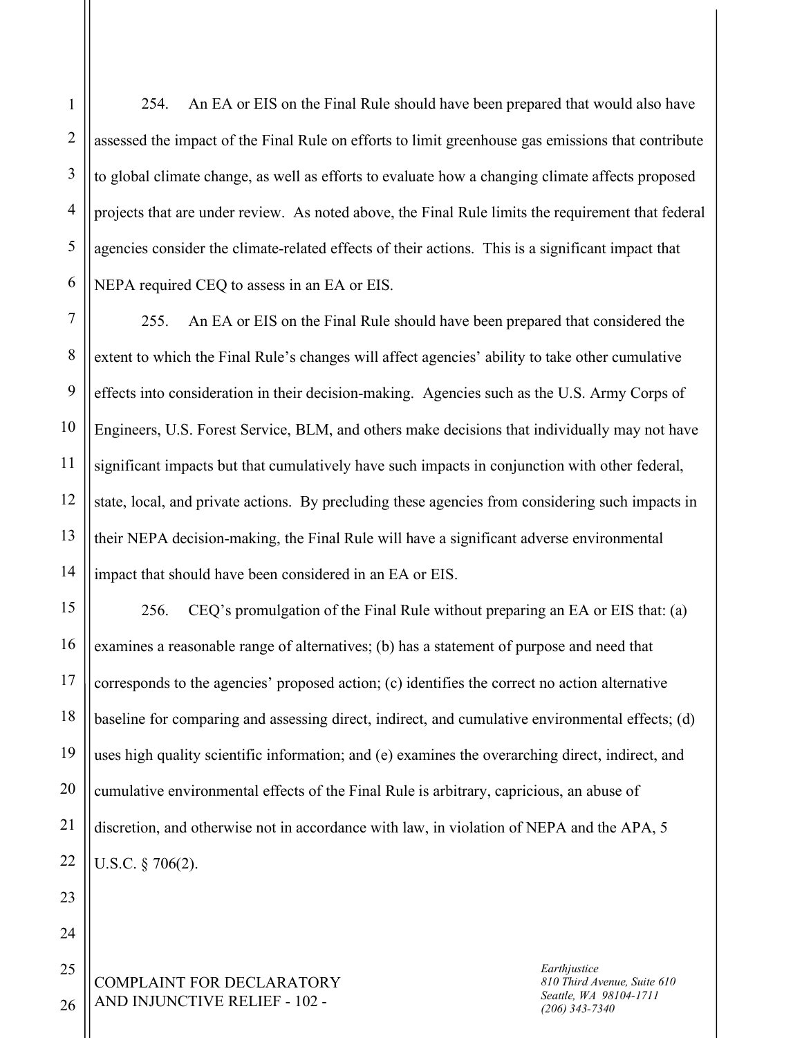254. An EA or EIS on the Final Rule should have been prepared that would also have assessed the impact of the Final Rule on efforts to limit greenhouse gas emissions that contribute to global climate change, as well as efforts to evaluate how a changing climate affects proposed projects that are under review. As noted above, the Final Rule limits the requirement that federal agencies consider the climate-related effects of their actions. This is a significant impact that NEPA required CEQ to assess in an EA or EIS.

255. An EA or EIS on the Final Rule should have been prepared that considered the extent to which the Final Rule's changes will affect agencies' ability to take other cumulative effects into consideration in their decision-making. Agencies such as the U.S. Army Corps of Engineers, U.S. Forest Service, BLM, and others make decisions that individually may not have significant impacts but that cumulatively have such impacts in conjunction with other federal, state, local, and private actions. By precluding these agencies from considering such impacts in their NEPA decision-making, the Final Rule will have a significant adverse environmental impact that should have been considered in an EA or EIS.

256. CEQ's promulgation of the Final Rule without preparing an EA or EIS that: (a) examines a reasonable range of alternatives; (b) has a statement of purpose and need that corresponds to the agencies' proposed action; (c) identifies the correct no action alternative baseline for comparing and assessing direct, indirect, and cumulative environmental effects; (d) uses high quality scientific information; and (e) examines the overarching direct, indirect, and cumulative environmental effects of the Final Rule is arbitrary, capricious, an abuse of discretion, and otherwise not in accordance with law, in violation of NEPA and the APA, 5 U.S.C. § 706(2).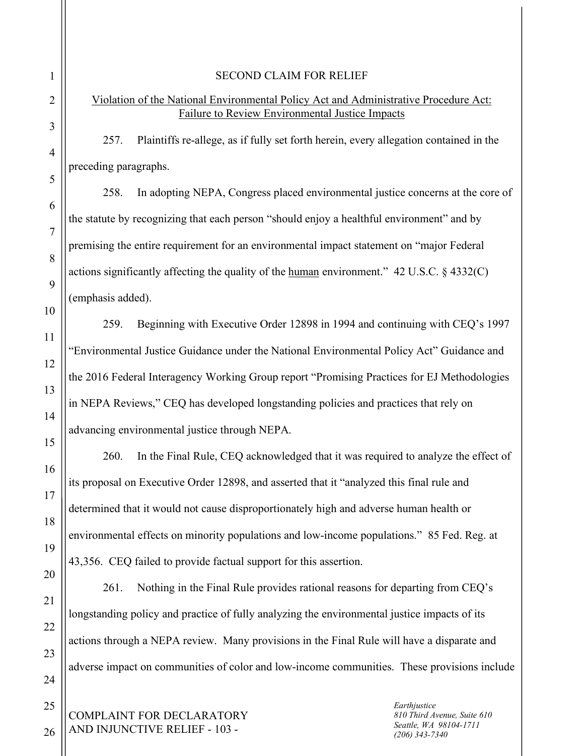SECOND CLAIM FOR RELIEF

Violation of the National Environmental Policy Act and Administrative Procedure Act: Failure to Review Environmental Justice Impacts

257. Plaintiffs re-allege, as if fully set forth herein, every allegation contained in the preceding paragraphs.

258. In adopting NEPA, Congress placed environmental justice concerns at the core of the statute by recognizing that each person "should enjoy a healthful environment" and by premising the entire requirement for an environmental impact statement on "major Federal actions significantly affecting the quality of the human environment." 42 U.S.C. § 4332(C) (emphasis added).

259. Beginning with Executive Order 12898 in 1994 and continuing with CEQ's 1997 "Environmental Justice Guidance under the National Environmental Policy Act" Guidance and the 2016 Federal Interagency Working Group report "Promising Practices for EJ Methodologies in NEPA Reviews," CEQ has developed longstanding policies and practices that rely on advancing environmental justice through NEPA.

260. In the Final Rule, CEQ acknowledged that it was required to analyze the effect of its proposal on Executive Order 12898, and asserted that it "analyzed this final rule and determined that it would not cause disproportionately high and adverse human health or environmental effects on minority populations and low-income populations." 85 Fed. Reg. at 43,356. CEQ failed to provide factual support for this assertion.

261. Nothing in the Final Rule provides rational reasons for departing from CEQ's longstanding policy and practice of fully analyzing the environmental justice impacts of its actions through a NEPA review. Many provisions in the Final Rule will have a disparate and adverse impact on communities of color and low-income communities. These provisions include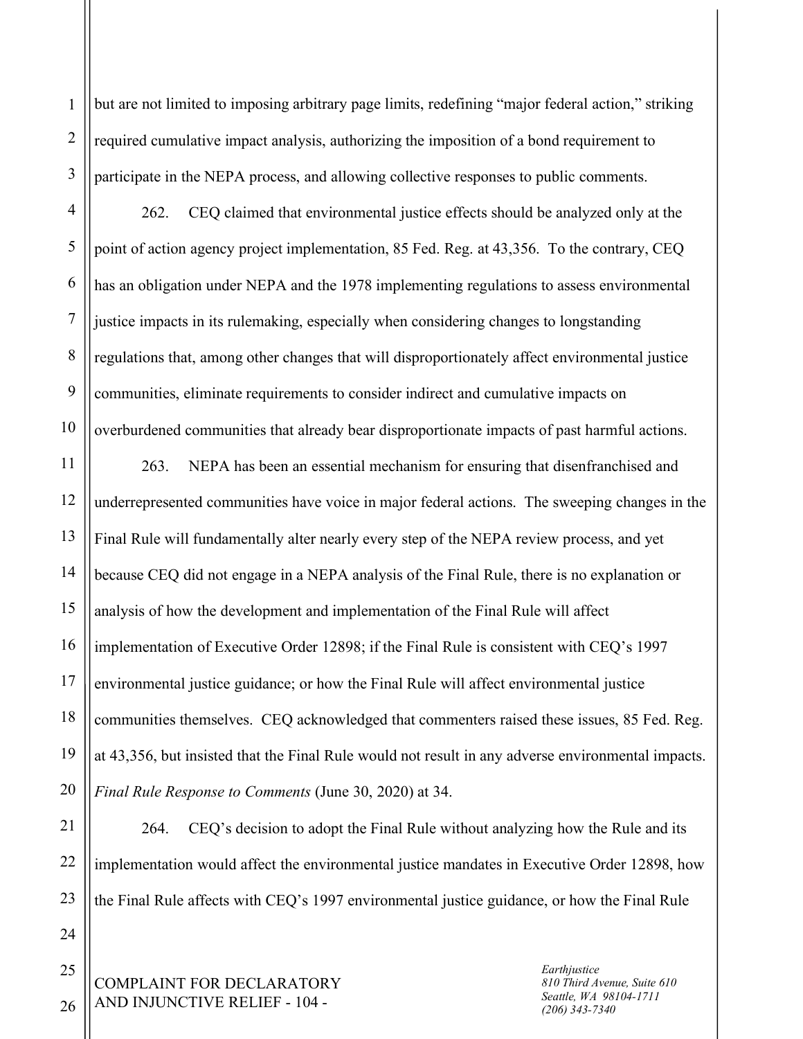but are not limited to imposing arbitrary page limits, redefining "major federal action," striking required cumulative impact analysis, authorizing the imposition of a bond requirement to participate in the NEPA process, and allowing collective responses to public comments.

262. CEQ claimed that environmental justice effects should be analyzed only at the point of action agency project implementation, 85 Fed. Reg. at 43,356. To the contrary, CEQ has an obligation under NEPA and the 1978 implementing regulations to assess environmental justice impacts in its rulemaking, especially when considering changes to longstanding regulations that, among other changes that will disproportionately affect environmental justice communities, eliminate requirements to consider indirect and cumulative impacts on overburdened communities that already bear disproportionate impacts of past harmful actions.

263. NEPA has been an essential mechanism for ensuring that disenfranchised and underrepresented communities have voice in major federal actions. The sweeping changes in the Final Rule will fundamentally alter nearly every step of the NEPA review process, and yet because CEQ did not engage in a NEPA analysis of the Final Rule, there is no explanation or analysis of how the development and implementation of the Final Rule will affect implementation of Executive Order 12898; if the Final Rule is consistent with CEQ's 1997 environmental justice guidance; or how the Final Rule will affect environmental justice communities themselves. CEQ acknowledged that commenters raised these issues, 85 Fed. Reg. at 43,356, but insisted that the Final Rule would not result in any adverse environmental impacts. *Final Rule Response to Comments* (June 30, 2020) at 34.

264. CEQ's decision to adopt the Final Rule without analyzing how the Rule and its implementation would affect the environmental justice mandates in Executive Order 12898, how the Final Rule affects with CEQ's 1997 environmental justice guidance, or how the Final Rule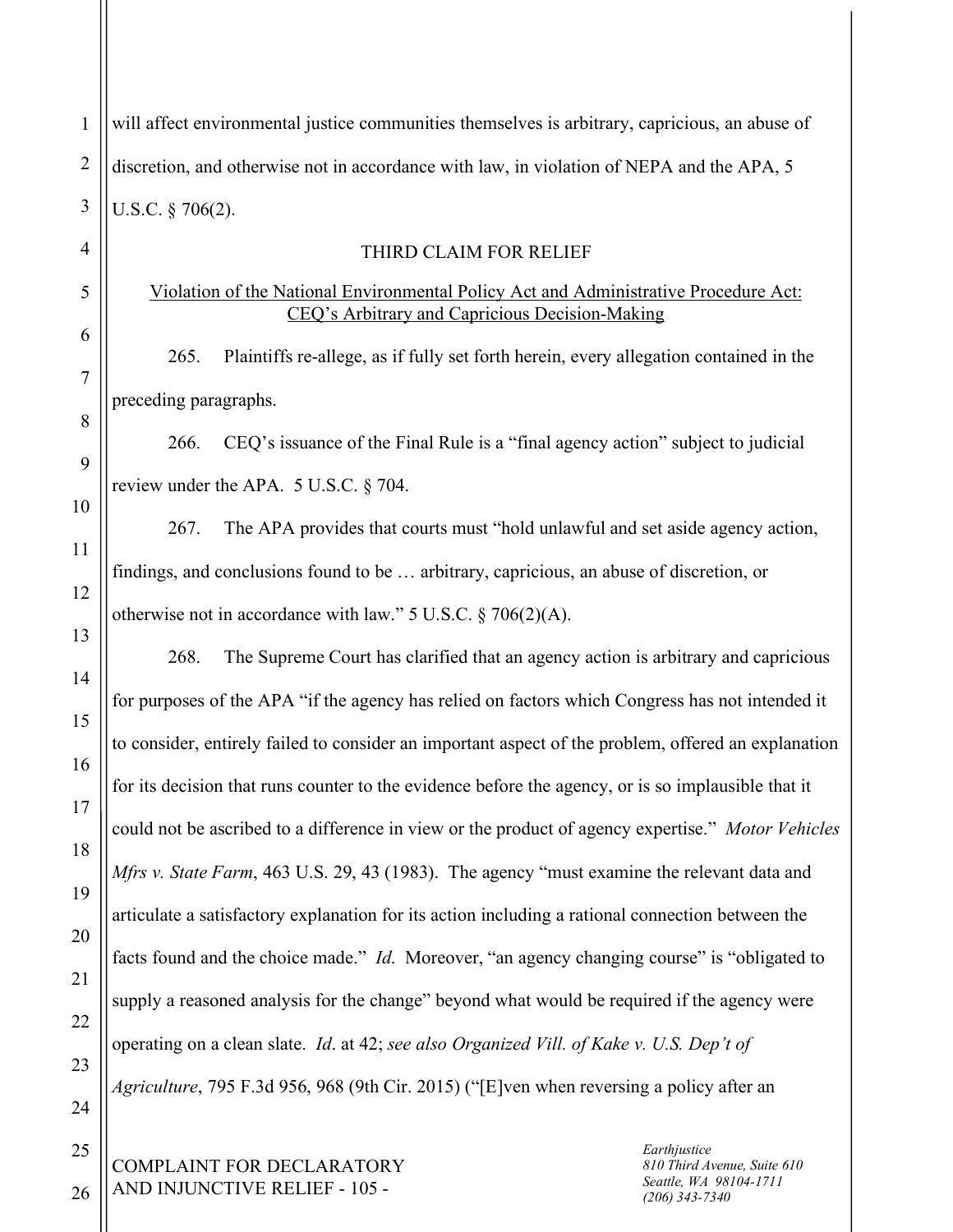will affect environmental justice communities themselves is arbitrary, capricious, an abuse of discretion, and otherwise not in accordance with law, in violation of NEPA and the APA, 5 U.S.C. § 706(2).

## THIRD CLAIM FOR RELIEF

Violation of the National Environmental Policy Act and Administrative Procedure Act: CEQ's Arbitrary and Capricious Decision-Making

265. Plaintiffs re-allege, as if fully set forth herein, every allegation contained in the preceding paragraphs.

266. CEQ's issuance of the Final Rule is a "final agency action" subject to judicial review under the APA. 5 U.S.C. § 704.

267. The APA provides that courts must "hold unlawful and set aside agency action, findings, and conclusions found to be … arbitrary, capricious, an abuse of discretion, or otherwise not in accordance with law." 5 U.S.C. § 706(2)(A).

268. The Supreme Court has clarified that an agency action is arbitrary and capricious for purposes of the APA "if the agency has relied on factors which Congress has not intended it to consider, entirely failed to consider an important aspect of the problem, offered an explanation for its decision that runs counter to the evidence before the agency, or is so implausible that it could not be ascribed to a difference in view or the product of agency expertise." *Motor Vehicles Mfrs v. State Farm*, 463 U.S. 29, 43 (1983). The agency "must examine the relevant data and articulate a satisfactory explanation for its action including a rational connection between the facts found and the choice made." *Id.* Moreover, "an agency changing course" is "obligated to supply a reasoned analysis for the change" beyond what would be required if the agency were operating on a clean slate. *Id*. at 42; *see also Organized Vill. of Kake v. U.S. Dep't of Agriculture*, 795 F.3d 956, 968 (9th Cir. 2015) ("[E]ven when reversing a policy after an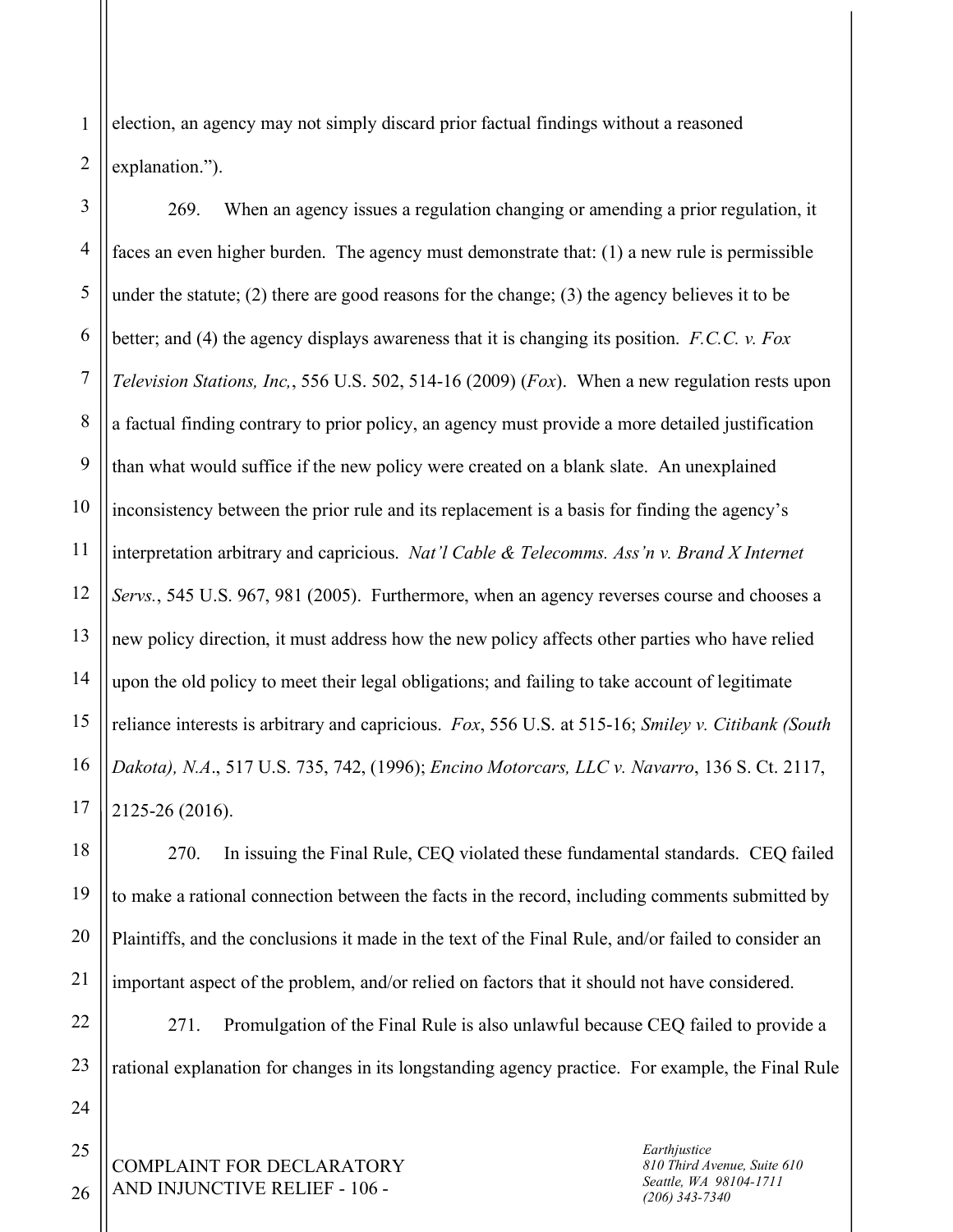election, an agency may not simply discard prior factual findings without a reasoned explanation.").

269. When an agency issues a regulation changing or amending a prior regulation, it faces an even higher burden. The agency must demonstrate that: (1) a new rule is permissible under the statute; (2) there are good reasons for the change; (3) the agency believes it to be better; and (4) the agency displays awareness that it is changing its position. *F.C.C. v. Fox Television Stations, Inc,*, 556 U.S. 502, 514-16 (2009) (*Fox*). When a new regulation rests upon a factual finding contrary to prior policy, an agency must provide a more detailed justification than what would suffice if the new policy were created on a blank slate. An unexplained inconsistency between the prior rule and its replacement is a basis for finding the agency's interpretation arbitrary and capricious. *Nat'l Cable & Telecomms. Ass'n v. Brand X Internet Servs.*, 545 U.S. 967, 981 (2005). Furthermore, when an agency reverses course and chooses a new policy direction, it must address how the new policy affects other parties who have relied upon the old policy to meet their legal obligations; and failing to take account of legitimate reliance interests is arbitrary and capricious. *Fox*, 556 U.S. at 515-16; *Smiley v. Citibank (South Dakota), N.A*., 517 U.S. 735, 742, (1996); *Encino Motorcars, LLC v. Navarro*, 136 S. Ct. 2117, 2125-26 (2016).

270. In issuing the Final Rule, CEQ violated these fundamental standards. CEQ failed to make a rational connection between the facts in the record, including comments submitted by Plaintiffs, and the conclusions it made in the text of the Final Rule, and/or failed to consider an important aspect of the problem, and/or relied on factors that it should not have considered.

271. Promulgation of the Final Rule is also unlawful because CEQ failed to provide a rational explanation for changes in its longstanding agency practice. For example, the Final Rule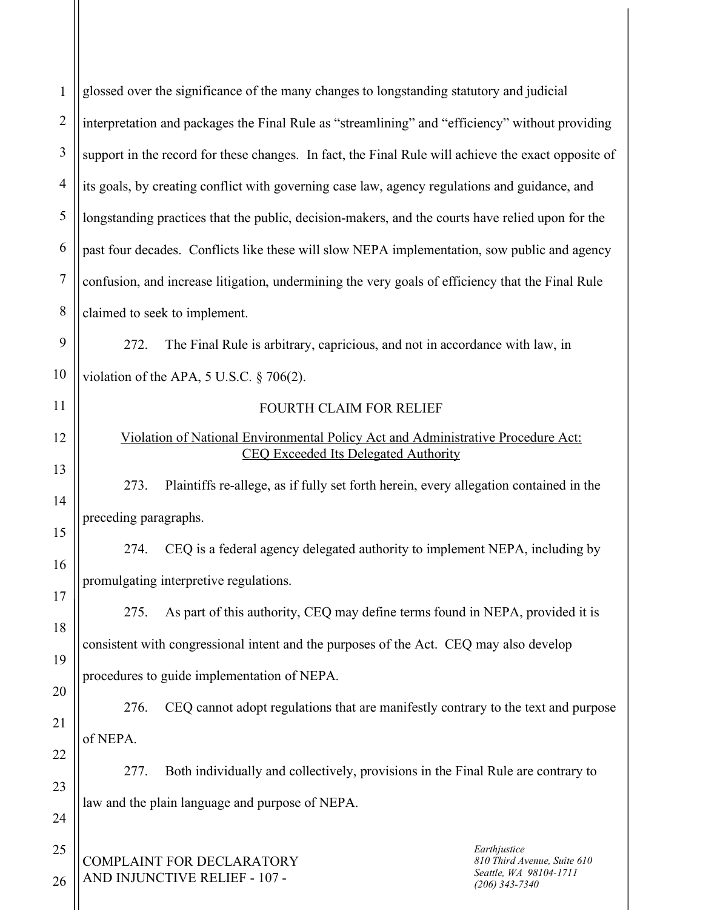glossed over the significance of the many changes to longstanding statutory and judicial interpretation and packages the Final Rule as "streamlining" and "efficiency" without providing support in the record for these changes. In fact, the Final Rule will achieve the exact opposite of its goals, by creating conflict with governing case law, agency regulations and guidance, and longstanding practices that the public, decision-makers, and the courts have relied upon for the past four decades. Conflicts like these will slow NEPA implementation, sow public and agency confusion, and increase litigation, undermining the very goals of efficiency that the Final Rule claimed to seek to implement.

272. The Final Rule is arbitrary, capricious, and not in accordance with law, in violation of the APA, 5 U.S.C. § 706(2).

## FOURTH CLAIM FOR RELIEF

Violation of National Environmental Policy Act and Administrative Procedure Act: CEQ Exceeded Its Delegated Authority

273. Plaintiffs re-allege, as if fully set forth herein, every allegation contained in the preceding paragraphs.

274. CEQ is a federal agency delegated authority to implement NEPA, including by promulgating interpretive regulations.

275. As part of this authority, CEQ may define terms found in NEPA, provided it is consistent with congressional intent and the purposes of the Act. CEQ may also develop procedures to guide implementation of NEPA.

276. CEQ cannot adopt regulations that are manifestly contrary to the text and purpose of NEPA.

277. Both individually and collectively, provisions in the Final Rule are contrary to law and the plain language and purpose of NEPA.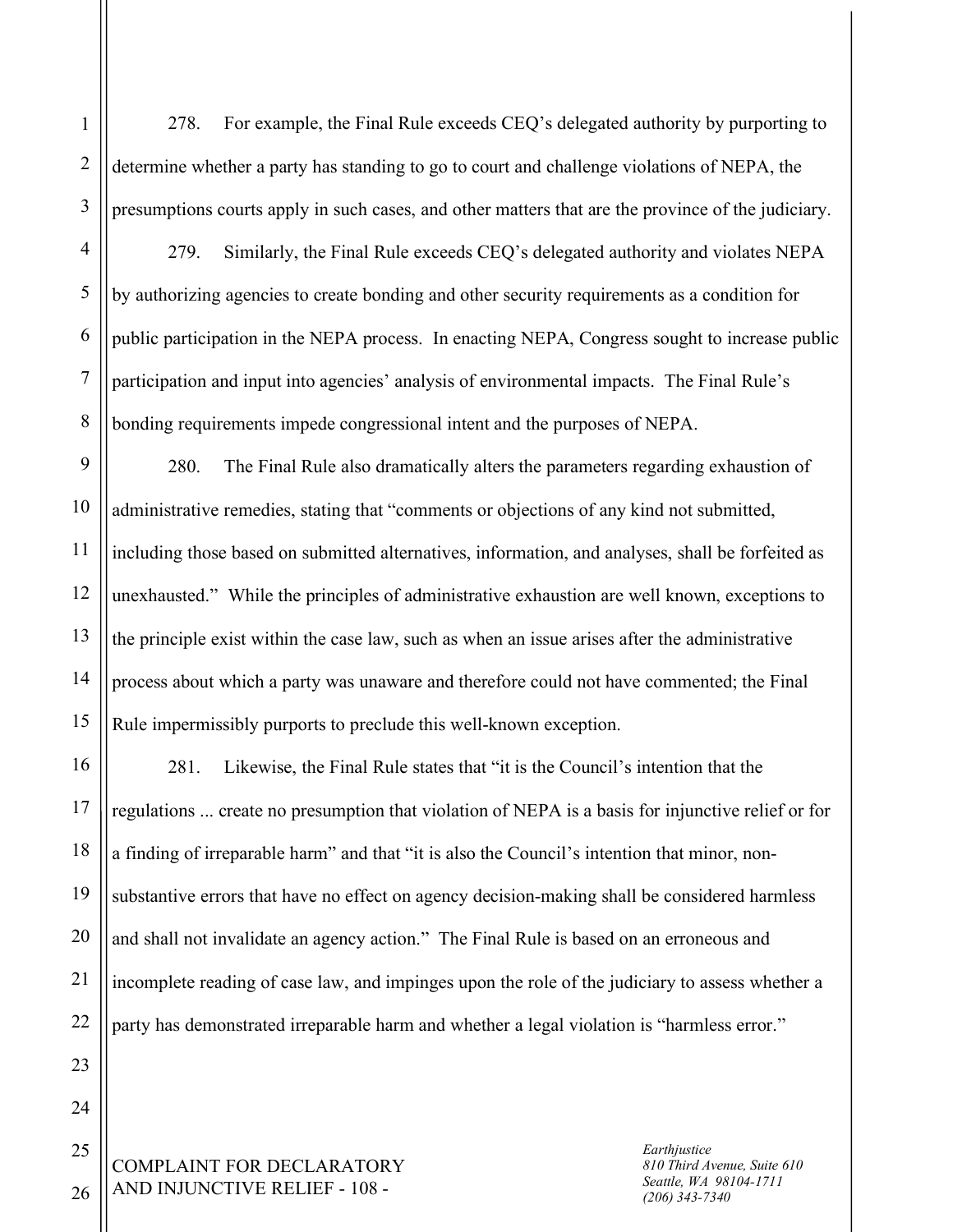278. For example, the Final Rule exceeds CEQ's delegated authority by purporting to determine whether a party has standing to go to court and challenge violations of NEPA, the presumptions courts apply in such cases, and other matters that are the province of the judiciary.

279. Similarly, the Final Rule exceeds CEQ's delegated authority and violates NEPA by authorizing agencies to create bonding and other security requirements as a condition for public participation in the NEPA process. In enacting NEPA, Congress sought to increase public participation and input into agencies' analysis of environmental impacts. The Final Rule's bonding requirements impede congressional intent and the purposes of NEPA.

280. The Final Rule also dramatically alters the parameters regarding exhaustion of administrative remedies, stating that "comments or objections of any kind not submitted, including those based on submitted alternatives, information, and analyses, shall be forfeited as unexhausted." While the principles of administrative exhaustion are well known, exceptions to the principle exist within the case law, such as when an issue arises after the administrative process about which a party was unaware and therefore could not have commented; the Final Rule impermissibly purports to preclude this well-known exception.

281. Likewise, the Final Rule states that "it is the Council's intention that the regulations ... create no presumption that violation of NEPA is a basis for injunctive relief or for a finding of irreparable harm" and that "it is also the Council's intention that minor, non-substantive errors that have no effect on agency decision-making shall be considered harmless and shall not invalidate an agency action." The Final Rule is based on an erroneous and incomplete reading of case law, and impinges upon the role of the judiciary to assess whether a party has demonstrated irreparable harm and whether a legal violation is "harmless error."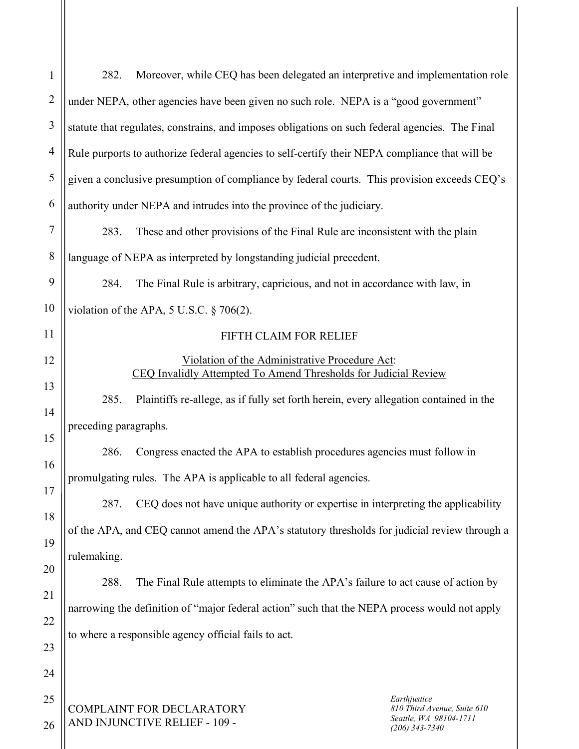282. Moreover, while CEQ has been delegated an interpretive and implementation role under NEPA, other agencies have been given no such role. NEPA is a "good government" statute that regulates, constrains, and imposes obligations on such federal agencies. The Final Rule purports to authorize federal agencies to self-certify their NEPA compliance that will be given a conclusive presumption of compliance by federal courts. This provision exceeds CEQ's authority under NEPA and intrudes into the province of the judiciary.

283. These and other provisions of the Final Rule are inconsistent with the plain language of NEPA as interpreted by longstanding judicial precedent.

284. The Final Rule is arbitrary, capricious, and not in accordance with law, in violation of the APA, 5 U.S.C. § 706(2).

## FIFTH CLAIM FOR RELIEF

### Violation of the Administrative Procedure Act: CEQ Invalidly Attempted To Amend Thresholds for Judicial Review

285. Plaintiffs re-allege, as if fully set forth herein, every allegation contained in the preceding paragraphs.

286. Congress enacted the APA to establish procedures agencies must follow in promulgating rules. The APA is applicable to all federal agencies.

287. CEQ does not have unique authority or expertise in interpreting the applicability of the APA, and CEQ cannot amend the APA's statutory thresholds for judicial review through a rulemaking.

288. The Final Rule attempts to eliminate the APA's failure to act cause of action by narrowing the definition of "major federal action" such that the NEPA process would not apply to where a responsible agency official fails to act.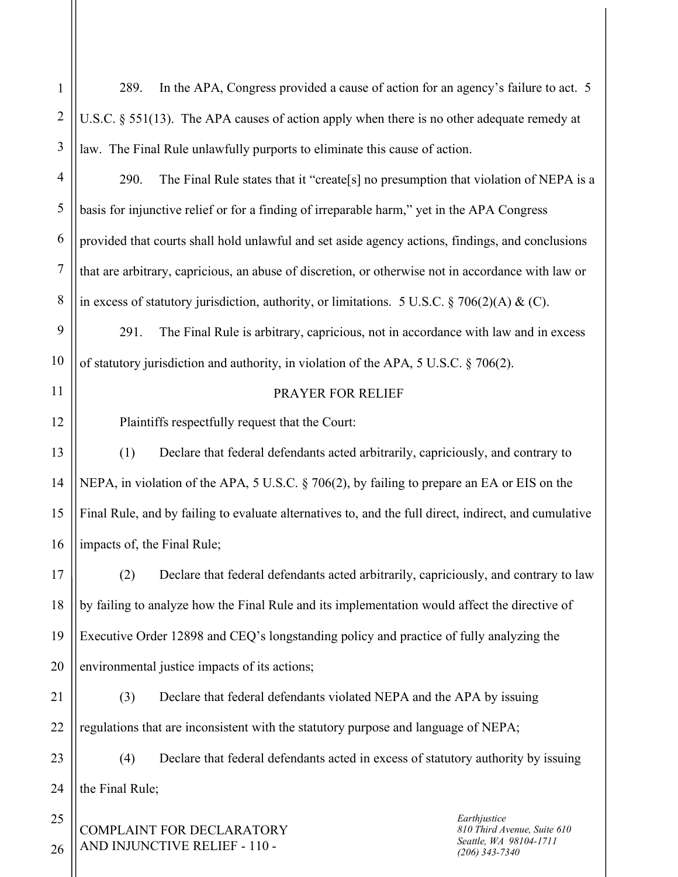289. In the APA, Congress provided a cause of action for an agency's failure to act. 5 U.S.C. § 551(13). The APA causes of action apply when there is no other adequate remedy at law. The Final Rule unlawfully purports to eliminate this cause of action.

290. The Final Rule states that it "create[s] no presumption that violation of NEPA is a basis for injunctive relief or for a finding of irreparable harm," yet in the APA Congress provided that courts shall hold unlawful and set aside agency actions, findings, and conclusions that are arbitrary, capricious, an abuse of discretion, or otherwise not in accordance with law or in excess of statutory jurisdiction, authority, or limitations. 5 U.S.C. § 706(2)(A) & (C).

291. The Final Rule is arbitrary, capricious, not in accordance with law and in excess of statutory jurisdiction and authority, in violation of the APA, 5 U.S.C. § 706(2).

## PRAYER FOR RELIEF

Plaintiffs respectfully request that the Court:

(1) Declare that federal defendants acted arbitrarily, capriciously, and contrary to NEPA, in violation of the APA, 5 U.S.C. § 706(2), by failing to prepare an EA or EIS on the Final Rule, and by failing to evaluate alternatives to, and the full direct, indirect, and cumulative impacts of, the Final Rule;

(2) Declare that federal defendants acted arbitrarily, capriciously, and contrary to law by failing to analyze how the Final Rule and its implementation would affect the directive of Executive Order 12898 and CEQ's longstanding policy and practice of fully analyzing the environmental justice impacts of its actions;

(3) Declare that federal defendants violated NEPA and the APA by issuing regulations that are inconsistent with the statutory purpose and language of NEPA;

(4) Declare that federal defendants acted in excess of statutory authority by issuing the Final Rule;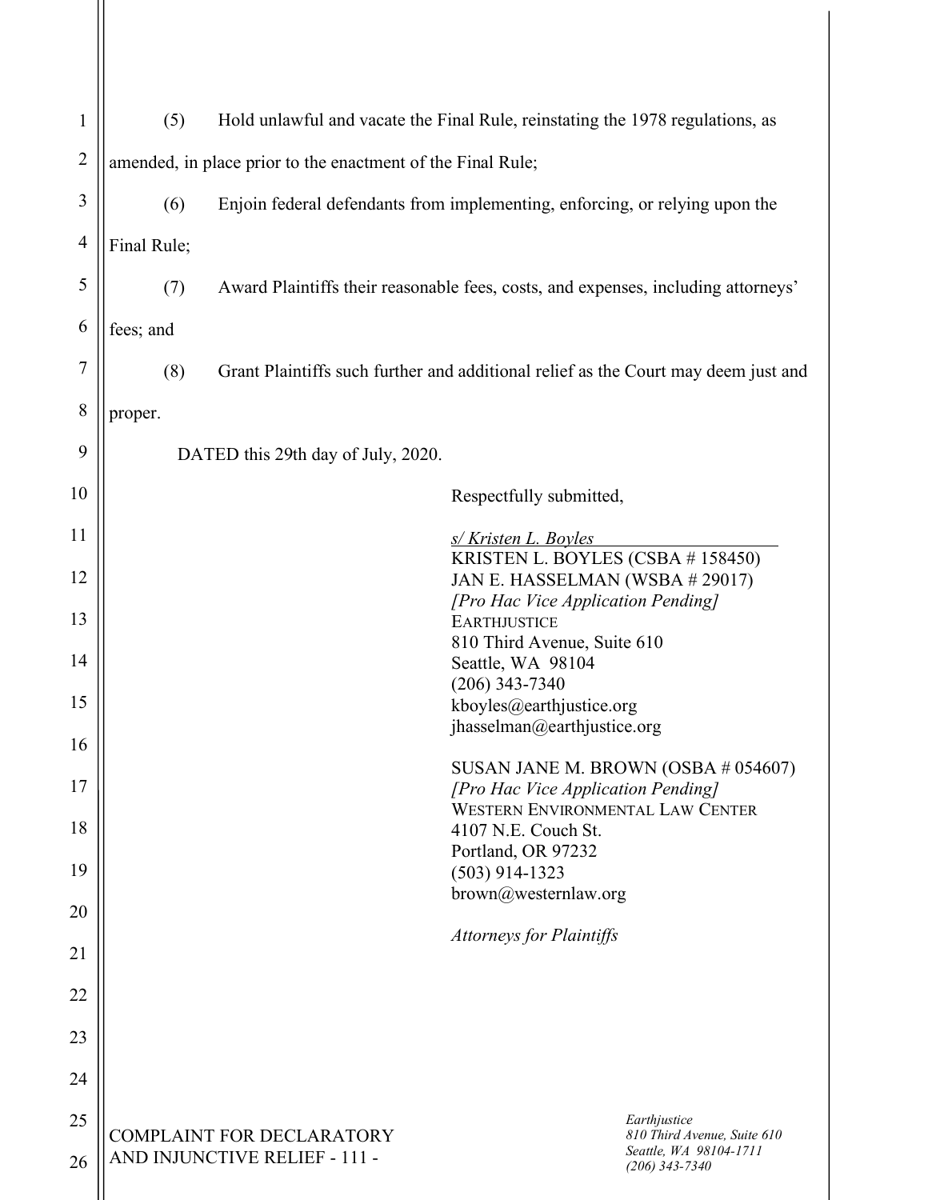(5) Hold unlawful and vacate the Final Rule, reinstating the 1978 regulations, as amended, in place prior to the enactment of the Final Rule;

(6) Enjoin federal defendants from implementing, enforcing, or relying upon the Final Rule;

(7) Award Plaintiffs their reasonable fees, costs, and expenses, including attorneys' fees; and

(8) Grant Plaintiffs such further and additional relief as the Court may deem just and proper.

DATED this 29th day of July, 2020.

Respectfully submitted,

*s/ Kristen L. Boyles*
KRISTEN L. BOYLES (CSBA # 158450)
JAN E. HASSELMAN (WSBA # 29017)
*[Pro Hac Vice Application Pending]*
EARTHJUSTICE
810 Third Avenue, Suite 610
Seattle, WA 98104
(206) 343-7340
kboyles@earthjustice.org
jhasselman@earthjustice.org

SUSAN JANE M. BROWN (OSBA # 054607)
*[Pro Hac Vice Application Pending]*
WESTERN ENVIRONMENTAL LAW CENTER
4107 N.E. Couch St.
Portland, OR 97232
(503) 914-1323
brown@westernlaw.org

*Attorneys for Plaintiffs*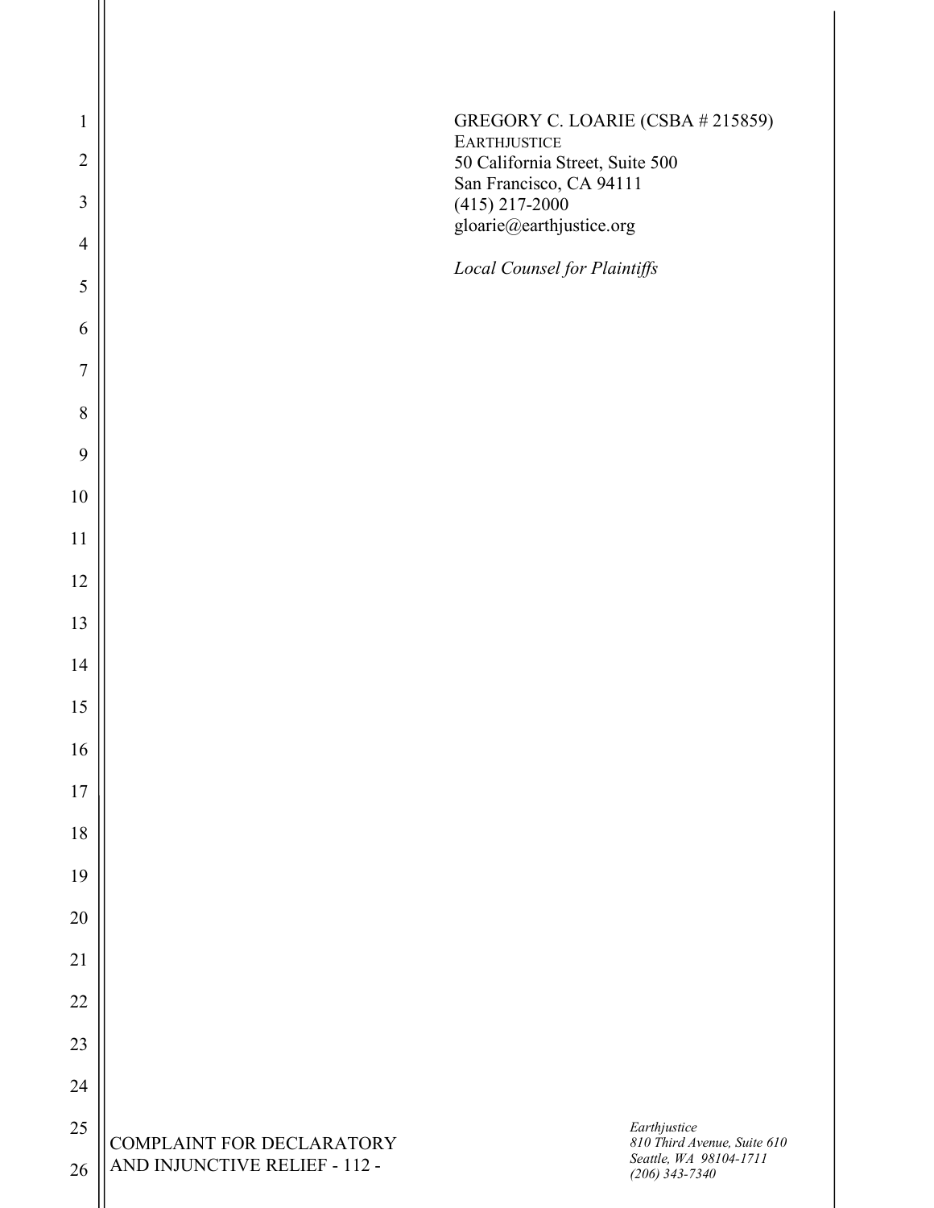GREGORY C. LOARIE (CSBA # 215859)
EARTHJUSTICE
50 California Street, Suite 500
San Francisco, CA 94111
(415) 217-2000
gloarie@earthjustice.org

*Local Counsel for Plaintiffs*